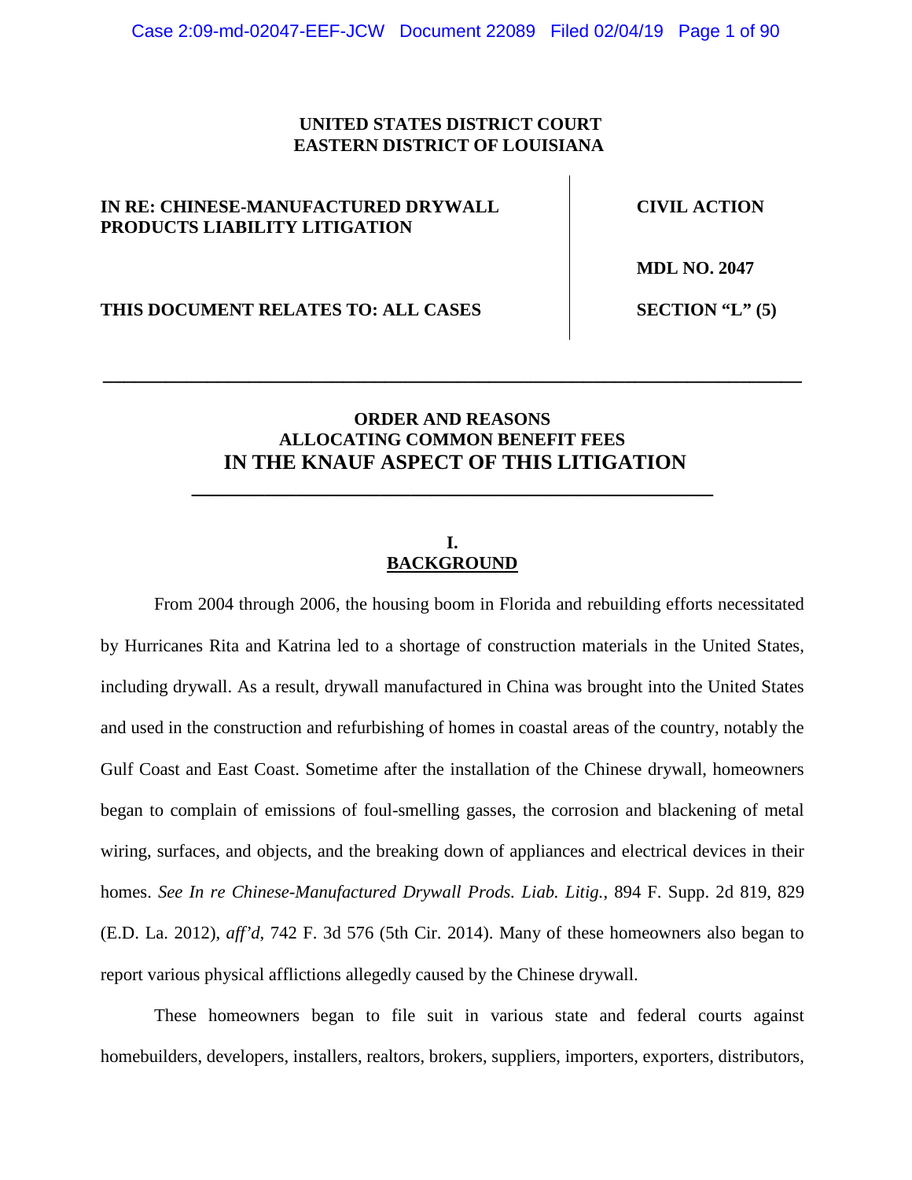**UNITED STATES DISTRICT COURT**
**EASTERN DISTRICT OF LOUISIANA**

| | |
|---|---|
| **IN RE: CHINESE-MANUFACTURED DRYWALL PRODUCTS LIABILITY LITIGATION** | **CIVIL ACTION** |
| | **MDL NO. 2047** |
| **THIS DOCUMENT RELATES TO: ALL CASES** | **SECTION "L" (5)** |

---

# ORDER AND REASONS ALLOCATING COMMON BENEFIT FEES IN THE KNAUF ASPECT OF THIS LITIGATION

---

## I. BACKGROUND

From 2004 through 2006, the housing boom in Florida and rebuilding efforts necessitated by Hurricanes Rita and Katrina led to a shortage of construction materials in the United States, including drywall. As a result, drywall manufactured in China was brought into the United States and used in the construction and refurbishing of homes in coastal areas of the country, notably the Gulf Coast and East Coast. Sometime after the installation of the Chinese drywall, homeowners began to complain of emissions of foul-smelling gasses, the corrosion and blackening of metal wiring, surfaces, and objects, and the breaking down of appliances and electrical devices in their homes. *See In re Chinese-Manufactured Drywall Prods. Liab. Litig.*, 894 F. Supp. 2d 819, 829 (E.D. La. 2012), *aff'd*, 742 F. 3d 576 (5th Cir. 2014). Many of these homeowners also began to report various physical afflictions allegedly caused by the Chinese drywall.

These homeowners began to file suit in various state and federal courts against homebuilders, developers, installers, realtors, brokers, suppliers, importers, exporters, distributors,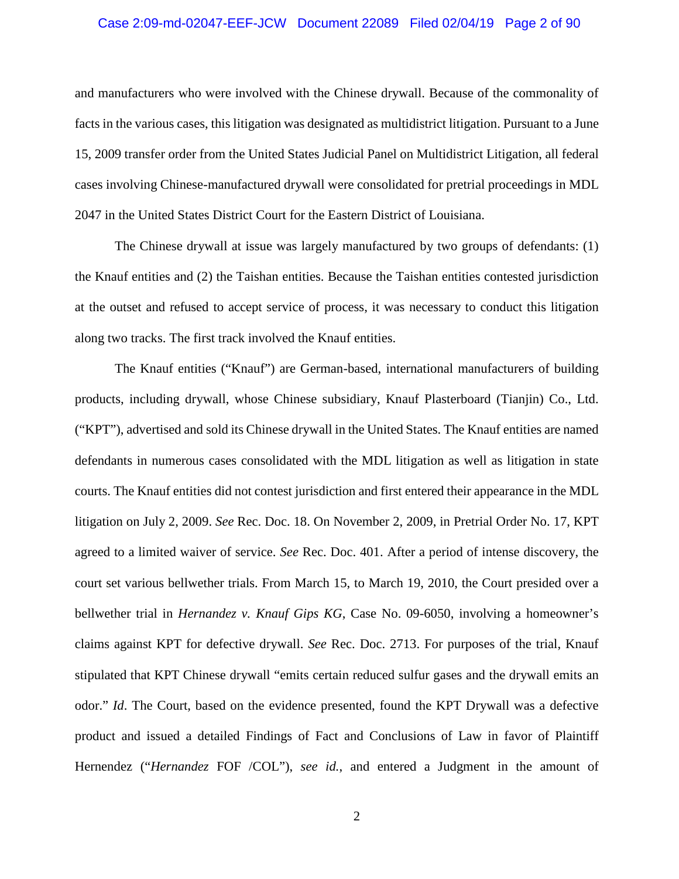and manufacturers who were involved with the Chinese drywall. Because of the commonality of facts in the various cases, this litigation was designated as multidistrict litigation. Pursuant to a June 15, 2009 transfer order from the United States Judicial Panel on Multidistrict Litigation, all federal cases involving Chinese-manufactured drywall were consolidated for pretrial proceedings in MDL 2047 in the United States District Court for the Eastern District of Louisiana.

The Chinese drywall at issue was largely manufactured by two groups of defendants: (1) the Knauf entities and (2) the Taishan entities. Because the Taishan entities contested jurisdiction at the outset and refused to accept service of process, it was necessary to conduct this litigation along two tracks. The first track involved the Knauf entities.

The Knauf entities ("Knauf") are German-based, international manufacturers of building products, including drywall, whose Chinese subsidiary, Knauf Plasterboard (Tianjin) Co., Ltd. ("KPT"), advertised and sold its Chinese drywall in the United States. The Knauf entities are named defendants in numerous cases consolidated with the MDL litigation as well as litigation in state courts. The Knauf entities did not contest jurisdiction and first entered their appearance in the MDL litigation on July 2, 2009. *See* Rec. Doc. 18. On November 2, 2009, in Pretrial Order No. 17, KPT agreed to a limited waiver of service. *See* Rec. Doc. 401. After a period of intense discovery, the court set various bellwether trials. From March 15, to March 19, 2010, the Court presided over a bellwether trial in *Hernandez v. Knauf Gips KG*, Case No. 09-6050, involving a homeowner's claims against KPT for defective drywall. *See* Rec. Doc. 2713. For purposes of the trial, Knauf stipulated that KPT Chinese drywall "emits certain reduced sulfur gases and the drywall emits an odor." *Id*. The Court, based on the evidence presented, found the KPT Drywall was a defective product and issued a detailed Findings of Fact and Conclusions of Law in favor of Plaintiff Hernendez ("*Hernandez* FOF /COL"), *see id.*, and entered a Judgment in the amount of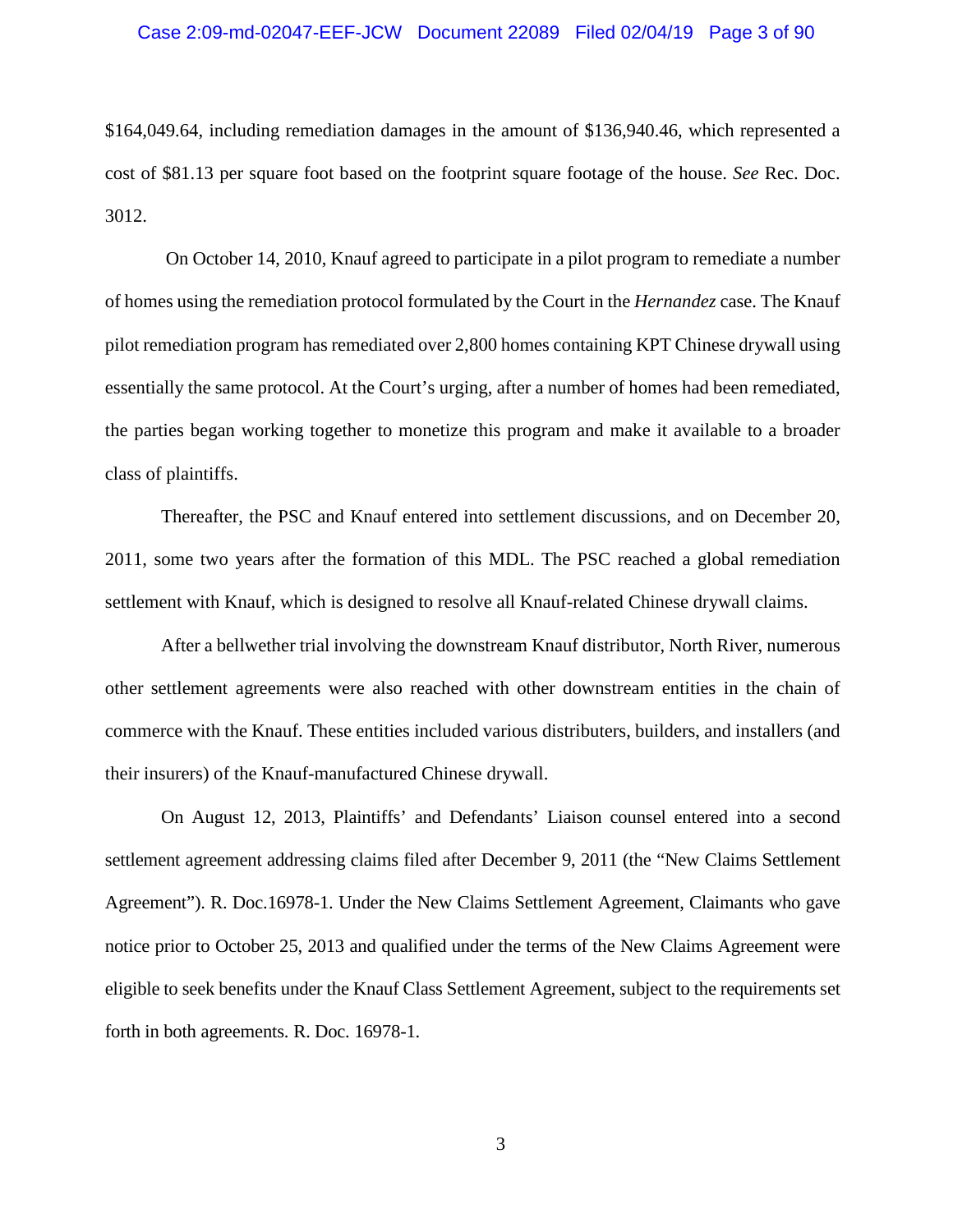$164,049.64, including remediation damages in the amount of $136,940.46, which represented a cost of $81.13 per square foot based on the footprint square footage of the house. *See* Rec. Doc. 3012.

On October 14, 2010, Knauf agreed to participate in a pilot program to remediate a number of homes using the remediation protocol formulated by the Court in the *Hernandez* case. The Knauf pilot remediation program has remediated over 2,800 homes containing KPT Chinese drywall using essentially the same protocol. At the Court's urging, after a number of homes had been remediated, the parties began working together to monetize this program and make it available to a broader class of plaintiffs.

Thereafter, the PSC and Knauf entered into settlement discussions, and on December 20, 2011, some two years after the formation of this MDL. The PSC reached a global remediation settlement with Knauf, which is designed to resolve all Knauf-related Chinese drywall claims.

After a bellwether trial involving the downstream Knauf distributor, North River, numerous other settlement agreements were also reached with other downstream entities in the chain of commerce with the Knauf. These entities included various distributers, builders, and installers (and their insurers) of the Knauf-manufactured Chinese drywall.

On August 12, 2013, Plaintiffs' and Defendants' Liaison counsel entered into a second settlement agreement addressing claims filed after December 9, 2011 (the "New Claims Settlement Agreement"). R. Doc.16978-1. Under the New Claims Settlement Agreement, Claimants who gave notice prior to October 25, 2013 and qualified under the terms of the New Claims Agreement were eligible to seek benefits under the Knauf Class Settlement Agreement, subject to the requirements set forth in both agreements. R. Doc. 16978-1.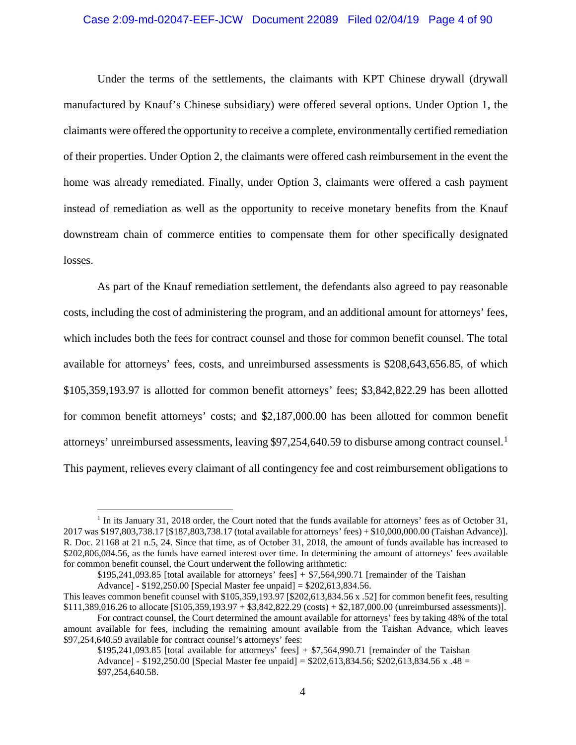Under the terms of the settlements, the claimants with KPT Chinese drywall (drywall manufactured by Knauf's Chinese subsidiary) were offered several options. Under Option 1, the claimants were offered the opportunity to receive a complete, environmentally certified remediation of their properties. Under Option 2, the claimants were offered cash reimbursement in the event the home was already remediated. Finally, under Option 3, claimants were offered a cash payment instead of remediation as well as the opportunity to receive monetary benefits from the Knauf downstream chain of commerce entities to compensate them for other specifically designated losses.

As part of the Knauf remediation settlement, the defendants also agreed to pay reasonable costs, including the cost of administering the program, and an additional amount for attorneys' fees, which includes both the fees for contract counsel and those for common benefit counsel. The total available for attorneys' fees, costs, and unreimbursed assessments is $208,643,656.85, of which $105,359,193.97 is allotted for common benefit attorneys' fees; $3,842,822.29 has been allotted for common benefit attorneys' costs; and $2,187,000.00 has been allotted for common benefit attorneys' unreimbursed assessments, leaving $97,254,640.59 to disburse among contract counsel.[1] This payment, relieves every claimant of all contingency fee and cost reimbursement obligations to

---

[1] In its January 31, 2018 order, the Court noted that the funds available for attorneys' fees as of October 31, 2017 was $197,803,738.17 [$187,803,738.17 (total available for attorneys' fees) + $10,000,000.00 (Taishan Advance)]. R. Doc. 21168 at 21 n.5, 24. Since that time, as of October 31, 2018, the amount of funds available has increased to $202,806,084.56, as the funds have earned interest over time. In determining the amount of attorneys' fees available for common benefit counsel, the Court underwent the following arithmetic:

> $195,241,093.85 [total available for attorneys' fees] + $7,564,990.71 [remainder of the Taishan Advance] - $192,250.00 [Special Master fee unpaid] = $202,613,834.56.

This leaves common benefit counsel with $105,359,193.97 [$202,613,834.56 x .52] for common benefit fees, resulting $111,389,016.26 to allocate [$105,359,193.97 + $3,842,822.29 (costs) + $2,187,000.00 (unreimbursed assessments)].

For contract counsel, the Court determined the amount available for attorneys' fees by taking 48% of the total amount available for fees, including the remaining amount available from the Taishan Advance, which leaves $97,254,640.59 available for contract counsel's attorneys' fees:

> $195,241,093.85 [total available for attorneys' fees] + $7,564,990.71 [remainder of the Taishan Advance] - $192,250.00 [Special Master fee unpaid] = $202,613,834.56; $202,613,834.56 x .48 = $97,254,640.58.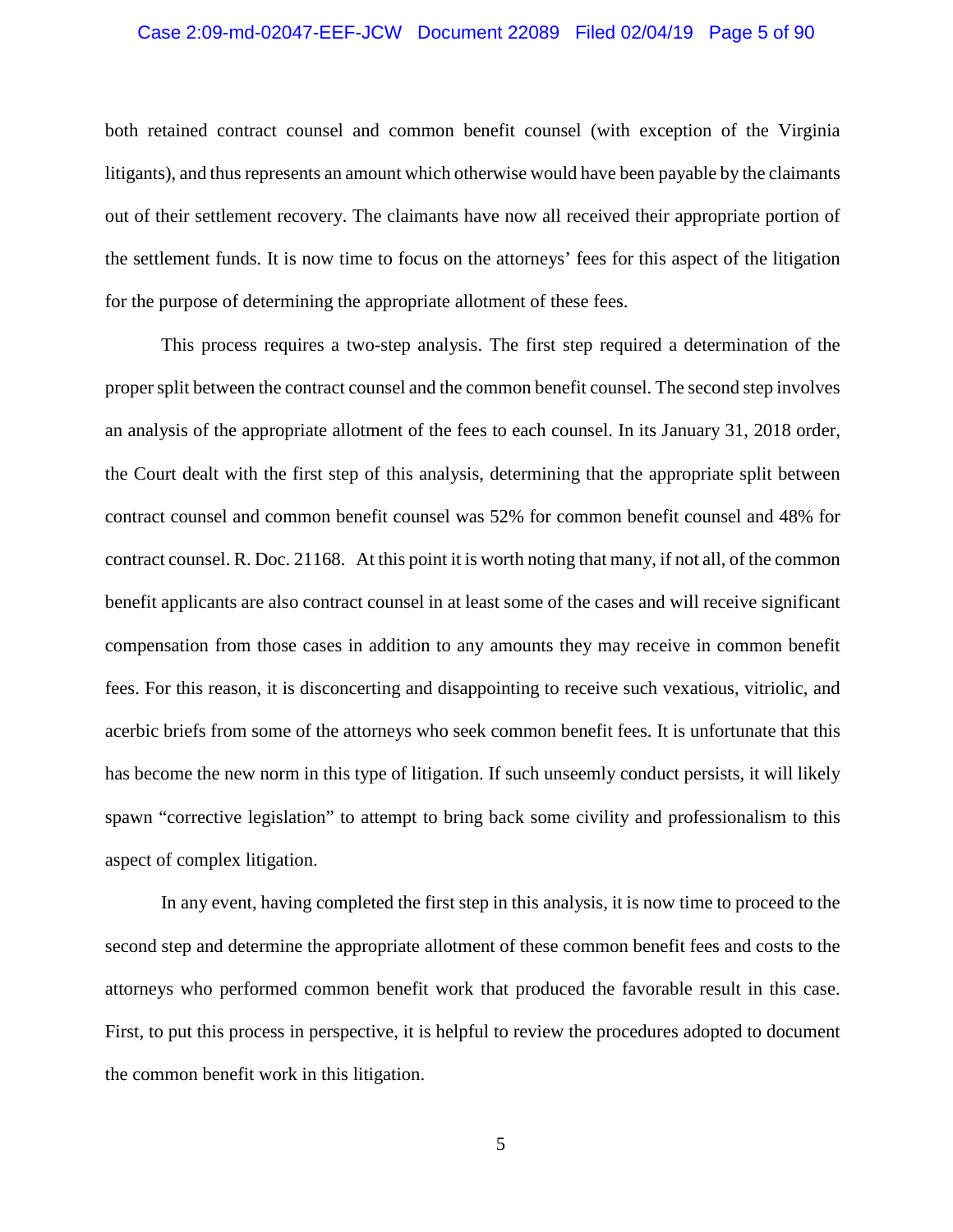both retained contract counsel and common benefit counsel (with exception of the Virginia litigants), and thus represents an amount which otherwise would have been payable by the claimants out of their settlement recovery. The claimants have now all received their appropriate portion of the settlement funds. It is now time to focus on the attorneys' fees for this aspect of the litigation for the purpose of determining the appropriate allotment of these fees.

This process requires a two-step analysis. The first step required a determination of the proper split between the contract counsel and the common benefit counsel. The second step involves an analysis of the appropriate allotment of the fees to each counsel. In its January 31, 2018 order, the Court dealt with the first step of this analysis, determining that the appropriate split between contract counsel and common benefit counsel was 52% for common benefit counsel and 48% for contract counsel. R. Doc. 21168. At this point it is worth noting that many, if not all, of the common benefit applicants are also contract counsel in at least some of the cases and will receive significant compensation from those cases in addition to any amounts they may receive in common benefit fees. For this reason, it is disconcerting and disappointing to receive such vexatious, vitriolic, and acerbic briefs from some of the attorneys who seek common benefit fees. It is unfortunate that this has become the new norm in this type of litigation. If such unseemly conduct persists, it will likely spawn "corrective legislation" to attempt to bring back some civility and professionalism to this aspect of complex litigation.

In any event, having completed the first step in this analysis, it is now time to proceed to the second step and determine the appropriate allotment of these common benefit fees and costs to the attorneys who performed common benefit work that produced the favorable result in this case. First, to put this process in perspective, it is helpful to review the procedures adopted to document the common benefit work in this litigation.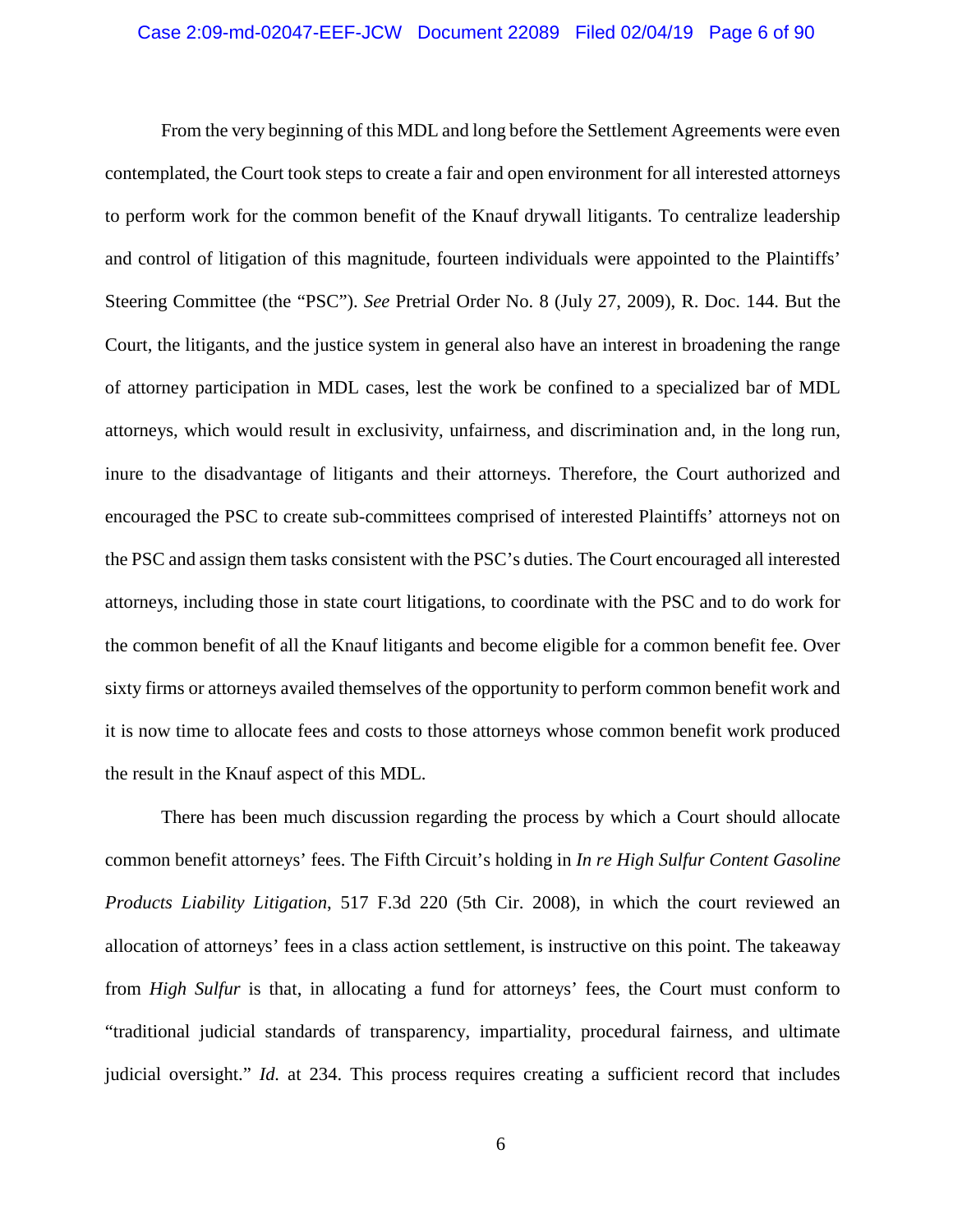From the very beginning of this MDL and long before the Settlement Agreements were even contemplated, the Court took steps to create a fair and open environment for all interested attorneys to perform work for the common benefit of the Knauf drywall litigants. To centralize leadership and control of litigation of this magnitude, fourteen individuals were appointed to the Plaintiffs' Steering Committee (the "PSC"). *See* Pretrial Order No. 8 (July 27, 2009), R. Doc. 144. But the Court, the litigants, and the justice system in general also have an interest in broadening the range of attorney participation in MDL cases, lest the work be confined to a specialized bar of MDL attorneys, which would result in exclusivity, unfairness, and discrimination and, in the long run, inure to the disadvantage of litigants and their attorneys. Therefore, the Court authorized and encouraged the PSC to create sub-committees comprised of interested Plaintiffs' attorneys not on the PSC and assign them tasks consistent with the PSC's duties. The Court encouraged all interested attorneys, including those in state court litigations, to coordinate with the PSC and to do work for the common benefit of all the Knauf litigants and become eligible for a common benefit fee. Over sixty firms or attorneys availed themselves of the opportunity to perform common benefit work and it is now time to allocate fees and costs to those attorneys whose common benefit work produced the result in the Knauf aspect of this MDL.

There has been much discussion regarding the process by which a Court should allocate common benefit attorneys' fees. The Fifth Circuit's holding in *In re High Sulfur Content Gasoline Products Liability Litigation*, 517 F.3d 220 (5th Cir. 2008), in which the court reviewed an allocation of attorneys' fees in a class action settlement, is instructive on this point. The takeaway from *High Sulfur* is that, in allocating a fund for attorneys' fees, the Court must conform to "traditional judicial standards of transparency, impartiality, procedural fairness, and ultimate judicial oversight." *Id.* at 234. This process requires creating a sufficient record that includes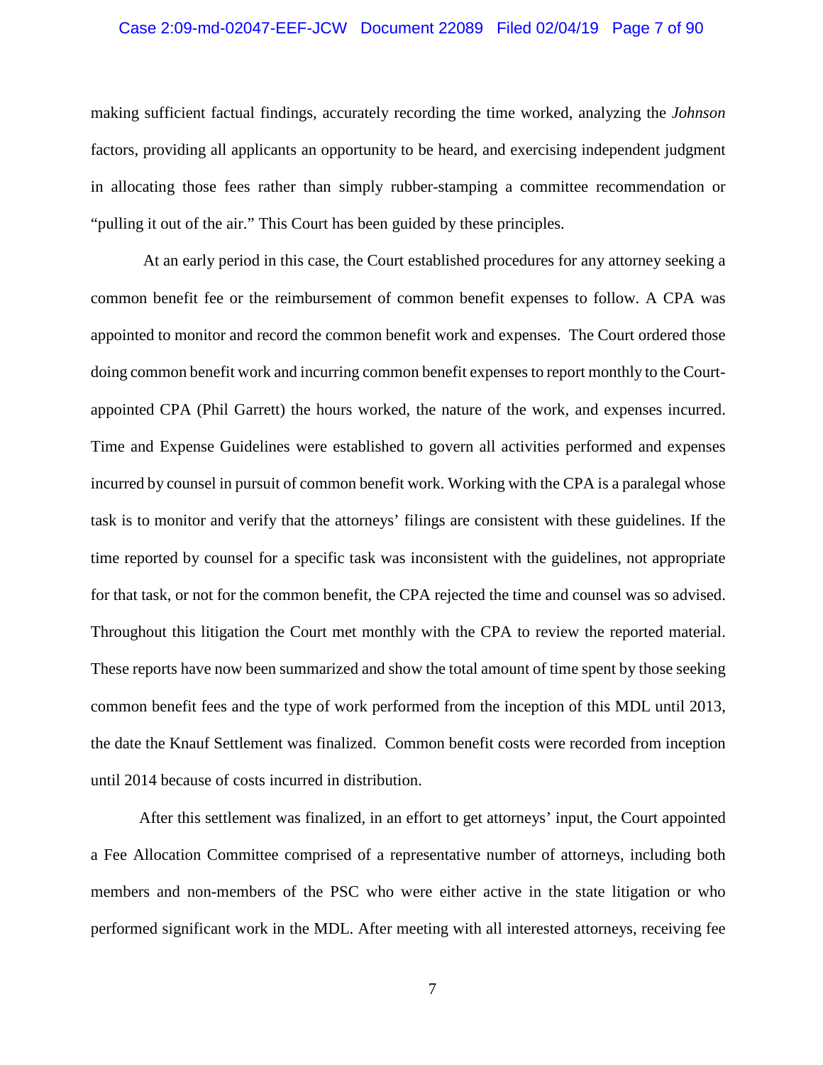making sufficient factual findings, accurately recording the time worked, analyzing the *Johnson* factors, providing all applicants an opportunity to be heard, and exercising independent judgment in allocating those fees rather than simply rubber-stamping a committee recommendation or "pulling it out of the air." This Court has been guided by these principles.

At an early period in this case, the Court established procedures for any attorney seeking a common benefit fee or the reimbursement of common benefit expenses to follow. A CPA was appointed to monitor and record the common benefit work and expenses. The Court ordered those doing common benefit work and incurring common benefit expenses to report monthly to the Court-appointed CPA (Phil Garrett) the hours worked, the nature of the work, and expenses incurred. Time and Expense Guidelines were established to govern all activities performed and expenses incurred by counsel in pursuit of common benefit work. Working with the CPA is a paralegal whose task is to monitor and verify that the attorneys' filings are consistent with these guidelines. If the time reported by counsel for a specific task was inconsistent with the guidelines, not appropriate for that task, or not for the common benefit, the CPA rejected the time and counsel was so advised. Throughout this litigation the Court met monthly with the CPA to review the reported material. These reports have now been summarized and show the total amount of time spent by those seeking common benefit fees and the type of work performed from the inception of this MDL until 2013, the date the Knauf Settlement was finalized. Common benefit costs were recorded from inception until 2014 because of costs incurred in distribution.

After this settlement was finalized, in an effort to get attorneys' input, the Court appointed a Fee Allocation Committee comprised of a representative number of attorneys, including both members and non-members of the PSC who were either active in the state litigation or who performed significant work in the MDL. After meeting with all interested attorneys, receiving fee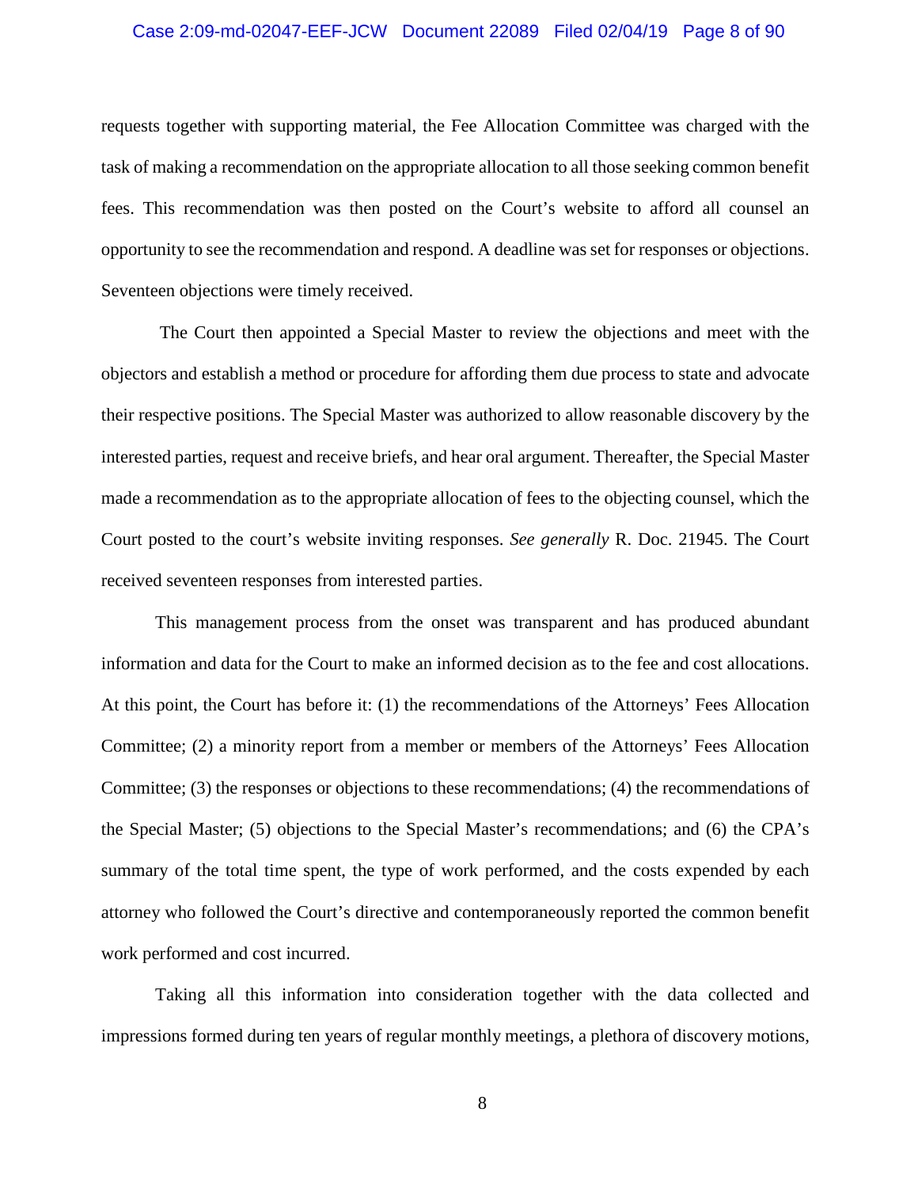requests together with supporting material, the Fee Allocation Committee was charged with the task of making a recommendation on the appropriate allocation to all those seeking common benefit fees. This recommendation was then posted on the Court's website to afford all counsel an opportunity to see the recommendation and respond. A deadline was set for responses or objections. Seventeen objections were timely received.

The Court then appointed a Special Master to review the objections and meet with the objectors and establish a method or procedure for affording them due process to state and advocate their respective positions. The Special Master was authorized to allow reasonable discovery by the interested parties, request and receive briefs, and hear oral argument. Thereafter, the Special Master made a recommendation as to the appropriate allocation of fees to the objecting counsel, which the Court posted to the court's website inviting responses. *See generally* R. Doc. 21945. The Court received seventeen responses from interested parties.

This management process from the onset was transparent and has produced abundant information and data for the Court to make an informed decision as to the fee and cost allocations. At this point, the Court has before it: (1) the recommendations of the Attorneys' Fees Allocation Committee; (2) a minority report from a member or members of the Attorneys' Fees Allocation Committee; (3) the responses or objections to these recommendations; (4) the recommendations of the Special Master; (5) objections to the Special Master's recommendations; and (6) the CPA's summary of the total time spent, the type of work performed, and the costs expended by each attorney who followed the Court's directive and contemporaneously reported the common benefit work performed and cost incurred.

Taking all this information into consideration together with the data collected and impressions formed during ten years of regular monthly meetings, a plethora of discovery motions,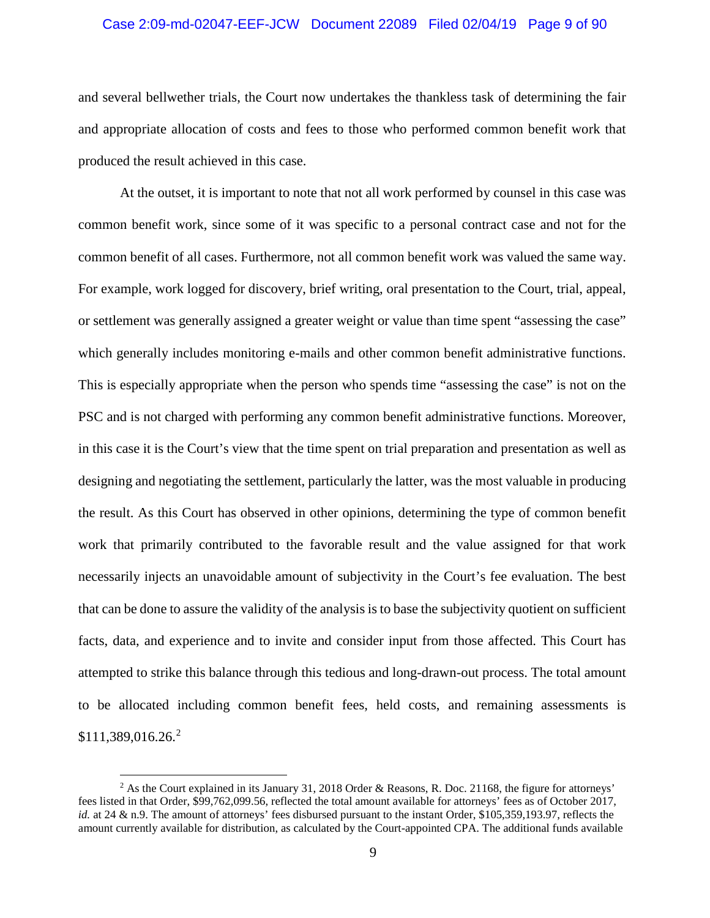and several bellwether trials, the Court now undertakes the thankless task of determining the fair and appropriate allocation of costs and fees to those who performed common benefit work that produced the result achieved in this case.

At the outset, it is important to note that not all work performed by counsel in this case was common benefit work, since some of it was specific to a personal contract case and not for the common benefit of all cases. Furthermore, not all common benefit work was valued the same way. For example, work logged for discovery, brief writing, oral presentation to the Court, trial, appeal, or settlement was generally assigned a greater weight or value than time spent "assessing the case" which generally includes monitoring e-mails and other common benefit administrative functions. This is especially appropriate when the person who spends time "assessing the case" is not on the PSC and is not charged with performing any common benefit administrative functions. Moreover, in this case it is the Court's view that the time spent on trial preparation and presentation as well as designing and negotiating the settlement, particularly the latter, was the most valuable in producing the result. As this Court has observed in other opinions, determining the type of common benefit work that primarily contributed to the favorable result and the value assigned for that work necessarily injects an unavoidable amount of subjectivity in the Court's fee evaluation. The best that can be done to assure the validity of the analysis is to base the subjectivity quotient on sufficient facts, data, and experience and to invite and consider input from those affected. This Court has attempted to strike this balance through this tedious and long-drawn-out process. The total amount to be allocated including common benefit fees, held costs, and remaining assessments is $111,389,016.26.[2]

---

[2] As the Court explained in its January 31, 2018 Order & Reasons, R. Doc. 21168, the figure for attorneys' fees listed in that Order, $99,762,099.56, reflected the total amount available for attorneys' fees as of October 2017, *id.* at 24 & n.9. The amount of attorneys' fees disbursed pursuant to the instant Order, $105,359,193.97, reflects the amount currently available for distribution, as calculated by the Court-appointed CPA. The additional funds available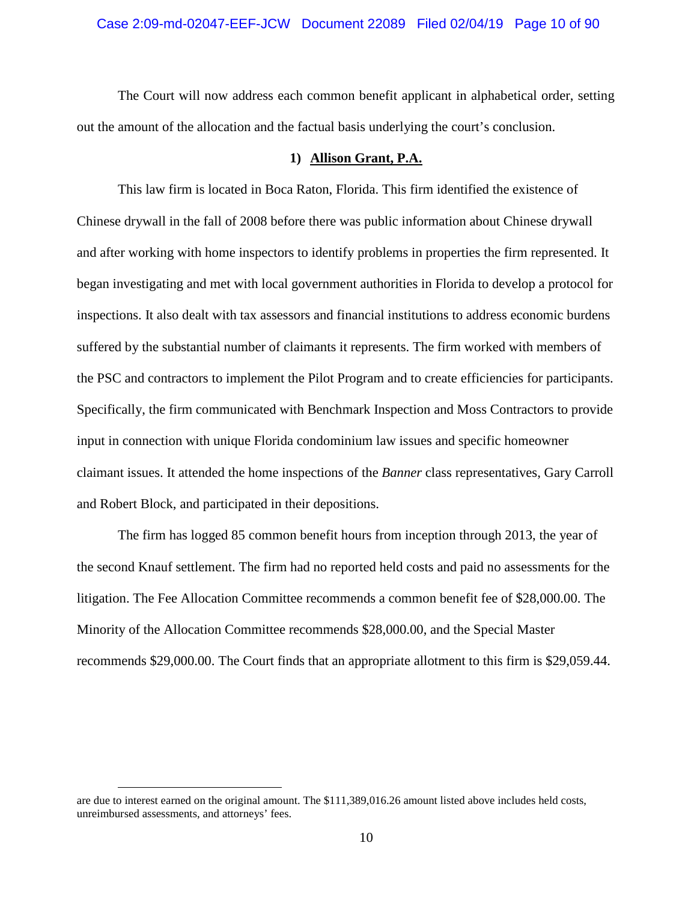The Court will now address each common benefit applicant in alphabetical order, setting out the amount of the allocation and the factual basis underlying the court's conclusion.

### 1) Allison Grant, P.A.

This law firm is located in Boca Raton, Florida. This firm identified the existence of Chinese drywall in the fall of 2008 before there was public information about Chinese drywall and after working with home inspectors to identify problems in properties the firm represented. It began investigating and met with local government authorities in Florida to develop a protocol for inspections. It also dealt with tax assessors and financial institutions to address economic burdens suffered by the substantial number of claimants it represents. The firm worked with members of the PSC and contractors to implement the Pilot Program and to create efficiencies for participants. Specifically, the firm communicated with Benchmark Inspection and Moss Contractors to provide input in connection with unique Florida condominium law issues and specific homeowner claimant issues. It attended the home inspections of the *Banner* class representatives, Gary Carroll and Robert Block, and participated in their depositions.

The firm has logged 85 common benefit hours from inception through 2013, the year of the second Knauf settlement. The firm had no reported held costs and paid no assessments for the litigation. The Fee Allocation Committee recommends a common benefit fee of $28,000.00. The Minority of the Allocation Committee recommends $28,000.00, and the Special Master recommends $29,000.00. The Court finds that an appropriate allotment to this firm is $29,059.44.

---

are due to interest earned on the original amount. The $111,389,016.26 amount listed above includes held costs, unreimbursed assessments, and attorneys' fees.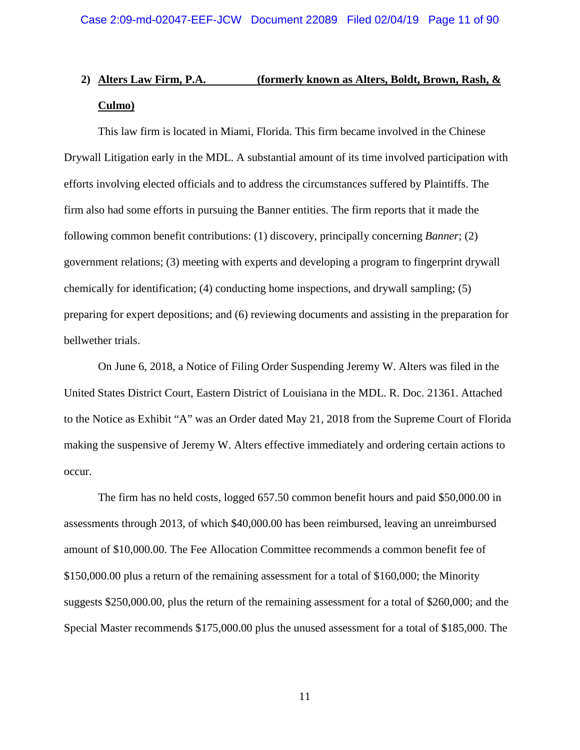**2) Alters Law Firm, P.A. (formerly known as Alters, Boldt, Brown, Rash, & Culmo)**

This law firm is located in Miami, Florida. This firm became involved in the Chinese Drywall Litigation early in the MDL. A substantial amount of its time involved participation with efforts involving elected officials and to address the circumstances suffered by Plaintiffs. The firm also had some efforts in pursuing the Banner entities. The firm reports that it made the following common benefit contributions: (1) discovery, principally concerning *Banner*; (2) government relations; (3) meeting with experts and developing a program to fingerprint drywall chemically for identification; (4) conducting home inspections, and drywall sampling; (5) preparing for expert depositions; and (6) reviewing documents and assisting in the preparation for bellwether trials.

On June 6, 2018, a Notice of Filing Order Suspending Jeremy W. Alters was filed in the United States District Court, Eastern District of Louisiana in the MDL. R. Doc. 21361. Attached to the Notice as Exhibit "A" was an Order dated May 21, 2018 from the Supreme Court of Florida making the suspensive of Jeremy W. Alters effective immediately and ordering certain actions to occur.

The firm has no held costs, logged 657.50 common benefit hours and paid $50,000.00 in assessments through 2013, of which $40,000.00 has been reimbursed, leaving an unreimbursed amount of $10,000.00. The Fee Allocation Committee recommends a common benefit fee of $150,000.00 plus a return of the remaining assessment for a total of $160,000; the Minority suggests $250,000.00, plus the return of the remaining assessment for a total of $260,000; and the Special Master recommends $175,000.00 plus the unused assessment for a total of $185,000. The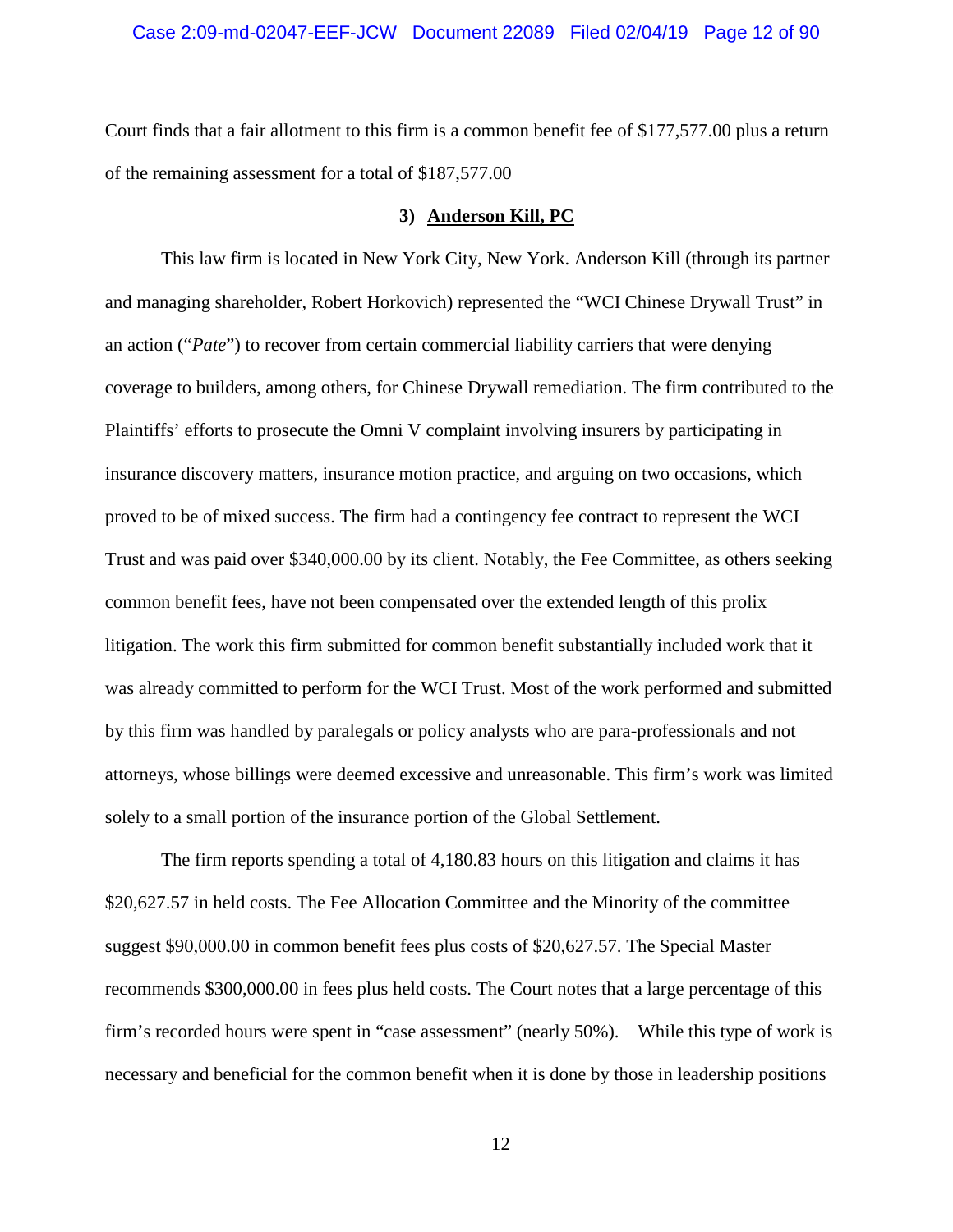Court finds that a fair allotment to this firm is a common benefit fee of $177,577.00 plus a return of the remaining assessment for a total of $187,577.00

### 3) Anderson Kill, PC

This law firm is located in New York City, New York. Anderson Kill (through its partner and managing shareholder, Robert Horkovich) represented the "WCI Chinese Drywall Trust" in an action ("*Pate*") to recover from certain commercial liability carriers that were denying coverage to builders, among others, for Chinese Drywall remediation. The firm contributed to the Plaintiffs' efforts to prosecute the Omni V complaint involving insurers by participating in insurance discovery matters, insurance motion practice, and arguing on two occasions, which proved to be of mixed success. The firm had a contingency fee contract to represent the WCI Trust and was paid over $340,000.00 by its client. Notably, the Fee Committee, as others seeking common benefit fees, have not been compensated over the extended length of this prolix litigation. The work this firm submitted for common benefit substantially included work that it was already committed to perform for the WCI Trust. Most of the work performed and submitted by this firm was handled by paralegals or policy analysts who are para-professionals and not attorneys, whose billings were deemed excessive and unreasonable. This firm's work was limited solely to a small portion of the insurance portion of the Global Settlement.

The firm reports spending a total of 4,180.83 hours on this litigation and claims it has $20,627.57 in held costs. The Fee Allocation Committee and the Minority of the committee suggest $90,000.00 in common benefit fees plus costs of $20,627.57. The Special Master recommends $300,000.00 in fees plus held costs. The Court notes that a large percentage of this firm's recorded hours were spent in "case assessment" (nearly 50%). While this type of work is necessary and beneficial for the common benefit when it is done by those in leadership positions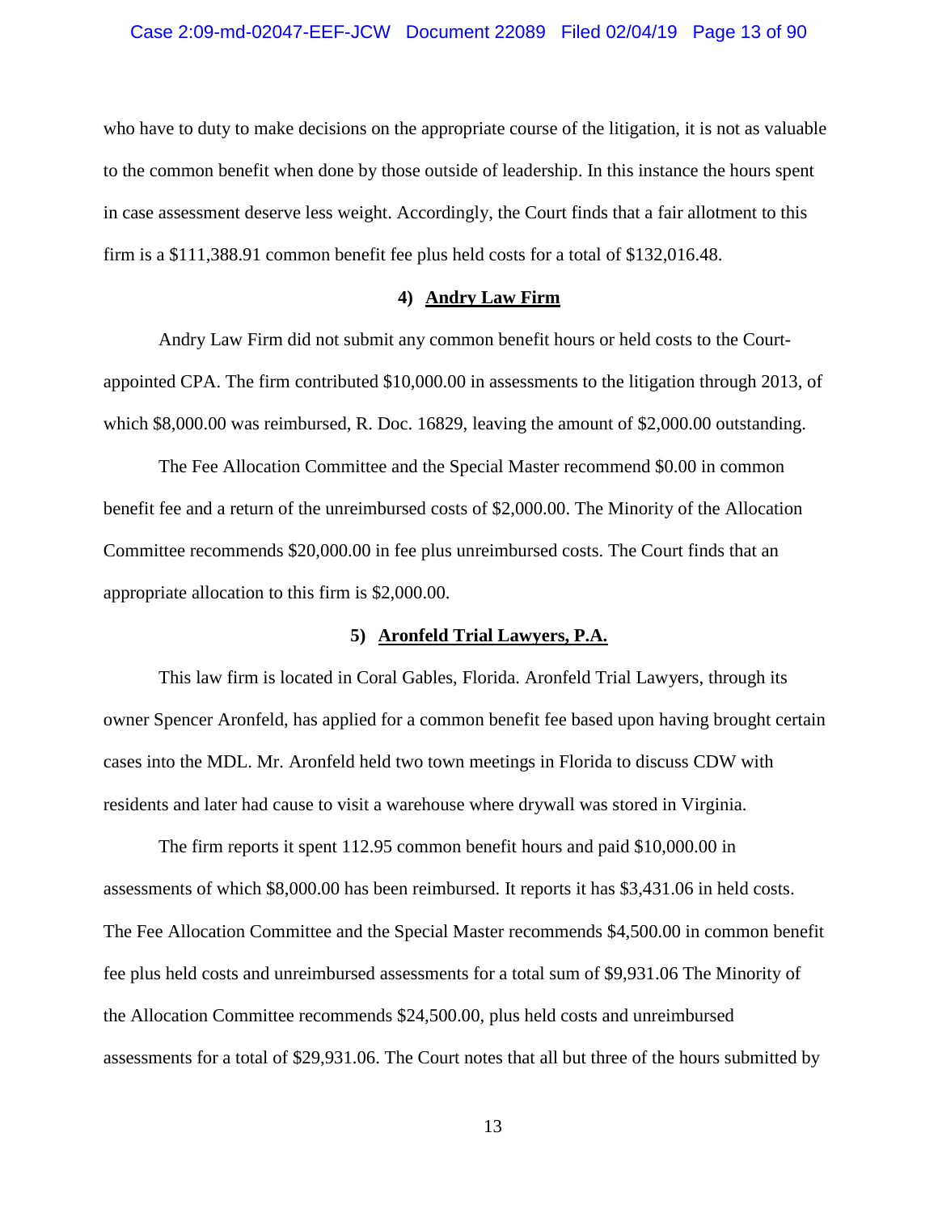who have to duty to make decisions on the appropriate course of the litigation, it is not as valuable to the common benefit when done by those outside of leadership. In this instance the hours spent in case assessment deserve less weight. Accordingly, the Court finds that a fair allotment to this firm is a $111,388.91 common benefit fee plus held costs for a total of $132,016.48.

#### 4) **Andry Law Firm**

Andry Law Firm did not submit any common benefit hours or held costs to the Court-appointed CPA. The firm contributed $10,000.00 in assessments to the litigation through 2013, of which $8,000.00 was reimbursed, R. Doc. 16829, leaving the amount of $2,000.00 outstanding.

The Fee Allocation Committee and the Special Master recommend $0.00 in common benefit fee and a return of the unreimbursed costs of $2,000.00. The Minority of the Allocation Committee recommends $20,000.00 in fee plus unreimbursed costs. The Court finds that an appropriate allocation to this firm is $2,000.00.

#### 5) **Aronfeld Trial Lawyers, P.A.**

This law firm is located in Coral Gables, Florida. Aronfeld Trial Lawyers, through its owner Spencer Aronfeld, has applied for a common benefit fee based upon having brought certain cases into the MDL. Mr. Aronfeld held two town meetings in Florida to discuss CDW with residents and later had cause to visit a warehouse where drywall was stored in Virginia.

The firm reports it spent 112.95 common benefit hours and paid $10,000.00 in assessments of which $8,000.00 has been reimbursed. It reports it has $3,431.06 in held costs. The Fee Allocation Committee and the Special Master recommends $4,500.00 in common benefit fee plus held costs and unreimbursed assessments for a total sum of $9,931.06 The Minority of the Allocation Committee recommends $24,500.00, plus held costs and unreimbursed assessments for a total of $29,931.06. The Court notes that all but three of the hours submitted by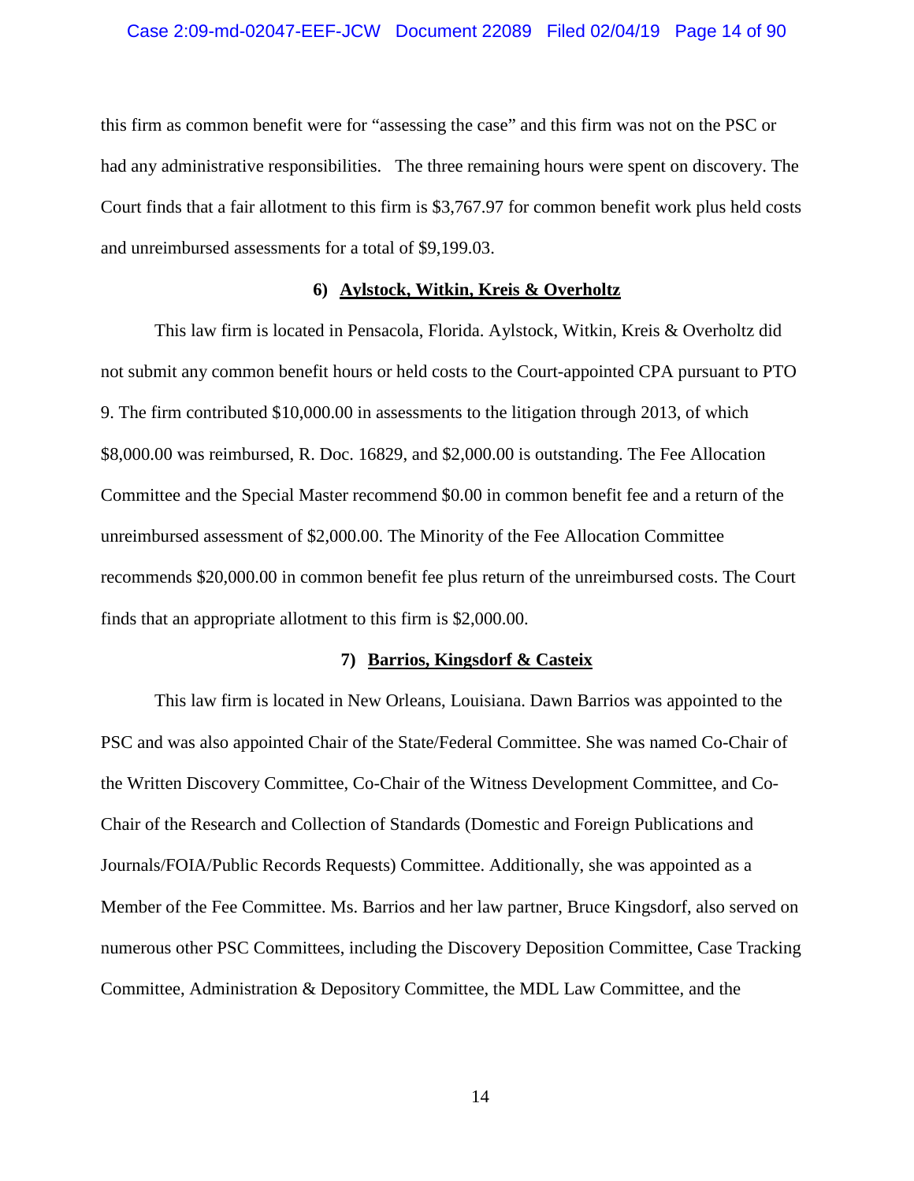this firm as common benefit were for "assessing the case" and this firm was not on the PSC or had any administrative responsibilities. The three remaining hours were spent on discovery. The Court finds that a fair allotment to this firm is $3,767.97 for common benefit work plus held costs and unreimbursed assessments for a total of $9,199.03.

### 6) Aylstock, Witkin, Kreis & Overholtz

This law firm is located in Pensacola, Florida. Aylstock, Witkin, Kreis & Overholtz did not submit any common benefit hours or held costs to the Court-appointed CPA pursuant to PTO 9. The firm contributed $10,000.00 in assessments to the litigation through 2013, of which $8,000.00 was reimbursed, R. Doc. 16829, and $2,000.00 is outstanding. The Fee Allocation Committee and the Special Master recommend $0.00 in common benefit fee and a return of the unreimbursed assessment of $2,000.00. The Minority of the Fee Allocation Committee recommends $20,000.00 in common benefit fee plus return of the unreimbursed costs. The Court finds that an appropriate allotment to this firm is $2,000.00.

### 7) Barrios, Kingsdorf & Casteix

This law firm is located in New Orleans, Louisiana. Dawn Barrios was appointed to the PSC and was also appointed Chair of the State/Federal Committee. She was named Co-Chair of the Written Discovery Committee, Co-Chair of the Witness Development Committee, and Co-Chair of the Research and Collection of Standards (Domestic and Foreign Publications and Journals/FOIA/Public Records Requests) Committee. Additionally, she was appointed as a Member of the Fee Committee. Ms. Barrios and her law partner, Bruce Kingsdorf, also served on numerous other PSC Committees, including the Discovery Deposition Committee, Case Tracking Committee, Administration & Depository Committee, the MDL Law Committee, and the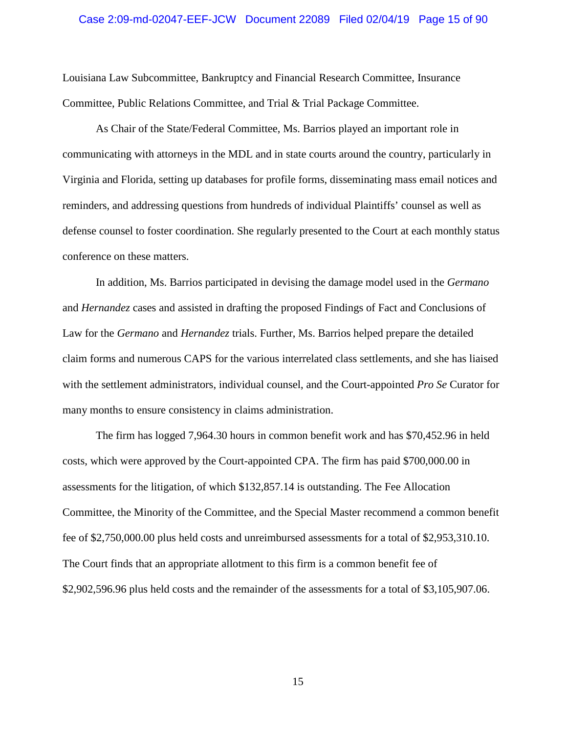Louisiana Law Subcommittee, Bankruptcy and Financial Research Committee, Insurance Committee, Public Relations Committee, and Trial & Trial Package Committee.

As Chair of the State/Federal Committee, Ms. Barrios played an important role in communicating with attorneys in the MDL and in state courts around the country, particularly in Virginia and Florida, setting up databases for profile forms, disseminating mass email notices and reminders, and addressing questions from hundreds of individual Plaintiffs' counsel as well as defense counsel to foster coordination. She regularly presented to the Court at each monthly status conference on these matters.

In addition, Ms. Barrios participated in devising the damage model used in the *Germano* and *Hernandez* cases and assisted in drafting the proposed Findings of Fact and Conclusions of Law for the *Germano* and *Hernandez* trials. Further, Ms. Barrios helped prepare the detailed claim forms and numerous CAPS for the various interrelated class settlements, and she has liaised with the settlement administrators, individual counsel, and the Court-appointed *Pro Se* Curator for many months to ensure consistency in claims administration.

The firm has logged 7,964.30 hours in common benefit work and has $70,452.96 in held costs, which were approved by the Court-appointed CPA. The firm has paid $700,000.00 in assessments for the litigation, of which $132,857.14 is outstanding. The Fee Allocation Committee, the Minority of the Committee, and the Special Master recommend a common benefit fee of $2,750,000.00 plus held costs and unreimbursed assessments for a total of $2,953,310.10. The Court finds that an appropriate allotment to this firm is a common benefit fee of $2,902,596.96 plus held costs and the remainder of the assessments for a total of $3,105,907.06.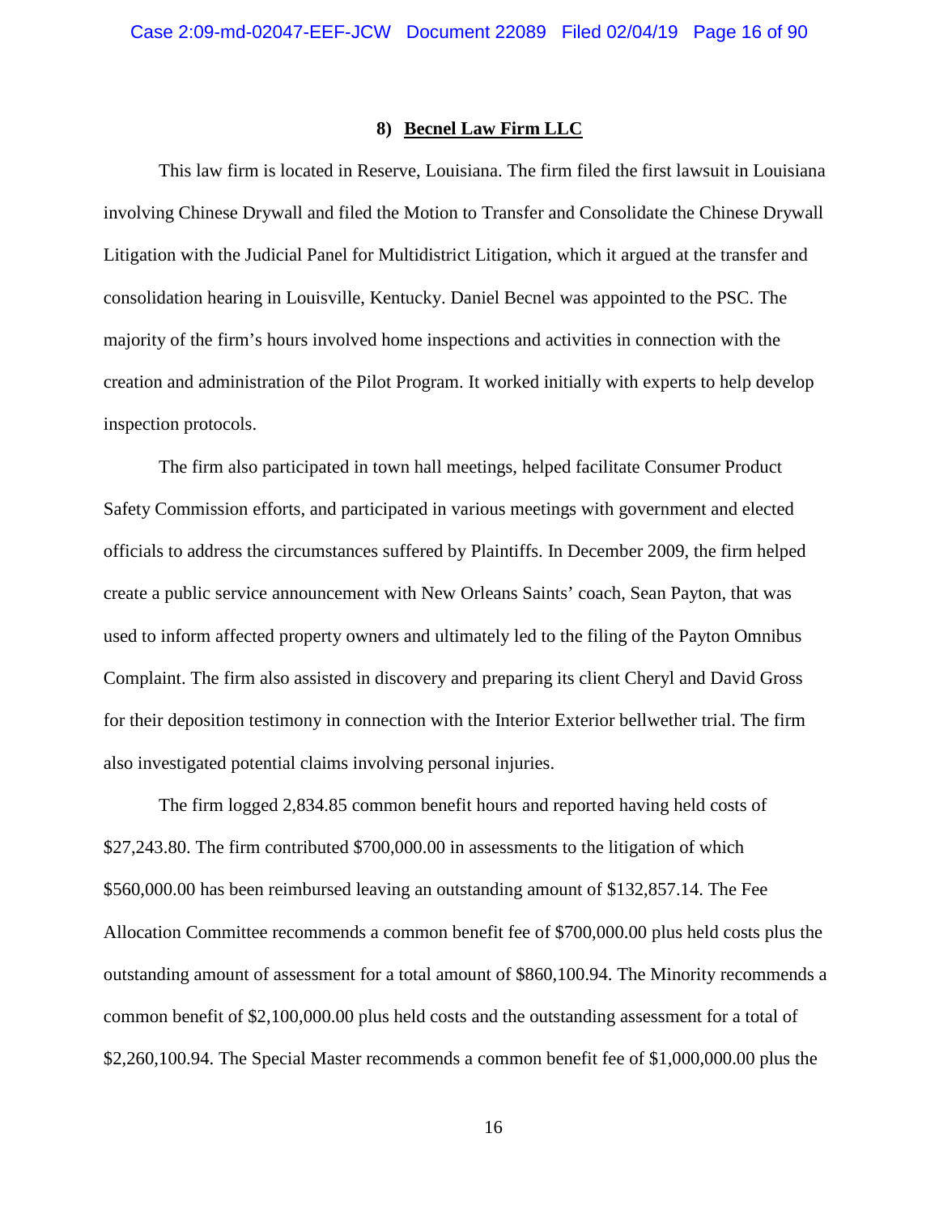### 8) **Becnel Law Firm LLC**

This law firm is located in Reserve, Louisiana. The firm filed the first lawsuit in Louisiana involving Chinese Drywall and filed the Motion to Transfer and Consolidate the Chinese Drywall Litigation with the Judicial Panel for Multidistrict Litigation, which it argued at the transfer and consolidation hearing in Louisville, Kentucky. Daniel Becnel was appointed to the PSC. The majority of the firm's hours involved home inspections and activities in connection with the creation and administration of the Pilot Program. It worked initially with experts to help develop inspection protocols.

The firm also participated in town hall meetings, helped facilitate Consumer Product Safety Commission efforts, and participated in various meetings with government and elected officials to address the circumstances suffered by Plaintiffs. In December 2009, the firm helped create a public service announcement with New Orleans Saints' coach, Sean Payton, that was used to inform affected property owners and ultimately led to the filing of the Payton Omnibus Complaint. The firm also assisted in discovery and preparing its client Cheryl and David Gross for their deposition testimony in connection with the Interior Exterior bellwether trial. The firm also investigated potential claims involving personal injuries.

The firm logged 2,834.85 common benefit hours and reported having held costs of $27,243.80. The firm contributed $700,000.00 in assessments to the litigation of which $560,000.00 has been reimbursed leaving an outstanding amount of $132,857.14. The Fee Allocation Committee recommends a common benefit fee of $700,000.00 plus held costs plus the outstanding amount of assessment for a total amount of $860,100.94. The Minority recommends a common benefit of $2,100,000.00 plus held costs and the outstanding assessment for a total of $2,260,100.94. The Special Master recommends a common benefit fee of $1,000,000.00 plus the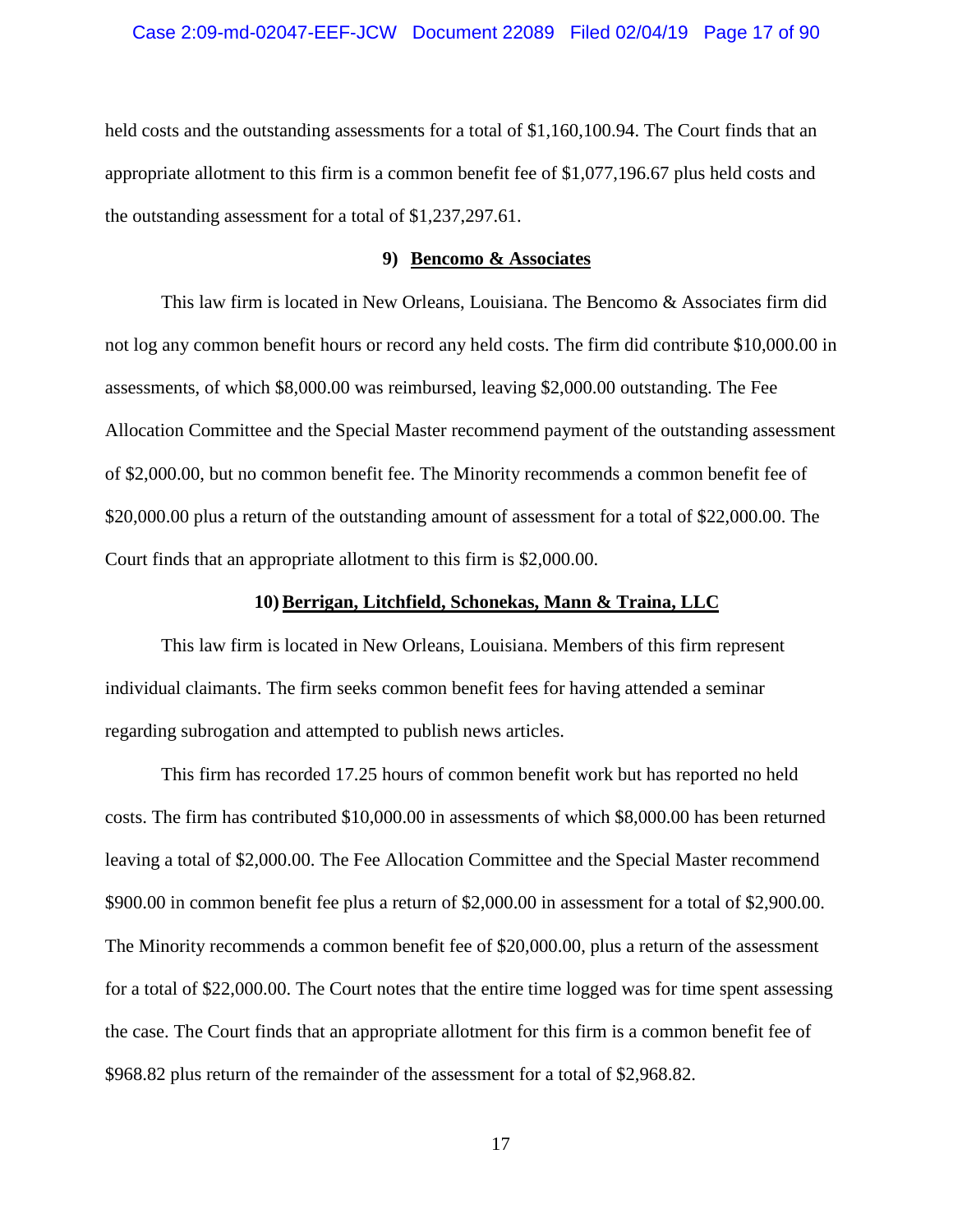held costs and the outstanding assessments for a total of $1,160,100.94. The Court finds that an appropriate allotment to this firm is a common benefit fee of $1,077,196.67 plus held costs and the outstanding assessment for a total of $1,237,297.61.

### 9) Bencomo & Associates

This law firm is located in New Orleans, Louisiana. The Bencomo & Associates firm did not log any common benefit hours or record any held costs. The firm did contribute $10,000.00 in assessments, of which $8,000.00 was reimbursed, leaving $2,000.00 outstanding. The Fee Allocation Committee and the Special Master recommend payment of the outstanding assessment of $2,000.00, but no common benefit fee. The Minority recommends a common benefit fee of $20,000.00 plus a return of the outstanding amount of assessment for a total of $22,000.00. The Court finds that an appropriate allotment to this firm is $2,000.00.

### 10) Berrigan, Litchfield, Schonekas, Mann & Traina, LLC

This law firm is located in New Orleans, Louisiana. Members of this firm represent individual claimants. The firm seeks common benefit fees for having attended a seminar regarding subrogation and attempted to publish news articles.

This firm has recorded 17.25 hours of common benefit work but has reported no held costs. The firm has contributed $10,000.00 in assessments of which $8,000.00 has been returned leaving a total of $2,000.00. The Fee Allocation Committee and the Special Master recommend $900.00 in common benefit fee plus a return of $2,000.00 in assessment for a total of $2,900.00. The Minority recommends a common benefit fee of $20,000.00, plus a return of the assessment for a total of $22,000.00. The Court notes that the entire time logged was for time spent assessing the case. The Court finds that an appropriate allotment for this firm is a common benefit fee of $968.82 plus return of the remainder of the assessment for a total of $2,968.82.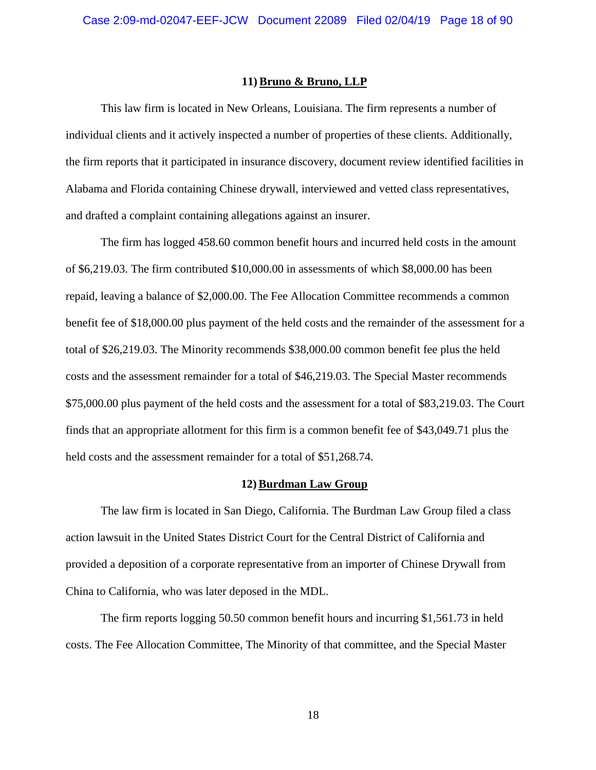### 11) Bruno & Bruno, LLP

This law firm is located in New Orleans, Louisiana. The firm represents a number of individual clients and it actively inspected a number of properties of these clients. Additionally, the firm reports that it participated in insurance discovery, document review identified facilities in Alabama and Florida containing Chinese drywall, interviewed and vetted class representatives, and drafted a complaint containing allegations against an insurer.

The firm has logged 458.60 common benefit hours and incurred held costs in the amount of $6,219.03. The firm contributed $10,000.00 in assessments of which $8,000.00 has been repaid, leaving a balance of $2,000.00. The Fee Allocation Committee recommends a common benefit fee of $18,000.00 plus payment of the held costs and the remainder of the assessment for a total of $26,219.03. The Minority recommends $38,000.00 common benefit fee plus the held costs and the assessment remainder for a total of $46,219.03. The Special Master recommends $75,000.00 plus payment of the held costs and the assessment for a total of $83,219.03. The Court finds that an appropriate allotment for this firm is a common benefit fee of $43,049.71 plus the held costs and the assessment remainder for a total of $51,268.74.

### 12) Burdman Law Group

The law firm is located in San Diego, California. The Burdman Law Group filed a class action lawsuit in the United States District Court for the Central District of California and provided a deposition of a corporate representative from an importer of Chinese Drywall from China to California, who was later deposed in the MDL.

The firm reports logging 50.50 common benefit hours and incurring $1,561.73 in held costs. The Fee Allocation Committee, The Minority of that committee, and the Special Master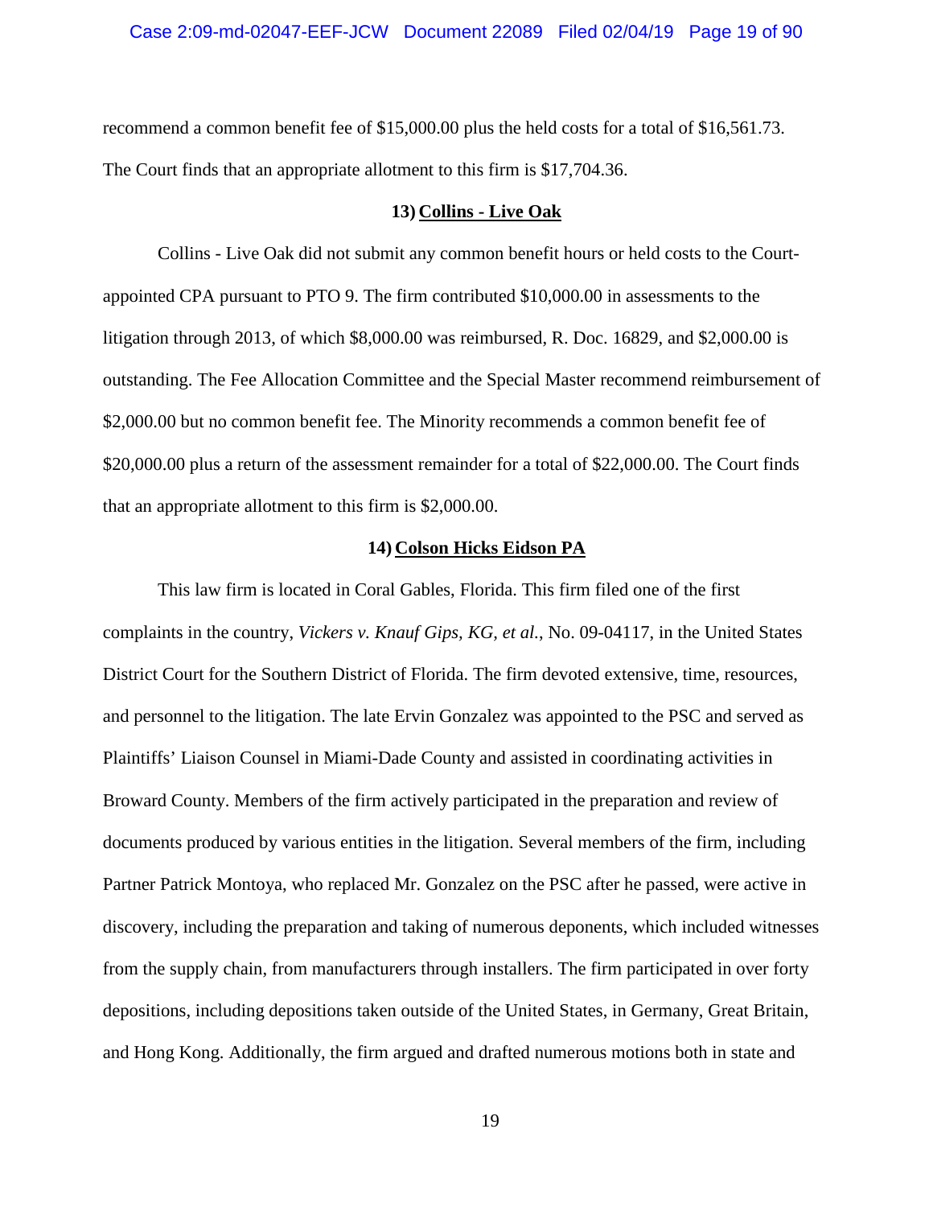recommend a common benefit fee of $15,000.00 plus the held costs for a total of $16,561.73. The Court finds that an appropriate allotment to this firm is $17,704.36.

### 13) Collins - Live Oak

Collins - Live Oak did not submit any common benefit hours or held costs to the Court-appointed CPA pursuant to PTO 9. The firm contributed $10,000.00 in assessments to the litigation through 2013, of which $8,000.00 was reimbursed, R. Doc. 16829, and $2,000.00 is outstanding. The Fee Allocation Committee and the Special Master recommend reimbursement of $2,000.00 but no common benefit fee. The Minority recommends a common benefit fee of $20,000.00 plus a return of the assessment remainder for a total of $22,000.00. The Court finds that an appropriate allotment to this firm is $2,000.00.

### 14) Colson Hicks Eidson PA

This law firm is located in Coral Gables, Florida. This firm filed one of the first complaints in the country, *Vickers v. Knauf Gips, KG, et al.*, No. 09-04117, in the United States District Court for the Southern District of Florida. The firm devoted extensive, time, resources, and personnel to the litigation. The late Ervin Gonzalez was appointed to the PSC and served as Plaintiffs' Liaison Counsel in Miami-Dade County and assisted in coordinating activities in Broward County. Members of the firm actively participated in the preparation and review of documents produced by various entities in the litigation. Several members of the firm, including Partner Patrick Montoya, who replaced Mr. Gonzalez on the PSC after he passed, were active in discovery, including the preparation and taking of numerous deponents, which included witnesses from the supply chain, from manufacturers through installers. The firm participated in over forty depositions, including depositions taken outside of the United States, in Germany, Great Britain, and Hong Kong. Additionally, the firm argued and drafted numerous motions both in state and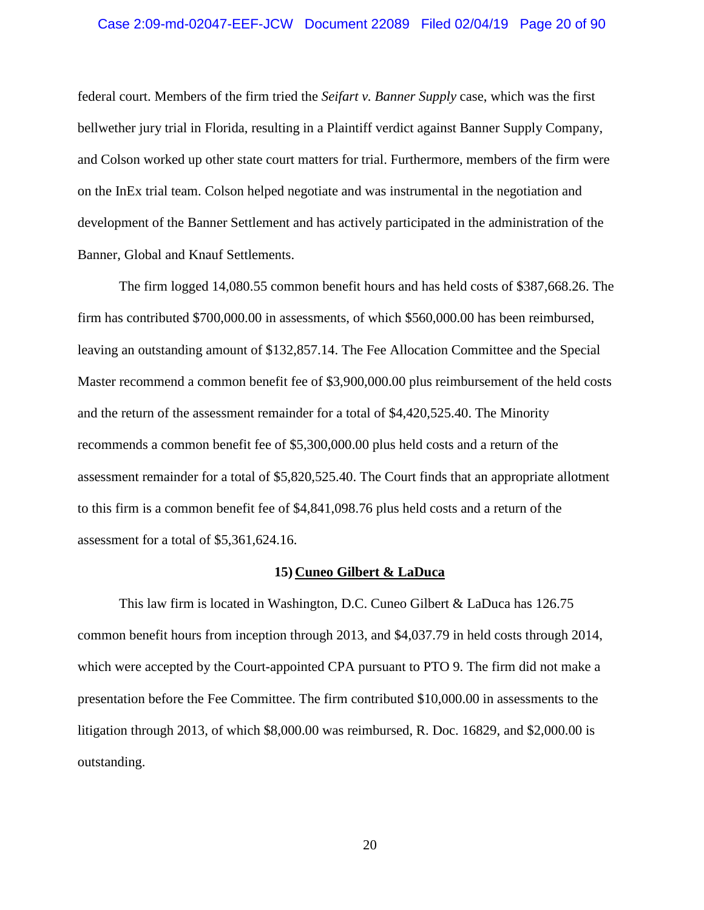federal court. Members of the firm tried the *Seifart v. Banner Supply* case, which was the first bellwether jury trial in Florida, resulting in a Plaintiff verdict against Banner Supply Company, and Colson worked up other state court matters for trial. Furthermore, members of the firm were on the InEx trial team. Colson helped negotiate and was instrumental in the negotiation and development of the Banner Settlement and has actively participated in the administration of the Banner, Global and Knauf Settlements.

The firm logged 14,080.55 common benefit hours and has held costs of $387,668.26. The firm has contributed $700,000.00 in assessments, of which $560,000.00 has been reimbursed, leaving an outstanding amount of $132,857.14. The Fee Allocation Committee and the Special Master recommend a common benefit fee of $3,900,000.00 plus reimbursement of the held costs and the return of the assessment remainder for a total of $4,420,525.40. The Minority recommends a common benefit fee of $5,300,000.00 plus held costs and a return of the assessment remainder for a total of $5,820,525.40. The Court finds that an appropriate allotment to this firm is a common benefit fee of $4,841,098.76 plus held costs and a return of the assessment for a total of $5,361,624.16.

**15) <u>Cuneo Gilbert & LaDuca</u>**

This law firm is located in Washington, D.C. Cuneo Gilbert & LaDuca has 126.75 common benefit hours from inception through 2013, and $4,037.79 in held costs through 2014, which were accepted by the Court-appointed CPA pursuant to PTO 9. The firm did not make a presentation before the Fee Committee. The firm contributed $10,000.00 in assessments to the litigation through 2013, of which $8,000.00 was reimbursed, R. Doc. 16829, and $2,000.00 is outstanding.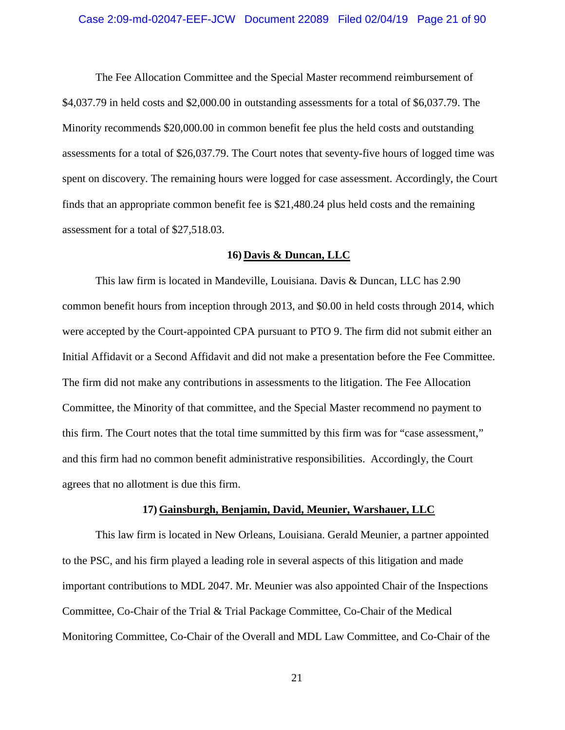The Fee Allocation Committee and the Special Master recommend reimbursement of $4,037.79 in held costs and $2,000.00 in outstanding assessments for a total of $6,037.79. The Minority recommends $20,000.00 in common benefit fee plus the held costs and outstanding assessments for a total of $26,037.79. The Court notes that seventy-five hours of logged time was spent on discovery. The remaining hours were logged for case assessment. Accordingly, the Court finds that an appropriate common benefit fee is $21,480.24 plus held costs and the remaining assessment for a total of $27,518.03.

### 16) Davis & Duncan, LLC

This law firm is located in Mandeville, Louisiana. Davis & Duncan, LLC has 2.90 common benefit hours from inception through 2013, and $0.00 in held costs through 2014, which were accepted by the Court-appointed CPA pursuant to PTO 9. The firm did not submit either an Initial Affidavit or a Second Affidavit and did not make a presentation before the Fee Committee. The firm did not make any contributions in assessments to the litigation. The Fee Allocation Committee, the Minority of that committee, and the Special Master recommend no payment to this firm. The Court notes that the total time summitted by this firm was for "case assessment," and this firm had no common benefit administrative responsibilities. Accordingly, the Court agrees that no allotment is due this firm.

### 17) Gainsburgh, Benjamin, David, Meunier, Warshauer, LLC

This law firm is located in New Orleans, Louisiana. Gerald Meunier, a partner appointed to the PSC, and his firm played a leading role in several aspects of this litigation and made important contributions to MDL 2047. Mr. Meunier was also appointed Chair of the Inspections Committee, Co-Chair of the Trial & Trial Package Committee, Co-Chair of the Medical Monitoring Committee, Co-Chair of the Overall and MDL Law Committee, and Co-Chair of the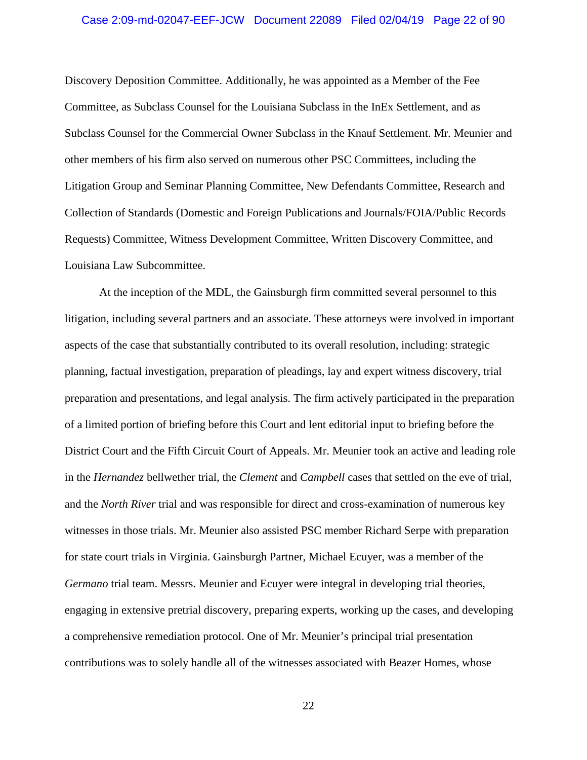Discovery Deposition Committee. Additionally, he was appointed as a Member of the Fee Committee, as Subclass Counsel for the Louisiana Subclass in the InEx Settlement, and as Subclass Counsel for the Commercial Owner Subclass in the Knauf Settlement. Mr. Meunier and other members of his firm also served on numerous other PSC Committees, including the Litigation Group and Seminar Planning Committee, New Defendants Committee, Research and Collection of Standards (Domestic and Foreign Publications and Journals/FOIA/Public Records Requests) Committee, Witness Development Committee, Written Discovery Committee, and Louisiana Law Subcommittee.

At the inception of the MDL, the Gainsburgh firm committed several personnel to this litigation, including several partners and an associate. These attorneys were involved in important aspects of the case that substantially contributed to its overall resolution, including: strategic planning, factual investigation, preparation of pleadings, lay and expert witness discovery, trial preparation and presentations, and legal analysis. The firm actively participated in the preparation of a limited portion of briefing before this Court and lent editorial input to briefing before the District Court and the Fifth Circuit Court of Appeals. Mr. Meunier took an active and leading role in the *Hernandez* bellwether trial, the *Clement* and *Campbell* cases that settled on the eve of trial, and the *North River* trial and was responsible for direct and cross-examination of numerous key witnesses in those trials. Mr. Meunier also assisted PSC member Richard Serpe with preparation for state court trials in Virginia. Gainsburgh Partner, Michael Ecuyer, was a member of the *Germano* trial team. Messrs. Meunier and Ecuyer were integral in developing trial theories, engaging in extensive pretrial discovery, preparing experts, working up the cases, and developing a comprehensive remediation protocol. One of Mr. Meunier's principal trial presentation contributions was to solely handle all of the witnesses associated with Beazer Homes, whose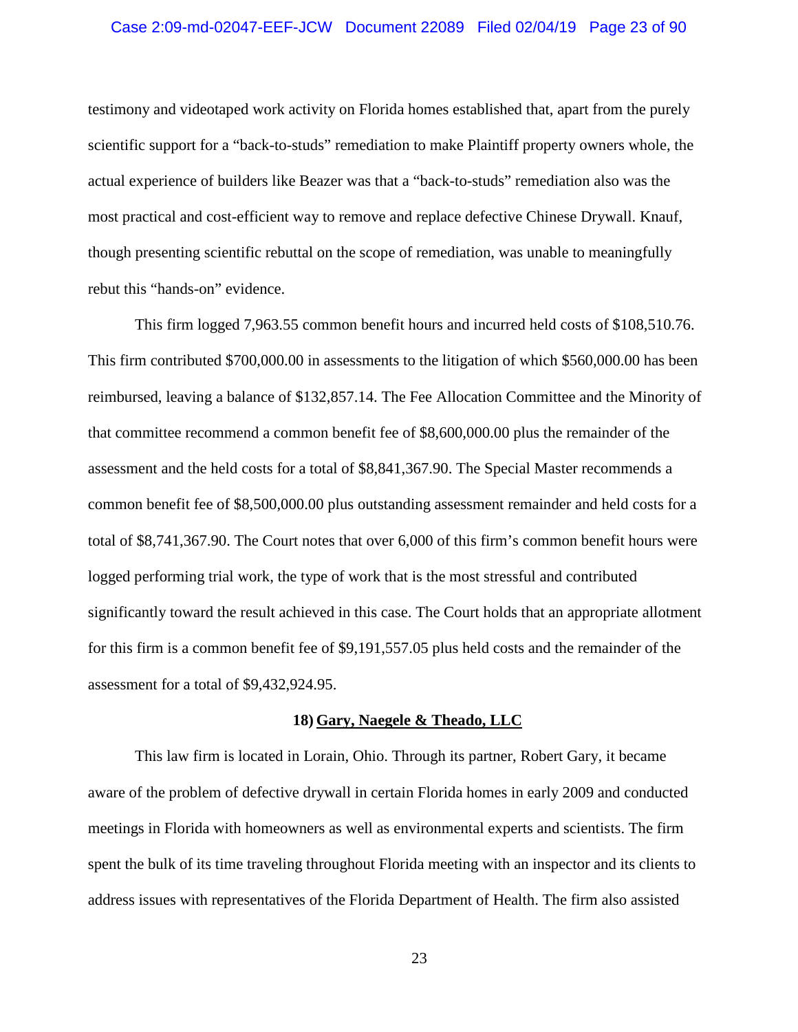testimony and videotaped work activity on Florida homes established that, apart from the purely scientific support for a "back-to-studs" remediation to make Plaintiff property owners whole, the actual experience of builders like Beazer was that a "back-to-studs" remediation also was the most practical and cost-efficient way to remove and replace defective Chinese Drywall. Knauf, though presenting scientific rebuttal on the scope of remediation, was unable to meaningfully rebut this "hands-on" evidence.

This firm logged 7,963.55 common benefit hours and incurred held costs of $108,510.76. This firm contributed $700,000.00 in assessments to the litigation of which $560,000.00 has been reimbursed, leaving a balance of $132,857.14. The Fee Allocation Committee and the Minority of that committee recommend a common benefit fee of $8,600,000.00 plus the remainder of the assessment and the held costs for a total of $8,841,367.90. The Special Master recommends a common benefit fee of $8,500,000.00 plus outstanding assessment remainder and held costs for a total of $8,741,367.90. The Court notes that over 6,000 of this firm's common benefit hours were logged performing trial work, the type of work that is the most stressful and contributed significantly toward the result achieved in this case. The Court holds that an appropriate allotment for this firm is a common benefit fee of $9,191,557.05 plus held costs and the remainder of the assessment for a total of $9,432,924.95.

**18) <u>Gary, Naegele & Theado, LLC</u>**

This law firm is located in Lorain, Ohio. Through its partner, Robert Gary, it became aware of the problem of defective drywall in certain Florida homes in early 2009 and conducted meetings in Florida with homeowners as well as environmental experts and scientists. The firm spent the bulk of its time traveling throughout Florida meeting with an inspector and its clients to address issues with representatives of the Florida Department of Health. The firm also assisted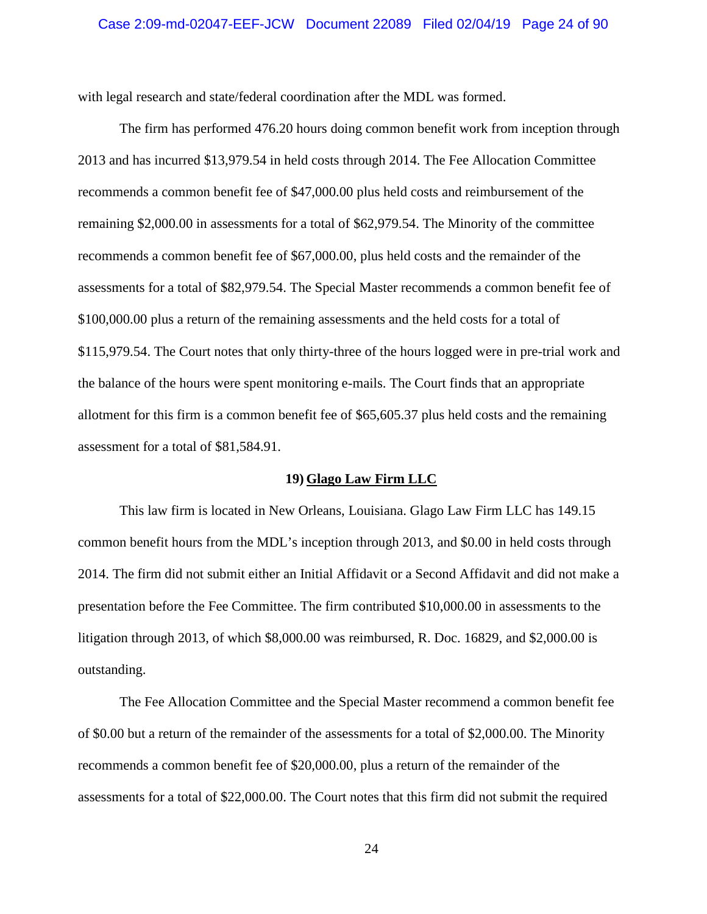with legal research and state/federal coordination after the MDL was formed.

The firm has performed 476.20 hours doing common benefit work from inception through 2013 and has incurred $13,979.54 in held costs through 2014. The Fee Allocation Committee recommends a common benefit fee of $47,000.00 plus held costs and reimbursement of the remaining $2,000.00 in assessments for a total of $62,979.54. The Minority of the committee recommends a common benefit fee of $67,000.00, plus held costs and the remainder of the assessments for a total of $82,979.54. The Special Master recommends a common benefit fee of $100,000.00 plus a return of the remaining assessments and the held costs for a total of $115,979.54. The Court notes that only thirty-three of the hours logged were in pre-trial work and the balance of the hours were spent monitoring e-mails. The Court finds that an appropriate allotment for this firm is a common benefit fee of $65,605.37 plus held costs and the remaining assessment for a total of $81,584.91.

### 19) Glago Law Firm LLC

This law firm is located in New Orleans, Louisiana. Glago Law Firm LLC has 149.15 common benefit hours from the MDL's inception through 2013, and $0.00 in held costs through 2014. The firm did not submit either an Initial Affidavit or a Second Affidavit and did not make a presentation before the Fee Committee. The firm contributed $10,000.00 in assessments to the litigation through 2013, of which $8,000.00 was reimbursed, R. Doc. 16829, and $2,000.00 is outstanding.

The Fee Allocation Committee and the Special Master recommend a common benefit fee of $0.00 but a return of the remainder of the assessments for a total of $2,000.00. The Minority recommends a common benefit fee of $20,000.00, plus a return of the remainder of the assessments for a total of $22,000.00. The Court notes that this firm did not submit the required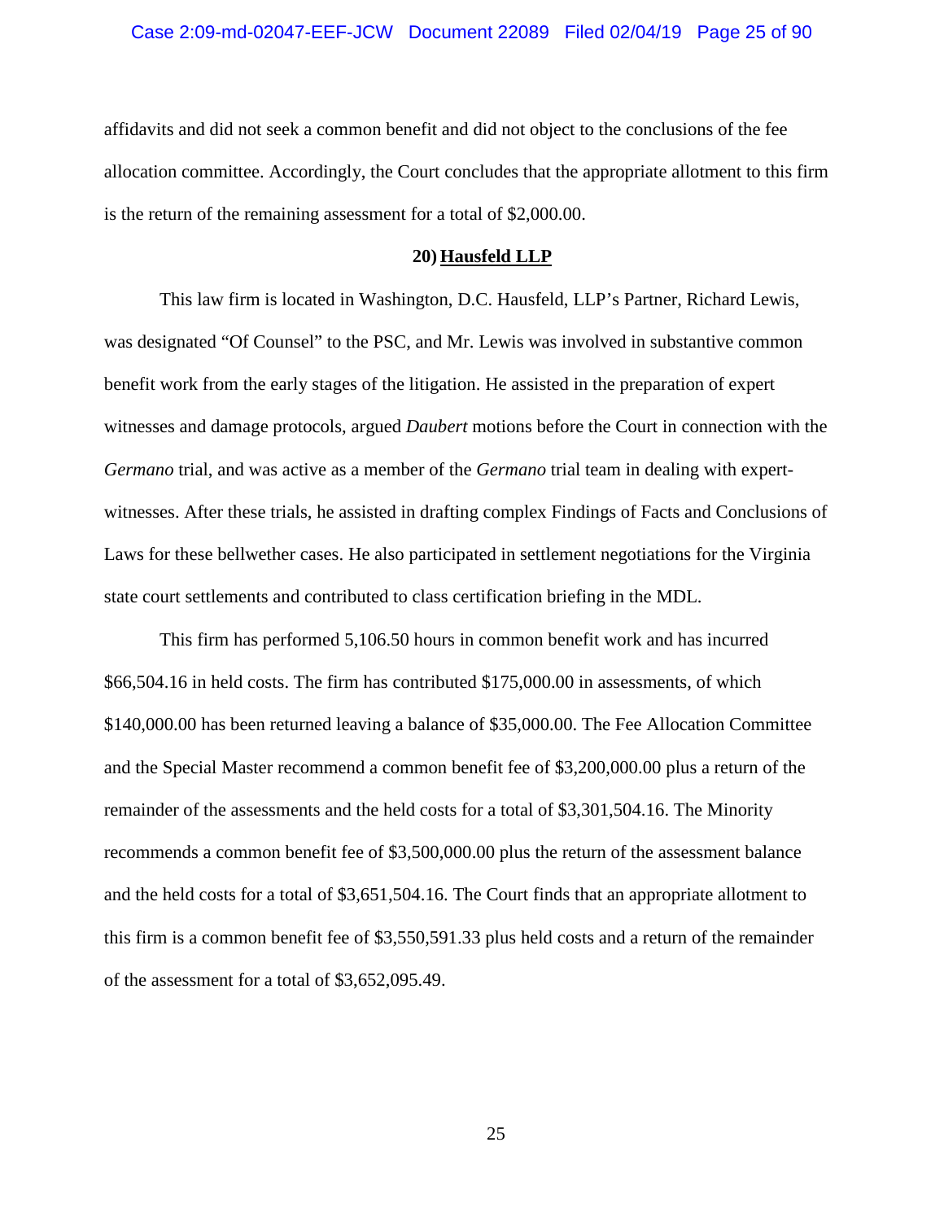affidavits and did not seek a common benefit and did not object to the conclusions of the fee allocation committee. Accordingly, the Court concludes that the appropriate allotment to this firm is the return of the remaining assessment for a total of $2,000.00.

### 20) Hausfeld LLP

This law firm is located in Washington, D.C. Hausfeld, LLP's Partner, Richard Lewis, was designated "Of Counsel" to the PSC, and Mr. Lewis was involved in substantive common benefit work from the early stages of the litigation. He assisted in the preparation of expert witnesses and damage protocols, argued *Daubert* motions before the Court in connection with the *Germano* trial, and was active as a member of the *Germano* trial team in dealing with expert-witnesses. After these trials, he assisted in drafting complex Findings of Facts and Conclusions of Laws for these bellwether cases. He also participated in settlement negotiations for the Virginia state court settlements and contributed to class certification briefing in the MDL.

This firm has performed 5,106.50 hours in common benefit work and has incurred $66,504.16 in held costs. The firm has contributed $175,000.00 in assessments, of which $140,000.00 has been returned leaving a balance of $35,000.00. The Fee Allocation Committee and the Special Master recommend a common benefit fee of $3,200,000.00 plus a return of the remainder of the assessments and the held costs for a total of $3,301,504.16. The Minority recommends a common benefit fee of $3,500,000.00 plus the return of the assessment balance and the held costs for a total of $3,651,504.16. The Court finds that an appropriate allotment to this firm is a common benefit fee of $3,550,591.33 plus held costs and a return of the remainder of the assessment for a total of $3,652,095.49.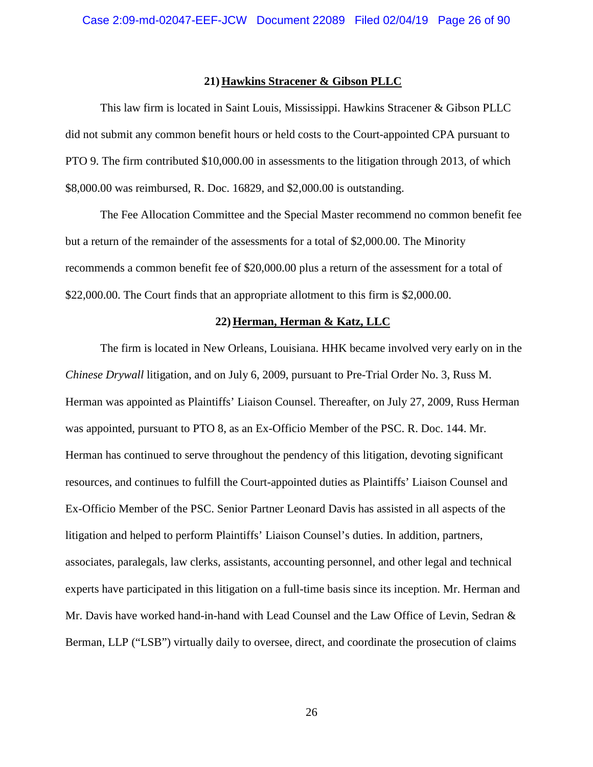### 21) Hawkins Stracener & Gibson PLLC

This law firm is located in Saint Louis, Mississippi. Hawkins Stracener & Gibson PLLC did not submit any common benefit hours or held costs to the Court-appointed CPA pursuant to PTO 9. The firm contributed $10,000.00 in assessments to the litigation through 2013, of which $8,000.00 was reimbursed, R. Doc. 16829, and $2,000.00 is outstanding.

The Fee Allocation Committee and the Special Master recommend no common benefit fee but a return of the remainder of the assessments for a total of $2,000.00. The Minority recommends a common benefit fee of $20,000.00 plus a return of the assessment for a total of $22,000.00. The Court finds that an appropriate allotment to this firm is $2,000.00.

### 22) Herman, Herman & Katz, LLC

The firm is located in New Orleans, Louisiana. HHK became involved very early on in the *Chinese Drywall* litigation, and on July 6, 2009, pursuant to Pre-Trial Order No. 3, Russ M. Herman was appointed as Plaintiffs' Liaison Counsel. Thereafter, on July 27, 2009, Russ Herman was appointed, pursuant to PTO 8, as an Ex-Officio Member of the PSC. R. Doc. 144. Mr. Herman has continued to serve throughout the pendency of this litigation, devoting significant resources, and continues to fulfill the Court-appointed duties as Plaintiffs' Liaison Counsel and Ex-Officio Member of the PSC. Senior Partner Leonard Davis has assisted in all aspects of the litigation and helped to perform Plaintiffs' Liaison Counsel's duties. In addition, partners, associates, paralegals, law clerks, assistants, accounting personnel, and other legal and technical experts have participated in this litigation on a full-time basis since its inception. Mr. Herman and Mr. Davis have worked hand-in-hand with Lead Counsel and the Law Office of Levin, Sedran & Berman, LLP ("LSB") virtually daily to oversee, direct, and coordinate the prosecution of claims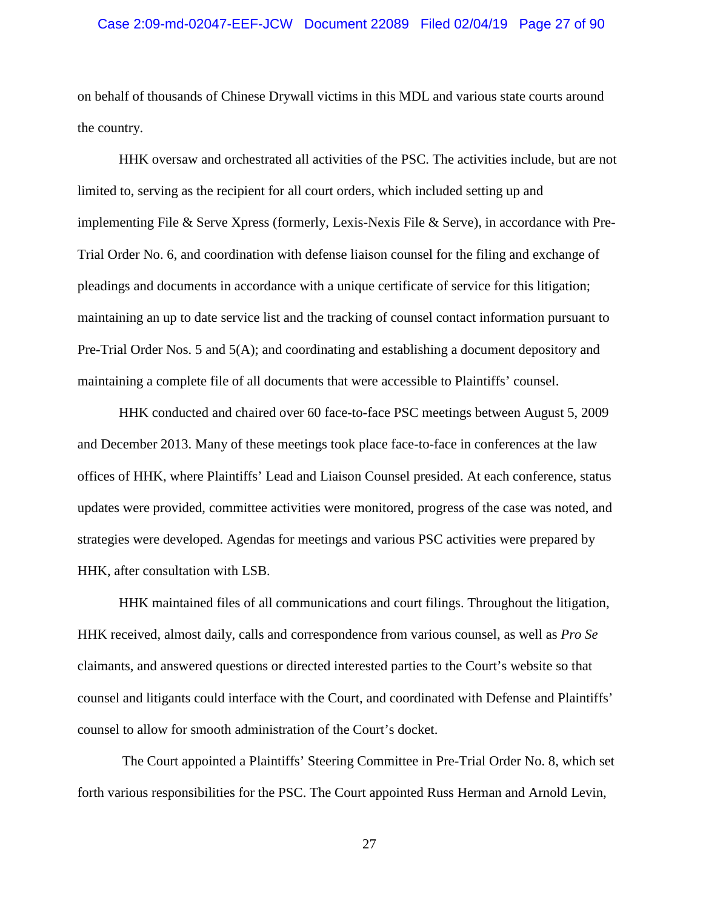on behalf of thousands of Chinese Drywall victims in this MDL and various state courts around the country.

HHK oversaw and orchestrated all activities of the PSC. The activities include, but are not limited to, serving as the recipient for all court orders, which included setting up and implementing File & Serve Xpress (formerly, Lexis-Nexis File & Serve), in accordance with Pre-Trial Order No. 6, and coordination with defense liaison counsel for the filing and exchange of pleadings and documents in accordance with a unique certificate of service for this litigation; maintaining an up to date service list and the tracking of counsel contact information pursuant to Pre-Trial Order Nos. 5 and 5(A); and coordinating and establishing a document depository and maintaining a complete file of all documents that were accessible to Plaintiffs' counsel.

HHK conducted and chaired over 60 face-to-face PSC meetings between August 5, 2009 and December 2013. Many of these meetings took place face-to-face in conferences at the law offices of HHK, where Plaintiffs' Lead and Liaison Counsel presided. At each conference, status updates were provided, committee activities were monitored, progress of the case was noted, and strategies were developed. Agendas for meetings and various PSC activities were prepared by HHK, after consultation with LSB.

HHK maintained files of all communications and court filings. Throughout the litigation, HHK received, almost daily, calls and correspondence from various counsel, as well as *Pro Se* claimants, and answered questions or directed interested parties to the Court's website so that counsel and litigants could interface with the Court, and coordinated with Defense and Plaintiffs' counsel to allow for smooth administration of the Court's docket.

The Court appointed a Plaintiffs' Steering Committee in Pre-Trial Order No. 8, which set forth various responsibilities for the PSC. The Court appointed Russ Herman and Arnold Levin,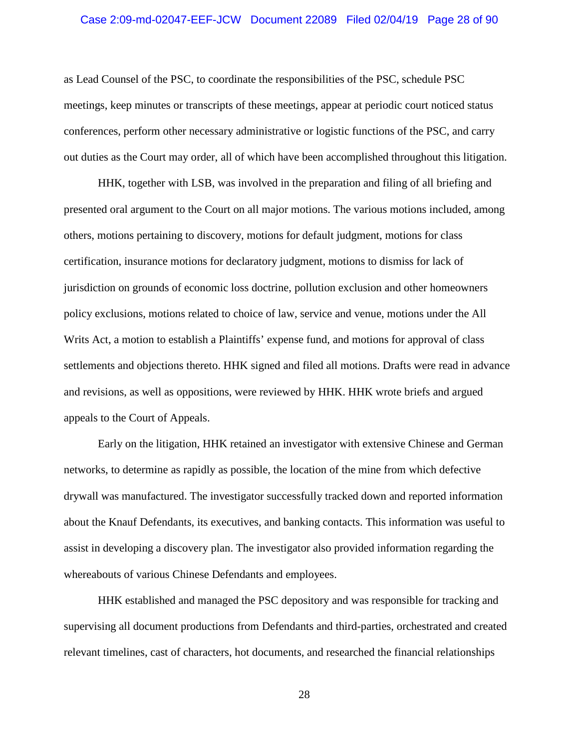as Lead Counsel of the PSC, to coordinate the responsibilities of the PSC, schedule PSC meetings, keep minutes or transcripts of these meetings, appear at periodic court noticed status conferences, perform other necessary administrative or logistic functions of the PSC, and carry out duties as the Court may order, all of which have been accomplished throughout this litigation.

HHK, together with LSB, was involved in the preparation and filing of all briefing and presented oral argument to the Court on all major motions. The various motions included, among others, motions pertaining to discovery, motions for default judgment, motions for class certification, insurance motions for declaratory judgment, motions to dismiss for lack of jurisdiction on grounds of economic loss doctrine, pollution exclusion and other homeowners policy exclusions, motions related to choice of law, service and venue, motions under the All Writs Act, a motion to establish a Plaintiffs' expense fund, and motions for approval of class settlements and objections thereto. HHK signed and filed all motions. Drafts were read in advance and revisions, as well as oppositions, were reviewed by HHK. HHK wrote briefs and argued appeals to the Court of Appeals.

Early on the litigation, HHK retained an investigator with extensive Chinese and German networks, to determine as rapidly as possible, the location of the mine from which defective drywall was manufactured. The investigator successfully tracked down and reported information about the Knauf Defendants, its executives, and banking contacts. This information was useful to assist in developing a discovery plan. The investigator also provided information regarding the whereabouts of various Chinese Defendants and employees.

HHK established and managed the PSC depository and was responsible for tracking and supervising all document productions from Defendants and third-parties, orchestrated and created relevant timelines, cast of characters, hot documents, and researched the financial relationships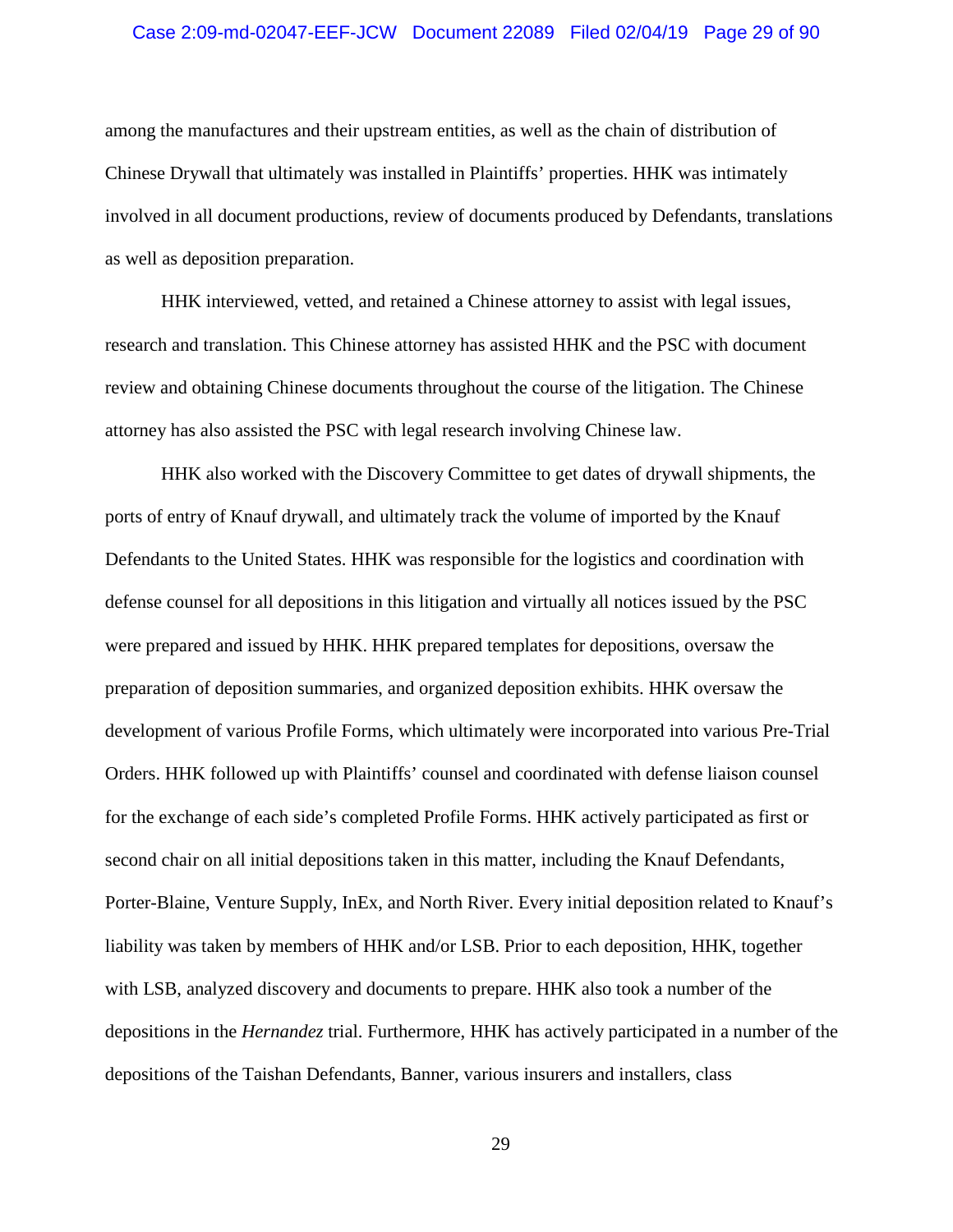among the manufactures and their upstream entities, as well as the chain of distribution of Chinese Drywall that ultimately was installed in Plaintiffs' properties. HHK was intimately involved in all document productions, review of documents produced by Defendants, translations as well as deposition preparation.

HHK interviewed, vetted, and retained a Chinese attorney to assist with legal issues, research and translation. This Chinese attorney has assisted HHK and the PSC with document review and obtaining Chinese documents throughout the course of the litigation. The Chinese attorney has also assisted the PSC with legal research involving Chinese law.

HHK also worked with the Discovery Committee to get dates of drywall shipments, the ports of entry of Knauf drywall, and ultimately track the volume of imported by the Knauf Defendants to the United States. HHK was responsible for the logistics and coordination with defense counsel for all depositions in this litigation and virtually all notices issued by the PSC were prepared and issued by HHK. HHK prepared templates for depositions, oversaw the preparation of deposition summaries, and organized deposition exhibits. HHK oversaw the development of various Profile Forms, which ultimately were incorporated into various Pre-Trial Orders. HHK followed up with Plaintiffs' counsel and coordinated with defense liaison counsel for the exchange of each side's completed Profile Forms. HHK actively participated as first or second chair on all initial depositions taken in this matter, including the Knauf Defendants, Porter-Blaine, Venture Supply, InEx, and North River. Every initial deposition related to Knauf's liability was taken by members of HHK and/or LSB. Prior to each deposition, HHK, together with LSB, analyzed discovery and documents to prepare. HHK also took a number of the depositions in the *Hernandez* trial. Furthermore, HHK has actively participated in a number of the depositions of the Taishan Defendants, Banner, various insurers and installers, class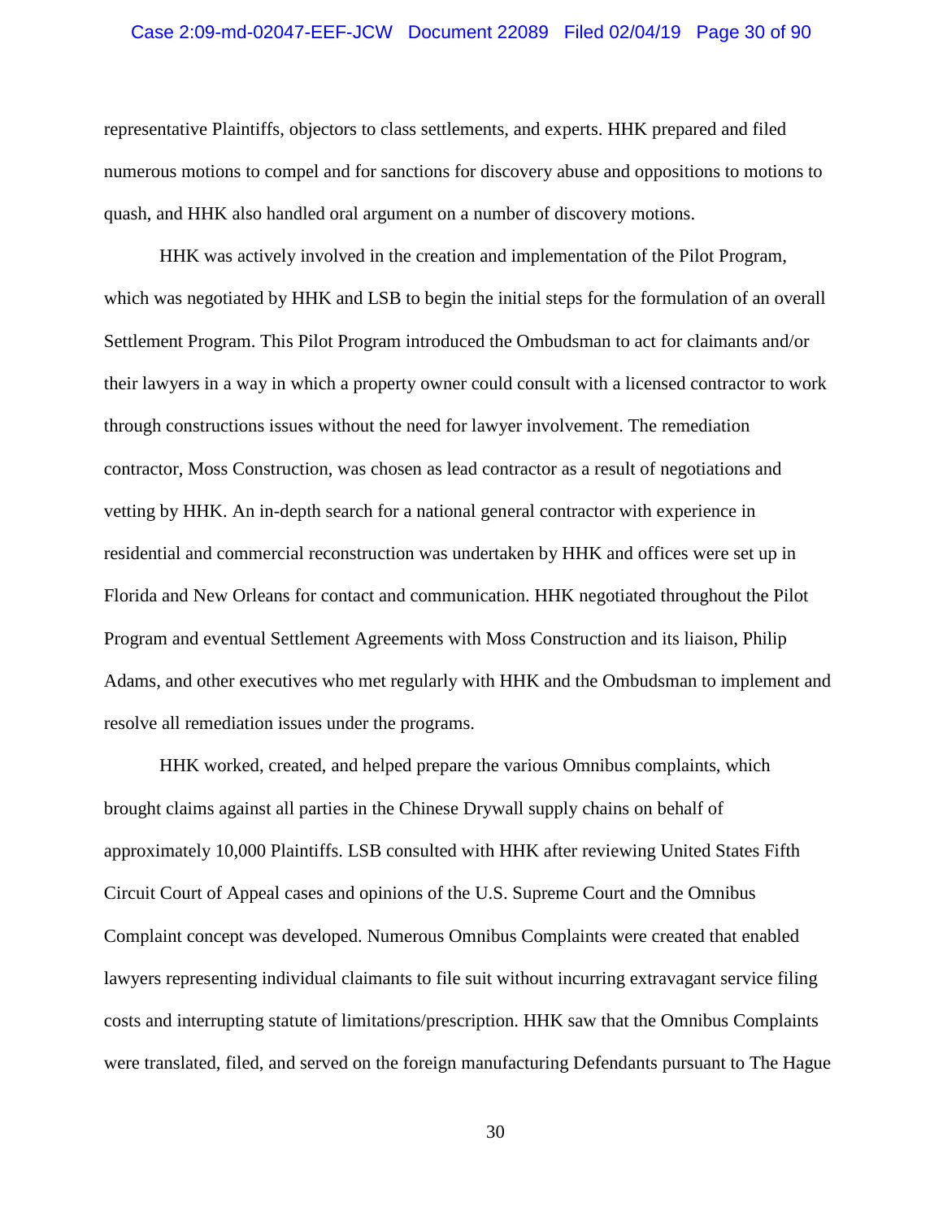representative Plaintiffs, objectors to class settlements, and experts. HHK prepared and filed numerous motions to compel and for sanctions for discovery abuse and oppositions to motions to quash, and HHK also handled oral argument on a number of discovery motions.

HHK was actively involved in the creation and implementation of the Pilot Program, which was negotiated by HHK and LSB to begin the initial steps for the formulation of an overall Settlement Program. This Pilot Program introduced the Ombudsman to act for claimants and/or their lawyers in a way in which a property owner could consult with a licensed contractor to work through constructions issues without the need for lawyer involvement. The remediation contractor, Moss Construction, was chosen as lead contractor as a result of negotiations and vetting by HHK. An in-depth search for a national general contractor with experience in residential and commercial reconstruction was undertaken by HHK and offices were set up in Florida and New Orleans for contact and communication. HHK negotiated throughout the Pilot Program and eventual Settlement Agreements with Moss Construction and its liaison, Philip Adams, and other executives who met regularly with HHK and the Ombudsman to implement and resolve all remediation issues under the programs.

HHK worked, created, and helped prepare the various Omnibus complaints, which brought claims against all parties in the Chinese Drywall supply chains on behalf of approximately 10,000 Plaintiffs. LSB consulted with HHK after reviewing United States Fifth Circuit Court of Appeal cases and opinions of the U.S. Supreme Court and the Omnibus Complaint concept was developed. Numerous Omnibus Complaints were created that enabled lawyers representing individual claimants to file suit without incurring extravagant service filing costs and interrupting statute of limitations/prescription. HHK saw that the Omnibus Complaints were translated, filed, and served on the foreign manufacturing Defendants pursuant to The Hague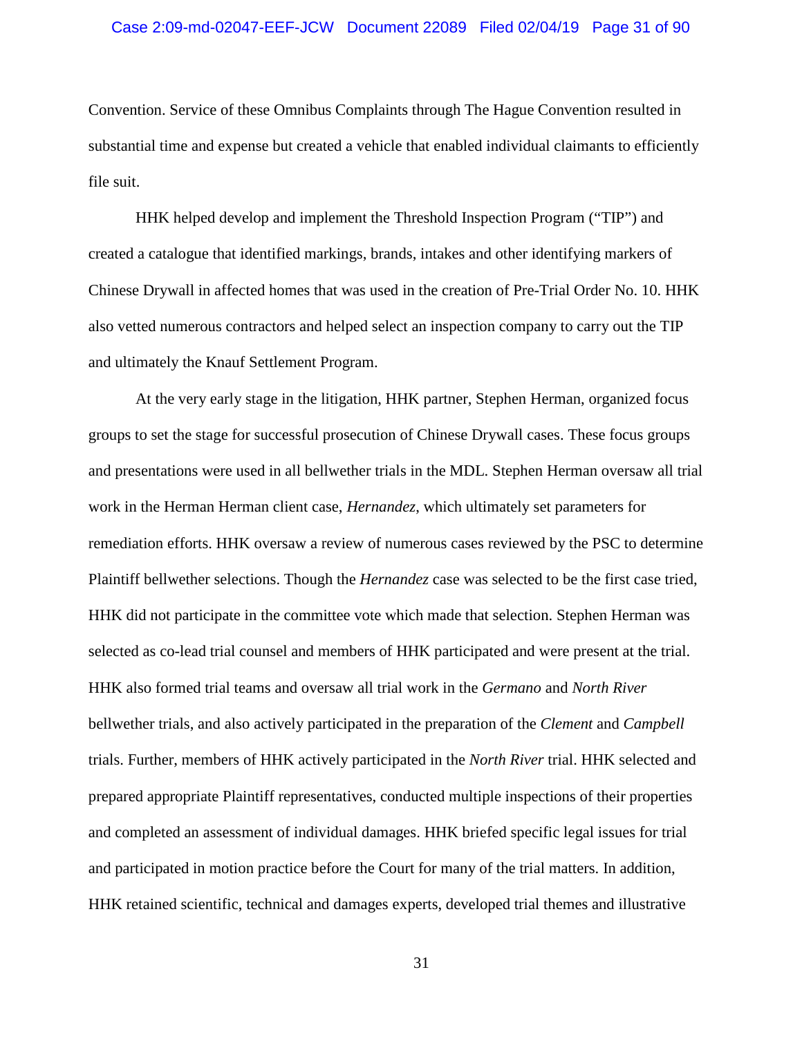Convention. Service of these Omnibus Complaints through The Hague Convention resulted in substantial time and expense but created a vehicle that enabled individual claimants to efficiently file suit.

HHK helped develop and implement the Threshold Inspection Program ("TIP") and created a catalogue that identified markings, brands, intakes and other identifying markers of Chinese Drywall in affected homes that was used in the creation of Pre-Trial Order No. 10. HHK also vetted numerous contractors and helped select an inspection company to carry out the TIP and ultimately the Knauf Settlement Program.

At the very early stage in the litigation, HHK partner, Stephen Herman, organized focus groups to set the stage for successful prosecution of Chinese Drywall cases. These focus groups and presentations were used in all bellwether trials in the MDL. Stephen Herman oversaw all trial work in the Herman Herman client case, *Hernandez*, which ultimately set parameters for remediation efforts. HHK oversaw a review of numerous cases reviewed by the PSC to determine Plaintiff bellwether selections. Though the *Hernandez* case was selected to be the first case tried, HHK did not participate in the committee vote which made that selection. Stephen Herman was selected as co-lead trial counsel and members of HHK participated and were present at the trial. HHK also formed trial teams and oversaw all trial work in the *Germano* and *North River* bellwether trials, and also actively participated in the preparation of the *Clement* and *Campbell* trials. Further, members of HHK actively participated in the *North River* trial. HHK selected and prepared appropriate Plaintiff representatives, conducted multiple inspections of their properties and completed an assessment of individual damages. HHK briefed specific legal issues for trial and participated in motion practice before the Court for many of the trial matters. In addition, HHK retained scientific, technical and damages experts, developed trial themes and illustrative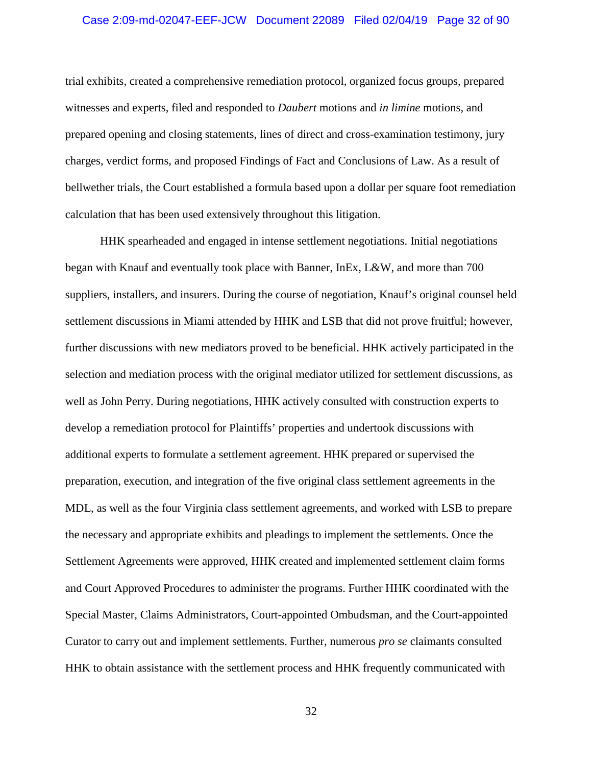trial exhibits, created a comprehensive remediation protocol, organized focus groups, prepared witnesses and experts, filed and responded to *Daubert* motions and *in limine* motions, and prepared opening and closing statements, lines of direct and cross-examination testimony, jury charges, verdict forms, and proposed Findings of Fact and Conclusions of Law. As a result of bellwether trials, the Court established a formula based upon a dollar per square foot remediation calculation that has been used extensively throughout this litigation.

HHK spearheaded and engaged in intense settlement negotiations. Initial negotiations began with Knauf and eventually took place with Banner, InEx, L&W, and more than 700 suppliers, installers, and insurers. During the course of negotiation, Knauf's original counsel held settlement discussions in Miami attended by HHK and LSB that did not prove fruitful; however, further discussions with new mediators proved to be beneficial. HHK actively participated in the selection and mediation process with the original mediator utilized for settlement discussions, as well as John Perry. During negotiations, HHK actively consulted with construction experts to develop a remediation protocol for Plaintiffs' properties and undertook discussions with additional experts to formulate a settlement agreement. HHK prepared or supervised the preparation, execution, and integration of the five original class settlement agreements in the MDL, as well as the four Virginia class settlement agreements, and worked with LSB to prepare the necessary and appropriate exhibits and pleadings to implement the settlements. Once the Settlement Agreements were approved, HHK created and implemented settlement claim forms and Court Approved Procedures to administer the programs. Further HHK coordinated with the Special Master, Claims Administrators, Court-appointed Ombudsman, and the Court-appointed Curator to carry out and implement settlements. Further, numerous *pro se* claimants consulted HHK to obtain assistance with the settlement process and HHK frequently communicated with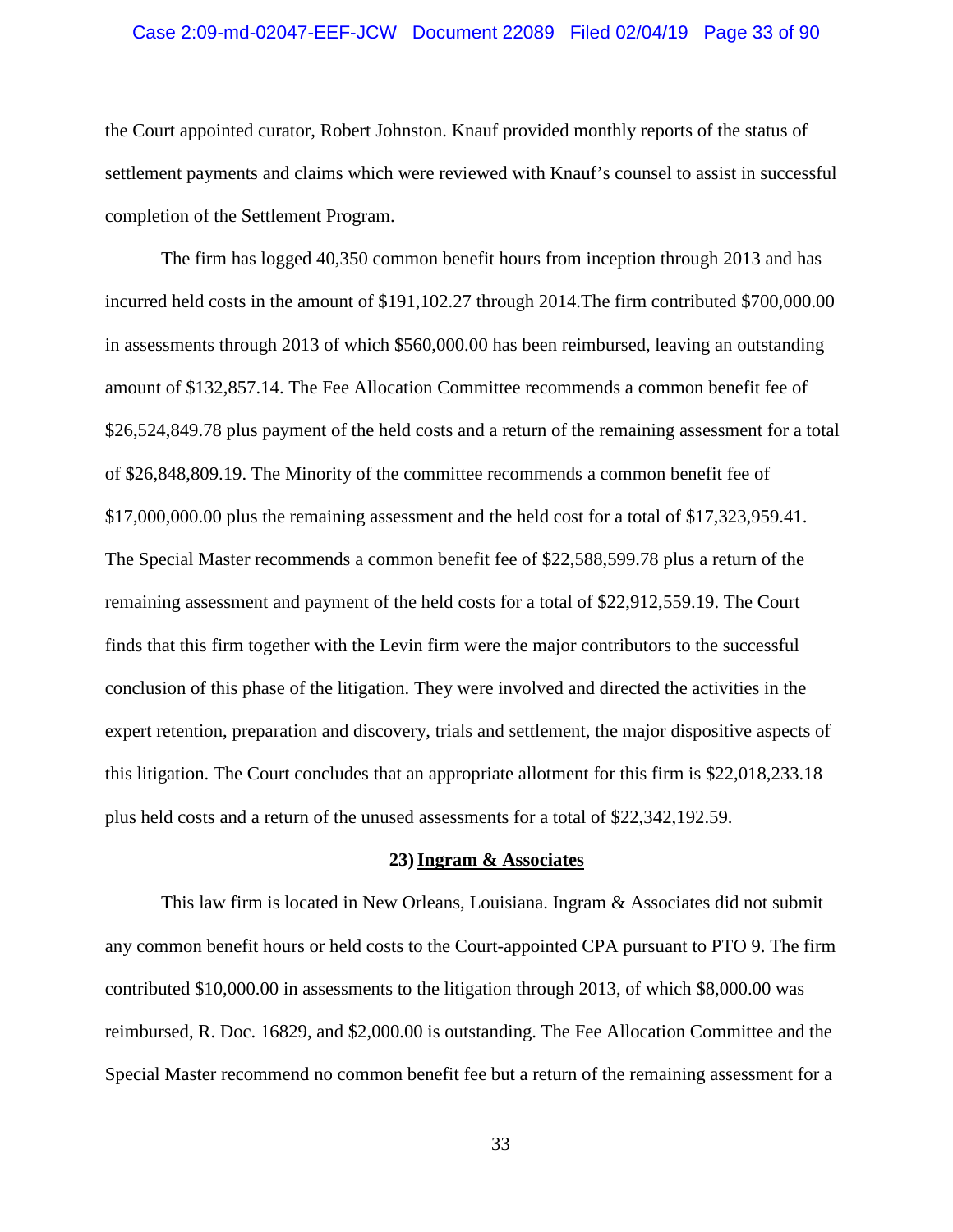the Court appointed curator, Robert Johnston. Knauf provided monthly reports of the status of settlement payments and claims which were reviewed with Knauf's counsel to assist in successful completion of the Settlement Program.

The firm has logged 40,350 common benefit hours from inception through 2013 and has incurred held costs in the amount of $191,102.27 through 2014.The firm contributed $700,000.00 in assessments through 2013 of which $560,000.00 has been reimbursed, leaving an outstanding amount of $132,857.14. The Fee Allocation Committee recommends a common benefit fee of $26,524,849.78 plus payment of the held costs and a return of the remaining assessment for a total of $26,848,809.19. The Minority of the committee recommends a common benefit fee of $17,000,000.00 plus the remaining assessment and the held cost for a total of $17,323,959.41. The Special Master recommends a common benefit fee of $22,588,599.78 plus a return of the remaining assessment and payment of the held costs for a total of $22,912,559.19. The Court finds that this firm together with the Levin firm were the major contributors to the successful conclusion of this phase of the litigation. They were involved and directed the activities in the expert retention, preparation and discovery, trials and settlement, the major dispositive aspects of this litigation. The Court concludes that an appropriate allotment for this firm is $22,018,233.18 plus held costs and a return of the unused assessments for a total of $22,342,192.59.

**23) Ingram & Associates**

This law firm is located in New Orleans, Louisiana. Ingram & Associates did not submit any common benefit hours or held costs to the Court-appointed CPA pursuant to PTO 9. The firm contributed $10,000.00 in assessments to the litigation through 2013, of which $8,000.00 was reimbursed, R. Doc. 16829, and $2,000.00 is outstanding. The Fee Allocation Committee and the Special Master recommend no common benefit fee but a return of the remaining assessment for a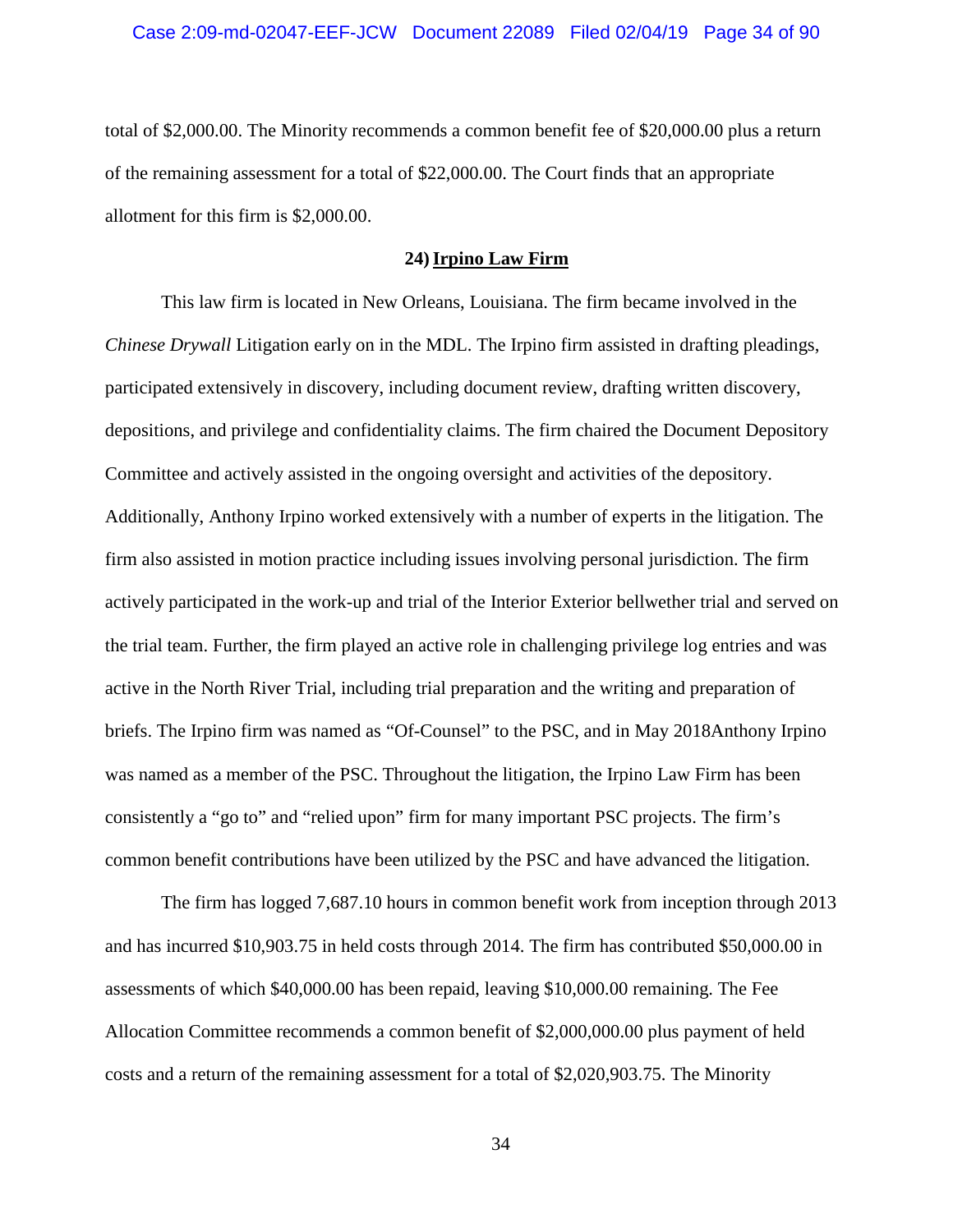total of $2,000.00. The Minority recommends a common benefit fee of $20,000.00 plus a return of the remaining assessment for a total of $22,000.00. The Court finds that an appropriate allotment for this firm is $2,000.00.

### 24) Irpino Law Firm

This law firm is located in New Orleans, Louisiana. The firm became involved in the *Chinese Drywall* Litigation early on in the MDL. The Irpino firm assisted in drafting pleadings, participated extensively in discovery, including document review, drafting written discovery, depositions, and privilege and confidentiality claims. The firm chaired the Document Depository Committee and actively assisted in the ongoing oversight and activities of the depository. Additionally, Anthony Irpino worked extensively with a number of experts in the litigation. The firm also assisted in motion practice including issues involving personal jurisdiction. The firm actively participated in the work-up and trial of the Interior Exterior bellwether trial and served on the trial team. Further, the firm played an active role in challenging privilege log entries and was active in the North River Trial, including trial preparation and the writing and preparation of briefs. The Irpino firm was named as "Of-Counsel" to the PSC, and in May 2018Anthony Irpino was named as a member of the PSC. Throughout the litigation, the Irpino Law Firm has been consistently a "go to" and "relied upon" firm for many important PSC projects. The firm's common benefit contributions have been utilized by the PSC and have advanced the litigation.

The firm has logged 7,687.10 hours in common benefit work from inception through 2013 and has incurred $10,903.75 in held costs through 2014. The firm has contributed $50,000.00 in assessments of which $40,000.00 has been repaid, leaving $10,000.00 remaining. The Fee Allocation Committee recommends a common benefit of $2,000,000.00 plus payment of held costs and a return of the remaining assessment for a total of $2,020,903.75. The Minority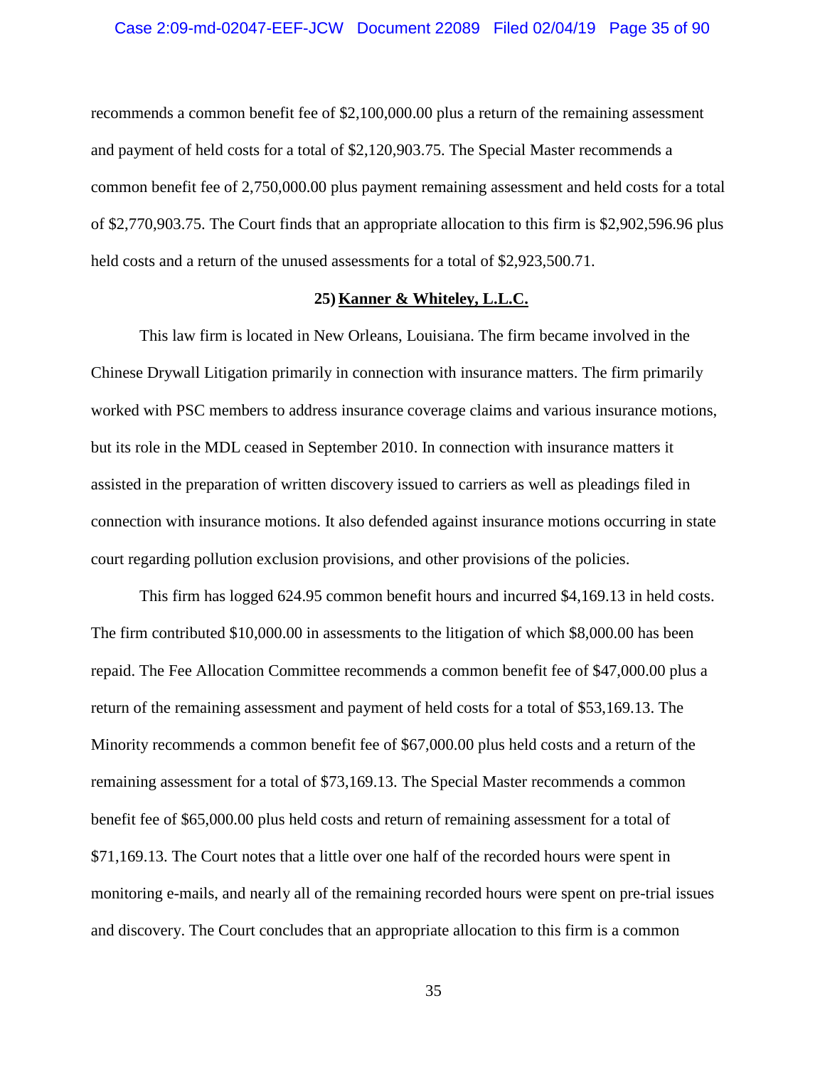recommends a common benefit fee of $2,100,000.00 plus a return of the remaining assessment and payment of held costs for a total of $2,120,903.75. The Special Master recommends a common benefit fee of 2,750,000.00 plus payment remaining assessment and held costs for a total of $2,770,903.75. The Court finds that an appropriate allocation to this firm is $2,902,596.96 plus held costs and a return of the unused assessments for a total of $2,923,500.71.

**25) Kanner & Whiteley, L.L.C.**

This law firm is located in New Orleans, Louisiana. The firm became involved in the Chinese Drywall Litigation primarily in connection with insurance matters. The firm primarily worked with PSC members to address insurance coverage claims and various insurance motions, but its role in the MDL ceased in September 2010. In connection with insurance matters it assisted in the preparation of written discovery issued to carriers as well as pleadings filed in connection with insurance motions. It also defended against insurance motions occurring in state court regarding pollution exclusion provisions, and other provisions of the policies.

This firm has logged 624.95 common benefit hours and incurred $4,169.13 in held costs. The firm contributed $10,000.00 in assessments to the litigation of which $8,000.00 has been repaid. The Fee Allocation Committee recommends a common benefit fee of $47,000.00 plus a return of the remaining assessment and payment of held costs for a total of $53,169.13. The Minority recommends a common benefit fee of $67,000.00 plus held costs and a return of the remaining assessment for a total of $73,169.13. The Special Master recommends a common benefit fee of $65,000.00 plus held costs and return of remaining assessment for a total of $71,169.13. The Court notes that a little over one half of the recorded hours were spent in monitoring e-mails, and nearly all of the remaining recorded hours were spent on pre-trial issues and discovery. The Court concludes that an appropriate allocation to this firm is a common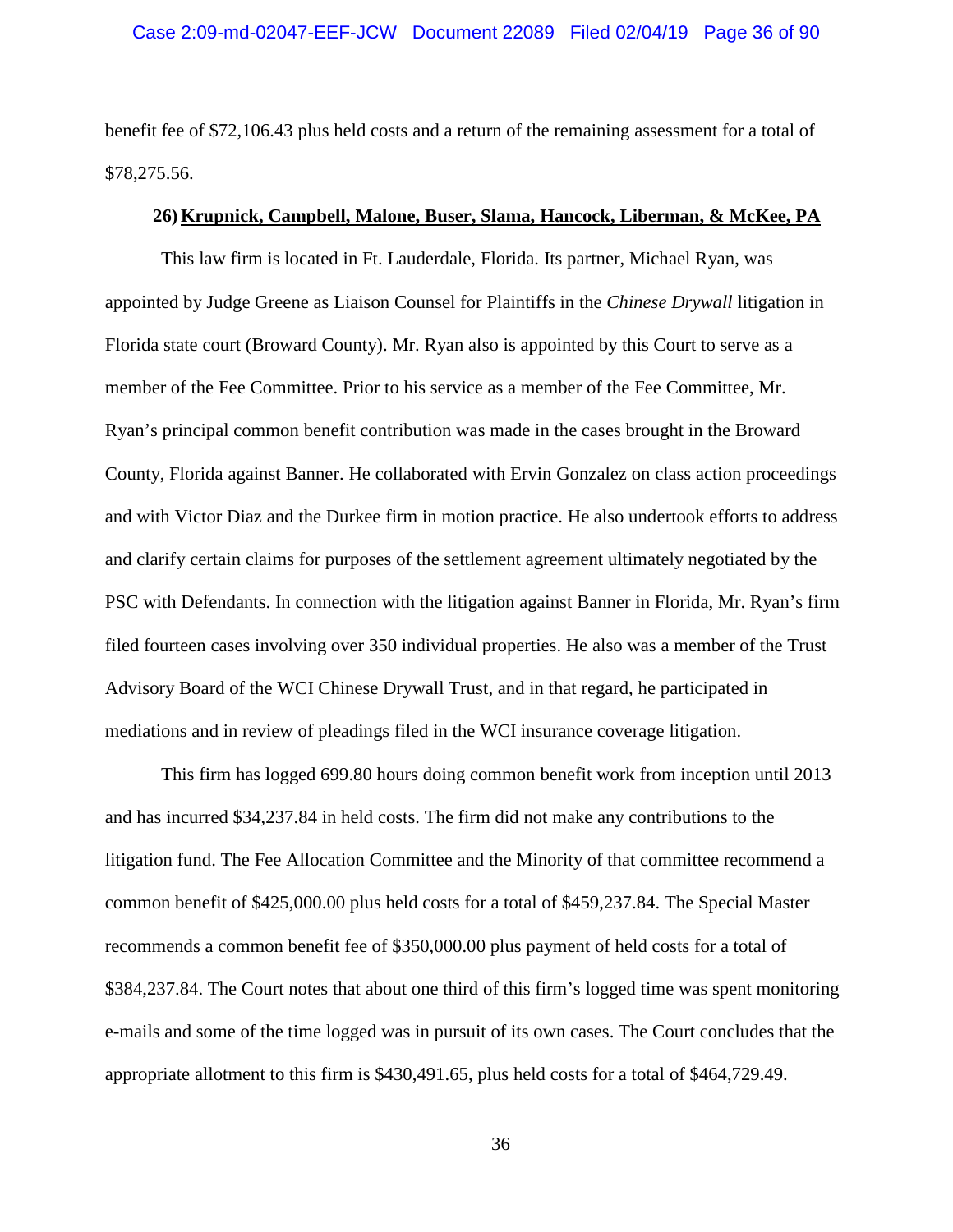benefit fee of $72,106.43 plus held costs and a return of the remaining assessment for a total of $78,275.56.

**26) Krupnick, Campbell, Malone, Buser, Slama, Hancock, Liberman, & McKee, PA**

This law firm is located in Ft. Lauderdale, Florida. Its partner, Michael Ryan, was appointed by Judge Greene as Liaison Counsel for Plaintiffs in the *Chinese Drywall* litigation in Florida state court (Broward County). Mr. Ryan also is appointed by this Court to serve as a member of the Fee Committee. Prior to his service as a member of the Fee Committee, Mr. Ryan's principal common benefit contribution was made in the cases brought in the Broward County, Florida against Banner. He collaborated with Ervin Gonzalez on class action proceedings and with Victor Diaz and the Durkee firm in motion practice. He also undertook efforts to address and clarify certain claims for purposes of the settlement agreement ultimately negotiated by the PSC with Defendants. In connection with the litigation against Banner in Florida, Mr. Ryan's firm filed fourteen cases involving over 350 individual properties. He also was a member of the Trust Advisory Board of the WCI Chinese Drywall Trust, and in that regard, he participated in mediations and in review of pleadings filed in the WCI insurance coverage litigation.

This firm has logged 699.80 hours doing common benefit work from inception until 2013 and has incurred $34,237.84 in held costs. The firm did not make any contributions to the litigation fund. The Fee Allocation Committee and the Minority of that committee recommend a common benefit of $425,000.00 plus held costs for a total of $459,237.84. The Special Master recommends a common benefit fee of $350,000.00 plus payment of held costs for a total of $384,237.84. The Court notes that about one third of this firm's logged time was spent monitoring e-mails and some of the time logged was in pursuit of its own cases. The Court concludes that the appropriate allotment to this firm is $430,491.65, plus held costs for a total of $464,729.49.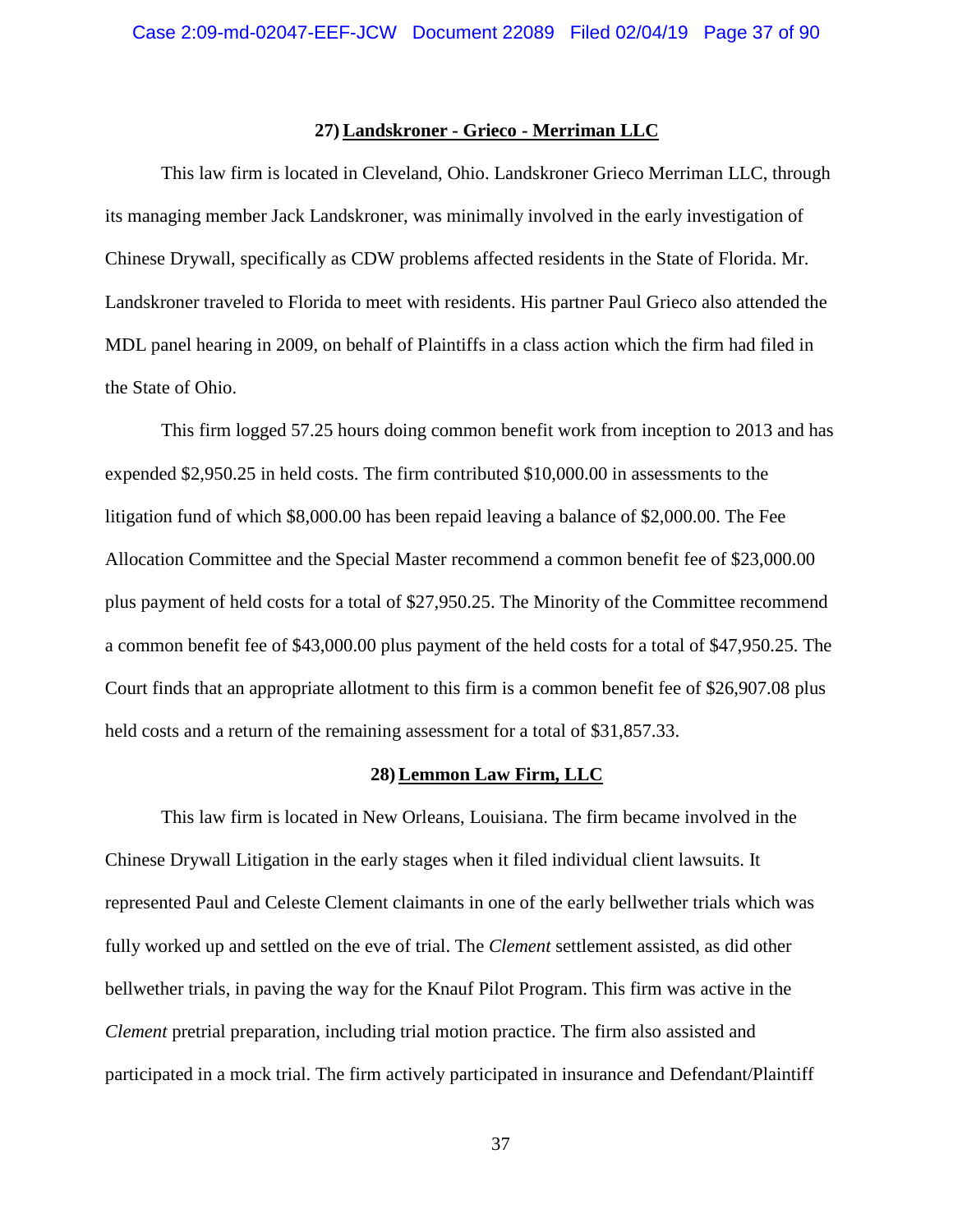**27) Landskroner - Grieco - Merriman LLC**

This law firm is located in Cleveland, Ohio. Landskroner Grieco Merriman LLC, through its managing member Jack Landskroner, was minimally involved in the early investigation of Chinese Drywall, specifically as CDW problems affected residents in the State of Florida. Mr. Landskroner traveled to Florida to meet with residents. His partner Paul Grieco also attended the MDL panel hearing in 2009, on behalf of Plaintiffs in a class action which the firm had filed in the State of Ohio.

This firm logged 57.25 hours doing common benefit work from inception to 2013 and has expended $2,950.25 in held costs. The firm contributed $10,000.00 in assessments to the litigation fund of which $8,000.00 has been repaid leaving a balance of $2,000.00. The Fee Allocation Committee and the Special Master recommend a common benefit fee of $23,000.00 plus payment of held costs for a total of $27,950.25. The Minority of the Committee recommend a common benefit fee of $43,000.00 plus payment of the held costs for a total of $47,950.25. The Court finds that an appropriate allotment to this firm is a common benefit fee of $26,907.08 plus held costs and a return of the remaining assessment for a total of $31,857.33.

**28) Lemmon Law Firm, LLC**

This law firm is located in New Orleans, Louisiana. The firm became involved in the Chinese Drywall Litigation in the early stages when it filed individual client lawsuits. It represented Paul and Celeste Clement claimants in one of the early bellwether trials which was fully worked up and settled on the eve of trial. The *Clement* settlement assisted, as did other bellwether trials, in paving the way for the Knauf Pilot Program. This firm was active in the *Clement* pretrial preparation, including trial motion practice. The firm also assisted and participated in a mock trial. The firm actively participated in insurance and Defendant/Plaintiff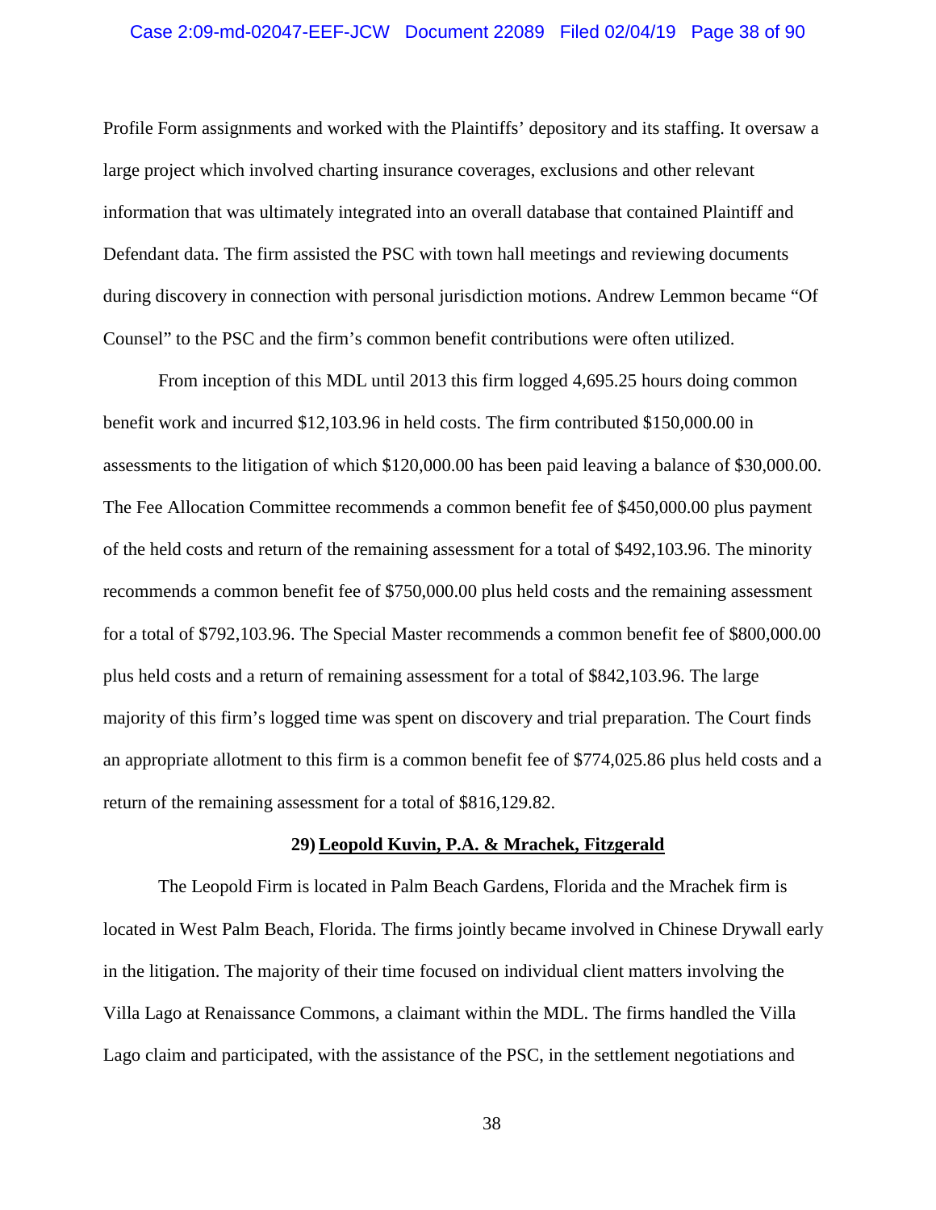Profile Form assignments and worked with the Plaintiffs' depository and its staffing. It oversaw a large project which involved charting insurance coverages, exclusions and other relevant information that was ultimately integrated into an overall database that contained Plaintiff and Defendant data. The firm assisted the PSC with town hall meetings and reviewing documents during discovery in connection with personal jurisdiction motions. Andrew Lemmon became "Of Counsel" to the PSC and the firm's common benefit contributions were often utilized.

From inception of this MDL until 2013 this firm logged 4,695.25 hours doing common benefit work and incurred $12,103.96 in held costs. The firm contributed $150,000.00 in assessments to the litigation of which $120,000.00 has been paid leaving a balance of $30,000.00. The Fee Allocation Committee recommends a common benefit fee of $450,000.00 plus payment of the held costs and return of the remaining assessment for a total of $492,103.96. The minority recommends a common benefit fee of $750,000.00 plus held costs and the remaining assessment for a total of $792,103.96. The Special Master recommends a common benefit fee of $800,000.00 plus held costs and a return of remaining assessment for a total of $842,103.96. The large majority of this firm's logged time was spent on discovery and trial preparation. The Court finds an appropriate allotment to this firm is a common benefit fee of $774,025.86 plus held costs and a return of the remaining assessment for a total of $816,129.82.

**29) Leopold Kuvin, P.A. & Mrachek, Fitzgerald**

The Leopold Firm is located in Palm Beach Gardens, Florida and the Mrachek firm is located in West Palm Beach, Florida. The firms jointly became involved in Chinese Drywall early in the litigation. The majority of their time focused on individual client matters involving the Villa Lago at Renaissance Commons, a claimant within the MDL. The firms handled the Villa Lago claim and participated, with the assistance of the PSC, in the settlement negotiations and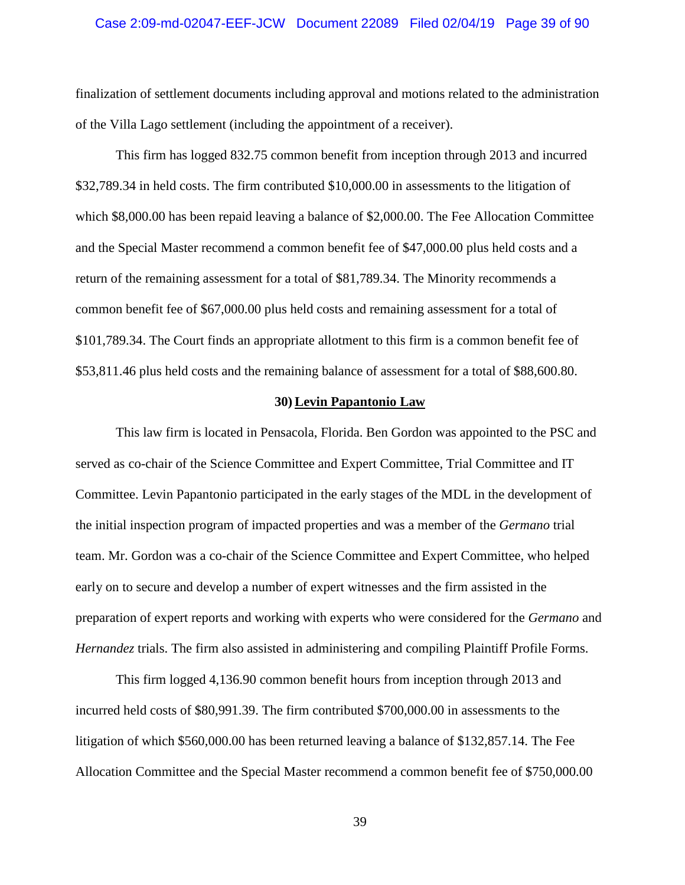finalization of settlement documents including approval and motions related to the administration of the Villa Lago settlement (including the appointment of a receiver).

This firm has logged 832.75 common benefit from inception through 2013 and incurred $32,789.34 in held costs. The firm contributed $10,000.00 in assessments to the litigation of which $8,000.00 has been repaid leaving a balance of $2,000.00. The Fee Allocation Committee and the Special Master recommend a common benefit fee of $47,000.00 plus held costs and a return of the remaining assessment for a total of $81,789.34. The Minority recommends a common benefit fee of $67,000.00 plus held costs and remaining assessment for a total of $101,789.34. The Court finds an appropriate allotment to this firm is a common benefit fee of $53,811.46 plus held costs and the remaining balance of assessment for a total of $88,600.80.

**30) <u>Levin Papantonio Law</u>**

This law firm is located in Pensacola, Florida. Ben Gordon was appointed to the PSC and served as co-chair of the Science Committee and Expert Committee, Trial Committee and IT Committee. Levin Papantonio participated in the early stages of the MDL in the development of the initial inspection program of impacted properties and was a member of the *Germano* trial team. Mr. Gordon was a co-chair of the Science Committee and Expert Committee, who helped early on to secure and develop a number of expert witnesses and the firm assisted in the preparation of expert reports and working with experts who were considered for the *Germano* and *Hernandez* trials. The firm also assisted in administering and compiling Plaintiff Profile Forms.

This firm logged 4,136.90 common benefit hours from inception through 2013 and incurred held costs of $80,991.39. The firm contributed $700,000.00 in assessments to the litigation of which $560,000.00 has been returned leaving a balance of $132,857.14. The Fee Allocation Committee and the Special Master recommend a common benefit fee of $750,000.00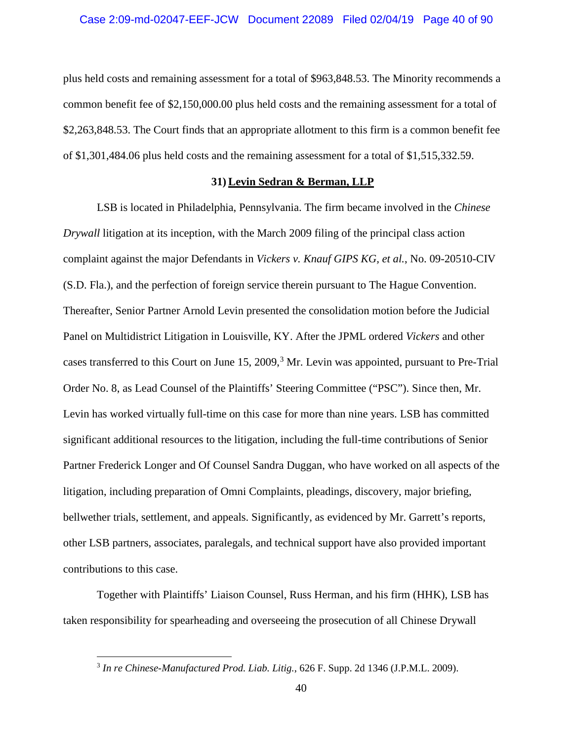plus held costs and remaining assessment for a total of $963,848.53. The Minority recommends a common benefit fee of $2,150,000.00 plus held costs and the remaining assessment for a total of $2,263,848.53. The Court finds that an appropriate allotment to this firm is a common benefit fee of $1,301,484.06 plus held costs and the remaining assessment for a total of $1,515,332.59.

### 31) <u>Levin Sedran & Berman, LLP</u>

LSB is located in Philadelphia, Pennsylvania. The firm became involved in the *Chinese Drywall* litigation at its inception, with the March 2009 filing of the principal class action complaint against the major Defendants in *Vickers v. Knauf GIPS KG, et al.*, No. 09-20510-CIV (S.D. Fla.), and the perfection of foreign service therein pursuant to The Hague Convention. Thereafter, Senior Partner Arnold Levin presented the consolidation motion before the Judicial Panel on Multidistrict Litigation in Louisville, KY. After the JPML ordered *Vickers* and other cases transferred to this Court on June 15, 2009,[3] Mr. Levin was appointed, pursuant to Pre-Trial Order No. 8, as Lead Counsel of the Plaintiffs' Steering Committee ("PSC"). Since then, Mr. Levin has worked virtually full-time on this case for more than nine years. LSB has committed significant additional resources to the litigation, including the full-time contributions of Senior Partner Frederick Longer and Of Counsel Sandra Duggan, who have worked on all aspects of the litigation, including preparation of Omni Complaints, pleadings, discovery, major briefing, bellwether trials, settlement, and appeals. Significantly, as evidenced by Mr. Garrett's reports, other LSB partners, associates, paralegals, and technical support have also provided important contributions to this case.

Together with Plaintiffs' Liaison Counsel, Russ Herman, and his firm (HHK), LSB has taken responsibility for spearheading and overseeing the prosecution of all Chinese Drywall

---

[3] *In re Chinese-Manufactured Prod. Liab. Litig.*, 626 F. Supp. 2d 1346 (J.P.M.L. 2009).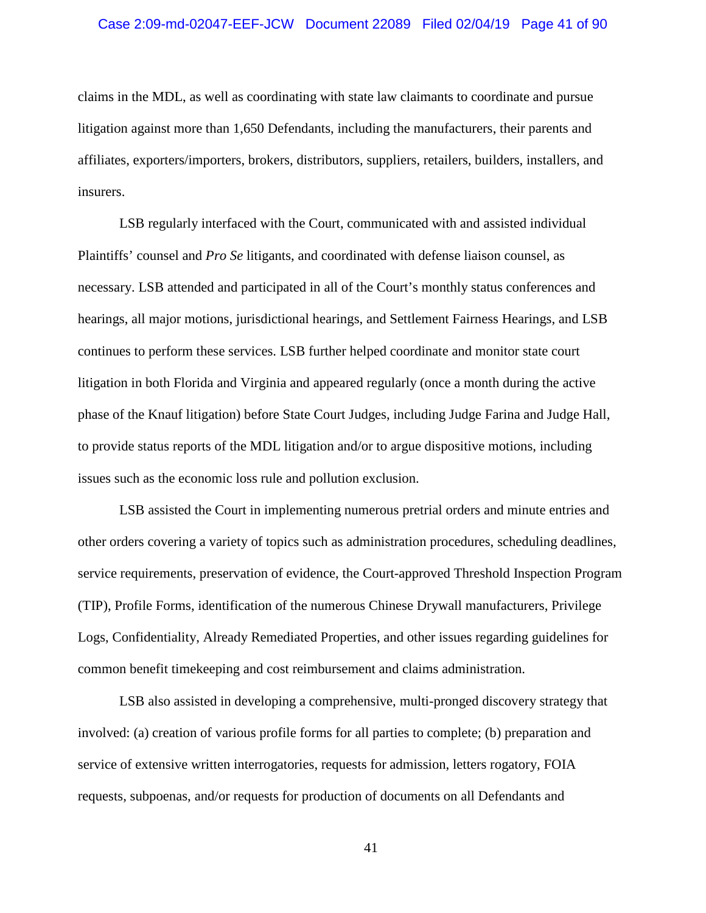claims in the MDL, as well as coordinating with state law claimants to coordinate and pursue litigation against more than 1,650 Defendants, including the manufacturers, their parents and affiliates, exporters/importers, brokers, distributors, suppliers, retailers, builders, installers, and insurers.

LSB regularly interfaced with the Court, communicated with and assisted individual Plaintiffs' counsel and *Pro Se* litigants, and coordinated with defense liaison counsel, as necessary. LSB attended and participated in all of the Court's monthly status conferences and hearings, all major motions, jurisdictional hearings, and Settlement Fairness Hearings, and LSB continues to perform these services. LSB further helped coordinate and monitor state court litigation in both Florida and Virginia and appeared regularly (once a month during the active phase of the Knauf litigation) before State Court Judges, including Judge Farina and Judge Hall, to provide status reports of the MDL litigation and/or to argue dispositive motions, including issues such as the economic loss rule and pollution exclusion.

LSB assisted the Court in implementing numerous pretrial orders and minute entries and other orders covering a variety of topics such as administration procedures, scheduling deadlines, service requirements, preservation of evidence, the Court-approved Threshold Inspection Program (TIP), Profile Forms, identification of the numerous Chinese Drywall manufacturers, Privilege Logs, Confidentiality, Already Remediated Properties, and other issues regarding guidelines for common benefit timekeeping and cost reimbursement and claims administration.

LSB also assisted in developing a comprehensive, multi-pronged discovery strategy that involved: (a) creation of various profile forms for all parties to complete; (b) preparation and service of extensive written interrogatories, requests for admission, letters rogatory, FOIA requests, subpoenas, and/or requests for production of documents on all Defendants and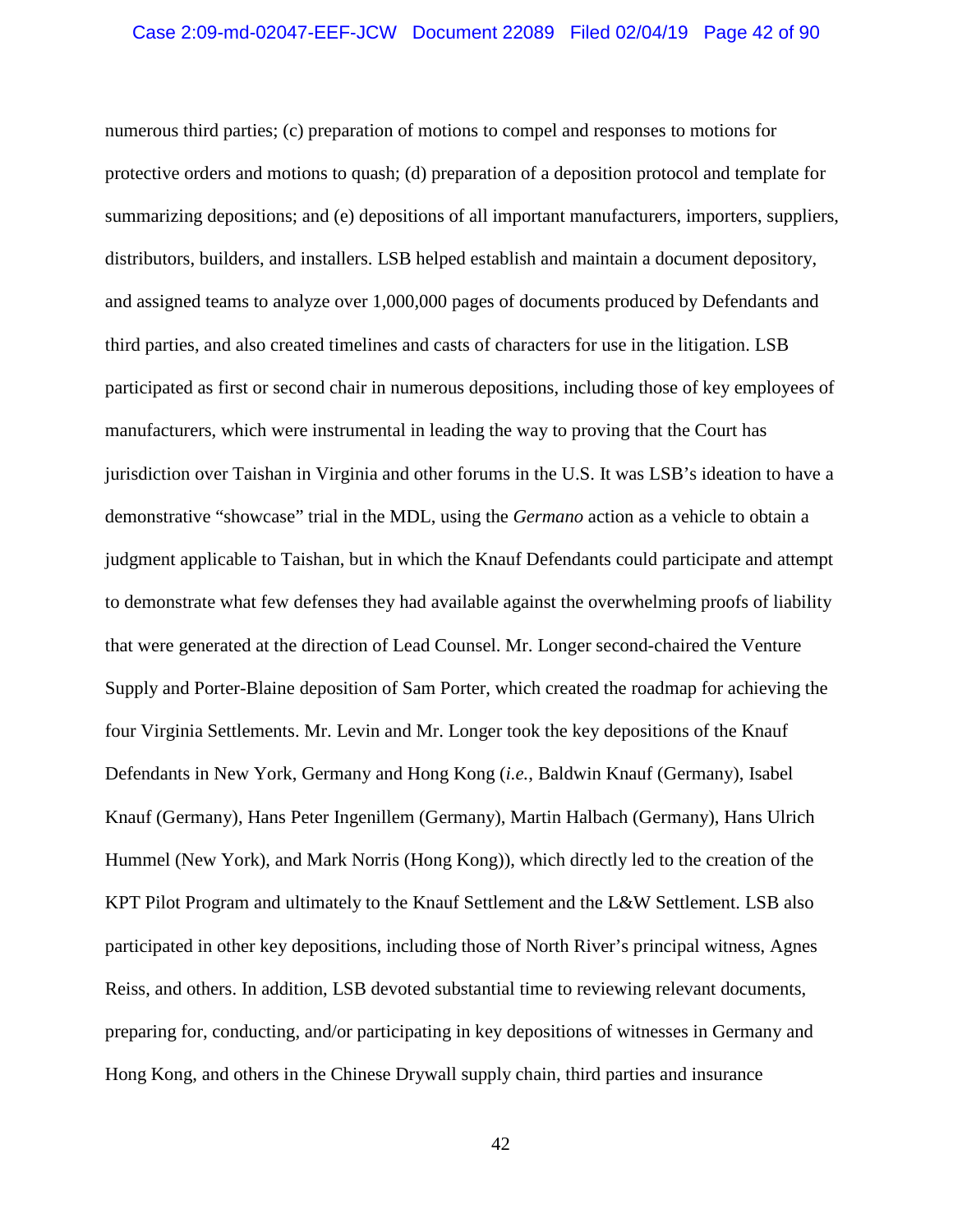numerous third parties; (c) preparation of motions to compel and responses to motions for protective orders and motions to quash; (d) preparation of a deposition protocol and template for summarizing depositions; and (e) depositions of all important manufacturers, importers, suppliers, distributors, builders, and installers. LSB helped establish and maintain a document depository, and assigned teams to analyze over 1,000,000 pages of documents produced by Defendants and third parties, and also created timelines and casts of characters for use in the litigation. LSB participated as first or second chair in numerous depositions, including those of key employees of manufacturers, which were instrumental in leading the way to proving that the Court has jurisdiction over Taishan in Virginia and other forums in the U.S. It was LSB's ideation to have a demonstrative "showcase" trial in the MDL, using the *Germano* action as a vehicle to obtain a judgment applicable to Taishan, but in which the Knauf Defendants could participate and attempt to demonstrate what few defenses they had available against the overwhelming proofs of liability that were generated at the direction of Lead Counsel. Mr. Longer second-chaired the Venture Supply and Porter-Blaine deposition of Sam Porter, which created the roadmap for achieving the four Virginia Settlements. Mr. Levin and Mr. Longer took the key depositions of the Knauf Defendants in New York, Germany and Hong Kong (*i.e.*, Baldwin Knauf (Germany), Isabel Knauf (Germany), Hans Peter Ingenillem (Germany), Martin Halbach (Germany), Hans Ulrich Hummel (New York), and Mark Norris (Hong Kong)), which directly led to the creation of the KPT Pilot Program and ultimately to the Knauf Settlement and the L&W Settlement. LSB also participated in other key depositions, including those of North River's principal witness, Agnes Reiss, and others. In addition, LSB devoted substantial time to reviewing relevant documents, preparing for, conducting, and/or participating in key depositions of witnesses in Germany and Hong Kong, and others in the Chinese Drywall supply chain, third parties and insurance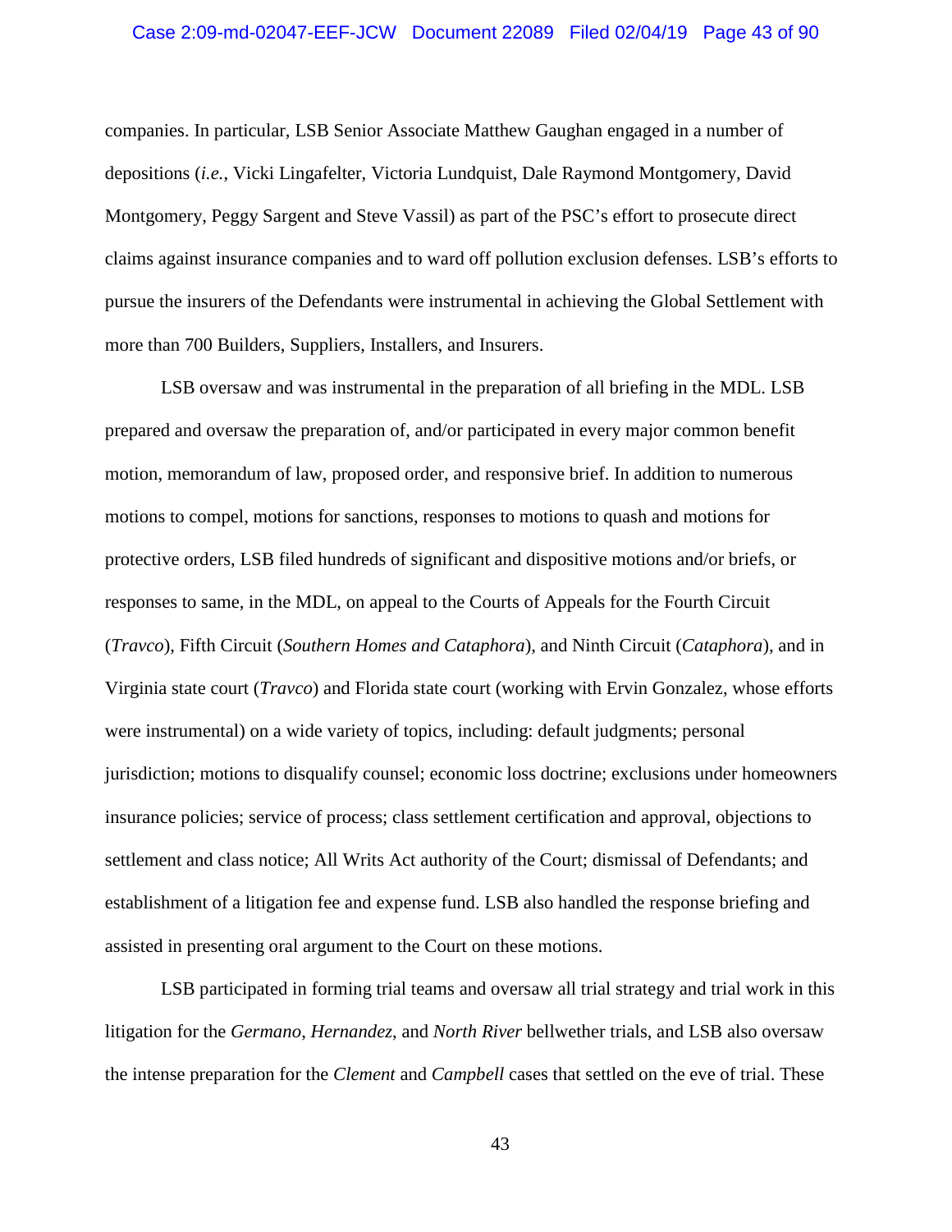companies. In particular, LSB Senior Associate Matthew Gaughan engaged in a number of depositions (*i.e.*, Vicki Lingafelter, Victoria Lundquist, Dale Raymond Montgomery, David Montgomery, Peggy Sargent and Steve Vassil) as part of the PSC's effort to prosecute direct claims against insurance companies and to ward off pollution exclusion defenses. LSB's efforts to pursue the insurers of the Defendants were instrumental in achieving the Global Settlement with more than 700 Builders, Suppliers, Installers, and Insurers.

LSB oversaw and was instrumental in the preparation of all briefing in the MDL. LSB prepared and oversaw the preparation of, and/or participated in every major common benefit motion, memorandum of law, proposed order, and responsive brief. In addition to numerous motions to compel, motions for sanctions, responses to motions to quash and motions for protective orders, LSB filed hundreds of significant and dispositive motions and/or briefs, or responses to same, in the MDL, on appeal to the Courts of Appeals for the Fourth Circuit (*Travco*), Fifth Circuit (*Southern Homes and Cataphora*), and Ninth Circuit (*Cataphora*), and in Virginia state court (*Travco*) and Florida state court (working with Ervin Gonzalez, whose efforts were instrumental) on a wide variety of topics, including: default judgments; personal jurisdiction; motions to disqualify counsel; economic loss doctrine; exclusions under homeowners insurance policies; service of process; class settlement certification and approval, objections to settlement and class notice; All Writs Act authority of the Court; dismissal of Defendants; and establishment of a litigation fee and expense fund. LSB also handled the response briefing and assisted in presenting oral argument to the Court on these motions.

LSB participated in forming trial teams and oversaw all trial strategy and trial work in this litigation for the *Germano*, *Hernandez*, and *North River* bellwether trials, and LSB also oversaw the intense preparation for the *Clement* and *Campbell* cases that settled on the eve of trial. These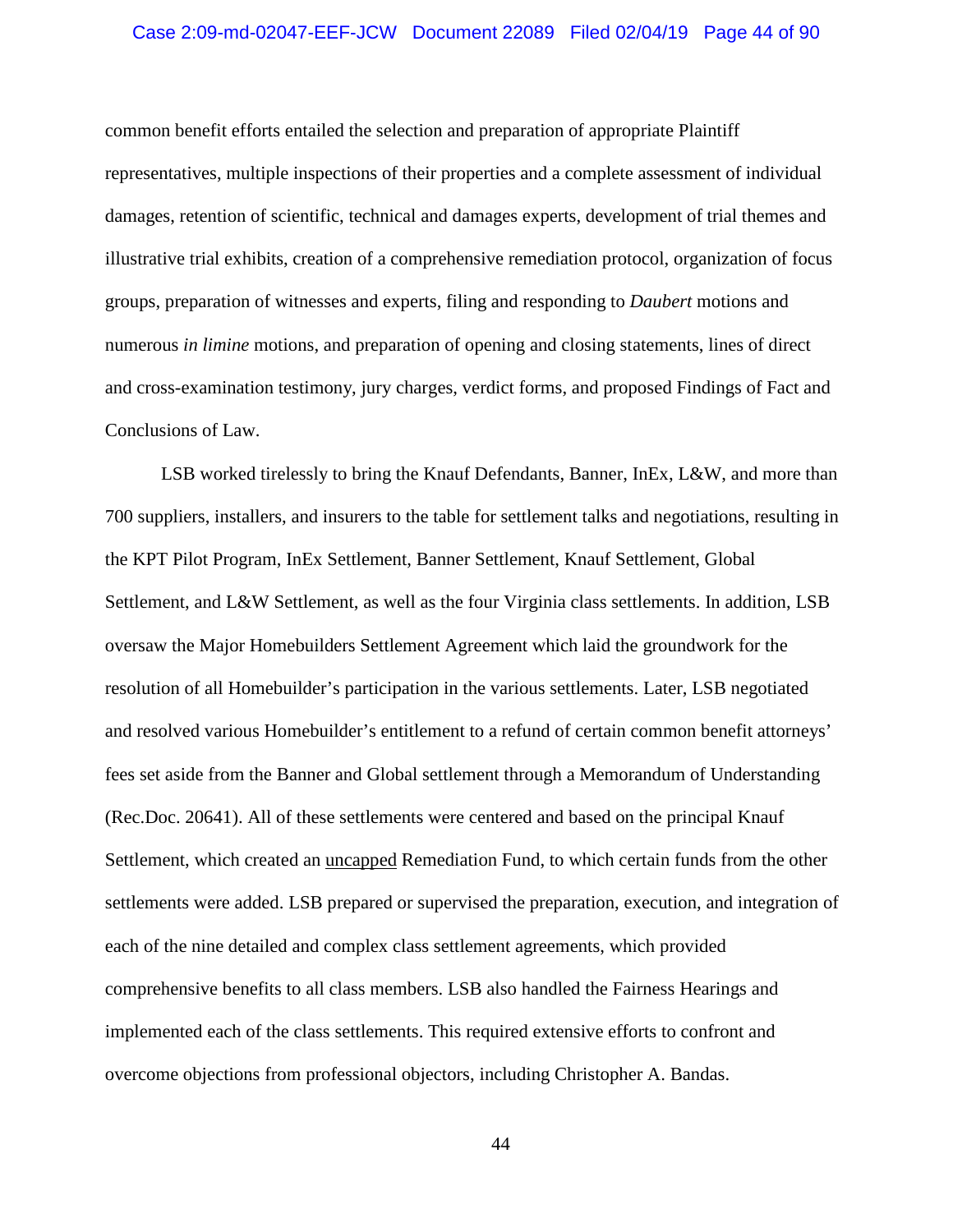common benefit efforts entailed the selection and preparation of appropriate Plaintiff representatives, multiple inspections of their properties and a complete assessment of individual damages, retention of scientific, technical and damages experts, development of trial themes and illustrative trial exhibits, creation of a comprehensive remediation protocol, organization of focus groups, preparation of witnesses and experts, filing and responding to *Daubert* motions and numerous *in limine* motions, and preparation of opening and closing statements, lines of direct and cross-examination testimony, jury charges, verdict forms, and proposed Findings of Fact and Conclusions of Law.

LSB worked tirelessly to bring the Knauf Defendants, Banner, InEx, L&W, and more than 700 suppliers, installers, and insurers to the table for settlement talks and negotiations, resulting in the KPT Pilot Program, InEx Settlement, Banner Settlement, Knauf Settlement, Global Settlement, and L&W Settlement, as well as the four Virginia class settlements. In addition, LSB oversaw the Major Homebuilders Settlement Agreement which laid the groundwork for the resolution of all Homebuilder's participation in the various settlements. Later, LSB negotiated and resolved various Homebuilder's entitlement to a refund of certain common benefit attorneys' fees set aside from the Banner and Global settlement through a Memorandum of Understanding (Rec.Doc. 20641). All of these settlements were centered and based on the principal Knauf Settlement, which created an <u>uncapped</u> Remediation Fund, to which certain funds from the other settlements were added. LSB prepared or supervised the preparation, execution, and integration of each of the nine detailed and complex class settlement agreements, which provided comprehensive benefits to all class members. LSB also handled the Fairness Hearings and implemented each of the class settlements. This required extensive efforts to confront and overcome objections from professional objectors, including Christopher A. Bandas.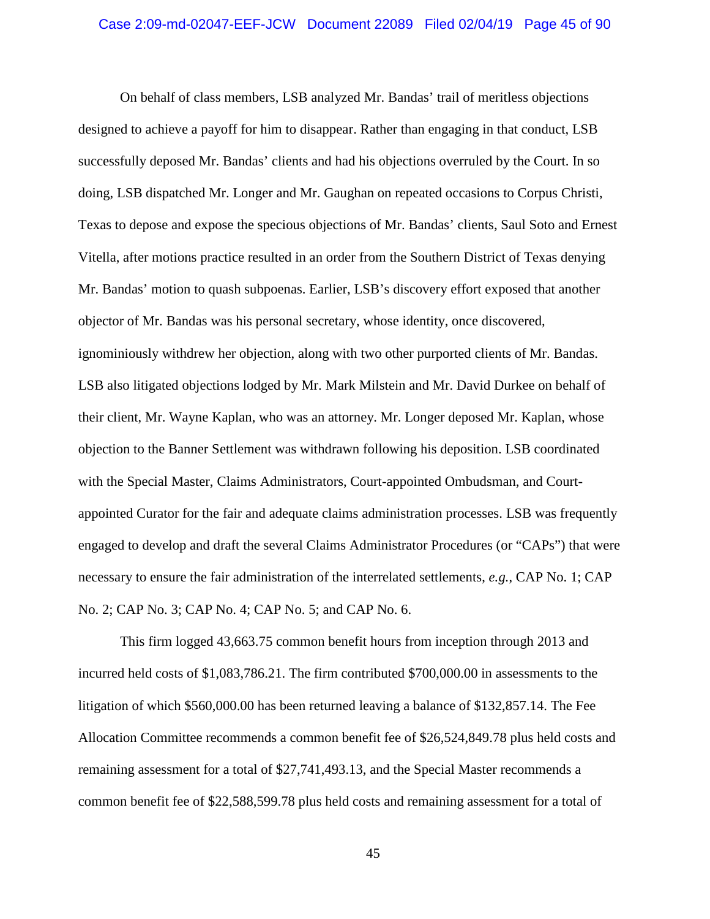On behalf of class members, LSB analyzed Mr. Bandas' trail of meritless objections designed to achieve a payoff for him to disappear. Rather than engaging in that conduct, LSB successfully deposed Mr. Bandas' clients and had his objections overruled by the Court. In so doing, LSB dispatched Mr. Longer and Mr. Gaughan on repeated occasions to Corpus Christi, Texas to depose and expose the specious objections of Mr. Bandas' clients, Saul Soto and Ernest Vitella, after motions practice resulted in an order from the Southern District of Texas denying Mr. Bandas' motion to quash subpoenas. Earlier, LSB's discovery effort exposed that another objector of Mr. Bandas was his personal secretary, whose identity, once discovered, ignominiously withdrew her objection, along with two other purported clients of Mr. Bandas. LSB also litigated objections lodged by Mr. Mark Milstein and Mr. David Durkee on behalf of their client, Mr. Wayne Kaplan, who was an attorney. Mr. Longer deposed Mr. Kaplan, whose objection to the Banner Settlement was withdrawn following his deposition. LSB coordinated with the Special Master, Claims Administrators, Court-appointed Ombudsman, and Court-appointed Curator for the fair and adequate claims administration processes. LSB was frequently engaged to develop and draft the several Claims Administrator Procedures (or "CAPs") that were necessary to ensure the fair administration of the interrelated settlements, *e.g.*, CAP No. 1; CAP No. 2; CAP No. 3; CAP No. 4; CAP No. 5; and CAP No. 6.

This firm logged 43,663.75 common benefit hours from inception through 2013 and incurred held costs of $1,083,786.21. The firm contributed $700,000.00 in assessments to the litigation of which $560,000.00 has been returned leaving a balance of $132,857.14. The Fee Allocation Committee recommends a common benefit fee of $26,524,849.78 plus held costs and remaining assessment for a total of $27,741,493.13, and the Special Master recommends a common benefit fee of $22,588,599.78 plus held costs and remaining assessment for a total of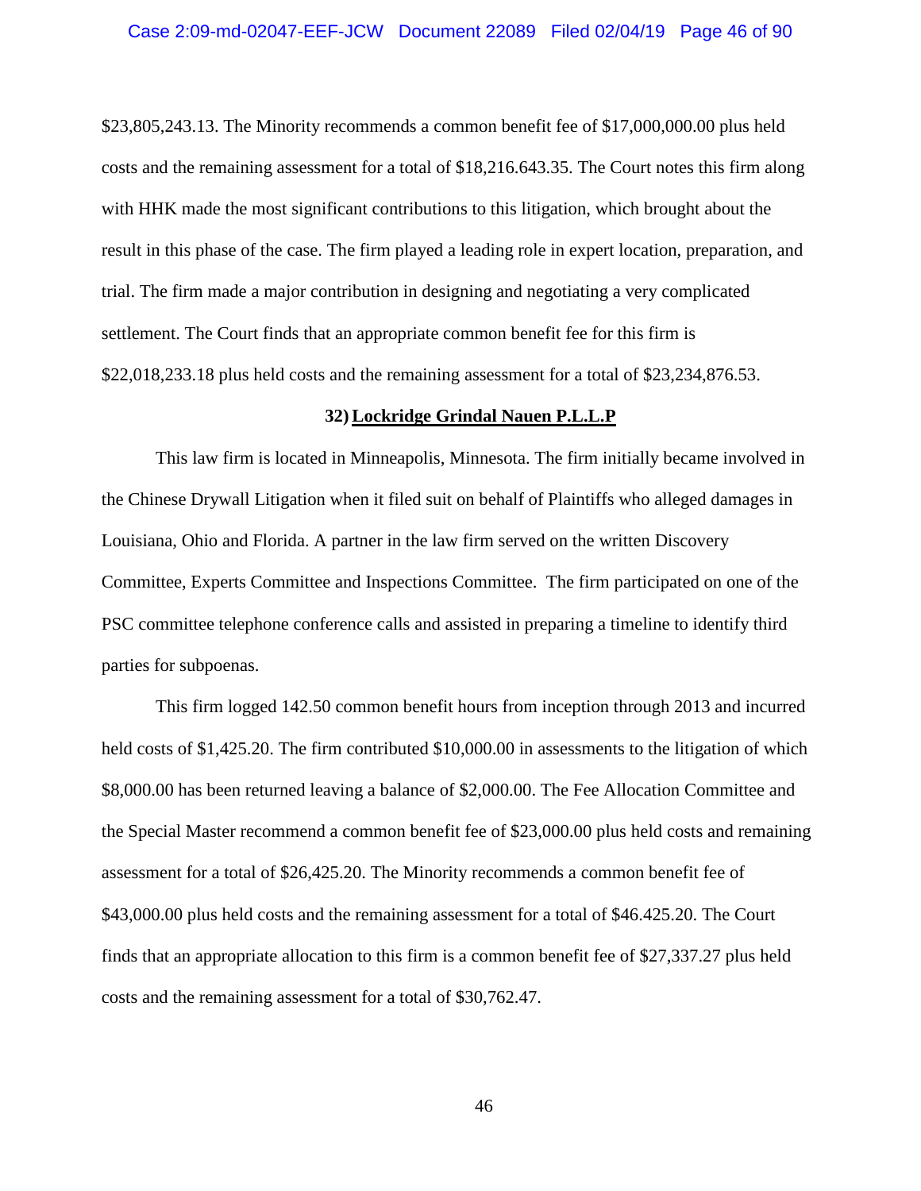$23,805,243.13. The Minority recommends a common benefit fee of $17,000,000.00 plus held costs and the remaining assessment for a total of $18,216.643.35. The Court notes this firm along with HHK made the most significant contributions to this litigation, which brought about the result in this phase of the case. The firm played a leading role in expert location, preparation, and trial. The firm made a major contribution in designing and negotiating a very complicated settlement. The Court finds that an appropriate common benefit fee for this firm is $22,018,233.18 plus held costs and the remaining assessment for a total of $23,234,876.53.

**32) Lockridge Grindal Nauen P.L.L.P**

This law firm is located in Minneapolis, Minnesota. The firm initially became involved in the Chinese Drywall Litigation when it filed suit on behalf of Plaintiffs who alleged damages in Louisiana, Ohio and Florida. A partner in the law firm served on the written Discovery Committee, Experts Committee and Inspections Committee. The firm participated on one of the PSC committee telephone conference calls and assisted in preparing a timeline to identify third parties for subpoenas.

This firm logged 142.50 common benefit hours from inception through 2013 and incurred held costs of $1,425.20. The firm contributed $10,000.00 in assessments to the litigation of which $8,000.00 has been returned leaving a balance of $2,000.00. The Fee Allocation Committee and the Special Master recommend a common benefit fee of $23,000.00 plus held costs and remaining assessment for a total of $26,425.20. The Minority recommends a common benefit fee of $43,000.00 plus held costs and the remaining assessment for a total of $46.425.20. The Court finds that an appropriate allocation to this firm is a common benefit fee of $27,337.27 plus held costs and the remaining assessment for a total of $30,762.47.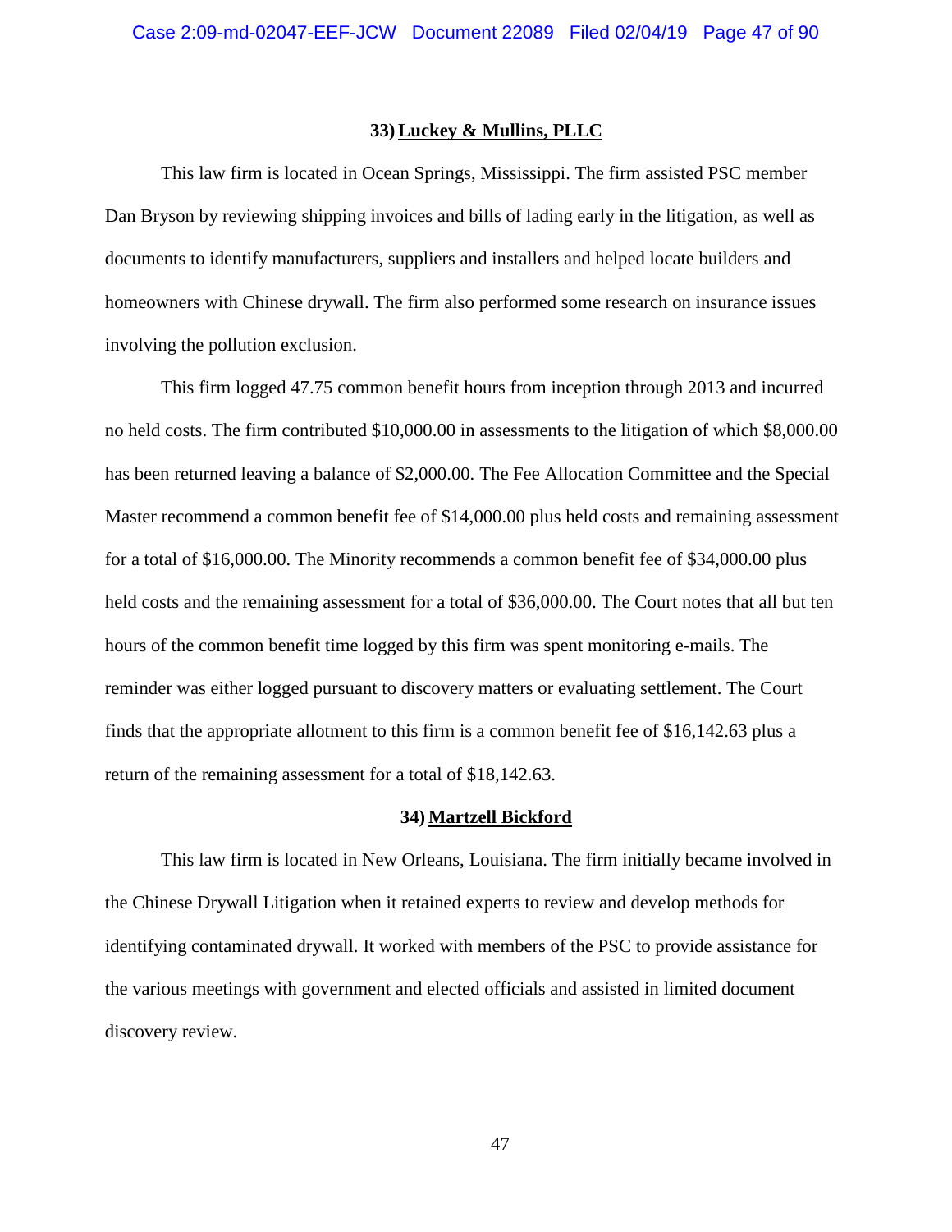### 33) Luckey & Mullins, PLLC

This law firm is located in Ocean Springs, Mississippi. The firm assisted PSC member Dan Bryson by reviewing shipping invoices and bills of lading early in the litigation, as well as documents to identify manufacturers, suppliers and installers and helped locate builders and homeowners with Chinese drywall. The firm also performed some research on insurance issues involving the pollution exclusion.

This firm logged 47.75 common benefit hours from inception through 2013 and incurred no held costs. The firm contributed $10,000.00 in assessments to the litigation of which $8,000.00 has been returned leaving a balance of $2,000.00. The Fee Allocation Committee and the Special Master recommend a common benefit fee of $14,000.00 plus held costs and remaining assessment for a total of $16,000.00. The Minority recommends a common benefit fee of $34,000.00 plus held costs and the remaining assessment for a total of $36,000.00. The Court notes that all but ten hours of the common benefit time logged by this firm was spent monitoring e-mails. The reminder was either logged pursuant to discovery matters or evaluating settlement. The Court finds that the appropriate allotment to this firm is a common benefit fee of $16,142.63 plus a return of the remaining assessment for a total of $18,142.63.

### 34) Martzell Bickford

This law firm is located in New Orleans, Louisiana. The firm initially became involved in the Chinese Drywall Litigation when it retained experts to review and develop methods for identifying contaminated drywall. It worked with members of the PSC to provide assistance for the various meetings with government and elected officials and assisted in limited document discovery review.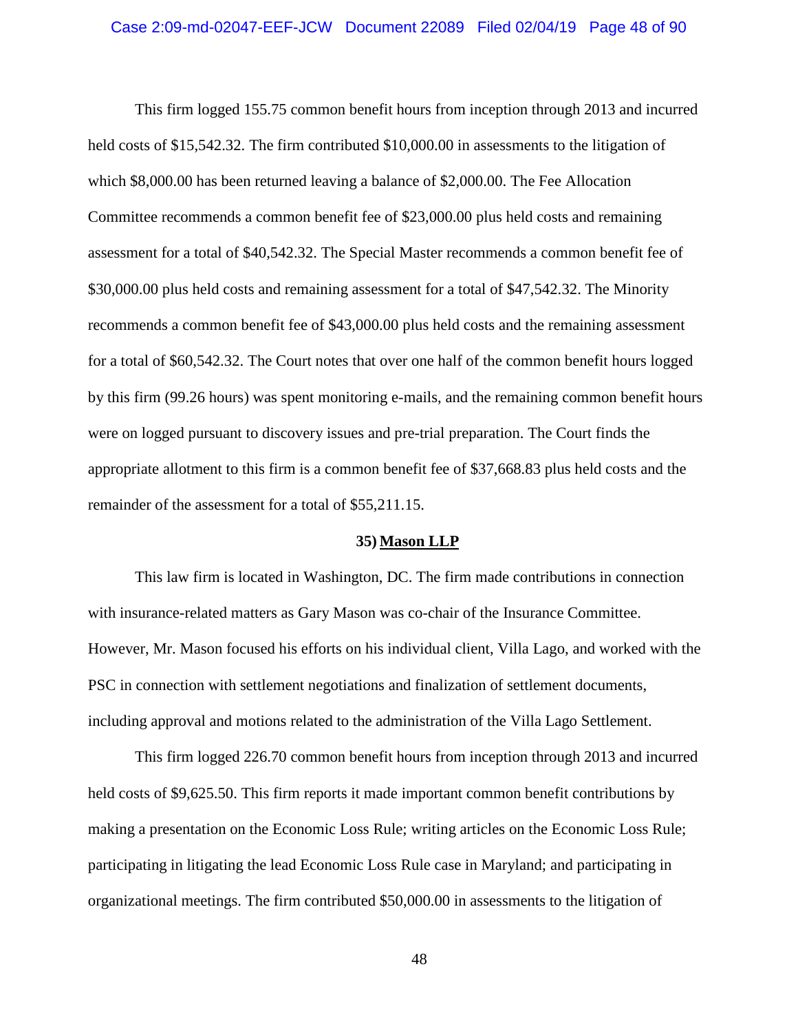This firm logged 155.75 common benefit hours from inception through 2013 and incurred held costs of $15,542.32. The firm contributed $10,000.00 in assessments to the litigation of which $8,000.00 has been returned leaving a balance of $2,000.00. The Fee Allocation Committee recommends a common benefit fee of $23,000.00 plus held costs and remaining assessment for a total of $40,542.32. The Special Master recommends a common benefit fee of $30,000.00 plus held costs and remaining assessment for a total of $47,542.32. The Minority recommends a common benefit fee of $43,000.00 plus held costs and the remaining assessment for a total of $60,542.32. The Court notes that over one half of the common benefit hours logged by this firm (99.26 hours) was spent monitoring e-mails, and the remaining common benefit hours were on logged pursuant to discovery issues and pre-trial preparation. The Court finds the appropriate allotment to this firm is a common benefit fee of $37,668.83 plus held costs and the remainder of the assessment for a total of $55,211.15.

### 35) Mason LLP

This law firm is located in Washington, DC. The firm made contributions in connection with insurance-related matters as Gary Mason was co-chair of the Insurance Committee. However, Mr. Mason focused his efforts on his individual client, Villa Lago, and worked with the PSC in connection with settlement negotiations and finalization of settlement documents, including approval and motions related to the administration of the Villa Lago Settlement.

This firm logged 226.70 common benefit hours from inception through 2013 and incurred held costs of $9,625.50. This firm reports it made important common benefit contributions by making a presentation on the Economic Loss Rule; writing articles on the Economic Loss Rule; participating in litigating the lead Economic Loss Rule case in Maryland; and participating in organizational meetings. The firm contributed $50,000.00 in assessments to the litigation of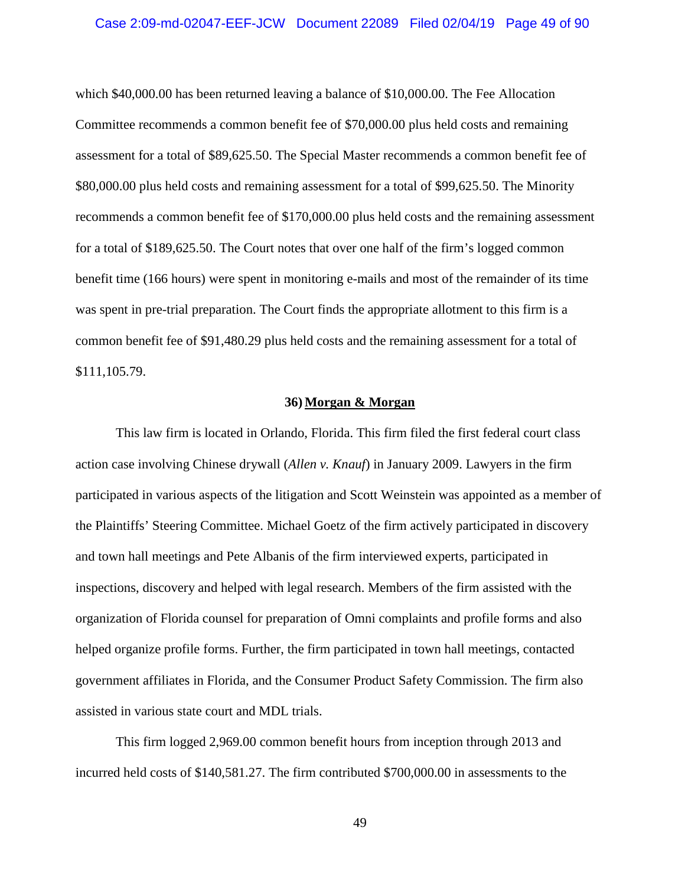which $40,000.00 has been returned leaving a balance of $10,000.00. The Fee Allocation Committee recommends a common benefit fee of $70,000.00 plus held costs and remaining assessment for a total of $89,625.50. The Special Master recommends a common benefit fee of $80,000.00 plus held costs and remaining assessment for a total of $99,625.50. The Minority recommends a common benefit fee of $170,000.00 plus held costs and the remaining assessment for a total of $189,625.50. The Court notes that over one half of the firm's logged common benefit time (166 hours) were spent in monitoring e-mails and most of the remainder of its time was spent in pre-trial preparation. The Court finds the appropriate allotment to this firm is a common benefit fee of $91,480.29 plus held costs and the remaining assessment for a total of $111,105.79.

### 36) **<u>Morgan & Morgan</u>**

This law firm is located in Orlando, Florida. This firm filed the first federal court class action case involving Chinese drywall (*Allen v. Knauf*) in January 2009. Lawyers in the firm participated in various aspects of the litigation and Scott Weinstein was appointed as a member of the Plaintiffs' Steering Committee. Michael Goetz of the firm actively participated in discovery and town hall meetings and Pete Albanis of the firm interviewed experts, participated in inspections, discovery and helped with legal research. Members of the firm assisted with the organization of Florida counsel for preparation of Omni complaints and profile forms and also helped organize profile forms. Further, the firm participated in town hall meetings, contacted government affiliates in Florida, and the Consumer Product Safety Commission. The firm also assisted in various state court and MDL trials.

This firm logged 2,969.00 common benefit hours from inception through 2013 and incurred held costs of $140,581.27. The firm contributed $700,000.00 in assessments to the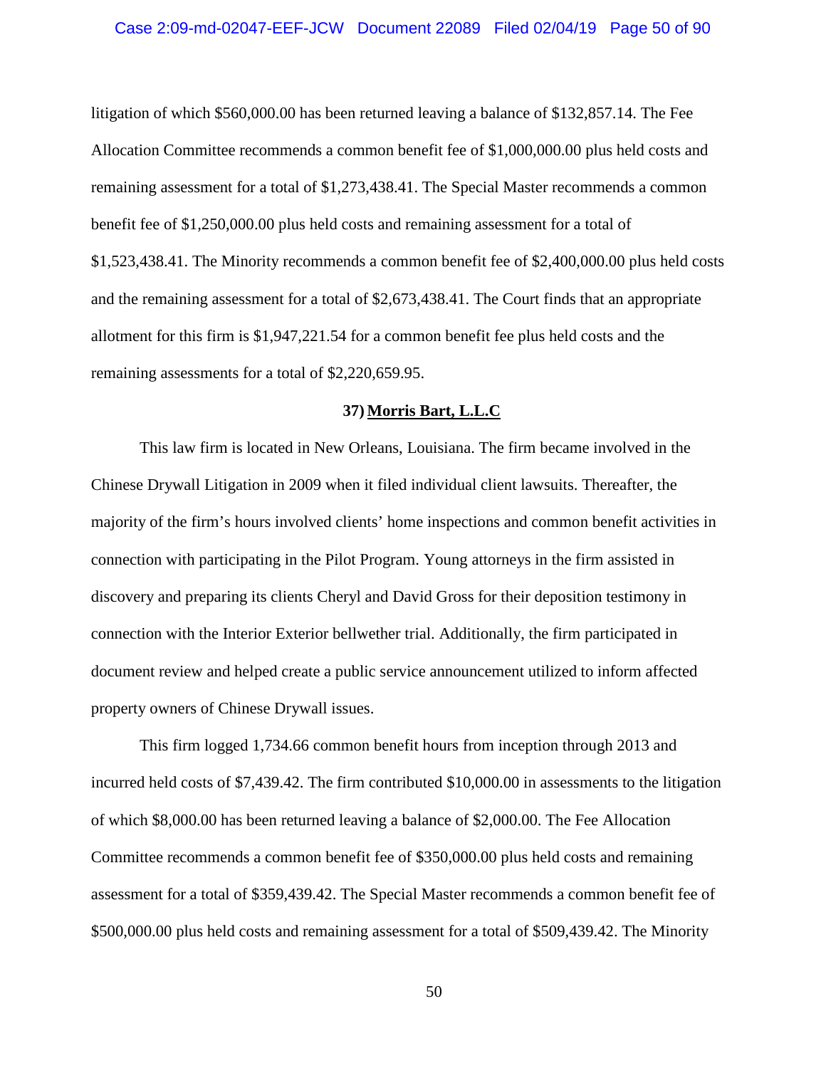litigation of which $560,000.00 has been returned leaving a balance of $132,857.14. The Fee Allocation Committee recommends a common benefit fee of $1,000,000.00 plus held costs and remaining assessment for a total of $1,273,438.41. The Special Master recommends a common benefit fee of $1,250,000.00 plus held costs and remaining assessment for a total of $1,523,438.41. The Minority recommends a common benefit fee of $2,400,000.00 plus held costs and the remaining assessment for a total of $2,673,438.41. The Court finds that an appropriate allotment for this firm is $1,947,221.54 for a common benefit fee plus held costs and the remaining assessments for a total of $2,220,659.95.

**37) <u>Morris Bart, L.L.C</u>**

This law firm is located in New Orleans, Louisiana. The firm became involved in the Chinese Drywall Litigation in 2009 when it filed individual client lawsuits. Thereafter, the majority of the firm's hours involved clients' home inspections and common benefit activities in connection with participating in the Pilot Program. Young attorneys in the firm assisted in discovery and preparing its clients Cheryl and David Gross for their deposition testimony in connection with the Interior Exterior bellwether trial. Additionally, the firm participated in document review and helped create a public service announcement utilized to inform affected property owners of Chinese Drywall issues.

This firm logged 1,734.66 common benefit hours from inception through 2013 and incurred held costs of $7,439.42. The firm contributed $10,000.00 in assessments to the litigation of which $8,000.00 has been returned leaving a balance of $2,000.00. The Fee Allocation Committee recommends a common benefit fee of $350,000.00 plus held costs and remaining assessment for a total of $359,439.42. The Special Master recommends a common benefit fee of $500,000.00 plus held costs and remaining assessment for a total of $509,439.42. The Minority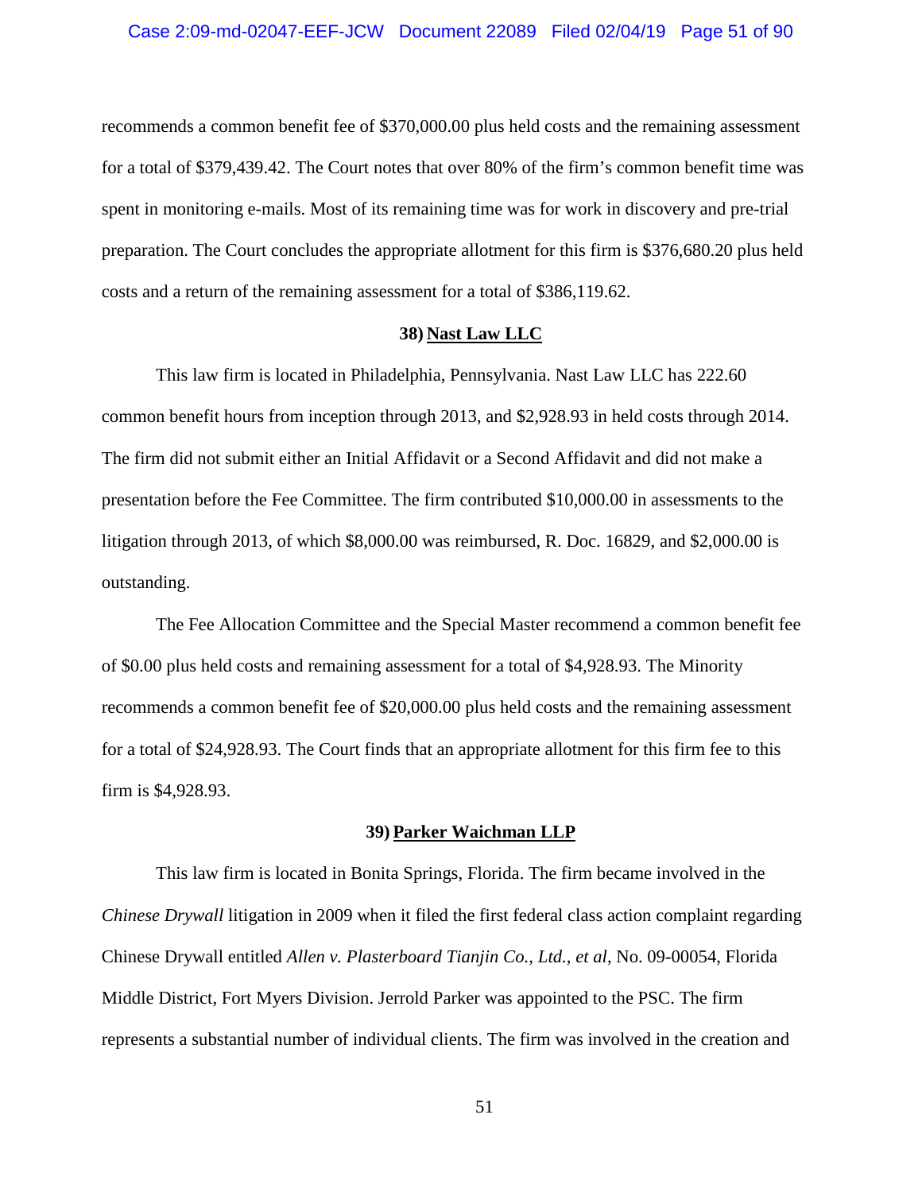recommends a common benefit fee of $370,000.00 plus held costs and the remaining assessment for a total of $379,439.42. The Court notes that over 80% of the firm's common benefit time was spent in monitoring e-mails. Most of its remaining time was for work in discovery and pre-trial preparation. The Court concludes the appropriate allotment for this firm is $376,680.20 plus held costs and a return of the remaining assessment for a total of $386,119.62.

**38) Nast Law LLC**

This law firm is located in Philadelphia, Pennsylvania. Nast Law LLC has 222.60 common benefit hours from inception through 2013, and $2,928.93 in held costs through 2014. The firm did not submit either an Initial Affidavit or a Second Affidavit and did not make a presentation before the Fee Committee. The firm contributed $10,000.00 in assessments to the litigation through 2013, of which $8,000.00 was reimbursed, R. Doc. 16829, and $2,000.00 is outstanding.

The Fee Allocation Committee and the Special Master recommend a common benefit fee of $0.00 plus held costs and remaining assessment for a total of $4,928.93. The Minority recommends a common benefit fee of $20,000.00 plus held costs and the remaining assessment for a total of $24,928.93. The Court finds that an appropriate allotment for this firm fee to this firm is $4,928.93.

**39) Parker Waichman LLP**

This law firm is located in Bonita Springs, Florida. The firm became involved in the *Chinese Drywall* litigation in 2009 when it filed the first federal class action complaint regarding Chinese Drywall entitled *Allen v. Plasterboard Tianjin Co., Ltd., et al*, No. 09-00054, Florida Middle District, Fort Myers Division. Jerrold Parker was appointed to the PSC. The firm represents a substantial number of individual clients. The firm was involved in the creation and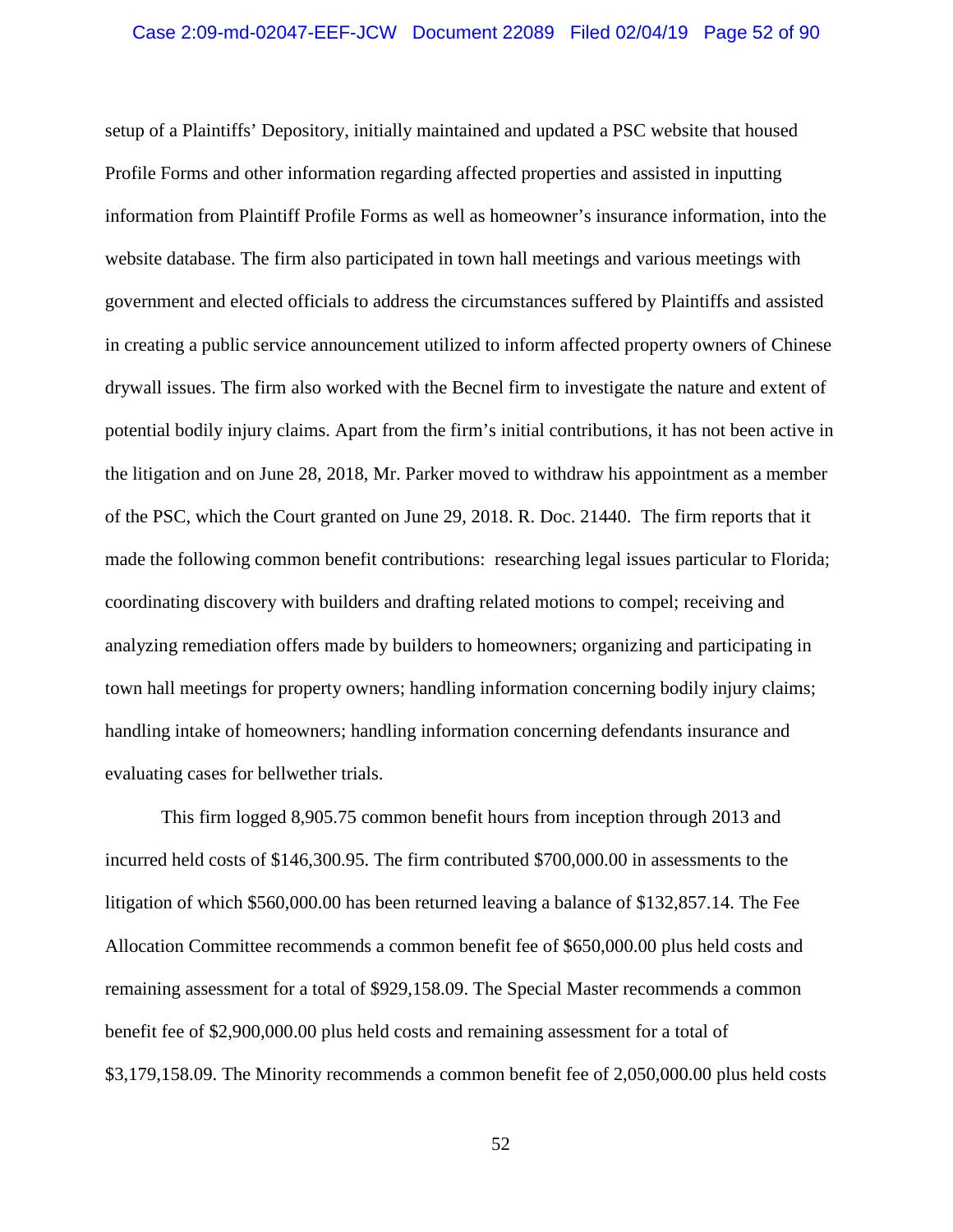setup of a Plaintiffs' Depository, initially maintained and updated a PSC website that housed Profile Forms and other information regarding affected properties and assisted in inputting information from Plaintiff Profile Forms as well as homeowner's insurance information, into the website database. The firm also participated in town hall meetings and various meetings with government and elected officials to address the circumstances suffered by Plaintiffs and assisted in creating a public service announcement utilized to inform affected property owners of Chinese drywall issues. The firm also worked with the Becnel firm to investigate the nature and extent of potential bodily injury claims. Apart from the firm's initial contributions, it has not been active in the litigation and on June 28, 2018, Mr. Parker moved to withdraw his appointment as a member of the PSC, which the Court granted on June 29, 2018. R. Doc. 21440. The firm reports that it made the following common benefit contributions: researching legal issues particular to Florida; coordinating discovery with builders and drafting related motions to compel; receiving and analyzing remediation offers made by builders to homeowners; organizing and participating in town hall meetings for property owners; handling information concerning bodily injury claims; handling intake of homeowners; handling information concerning defendants insurance and evaluating cases for bellwether trials.

This firm logged 8,905.75 common benefit hours from inception through 2013 and incurred held costs of $146,300.95. The firm contributed $700,000.00 in assessments to the litigation of which $560,000.00 has been returned leaving a balance of $132,857.14. The Fee Allocation Committee recommends a common benefit fee of $650,000.00 plus held costs and remaining assessment for a total of $929,158.09. The Special Master recommends a common benefit fee of $2,900,000.00 plus held costs and remaining assessment for a total of $3,179,158.09. The Minority recommends a common benefit fee of 2,050,000.00 plus held costs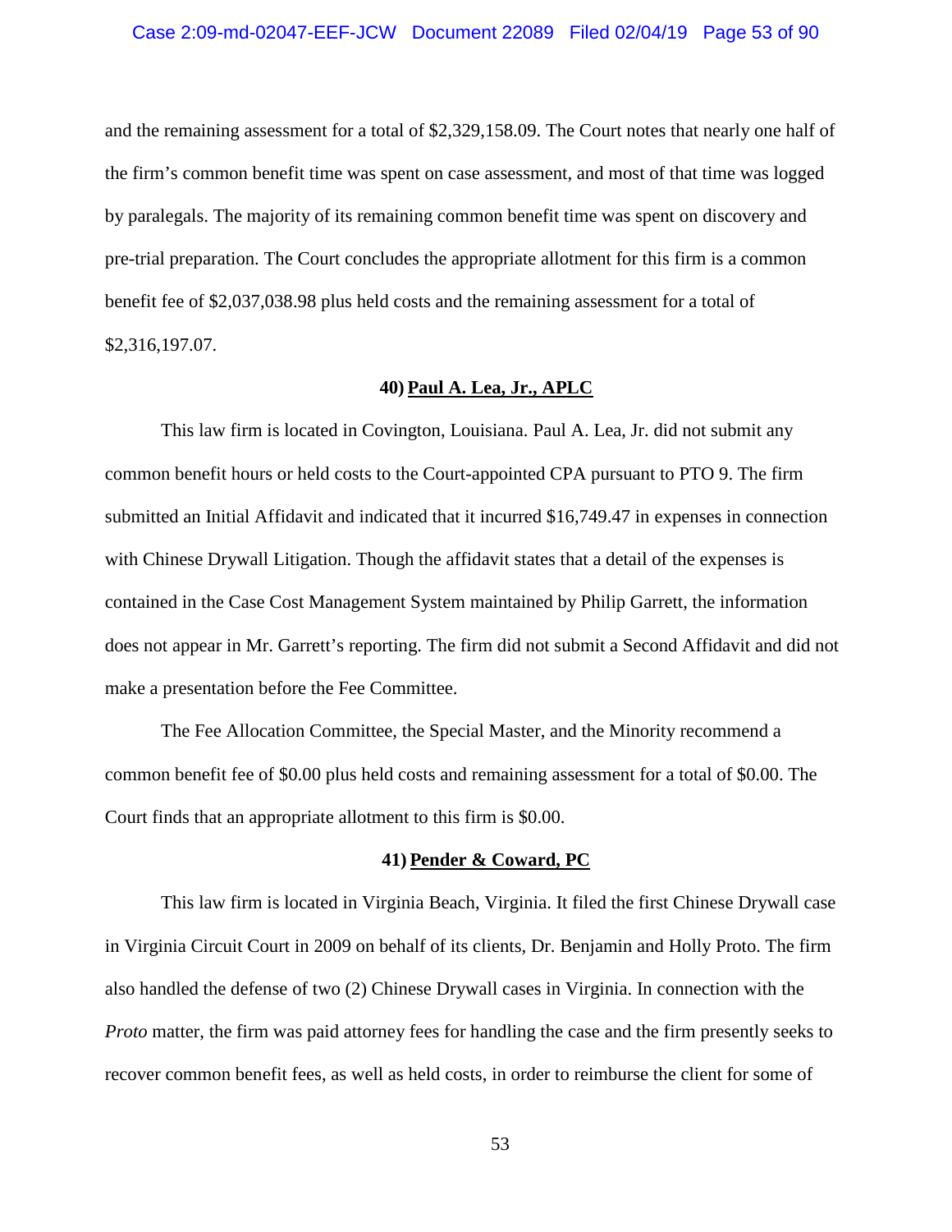and the remaining assessment for a total of $2,329,158.09. The Court notes that nearly one half of the firm's common benefit time was spent on case assessment, and most of that time was logged by paralegals. The majority of its remaining common benefit time was spent on discovery and pre-trial preparation. The Court concludes the appropriate allotment for this firm is a common benefit fee of $2,037,038.98 plus held costs and the remaining assessment for a total of $2,316,197.07.

**40) Paul A. Lea, Jr., APLC**

This law firm is located in Covington, Louisiana. Paul A. Lea, Jr. did not submit any common benefit hours or held costs to the Court-appointed CPA pursuant to PTO 9. The firm submitted an Initial Affidavit and indicated that it incurred $16,749.47 in expenses in connection with Chinese Drywall Litigation. Though the affidavit states that a detail of the expenses is contained in the Case Cost Management System maintained by Philip Garrett, the information does not appear in Mr. Garrett's reporting. The firm did not submit a Second Affidavit and did not make a presentation before the Fee Committee.

The Fee Allocation Committee, the Special Master, and the Minority recommend a common benefit fee of $0.00 plus held costs and remaining assessment for a total of $0.00. The Court finds that an appropriate allotment to this firm is $0.00.

**41) Pender & Coward, PC**

This law firm is located in Virginia Beach, Virginia. It filed the first Chinese Drywall case in Virginia Circuit Court in 2009 on behalf of its clients, Dr. Benjamin and Holly Proto. The firm also handled the defense of two (2) Chinese Drywall cases in Virginia. In connection with the *Proto* matter, the firm was paid attorney fees for handling the case and the firm presently seeks to recover common benefit fees, as well as held costs, in order to reimburse the client for some of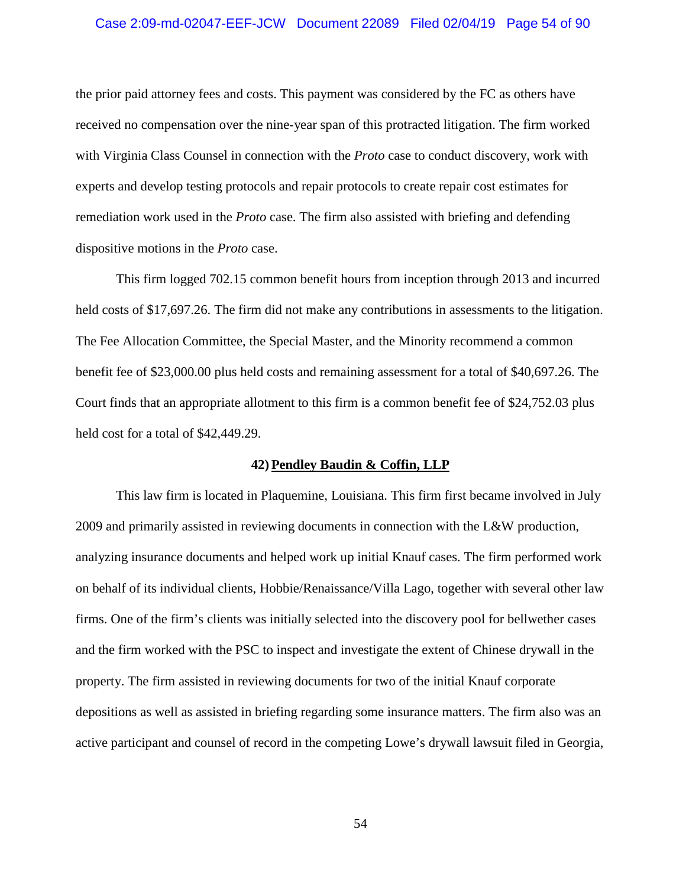the prior paid attorney fees and costs. This payment was considered by the FC as others have received no compensation over the nine-year span of this protracted litigation. The firm worked with Virginia Class Counsel in connection with the *Proto* case to conduct discovery, work with experts and develop testing protocols and repair protocols to create repair cost estimates for remediation work used in the *Proto* case. The firm also assisted with briefing and defending dispositive motions in the *Proto* case.

This firm logged 702.15 common benefit hours from inception through 2013 and incurred held costs of $17,697.26. The firm did not make any contributions in assessments to the litigation. The Fee Allocation Committee, the Special Master, and the Minority recommend a common benefit fee of $23,000.00 plus held costs and remaining assessment for a total of $40,697.26. The Court finds that an appropriate allotment to this firm is a common benefit fee of $24,752.03 plus held cost for a total of $42,449.29.

**42) <u>Pendley Baudin & Coffin, LLP</u>**

This law firm is located in Plaquemine, Louisiana. This firm first became involved in July 2009 and primarily assisted in reviewing documents in connection with the L&W production, analyzing insurance documents and helped work up initial Knauf cases. The firm performed work on behalf of its individual clients, Hobbie/Renaissance/Villa Lago, together with several other law firms. One of the firm's clients was initially selected into the discovery pool for bellwether cases and the firm worked with the PSC to inspect and investigate the extent of Chinese drywall in the property. The firm assisted in reviewing documents for two of the initial Knauf corporate depositions as well as assisted in briefing regarding some insurance matters. The firm also was an active participant and counsel of record in the competing Lowe's drywall lawsuit filed in Georgia,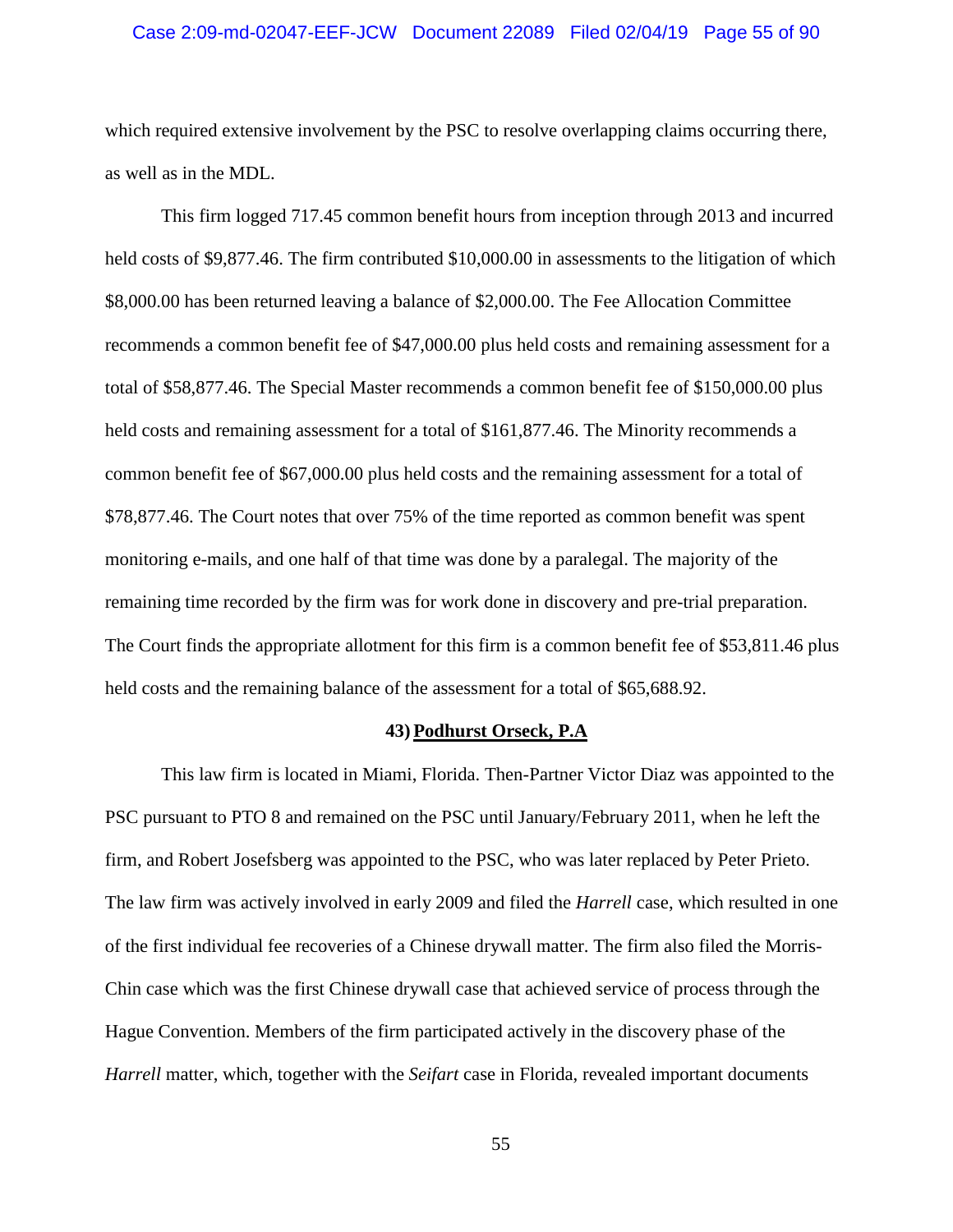which required extensive involvement by the PSC to resolve overlapping claims occurring there, as well as in the MDL.

This firm logged 717.45 common benefit hours from inception through 2013 and incurred held costs of $9,877.46. The firm contributed $10,000.00 in assessments to the litigation of which $8,000.00 has been returned leaving a balance of $2,000.00. The Fee Allocation Committee recommends a common benefit fee of $47,000.00 plus held costs and remaining assessment for a total of $58,877.46. The Special Master recommends a common benefit fee of $150,000.00 plus held costs and remaining assessment for a total of $161,877.46. The Minority recommends a common benefit fee of $67,000.00 plus held costs and the remaining assessment for a total of $78,877.46. The Court notes that over 75% of the time reported as common benefit was spent monitoring e-mails, and one half of that time was done by a paralegal. The majority of the remaining time recorded by the firm was for work done in discovery and pre-trial preparation. The Court finds the appropriate allotment for this firm is a common benefit fee of $53,811.46 plus held costs and the remaining balance of the assessment for a total of $65,688.92.

**43) <u>Podhurst Orseck, P.A</u>**

This law firm is located in Miami, Florida. Then-Partner Victor Diaz was appointed to the PSC pursuant to PTO 8 and remained on the PSC until January/February 2011, when he left the firm, and Robert Josefsberg was appointed to the PSC, who was later replaced by Peter Prieto. The law firm was actively involved in early 2009 and filed the *Harrell* case, which resulted in one of the first individual fee recoveries of a Chinese drywall matter. The firm also filed the Morris-Chin case which was the first Chinese drywall case that achieved service of process through the Hague Convention. Members of the firm participated actively in the discovery phase of the *Harrell* matter, which, together with the *Seifart* case in Florida, revealed important documents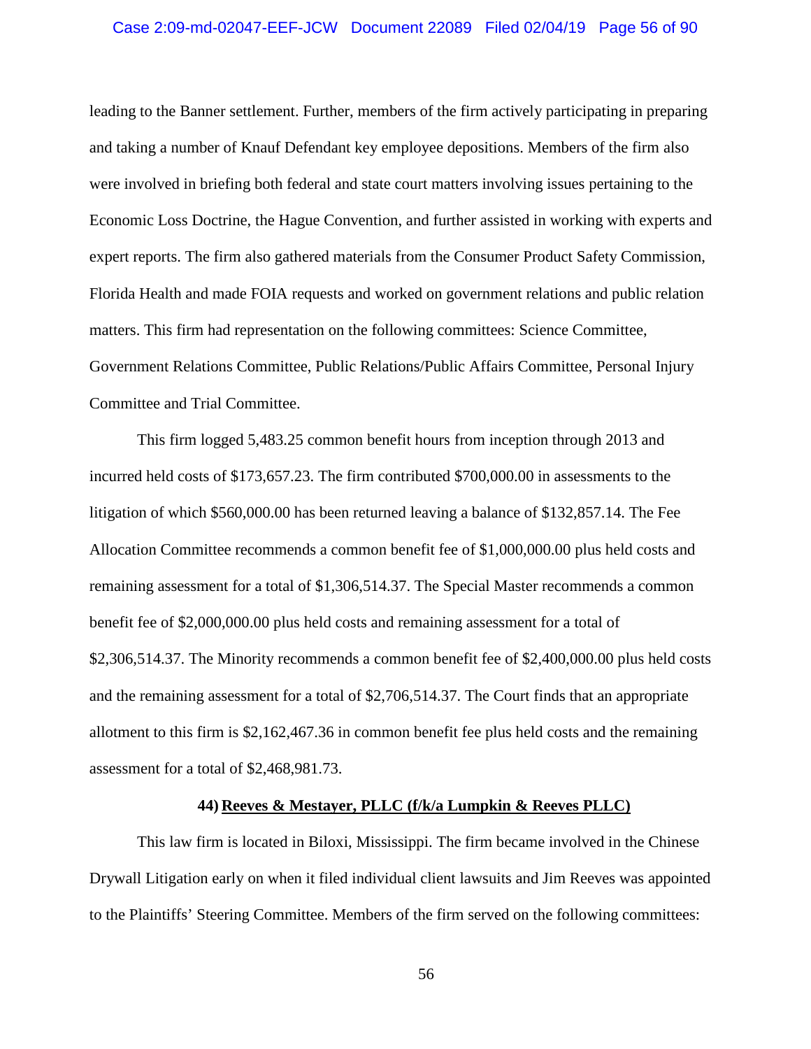leading to the Banner settlement. Further, members of the firm actively participating in preparing and taking a number of Knauf Defendant key employee depositions. Members of the firm also were involved in briefing both federal and state court matters involving issues pertaining to the Economic Loss Doctrine, the Hague Convention, and further assisted in working with experts and expert reports. The firm also gathered materials from the Consumer Product Safety Commission, Florida Health and made FOIA requests and worked on government relations and public relation matters. This firm had representation on the following committees: Science Committee, Government Relations Committee, Public Relations/Public Affairs Committee, Personal Injury Committee and Trial Committee.

This firm logged 5,483.25 common benefit hours from inception through 2013 and incurred held costs of $173,657.23. The firm contributed $700,000.00 in assessments to the litigation of which $560,000.00 has been returned leaving a balance of $132,857.14. The Fee Allocation Committee recommends a common benefit fee of $1,000,000.00 plus held costs and remaining assessment for a total of $1,306,514.37. The Special Master recommends a common benefit fee of $2,000,000.00 plus held costs and remaining assessment for a total of $2,306,514.37. The Minority recommends a common benefit fee of $2,400,000.00 plus held costs and the remaining assessment for a total of $2,706,514.37. The Court finds that an appropriate allotment to this firm is $2,162,467.36 in common benefit fee plus held costs and the remaining assessment for a total of $2,468,981.73.

**44) Reeves & Mestayer, PLLC (f/k/a Lumpkin & Reeves PLLC)**

This law firm is located in Biloxi, Mississippi. The firm became involved in the Chinese Drywall Litigation early on when it filed individual client lawsuits and Jim Reeves was appointed to the Plaintiffs' Steering Committee. Members of the firm served on the following committees: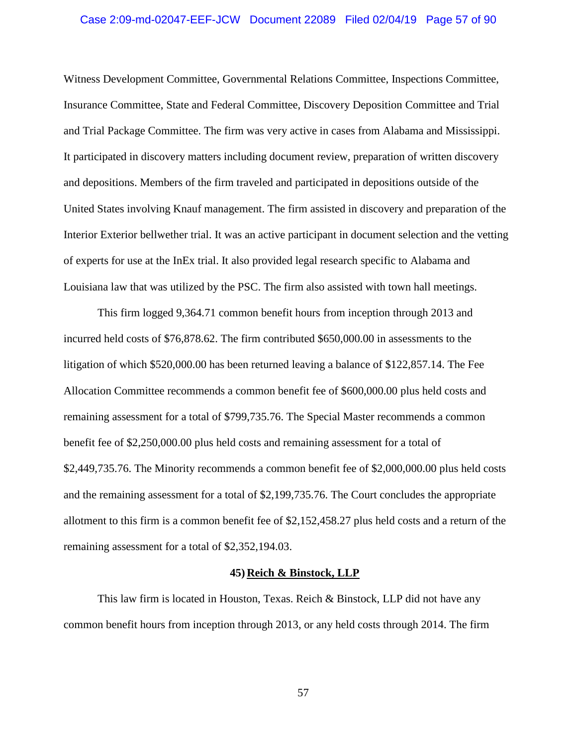Witness Development Committee, Governmental Relations Committee, Inspections Committee, Insurance Committee, State and Federal Committee, Discovery Deposition Committee and Trial and Trial Package Committee. The firm was very active in cases from Alabama and Mississippi. It participated in discovery matters including document review, preparation of written discovery and depositions. Members of the firm traveled and participated in depositions outside of the United States involving Knauf management. The firm assisted in discovery and preparation of the Interior Exterior bellwether trial. It was an active participant in document selection and the vetting of experts for use at the InEx trial. It also provided legal research specific to Alabama and Louisiana law that was utilized by the PSC. The firm also assisted with town hall meetings.

This firm logged 9,364.71 common benefit hours from inception through 2013 and incurred held costs of $76,878.62. The firm contributed $650,000.00 in assessments to the litigation of which $520,000.00 has been returned leaving a balance of $122,857.14. The Fee Allocation Committee recommends a common benefit fee of $600,000.00 plus held costs and remaining assessment for a total of $799,735.76. The Special Master recommends a common benefit fee of $2,250,000.00 plus held costs and remaining assessment for a total of $2,449,735.76. The Minority recommends a common benefit fee of $2,000,000.00 plus held costs and the remaining assessment for a total of $2,199,735.76. The Court concludes the appropriate allotment to this firm is a common benefit fee of $2,152,458.27 plus held costs and a return of the remaining assessment for a total of $2,352,194.03.

**45) Reich & Binstock, LLP**

This law firm is located in Houston, Texas. Reich & Binstock, LLP did not have any common benefit hours from inception through 2013, or any held costs through 2014. The firm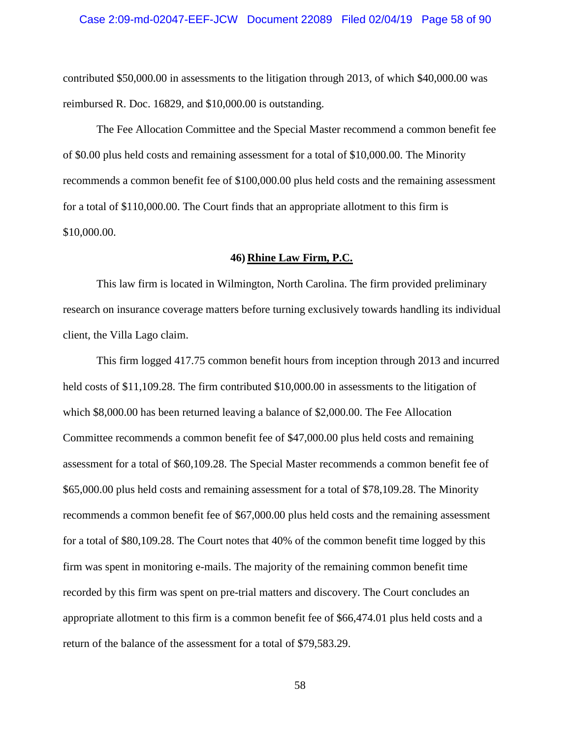contributed $50,000.00 in assessments to the litigation through 2013, of which $40,000.00 was reimbursed R. Doc. 16829, and $10,000.00 is outstanding.

The Fee Allocation Committee and the Special Master recommend a common benefit fee of $0.00 plus held costs and remaining assessment for a total of $10,000.00. The Minority recommends a common benefit fee of $100,000.00 plus held costs and the remaining assessment for a total of $110,000.00. The Court finds that an appropriate allotment to this firm is $10,000.00.

### 46) Rhine Law Firm, P.C.

This law firm is located in Wilmington, North Carolina. The firm provided preliminary research on insurance coverage matters before turning exclusively towards handling its individual client, the Villa Lago claim.

This firm logged 417.75 common benefit hours from inception through 2013 and incurred held costs of $11,109.28. The firm contributed $10,000.00 in assessments to the litigation of which $8,000.00 has been returned leaving a balance of $2,000.00. The Fee Allocation Committee recommends a common benefit fee of $47,000.00 plus held costs and remaining assessment for a total of $60,109.28. The Special Master recommends a common benefit fee of $65,000.00 plus held costs and remaining assessment for a total of $78,109.28. The Minority recommends a common benefit fee of $67,000.00 plus held costs and the remaining assessment for a total of $80,109.28. The Court notes that 40% of the common benefit time logged by this firm was spent in monitoring e-mails. The majority of the remaining common benefit time recorded by this firm was spent on pre-trial matters and discovery. The Court concludes an appropriate allotment to this firm is a common benefit fee of $66,474.01 plus held costs and a return of the balance of the assessment for a total of $79,583.29.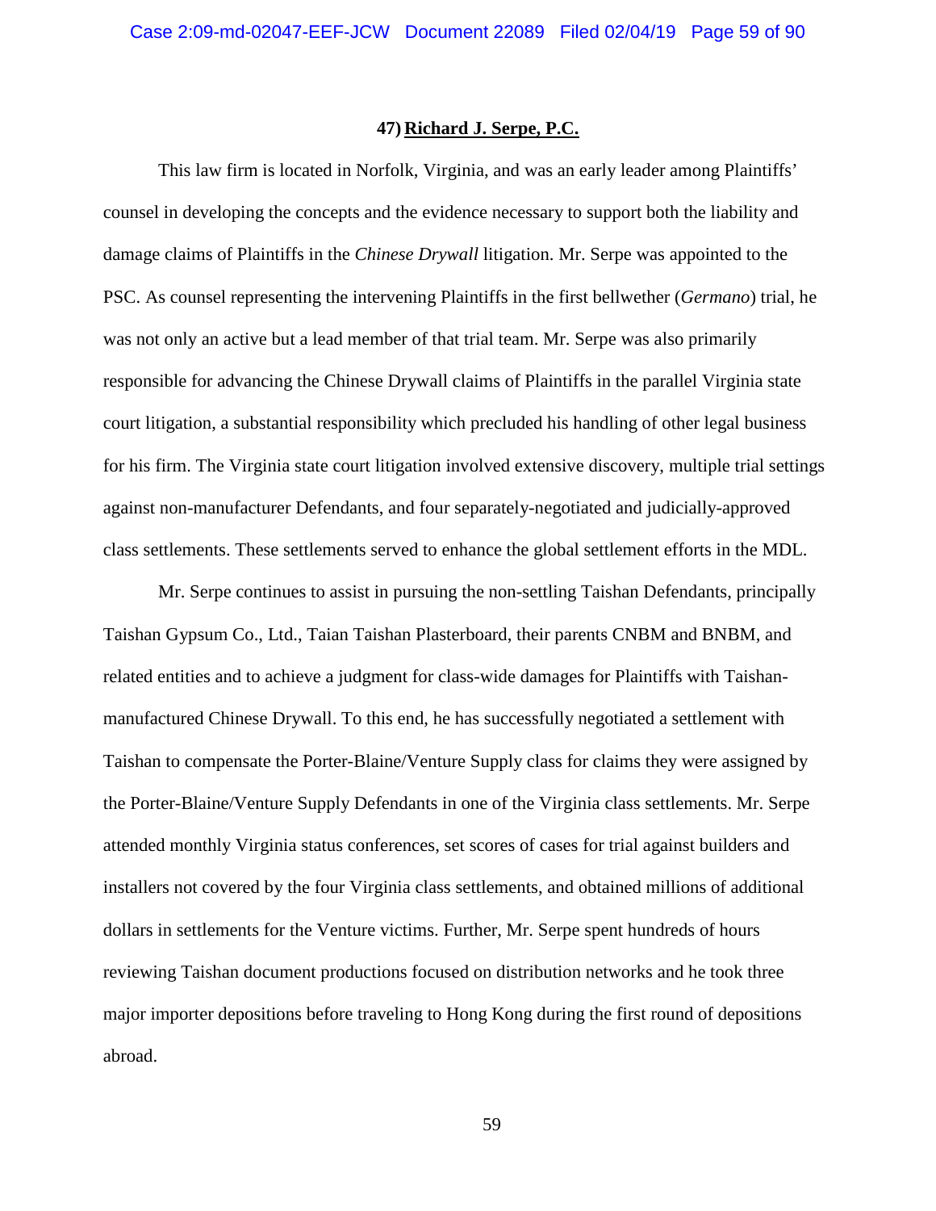### 47) **Richard J. Serpe, P.C.**

This law firm is located in Norfolk, Virginia, and was an early leader among Plaintiffs' counsel in developing the concepts and the evidence necessary to support both the liability and damage claims of Plaintiffs in the *Chinese Drywall* litigation. Mr. Serpe was appointed to the PSC. As counsel representing the intervening Plaintiffs in the first bellwether (*Germano*) trial, he was not only an active but a lead member of that trial team. Mr. Serpe was also primarily responsible for advancing the Chinese Drywall claims of Plaintiffs in the parallel Virginia state court litigation, a substantial responsibility which precluded his handling of other legal business for his firm. The Virginia state court litigation involved extensive discovery, multiple trial settings against non-manufacturer Defendants, and four separately-negotiated and judicially-approved class settlements. These settlements served to enhance the global settlement efforts in the MDL.

Mr. Serpe continues to assist in pursuing the non-settling Taishan Defendants, principally Taishan Gypsum Co., Ltd., Taian Taishan Plasterboard, their parents CNBM and BNBM, and related entities and to achieve a judgment for class-wide damages for Plaintiffs with Taishan-manufactured Chinese Drywall. To this end, he has successfully negotiated a settlement with Taishan to compensate the Porter-Blaine/Venture Supply class for claims they were assigned by the Porter-Blaine/Venture Supply Defendants in one of the Virginia class settlements. Mr. Serpe attended monthly Virginia status conferences, set scores of cases for trial against builders and installers not covered by the four Virginia class settlements, and obtained millions of additional dollars in settlements for the Venture victims. Further, Mr. Serpe spent hundreds of hours reviewing Taishan document productions focused on distribution networks and he took three major importer depositions before traveling to Hong Kong during the first round of depositions abroad.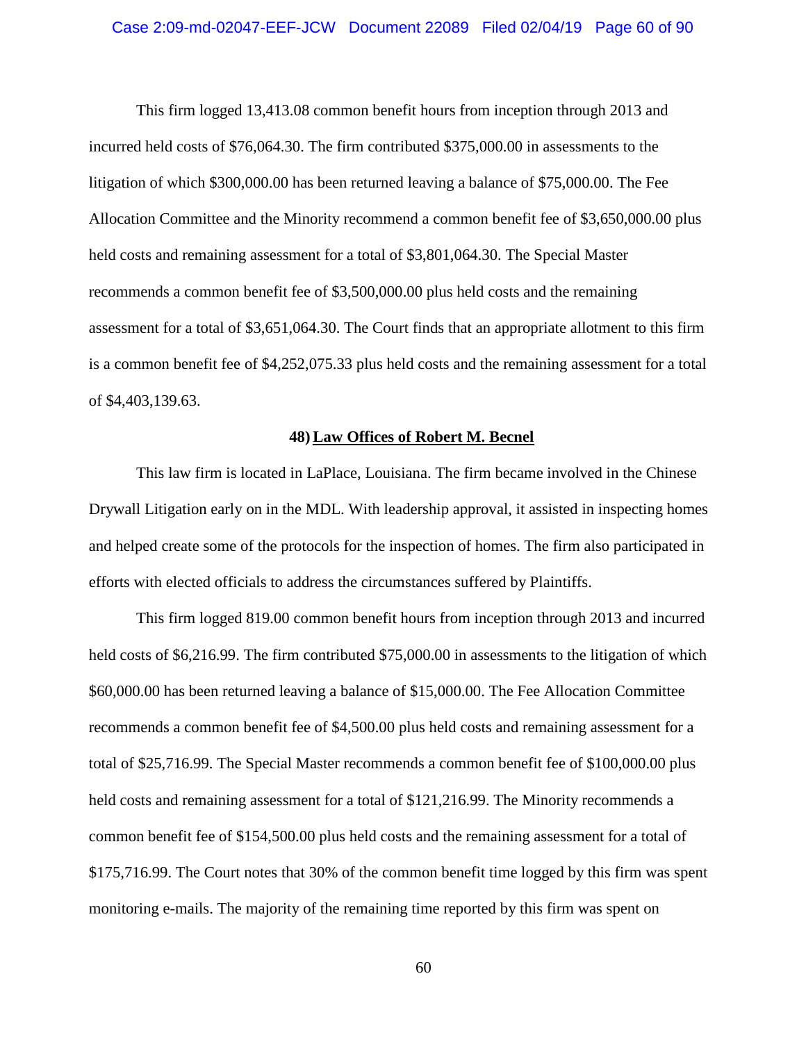This firm logged 13,413.08 common benefit hours from inception through 2013 and incurred held costs of $76,064.30. The firm contributed $375,000.00 in assessments to the litigation of which $300,000.00 has been returned leaving a balance of $75,000.00. The Fee Allocation Committee and the Minority recommend a common benefit fee of $3,650,000.00 plus held costs and remaining assessment for a total of $3,801,064.30. The Special Master recommends a common benefit fee of $3,500,000.00 plus held costs and the remaining assessment for a total of $3,651,064.30. The Court finds that an appropriate allotment to this firm is a common benefit fee of $4,252,075.33 plus held costs and the remaining assessment for a total of $4,403,139.63.

**48) Law Offices of Robert M. Becnel**

This law firm is located in LaPlace, Louisiana. The firm became involved in the Chinese Drywall Litigation early on in the MDL. With leadership approval, it assisted in inspecting homes and helped create some of the protocols for the inspection of homes. The firm also participated in efforts with elected officials to address the circumstances suffered by Plaintiffs.

This firm logged 819.00 common benefit hours from inception through 2013 and incurred held costs of $6,216.99. The firm contributed $75,000.00 in assessments to the litigation of which $60,000.00 has been returned leaving a balance of $15,000.00. The Fee Allocation Committee recommends a common benefit fee of $4,500.00 plus held costs and remaining assessment for a total of $25,716.99. The Special Master recommends a common benefit fee of $100,000.00 plus held costs and remaining assessment for a total of $121,216.99. The Minority recommends a common benefit fee of $154,500.00 plus held costs and the remaining assessment for a total of $175,716.99. The Court notes that 30% of the common benefit time logged by this firm was spent monitoring e-mails. The majority of the remaining time reported by this firm was spent on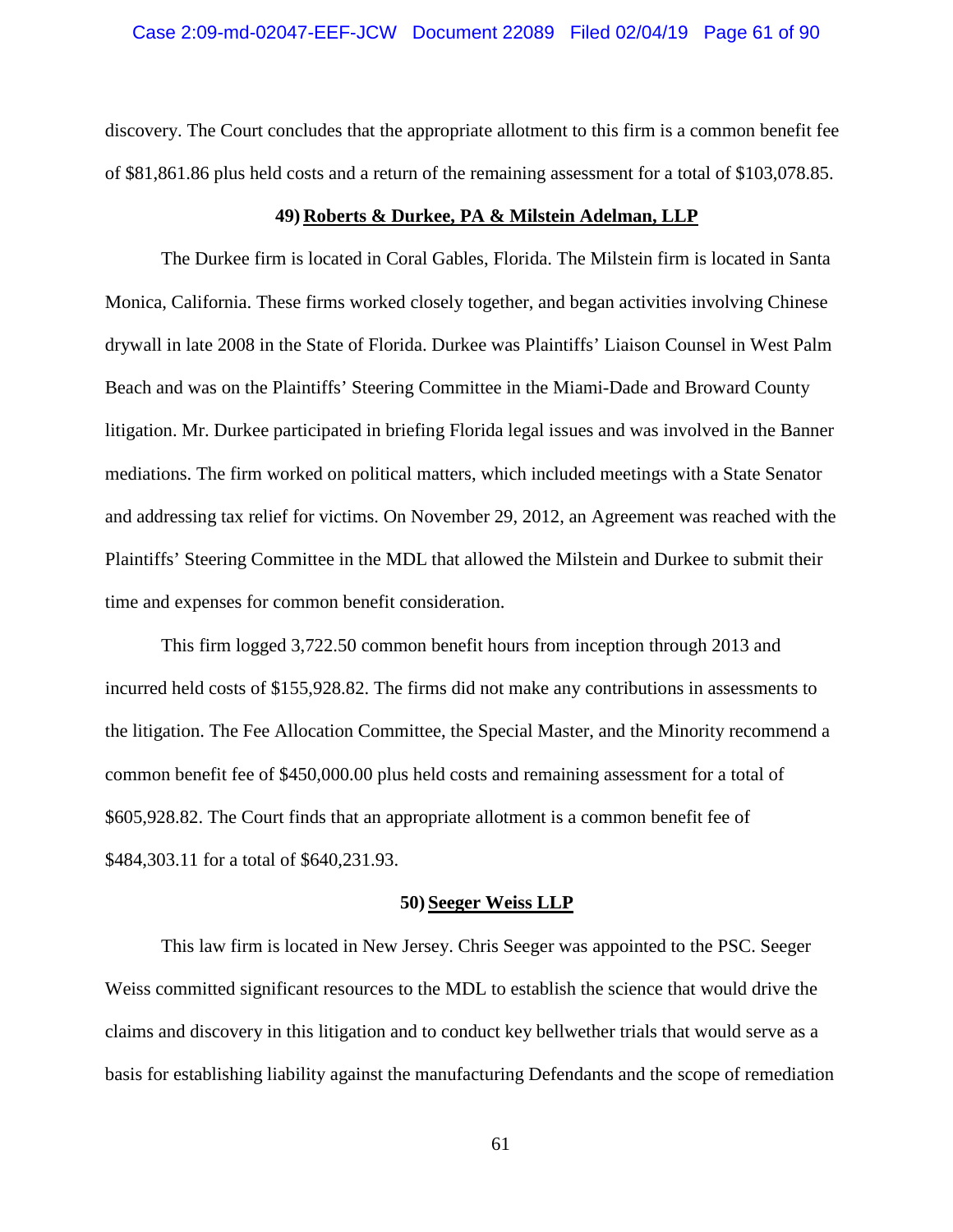discovery. The Court concludes that the appropriate allotment to this firm is a common benefit fee of $81,861.86 plus held costs and a return of the remaining assessment for a total of $103,078.85.

**49) Roberts & Durkee, PA & Milstein Adelman, LLP**

The Durkee firm is located in Coral Gables, Florida. The Milstein firm is located in Santa Monica, California. These firms worked closely together, and began activities involving Chinese drywall in late 2008 in the State of Florida. Durkee was Plaintiffs' Liaison Counsel in West Palm Beach and was on the Plaintiffs' Steering Committee in the Miami-Dade and Broward County litigation. Mr. Durkee participated in briefing Florida legal issues and was involved in the Banner mediations. The firm worked on political matters, which included meetings with a State Senator and addressing tax relief for victims. On November 29, 2012, an Agreement was reached with the Plaintiffs' Steering Committee in the MDL that allowed the Milstein and Durkee to submit their time and expenses for common benefit consideration.

This firm logged 3,722.50 common benefit hours from inception through 2013 and incurred held costs of $155,928.82. The firms did not make any contributions in assessments to the litigation. The Fee Allocation Committee, the Special Master, and the Minority recommend a common benefit fee of $450,000.00 plus held costs and remaining assessment for a total of $605,928.82. The Court finds that an appropriate allotment is a common benefit fee of $484,303.11 for a total of $640,231.93.

**50) Seeger Weiss LLP**

This law firm is located in New Jersey. Chris Seeger was appointed to the PSC. Seeger Weiss committed significant resources to the MDL to establish the science that would drive the claims and discovery in this litigation and to conduct key bellwether trials that would serve as a basis for establishing liability against the manufacturing Defendants and the scope of remediation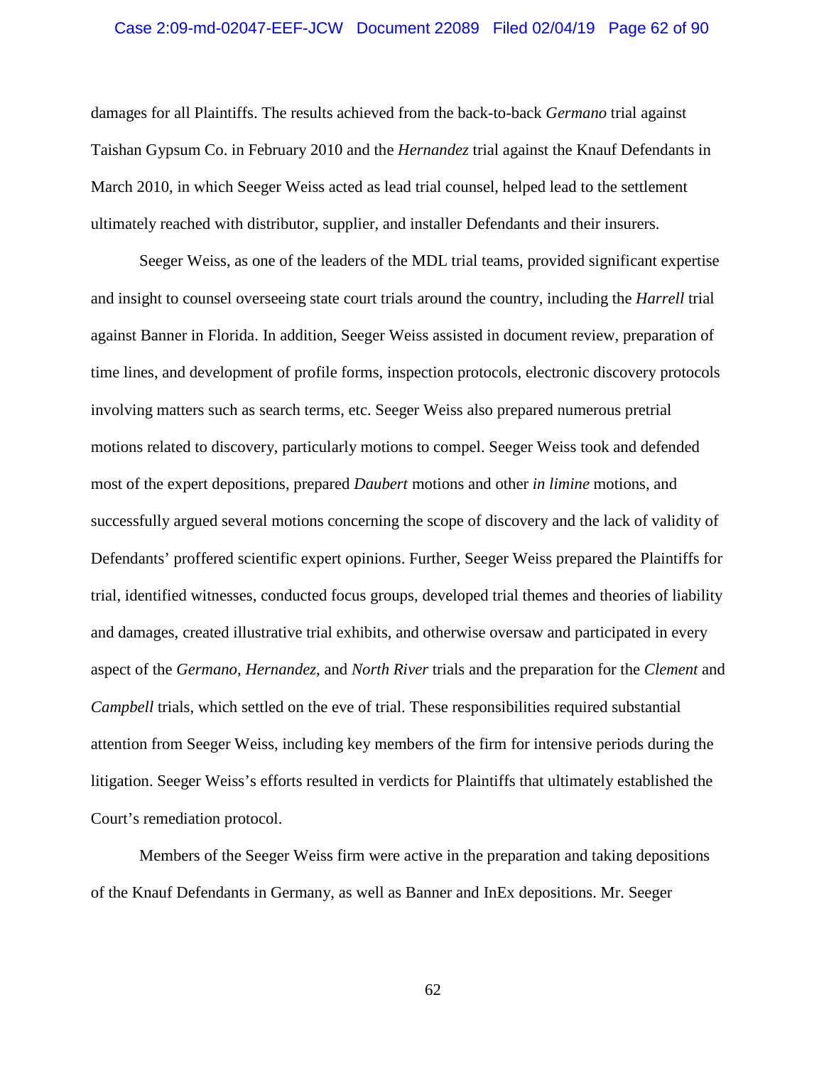damages for all Plaintiffs. The results achieved from the back-to-back *Germano* trial against Taishan Gypsum Co. in February 2010 and the *Hernandez* trial against the Knauf Defendants in March 2010, in which Seeger Weiss acted as lead trial counsel, helped lead to the settlement ultimately reached with distributor, supplier, and installer Defendants and their insurers.

Seeger Weiss, as one of the leaders of the MDL trial teams, provided significant expertise and insight to counsel overseeing state court trials around the country, including the *Harrell* trial against Banner in Florida. In addition, Seeger Weiss assisted in document review, preparation of time lines, and development of profile forms, inspection protocols, electronic discovery protocols involving matters such as search terms, etc. Seeger Weiss also prepared numerous pretrial motions related to discovery, particularly motions to compel. Seeger Weiss took and defended most of the expert depositions, prepared *Daubert* motions and other *in limine* motions, and successfully argued several motions concerning the scope of discovery and the lack of validity of Defendants' proffered scientific expert opinions. Further, Seeger Weiss prepared the Plaintiffs for trial, identified witnesses, conducted focus groups, developed trial themes and theories of liability and damages, created illustrative trial exhibits, and otherwise oversaw and participated in every aspect of the *Germano, Hernandez,* and *North River* trials and the preparation for the *Clement* and *Campbell* trials, which settled on the eve of trial. These responsibilities required substantial attention from Seeger Weiss, including key members of the firm for intensive periods during the litigation. Seeger Weiss's efforts resulted in verdicts for Plaintiffs that ultimately established the Court's remediation protocol.

Members of the Seeger Weiss firm were active in the preparation and taking depositions of the Knauf Defendants in Germany, as well as Banner and InEx depositions. Mr. Seeger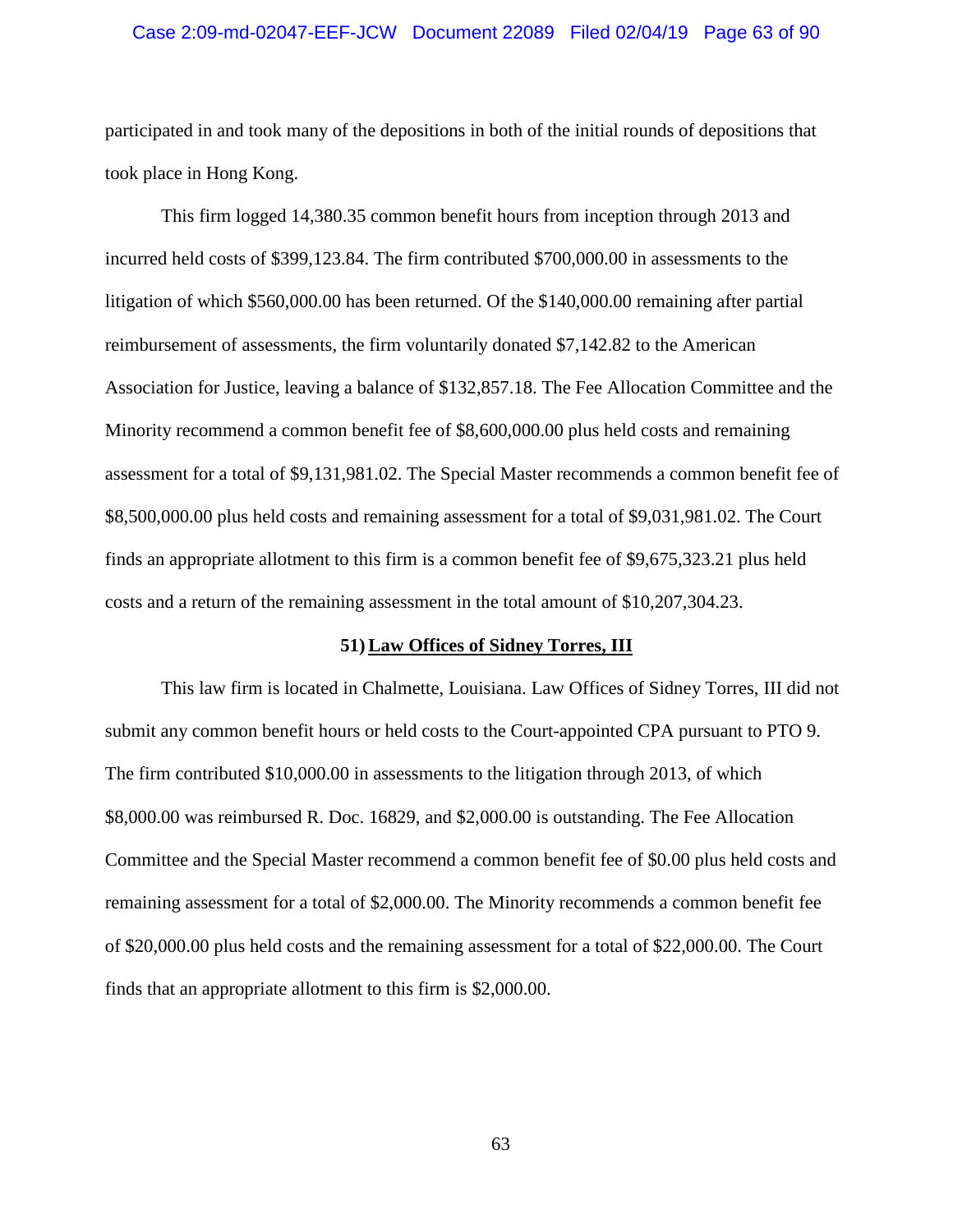participated in and took many of the depositions in both of the initial rounds of depositions that took place in Hong Kong.

This firm logged 14,380.35 common benefit hours from inception through 2013 and incurred held costs of $399,123.84. The firm contributed $700,000.00 in assessments to the litigation of which $560,000.00 has been returned. Of the $140,000.00 remaining after partial reimbursement of assessments, the firm voluntarily donated $7,142.82 to the American Association for Justice, leaving a balance of $132,857.18. The Fee Allocation Committee and the Minority recommend a common benefit fee of $8,600,000.00 plus held costs and remaining assessment for a total of $9,131,981.02. The Special Master recommends a common benefit fee of $8,500,000.00 plus held costs and remaining assessment for a total of $9,031,981.02. The Court finds an appropriate allotment to this firm is a common benefit fee of $9,675,323.21 plus held costs and a return of the remaining assessment in the total amount of $10,207,304.23.

**51) Law Offices of Sidney Torres, III**

This law firm is located in Chalmette, Louisiana. Law Offices of Sidney Torres, III did not submit any common benefit hours or held costs to the Court-appointed CPA pursuant to PTO 9. The firm contributed $10,000.00 in assessments to the litigation through 2013, of which $8,000.00 was reimbursed R. Doc. 16829, and $2,000.00 is outstanding. The Fee Allocation Committee and the Special Master recommend a common benefit fee of $0.00 plus held costs and remaining assessment for a total of $2,000.00. The Minority recommends a common benefit fee of $20,000.00 plus held costs and the remaining assessment for a total of $22,000.00. The Court finds that an appropriate allotment to this firm is $2,000.00.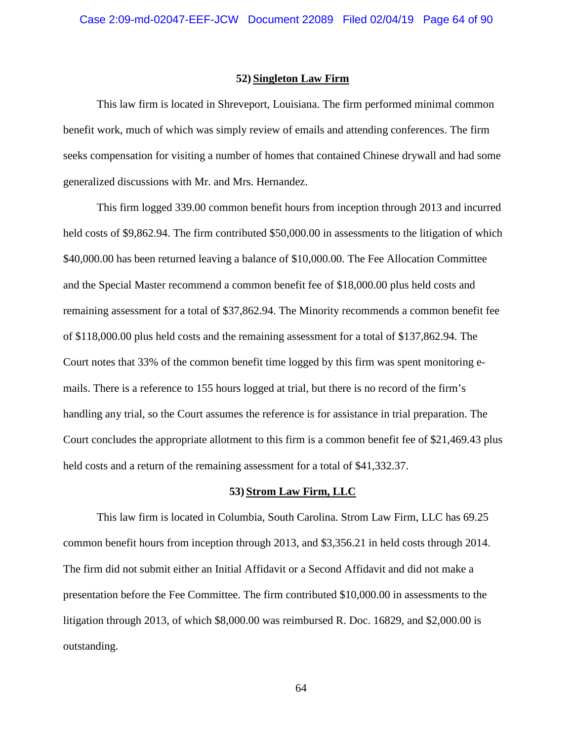### 52) Singleton Law Firm

This law firm is located in Shreveport, Louisiana. The firm performed minimal common benefit work, much of which was simply review of emails and attending conferences. The firm seeks compensation for visiting a number of homes that contained Chinese drywall and had some generalized discussions with Mr. and Mrs. Hernandez.

This firm logged 339.00 common benefit hours from inception through 2013 and incurred held costs of $9,862.94. The firm contributed $50,000.00 in assessments to the litigation of which $40,000.00 has been returned leaving a balance of $10,000.00. The Fee Allocation Committee and the Special Master recommend a common benefit fee of $18,000.00 plus held costs and remaining assessment for a total of $37,862.94. The Minority recommends a common benefit fee of $118,000.00 plus held costs and the remaining assessment for a total of $137,862.94. The Court notes that 33% of the common benefit time logged by this firm was spent monitoring e-mails. There is a reference to 155 hours logged at trial, but there is no record of the firm's handling any trial, so the Court assumes the reference is for assistance in trial preparation. The Court concludes the appropriate allotment to this firm is a common benefit fee of $21,469.43 plus held costs and a return of the remaining assessment for a total of $41,332.37.

### 53) Strom Law Firm, LLC

This law firm is located in Columbia, South Carolina. Strom Law Firm, LLC has 69.25 common benefit hours from inception through 2013, and $3,356.21 in held costs through 2014. The firm did not submit either an Initial Affidavit or a Second Affidavit and did not make a presentation before the Fee Committee. The firm contributed $10,000.00 in assessments to the litigation through 2013, of which $8,000.00 was reimbursed R. Doc. 16829, and $2,000.00 is outstanding.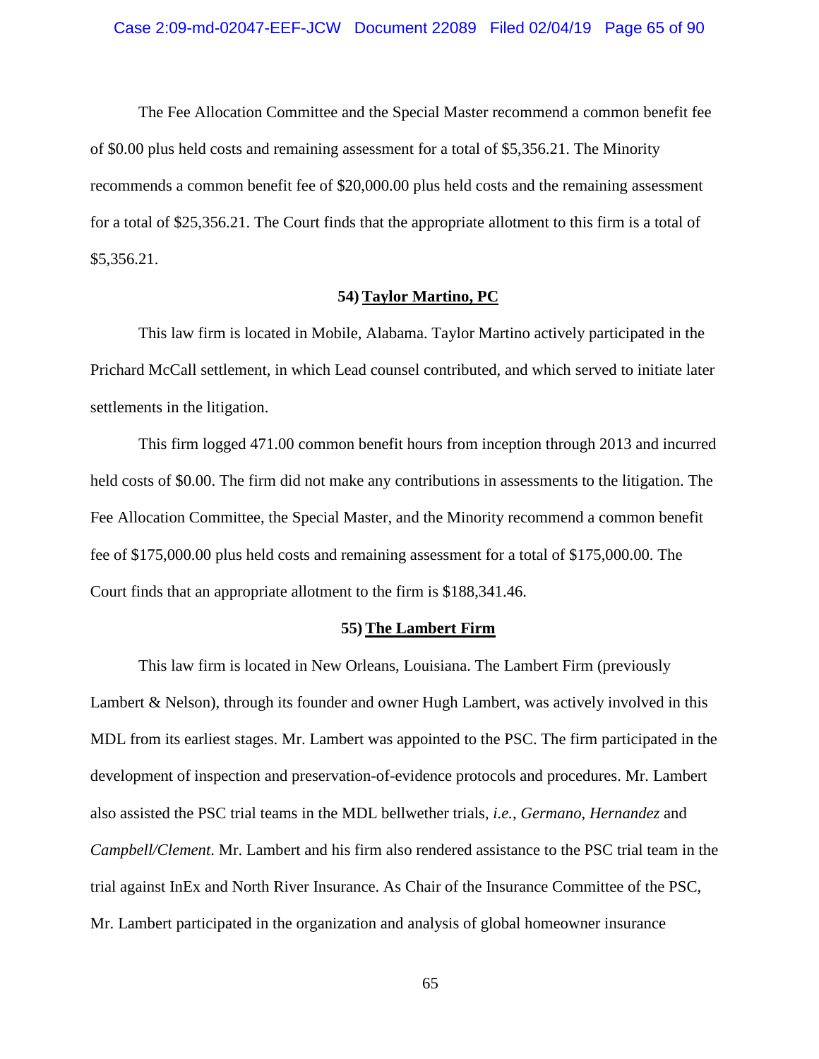The Fee Allocation Committee and the Special Master recommend a common benefit fee of $0.00 plus held costs and remaining assessment for a total of $5,356.21. The Minority recommends a common benefit fee of $20,000.00 plus held costs and the remaining assessment for a total of $25,356.21. The Court finds that the appropriate allotment to this firm is a total of $5,356.21.

### 54) Taylor Martino, PC

This law firm is located in Mobile, Alabama. Taylor Martino actively participated in the Prichard McCall settlement, in which Lead counsel contributed, and which served to initiate later settlements in the litigation.

This firm logged 471.00 common benefit hours from inception through 2013 and incurred held costs of $0.00. The firm did not make any contributions in assessments to the litigation. The Fee Allocation Committee, the Special Master, and the Minority recommend a common benefit fee of $175,000.00 plus held costs and remaining assessment for a total of $175,000.00. The Court finds that an appropriate allotment to the firm is $188,341.46.

### 55) The Lambert Firm

This law firm is located in New Orleans, Louisiana. The Lambert Firm (previously Lambert & Nelson), through its founder and owner Hugh Lambert, was actively involved in this MDL from its earliest stages. Mr. Lambert was appointed to the PSC. The firm participated in the development of inspection and preservation-of-evidence protocols and procedures. Mr. Lambert also assisted the PSC trial teams in the MDL bellwether trials, *i.e.*, *Germano*, *Hernandez* and *Campbell/Clement*. Mr. Lambert and his firm also rendered assistance to the PSC trial team in the trial against InEx and North River Insurance. As Chair of the Insurance Committee of the PSC, Mr. Lambert participated in the organization and analysis of global homeowner insurance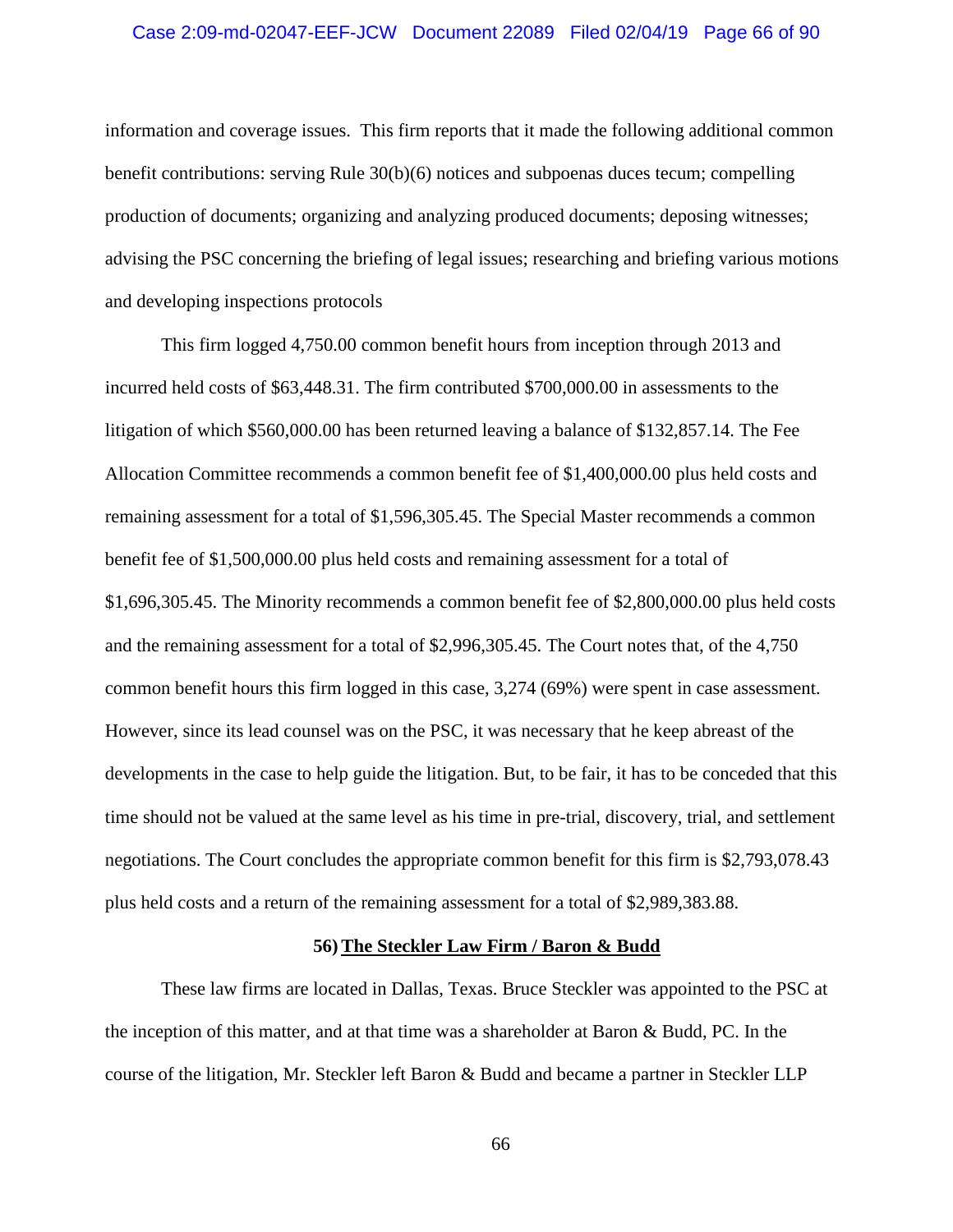information and coverage issues. This firm reports that it made the following additional common benefit contributions: serving Rule 30(b)(6) notices and subpoenas duces tecum; compelling production of documents; organizing and analyzing produced documents; deposing witnesses; advising the PSC concerning the briefing of legal issues; researching and briefing various motions and developing inspections protocols

This firm logged 4,750.00 common benefit hours from inception through 2013 and incurred held costs of $63,448.31. The firm contributed $700,000.00 in assessments to the litigation of which $560,000.00 has been returned leaving a balance of $132,857.14. The Fee Allocation Committee recommends a common benefit fee of $1,400,000.00 plus held costs and remaining assessment for a total of $1,596,305.45. The Special Master recommends a common benefit fee of $1,500,000.00 plus held costs and remaining assessment for a total of $1,696,305.45. The Minority recommends a common benefit fee of $2,800,000.00 plus held costs and the remaining assessment for a total of $2,996,305.45. The Court notes that, of the 4,750 common benefit hours this firm logged in this case, 3,274 (69%) were spent in case assessment. However, since its lead counsel was on the PSC, it was necessary that he keep abreast of the developments in the case to help guide the litigation. But, to be fair, it has to be conceded that this time should not be valued at the same level as his time in pre-trial, discovery, trial, and settlement negotiations. The Court concludes the appropriate common benefit for this firm is $2,793,078.43 plus held costs and a return of the remaining assessment for a total of $2,989,383.88.

**56) <u>The Steckler Law Firm / Baron & Budd</u>**

These law firms are located in Dallas, Texas. Bruce Steckler was appointed to the PSC at the inception of this matter, and at that time was a shareholder at Baron & Budd, PC. In the course of the litigation, Mr. Steckler left Baron & Budd and became a partner in Steckler LLP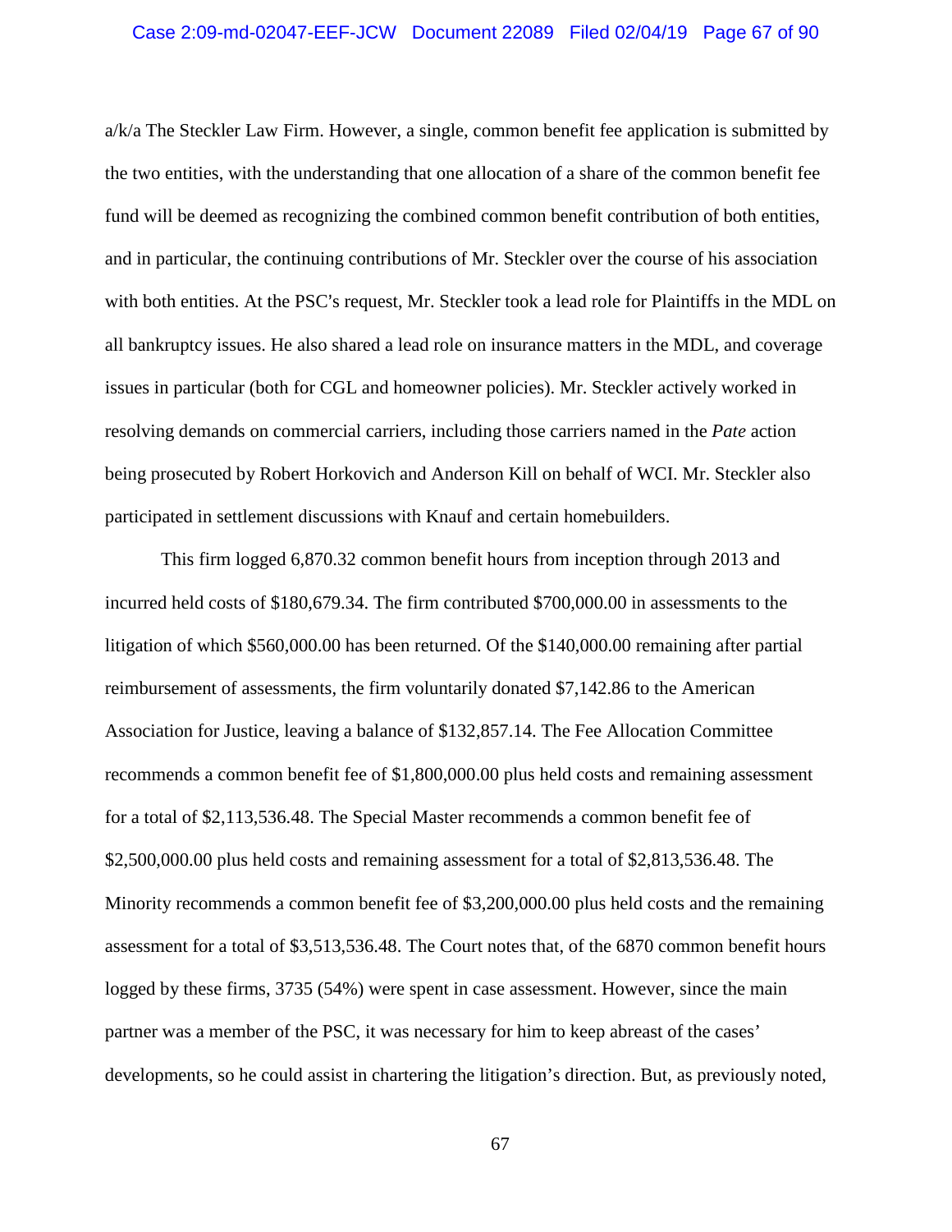a/k/a The Steckler Law Firm. However, a single, common benefit fee application is submitted by the two entities, with the understanding that one allocation of a share of the common benefit fee fund will be deemed as recognizing the combined common benefit contribution of both entities, and in particular, the continuing contributions of Mr. Steckler over the course of his association with both entities. At the PSC's request, Mr. Steckler took a lead role for Plaintiffs in the MDL on all bankruptcy issues. He also shared a lead role on insurance matters in the MDL, and coverage issues in particular (both for CGL and homeowner policies). Mr. Steckler actively worked in resolving demands on commercial carriers, including those carriers named in the *Pate* action being prosecuted by Robert Horkovich and Anderson Kill on behalf of WCI. Mr. Steckler also participated in settlement discussions with Knauf and certain homebuilders.

This firm logged 6,870.32 common benefit hours from inception through 2013 and incurred held costs of $180,679.34. The firm contributed $700,000.00 in assessments to the litigation of which $560,000.00 has been returned. Of the $140,000.00 remaining after partial reimbursement of assessments, the firm voluntarily donated $7,142.86 to the American Association for Justice, leaving a balance of $132,857.14. The Fee Allocation Committee recommends a common benefit fee of $1,800,000.00 plus held costs and remaining assessment for a total of $2,113,536.48. The Special Master recommends a common benefit fee of $2,500,000.00 plus held costs and remaining assessment for a total of $2,813,536.48. The Minority recommends a common benefit fee of $3,200,000.00 plus held costs and the remaining assessment for a total of $3,513,536.48. The Court notes that, of the 6870 common benefit hours logged by these firms, 3735 (54%) were spent in case assessment. However, since the main partner was a member of the PSC, it was necessary for him to keep abreast of the cases' developments, so he could assist in chartering the litigation's direction. But, as previously noted,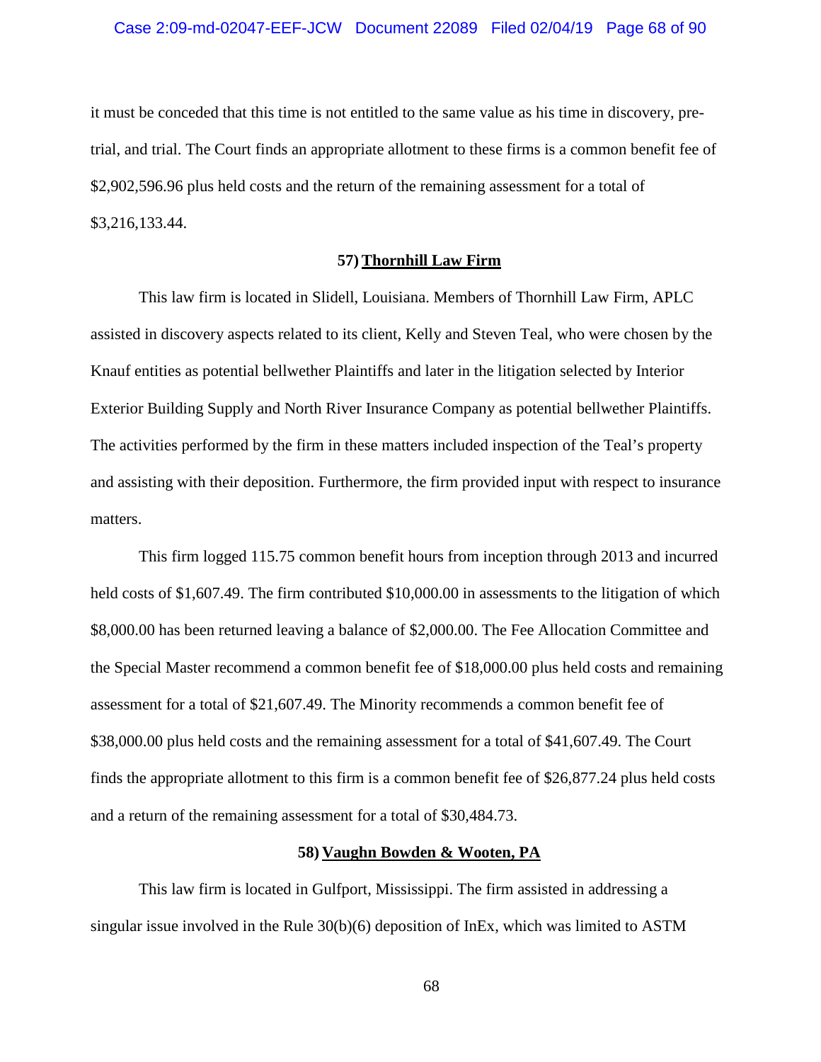it must be conceded that this time is not entitled to the same value as his time in discovery, pre-trial, and trial. The Court finds an appropriate allotment to these firms is a common benefit fee of $2,902,596.96 plus held costs and the return of the remaining assessment for a total of $3,216,133.44.

### 57) Thornhill Law Firm

This law firm is located in Slidell, Louisiana. Members of Thornhill Law Firm, APLC assisted in discovery aspects related to its client, Kelly and Steven Teal, who were chosen by the Knauf entities as potential bellwether Plaintiffs and later in the litigation selected by Interior Exterior Building Supply and North River Insurance Company as potential bellwether Plaintiffs. The activities performed by the firm in these matters included inspection of the Teal's property and assisting with their deposition. Furthermore, the firm provided input with respect to insurance matters.

This firm logged 115.75 common benefit hours from inception through 2013 and incurred held costs of $1,607.49. The firm contributed $10,000.00 in assessments to the litigation of which $8,000.00 has been returned leaving a balance of $2,000.00. The Fee Allocation Committee and the Special Master recommend a common benefit fee of $18,000.00 plus held costs and remaining assessment for a total of $21,607.49. The Minority recommends a common benefit fee of $38,000.00 plus held costs and the remaining assessment for a total of $41,607.49. The Court finds the appropriate allotment to this firm is a common benefit fee of $26,877.24 plus held costs and a return of the remaining assessment for a total of $30,484.73.

### 58) Vaughn Bowden & Wooten, PA

This law firm is located in Gulfport, Mississippi. The firm assisted in addressing a singular issue involved in the Rule 30(b)(6) deposition of InEx, which was limited to ASTM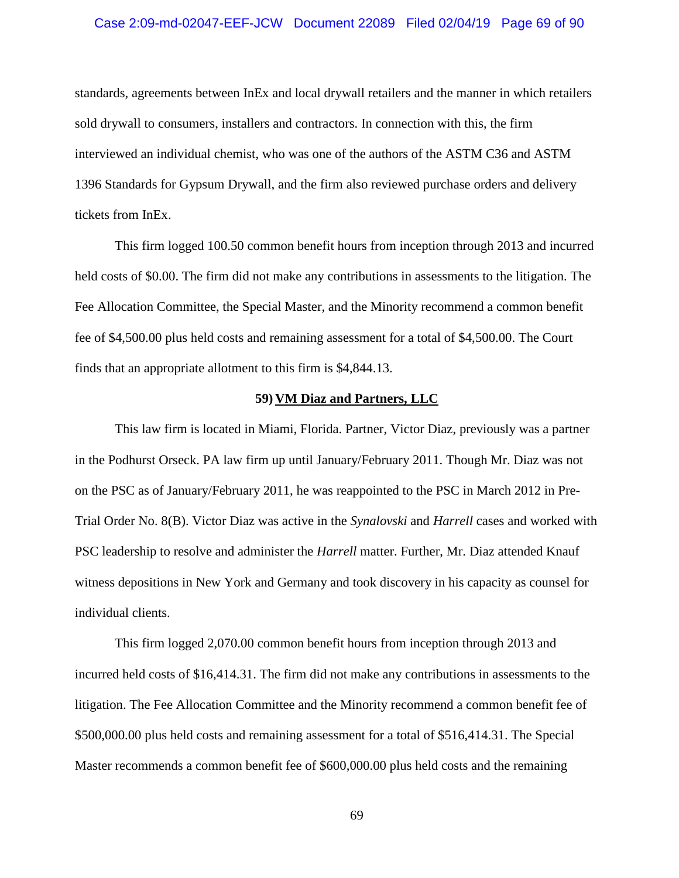standards, agreements between InEx and local drywall retailers and the manner in which retailers sold drywall to consumers, installers and contractors. In connection with this, the firm interviewed an individual chemist, who was one of the authors of the ASTM C36 and ASTM 1396 Standards for Gypsum Drywall, and the firm also reviewed purchase orders and delivery tickets from InEx.

This firm logged 100.50 common benefit hours from inception through 2013 and incurred held costs of $0.00. The firm did not make any contributions in assessments to the litigation. The Fee Allocation Committee, the Special Master, and the Minority recommend a common benefit fee of $4,500.00 plus held costs and remaining assessment for a total of $4,500.00. The Court finds that an appropriate allotment to this firm is $4,844.13.

### 59) VM Diaz and Partners, LLC

This law firm is located in Miami, Florida. Partner, Victor Diaz, previously was a partner in the Podhurst Orseck. PA law firm up until January/February 2011. Though Mr. Diaz was not on the PSC as of January/February 2011, he was reappointed to the PSC in March 2012 in Pre-Trial Order No. 8(B). Victor Diaz was active in the *Synalovski* and *Harrell* cases and worked with PSC leadership to resolve and administer the *Harrell* matter. Further, Mr. Diaz attended Knauf witness depositions in New York and Germany and took discovery in his capacity as counsel for individual clients.

This firm logged 2,070.00 common benefit hours from inception through 2013 and incurred held costs of $16,414.31. The firm did not make any contributions in assessments to the litigation. The Fee Allocation Committee and the Minority recommend a common benefit fee of $500,000.00 plus held costs and remaining assessment for a total of $516,414.31. The Special Master recommends a common benefit fee of $600,000.00 plus held costs and the remaining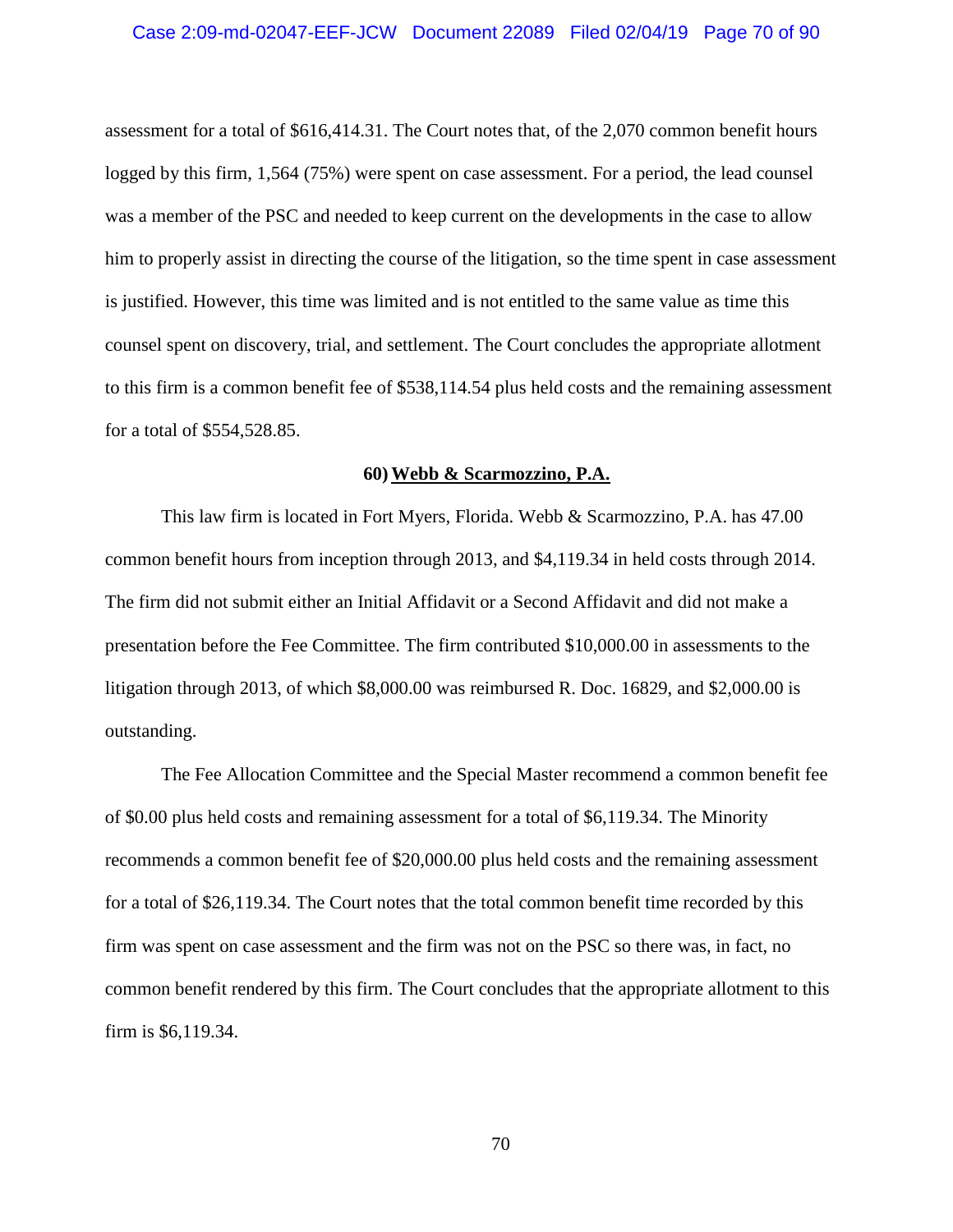assessment for a total of $616,414.31. The Court notes that, of the 2,070 common benefit hours logged by this firm, 1,564 (75%) were spent on case assessment. For a period, the lead counsel was a member of the PSC and needed to keep current on the developments in the case to allow him to properly assist in directing the course of the litigation, so the time spent in case assessment is justified. However, this time was limited and is not entitled to the same value as time this counsel spent on discovery, trial, and settlement. The Court concludes the appropriate allotment to this firm is a common benefit fee of $538,114.54 plus held costs and the remaining assessment for a total of $554,528.85.

### 60) Webb & Scarmozzino, P.A.

This law firm is located in Fort Myers, Florida. Webb & Scarmozzino, P.A. has 47.00 common benefit hours from inception through 2013, and $4,119.34 in held costs through 2014. The firm did not submit either an Initial Affidavit or a Second Affidavit and did not make a presentation before the Fee Committee. The firm contributed $10,000.00 in assessments to the litigation through 2013, of which $8,000.00 was reimbursed R. Doc. 16829, and $2,000.00 is outstanding.

The Fee Allocation Committee and the Special Master recommend a common benefit fee of $0.00 plus held costs and remaining assessment for a total of $6,119.34. The Minority recommends a common benefit fee of $20,000.00 plus held costs and the remaining assessment for a total of $26,119.34. The Court notes that the total common benefit time recorded by this firm was spent on case assessment and the firm was not on the PSC so there was, in fact, no common benefit rendered by this firm. The Court concludes that the appropriate allotment to this firm is $6,119.34.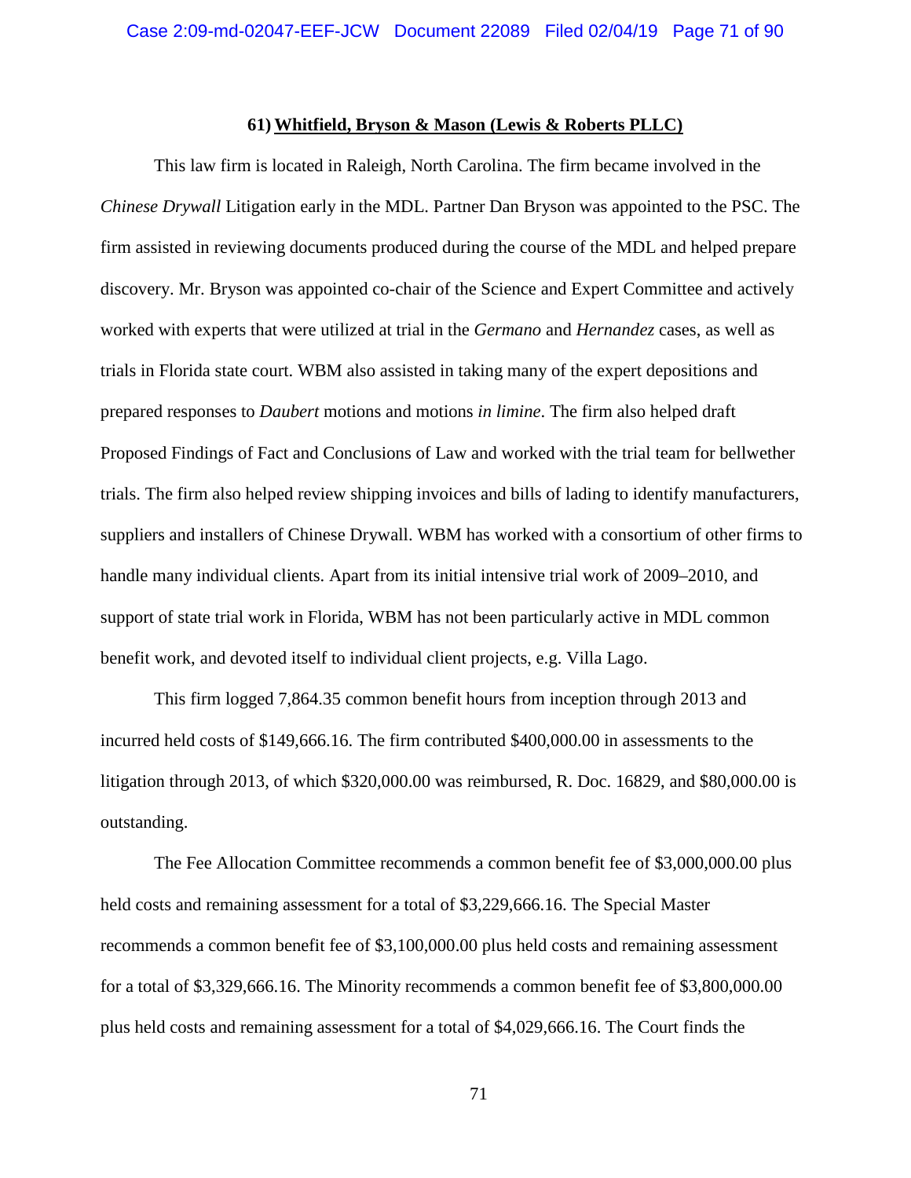**61) Whitfield, Bryson & Mason (Lewis & Roberts PLLC)**

This law firm is located in Raleigh, North Carolina. The firm became involved in the *Chinese Drywall* Litigation early in the MDL. Partner Dan Bryson was appointed to the PSC. The firm assisted in reviewing documents produced during the course of the MDL and helped prepare discovery. Mr. Bryson was appointed co-chair of the Science and Expert Committee and actively worked with experts that were utilized at trial in the *Germano* and *Hernandez* cases, as well as trials in Florida state court. WBM also assisted in taking many of the expert depositions and prepared responses to *Daubert* motions and motions *in limine*. The firm also helped draft Proposed Findings of Fact and Conclusions of Law and worked with the trial team for bellwether trials. The firm also helped review shipping invoices and bills of lading to identify manufacturers, suppliers and installers of Chinese Drywall. WBM has worked with a consortium of other firms to handle many individual clients. Apart from its initial intensive trial work of 2009–2010, and support of state trial work in Florida, WBM has not been particularly active in MDL common benefit work, and devoted itself to individual client projects, e.g. Villa Lago.

This firm logged 7,864.35 common benefit hours from inception through 2013 and incurred held costs of $149,666.16. The firm contributed $400,000.00 in assessments to the litigation through 2013, of which $320,000.00 was reimbursed, R. Doc. 16829, and $80,000.00 is outstanding.

The Fee Allocation Committee recommends a common benefit fee of $3,000,000.00 plus held costs and remaining assessment for a total of $3,229,666.16. The Special Master recommends a common benefit fee of $3,100,000.00 plus held costs and remaining assessment for a total of $3,329,666.16. The Minority recommends a common benefit fee of $3,800,000.00 plus held costs and remaining assessment for a total of $4,029,666.16. The Court finds the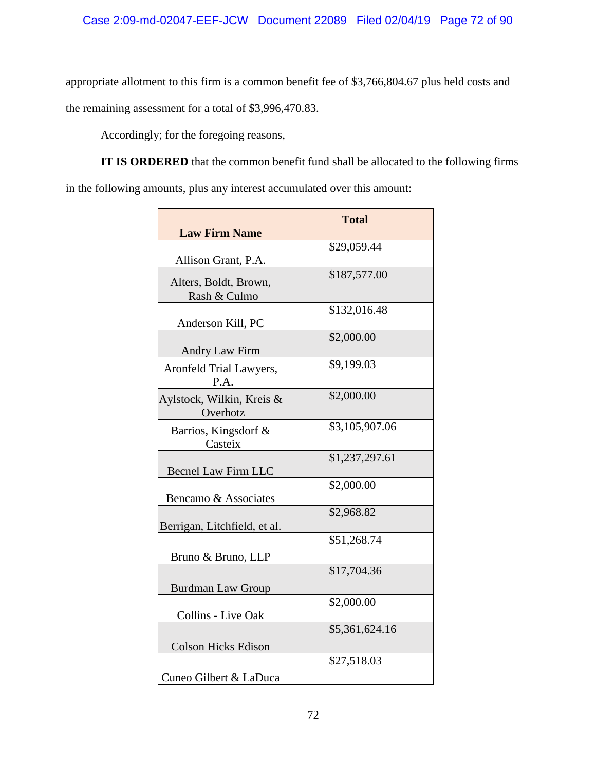appropriate allotment to this firm is a common benefit fee of $3,766,804.67 plus held costs and the remaining assessment for a total of $3,996,470.83.

Accordingly; for the foregoing reasons,

**IT IS ORDERED** that the common benefit fund shall be allocated to the following firms in the following amounts, plus any interest accumulated over this amount:

| Law Firm Name | Total |
|---|---|
| Allison Grant, P.A. | $29,059.44 |
| Alters, Boldt, Brown, Rash & Culmo | $187,577.00 |
| Anderson Kill, PC | $132,016.48 |
| Andry Law Firm | $2,000.00 |
| Aronfeld Trial Lawyers, P.A. | $9,199.03 |
| Aylstock, Wilkin, Kreis & Overhotz | $2,000.00 |
| Barrios, Kingsdorf & Casteix | $3,105,907.06 |
| Becnel Law Firm LLC | $1,237,297.61 |
| Bencamo & Associates | $2,000.00 |
| Berrigan, Litchfield, et al. | $2,968.82 |
| Bruno & Bruno, LLP | $51,268.74 |
| Burdman Law Group | $17,704.36 |
| Collins - Live Oak | $2,000.00 |
| Colson Hicks Edison | $5,361,624.16 |
| Cuneo Gilbert & LaDuca | $27,518.03 |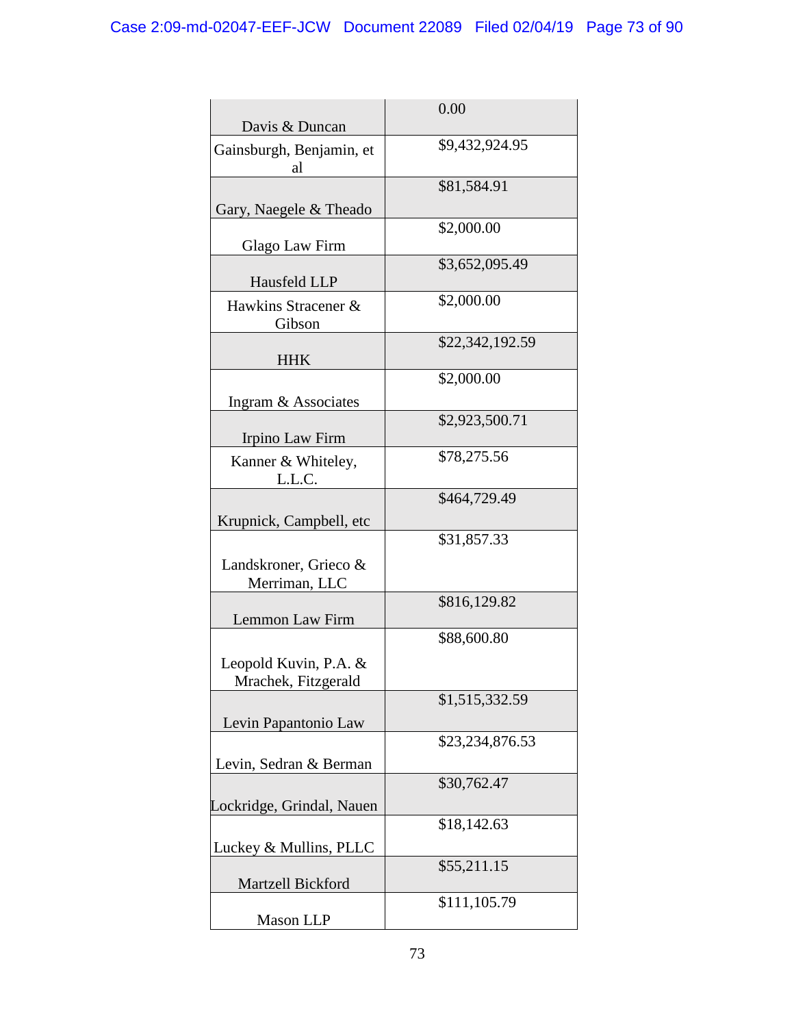| | |
|---|---|
| Davis & Duncan | 0.00 |
| Gainsburgh, Benjamin, et al | $9,432,924.95 |
| Gary, Naegele & Theado | $81,584.91 |
| Glago Law Firm | $2,000.00 |
| Hausfeld LLP | $3,652,095.49 |
| Hawkins Stracener & Gibson | $2,000.00 |
| HHK | $22,342,192.59 |
| Ingram & Associates | $2,000.00 |
| Irpino Law Firm | $2,923,500.71 |
| Kanner & Whiteley, L.L.C. | $78,275.56 |
| Krupnick, Campbell, etc | $464,729.49 |
| Landskroner, Grieco & Merriman, LLC | $31,857.33 |
| Lemmon Law Firm | $816,129.82 |
| Leopold Kuvin, P.A. & Mrachek, Fitzgerald | $88,600.80 |
| Levin Papantonio Law | $1,515,332.59 |
| Levin, Sedran & Berman | $23,234,876.53 |
| Lockridge, Grindal, Nauen | $30,762.47 |
| Luckey & Mullins, PLLC | $18,142.63 |
| Martzell Bickford | $55,211.15 |
| Mason LLP | $111,105.79 |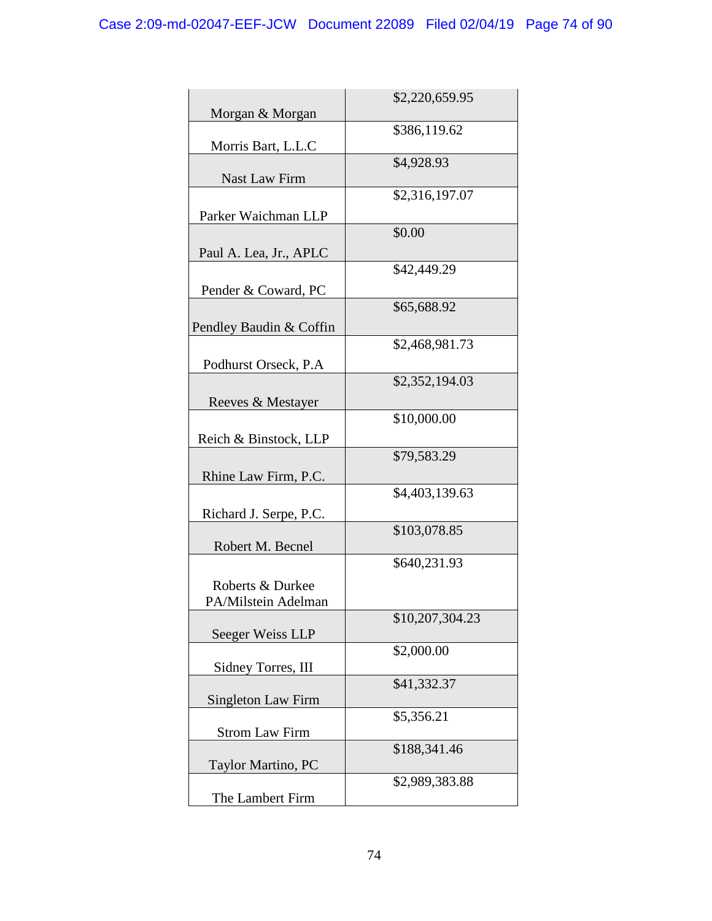| | |
|---|---|
| Morgan & Morgan | $2,220,659.95 |
| Morris Bart, L.L.C | $386,119.62 |
| Nast Law Firm | $4,928.93 |
| Parker Waichman LLP | $2,316,197.07 |
| Paul A. Lea, Jr., APLC | $0.00 |
| Pender & Coward, PC | $42,449.29 |
| Pendley Baudin & Coffin | $65,688.92 |
| Podhurst Orseck, P.A | $2,468,981.73 |
| Reeves & Mestayer | $2,352,194.03 |
| Reich & Binstock, LLP | $10,000.00 |
| Rhine Law Firm, P.C. | $79,583.29 |
| Richard J. Serpe, P.C. | $4,403,139.63 |
| Robert M. Becnel | $103,078.85 |
| Roberts & Durkee PA/Milstein Adelman | $640,231.93 |
| Seeger Weiss LLP | $10,207,304.23 |
| Sidney Torres, III | $2,000.00 |
| Singleton Law Firm | $41,332.37 |
| Strom Law Firm | $5,356.21 |
| Taylor Martino, PC | $188,341.46 |
| The Lambert Firm | $2,989,383.88 |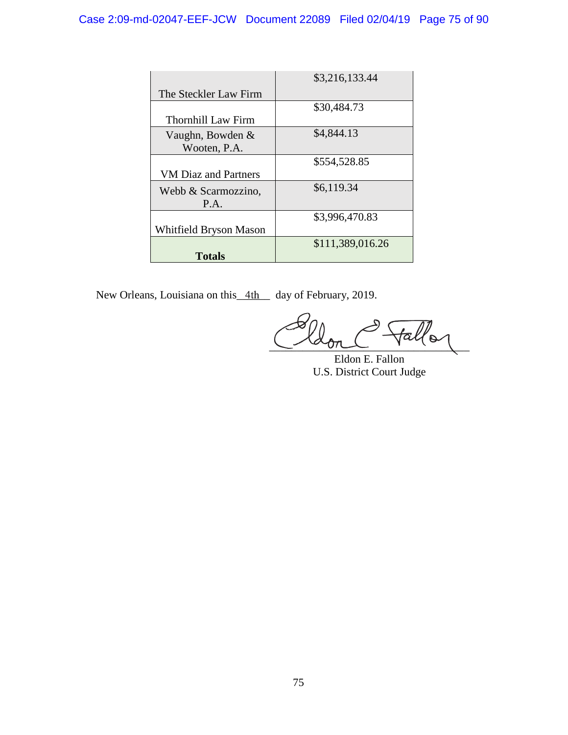| | |
|---|---|
| The Steckler Law Firm | $3,216,133.44 |
| Thornhill Law Firm | $30,484.73 |
| Vaughn, Bowden & Wooten, P.A. | $4,844.13 |
| VM Diaz and Partners | $554,528.85 |
| Webb & Scarmozzino, P.A. | $6,119.34 |
| Whitfield Bryson Mason | $3,996,470.83 |
| **Totals** | $111,389,016.26 |

New Orleans, Louisiana on this 4th day of February, 2019.

Eldon E. Fallon
U.S. District Court Judge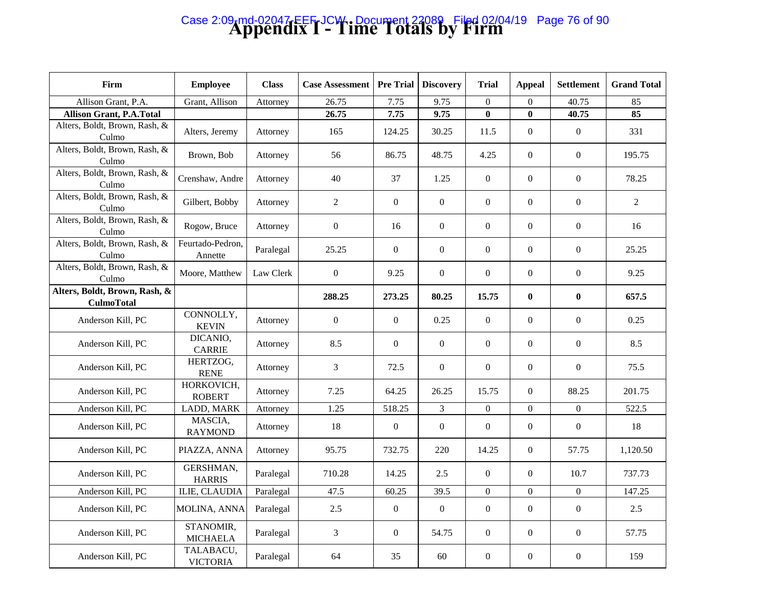# Appendix I - Time Totals by Firm

| Firm | Employee | Class | Case Assessment | Pre Trial | Discovery | Trial | Appeal | Settlement | Grand Total |
|---|---|---|---|---|---|---|---|---|---|
| Allison Grant, P.A. | Grant, Allison | Attorney | 26.75 | 7.75 | 9.75 | 0 | 0 | 40.75 | 85 |
| **Allison Grant, P.A.Total** | | | **26.75** | **7.75** | **9.75** | **0** | **0** | **40.75** | **85** |
| Alters, Boldt, Brown, Rash, & Culmo | Alters, Jeremy | Attorney | 165 | 124.25 | 30.25 | 11.5 | 0 | 0 | 331 |
| Alters, Boldt, Brown, Rash, & Culmo | Brown, Bob | Attorney | 56 | 86.75 | 48.75 | 4.25 | 0 | 0 | 195.75 |
| Alters, Boldt, Brown, Rash, & Culmo | Crenshaw, Andre | Attorney | 40 | 37 | 1.25 | 0 | 0 | 0 | 78.25 |
| Alters, Boldt, Brown, Rash, & Culmo | Gilbert, Bobby | Attorney | 2 | 0 | 0 | 0 | 0 | 0 | 2 |
| Alters, Boldt, Brown, Rash, & Culmo | Rogow, Bruce | Attorney | 0 | 16 | 0 | 0 | 0 | 0 | 16 |
| Alters, Boldt, Brown, Rash, & Culmo | Feurtado-Pedron, Annette | Paralegal | 25.25 | 0 | 0 | 0 | 0 | 0 | 25.25 |
| Alters, Boldt, Brown, Rash, & Culmo | Moore, Matthew | Law Clerk | 0 | 9.25 | 0 | 0 | 0 | 0 | 9.25 |
| **Alters, Boldt, Brown, Rash, & CulmoTotal** | | | **288.25** | **273.25** | **80.25** | **15.75** | **0** | **0** | **657.5** |
| Anderson Kill, PC | CONNOLLY, KEVIN | Attorney | 0 | 0 | 0.25 | 0 | 0 | 0 | 0.25 |
| Anderson Kill, PC | DICANIO, CARRIE | Attorney | 8.5 | 0 | 0 | 0 | 0 | 0 | 8.5 |
| Anderson Kill, PC | HERTZOG, RENE | Attorney | 3 | 72.5 | 0 | 0 | 0 | 0 | 75.5 |
| Anderson Kill, PC | HORKOVICH, ROBERT | Attorney | 7.25 | 64.25 | 26.25 | 15.75 | 0 | 88.25 | 201.75 |
| Anderson Kill, PC | LADD, MARK | Attorney | 1.25 | 518.25 | 3 | 0 | 0 | 0 | 522.5 |
| Anderson Kill, PC | MASCIA, RAYMOND | Attorney | 18 | 0 | 0 | 0 | 0 | 0 | 18 |
| Anderson Kill, PC | PIAZZA, ANNA | Attorney | 95.75 | 732.75 | 220 | 14.25 | 0 | 57.75 | 1,120.50 |
| Anderson Kill, PC | GERSHMAN, HARRIS | Paralegal | 710.28 | 14.25 | 2.5 | 0 | 0 | 10.7 | 737.73 |
| Anderson Kill, PC | ILIE, CLAUDIA | Paralegal | 47.5 | 60.25 | 39.5 | 0 | 0 | 0 | 147.25 |
| Anderson Kill, PC | MOLINA, ANNA | Paralegal | 2.5 | 0 | 0 | 0 | 0 | 0 | 2.5 |
| Anderson Kill, PC | STANOMIR, MICHAELA | Paralegal | 3 | 0 | 54.75 | 0 | 0 | 0 | 57.75 |
| Anderson Kill, PC | TALABACU, VICTORIA | Paralegal | 64 | 35 | 60 | 0 | 0 | 0 | 159 |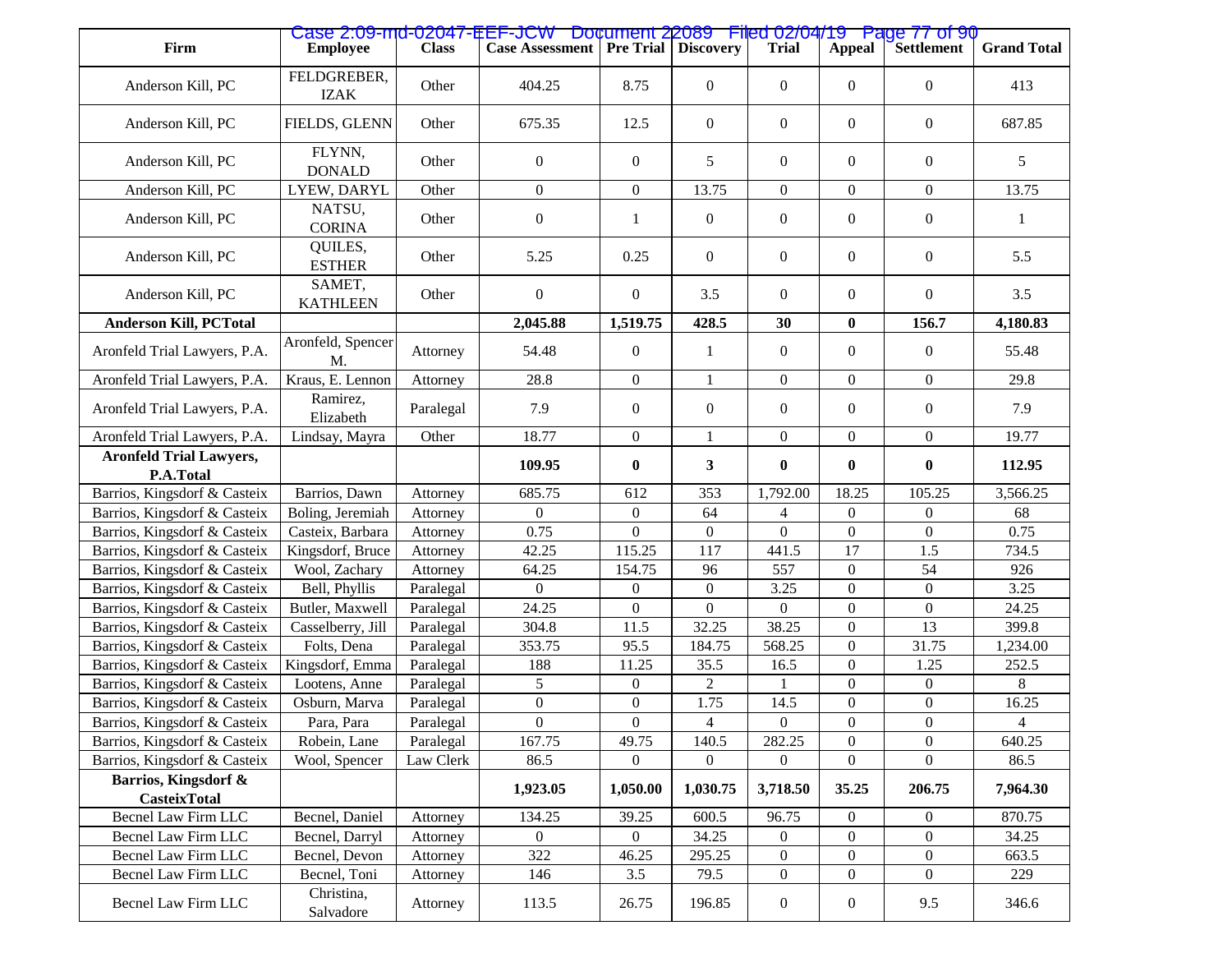| Firm | Employee | Class | Case Assessment | Pre Trial | Discovery | Trial | Appeal | Settlement | Grand Total |
|---|---|---|---|---|---|---|---|---|---|
| Anderson Kill, PC | FELDGREBER, IZAK | Other | 404.25 | 8.75 | 0 | 0 | 0 | 0 | 413 |
| Anderson Kill, PC | FIELDS, GLENN | Other | 675.35 | 12.5 | 0 | 0 | 0 | 0 | 687.85 |
| Anderson Kill, PC | FLYNN, DONALD | Other | 0 | 0 | 5 | 0 | 0 | 0 | 5 |
| Anderson Kill, PC | LYEW, DARYL | Other | 0 | 0 | 13.75 | 0 | 0 | 0 | 13.75 |
| Anderson Kill, PC | NATSU, CORINA | Other | 0 | 1 | 0 | 0 | 0 | 0 | 1 |
| Anderson Kill, PC | QUILES, ESTHER | Other | 5.25 | 0.25 | 0 | 0 | 0 | 0 | 5.5 |
| Anderson Kill, PC | SAMET, KATHLEEN | Other | 0 | 0 | 3.5 | 0 | 0 | 0 | 3.5 |
| **Anderson Kill, PCTotal** | | | **2,045.88** | **1,519.75** | **428.5** | **30** | **0** | **156.7** | **4,180.83** |
| Aronfeld Trial Lawyers, P.A. | Aronfeld, Spencer M. | Attorney | 54.48 | 0 | 1 | 0 | 0 | 0 | 55.48 |
| Aronfeld Trial Lawyers, P.A. | Kraus, E. Lennon | Attorney | 28.8 | 0 | 1 | 0 | 0 | 0 | 29.8 |
| Aronfeld Trial Lawyers, P.A. | Ramirez, Elizabeth | Paralegal | 7.9 | 0 | 0 | 0 | 0 | 0 | 7.9 |
| Aronfeld Trial Lawyers, P.A. | Lindsay, Mayra | Other | 18.77 | 0 | 1 | 0 | 0 | 0 | 19.77 |
| **Aronfeld Trial Lawyers, P.A.Total** | | | **109.95** | **0** | **3** | **0** | **0** | **0** | **112.95** |
| Barrios, Kingsdorf & Casteix | Barrios, Dawn | Attorney | 685.75 | 612 | 353 | 1,792.00 | 18.25 | 105.25 | 3,566.25 |
| Barrios, Kingsdorf & Casteix | Boling, Jeremiah | Attorney | 0 | 0 | 64 | 4 | 0 | 0 | 68 |
| Barrios, Kingsdorf & Casteix | Casteix, Barbara | Attorney | 0.75 | 0 | 0 | 0 | 0 | 0 | 0.75 |
| Barrios, Kingsdorf & Casteix | Kingsdorf, Bruce | Attorney | 42.25 | 115.25 | 117 | 441.5 | 17 | 1.5 | 734.5 |
| Barrios, Kingsdorf & Casteix | Wool, Zachary | Attorney | 64.25 | 154.75 | 96 | 557 | 0 | 54 | 926 |
| Barrios, Kingsdorf & Casteix | Bell, Phyllis | Paralegal | 0 | 0 | 0 | 3.25 | 0 | 0 | 3.25 |
| Barrios, Kingsdorf & Casteix | Butler, Maxwell | Paralegal | 24.25 | 0 | 0 | 0 | 0 | 0 | 24.25 |
| Barrios, Kingsdorf & Casteix | Casselberry, Jill | Paralegal | 304.8 | 11.5 | 32.25 | 38.25 | 0 | 13 | 399.8 |
| Barrios, Kingsdorf & Casteix | Folts, Dena | Paralegal | 353.75 | 95.5 | 184.75 | 568.25 | 0 | 31.75 | 1,234.00 |
| Barrios, Kingsdorf & Casteix | Kingsdorf, Emma | Paralegal | 188 | 11.25 | 35.5 | 16.5 | 0 | 1.25 | 252.5 |
| Barrios, Kingsdorf & Casteix | Lootens, Anne | Paralegal | 5 | 0 | 2 | 1 | 0 | 0 | 8 |
| Barrios, Kingsdorf & Casteix | Osburn, Marva | Paralegal | 0 | 0 | 1.75 | 14.5 | 0 | 0 | 16.25 |
| Barrios, Kingsdorf & Casteix | Para, Para | Paralegal | 0 | 0 | 4 | 0 | 0 | 0 | 4 |
| Barrios, Kingsdorf & Casteix | Robein, Lane | Paralegal | 167.75 | 49.75 | 140.5 | 282.25 | 0 | 0 | 640.25 |
| Barrios, Kingsdorf & Casteix | Wool, Spencer | Law Clerk | 86.5 | 0 | 0 | 0 | 0 | 0 | 86.5 |
| **Barrios, Kingsdorf & CasteixTotal** | | | **1,923.05** | **1,050.00** | **1,030.75** | **3,718.50** | **35.25** | **206.75** | **7,964.30** |
| Becnel Law Firm LLC | Becnel, Daniel | Attorney | 134.25 | 39.25 | 600.5 | 96.75 | 0 | 0 | 870.75 |
| Becnel Law Firm LLC | Becnel, Darryl | Attorney | 0 | 0 | 34.25 | 0 | 0 | 0 | 34.25 |
| Becnel Law Firm LLC | Becnel, Devon | Attorney | 322 | 46.25 | 295.25 | 0 | 0 | 0 | 663.5 |
| Becnel Law Firm LLC | Becnel, Toni | Attorney | 146 | 3.5 | 79.5 | 0 | 0 | 0 | 229 |
| Becnel Law Firm LLC | Christina, Salvadore | Attorney | 113.5 | 26.75 | 196.85 | 0 | 0 | 9.5 | 346.6 |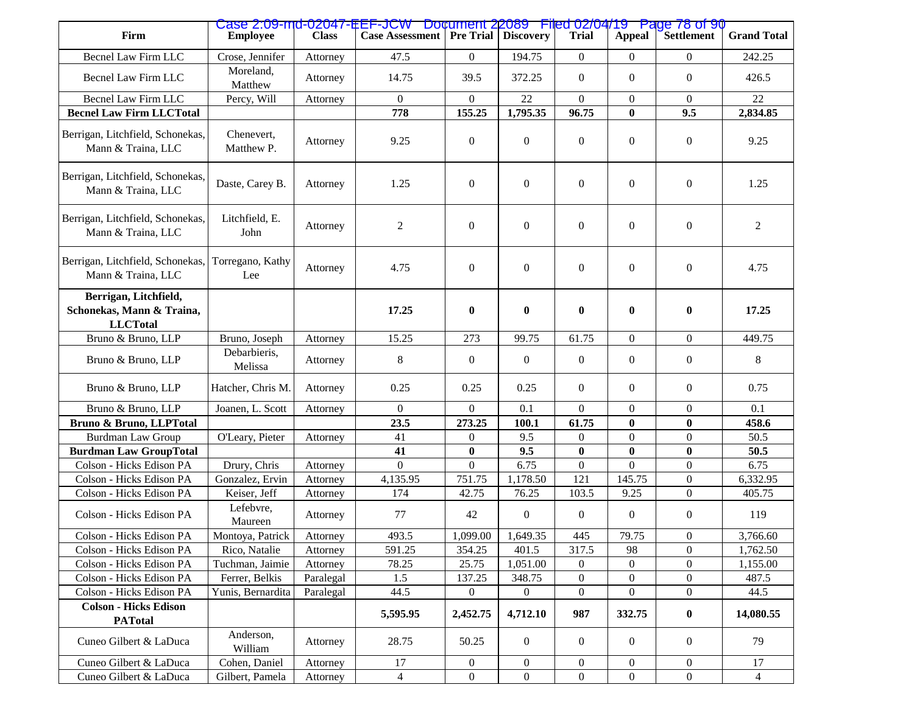| Firm | Employee | Class | Case Assessment | Pre Trial | Discovery | Trial | Appeal | Settlement | Grand Total |
|---|---|---|---|---|---|---|---|---|---|
| Becnel Law Firm LLC | Crose, Jennifer | Attorney | 47.5 | 0 | 194.75 | 0 | 0 | 0 | 242.25 |
| Becnel Law Firm LLC | Moreland, Matthew | Attorney | 14.75 | 39.5 | 372.25 | 0 | 0 | 0 | 426.5 |
| Becnel Law Firm LLC | Percy, Will | Attorney | 0 | 0 | 22 | 0 | 0 | 0 | 22 |
| **Becnel Law Firm LLCTotal** | | | **778** | **155.25** | **1,795.35** | **96.75** | **0** | **9.5** | **2,834.85** |
| Berrigan, Litchfield, Schonekas, Mann & Traina, LLC | Chenevert, Matthew P. | Attorney | 9.25 | 0 | 0 | 0 | 0 | 0 | 9.25 |
| Berrigan, Litchfield, Schonekas, Mann & Traina, LLC | Daste, Carey B. | Attorney | 1.25 | 0 | 0 | 0 | 0 | 0 | 1.25 |
| Berrigan, Litchfield, Schonekas, Mann & Traina, LLC | Litchfield, E. John | Attorney | 2 | 0 | 0 | 0 | 0 | 0 | 2 |
| Berrigan, Litchfield, Schonekas, Mann & Traina, LLC | Torregano, Kathy Lee | Attorney | 4.75 | 0 | 0 | 0 | 0 | 0 | 4.75 |
| **Berrigan, Litchfield, Schonekas, Mann & Traina, LLCTotal** | | | **17.25** | **0** | **0** | **0** | **0** | **0** | **17.25** |
| Bruno & Bruno, LLP | Bruno, Joseph | Attorney | 15.25 | 273 | 99.75 | 61.75 | 0 | 0 | 449.75 |
| Bruno & Bruno, LLP | Debarbieris, Melissa | Attorney | 8 | 0 | 0 | 0 | 0 | 0 | 8 |
| Bruno & Bruno, LLP | Hatcher, Chris M. | Attorney | 0.25 | 0.25 | 0.25 | 0 | 0 | 0 | 0.75 |
| Bruno & Bruno, LLP | Joanen, L. Scott | Attorney | 0 | 0 | 0.1 | 0 | 0 | 0 | 0.1 |
| **Bruno & Bruno, LLPTotal** | | | **23.5** | **273.25** | **100.1** | **61.75** | **0** | **0** | **458.6** |
| Burdman Law Group | O'Leary, Pieter | Attorney | 41 | 0 | 9.5 | 0 | 0 | 0 | 50.5 |
| **Burdman Law GroupTotal** | | | **41** | **0** | **9.5** | **0** | **0** | **0** | **50.5** |
| Colson - Hicks Edison PA | Drury, Chris | Attorney | 0 | 0 | 6.75 | 0 | 0 | 0 | 6.75 |
| Colson - Hicks Edison PA | Gonzalez, Ervin | Attorney | 4,135.95 | 751.75 | 1,178.50 | 121 | 145.75 | 0 | 6,332.95 |
| Colson - Hicks Edison PA | Keiser, Jeff | Attorney | 174 | 42.75 | 76.25 | 103.5 | 9.25 | 0 | 405.75 |
| Colson - Hicks Edison PA | Lefebvre, Maureen | Attorney | 77 | 42 | 0 | 0 | 0 | 0 | 119 |
| Colson - Hicks Edison PA | Montoya, Patrick | Attorney | 493.5 | 1,099.00 | 1,649.35 | 445 | 79.75 | 0 | 3,766.60 |
| Colson - Hicks Edison PA | Rico, Natalie | Attorney | 591.25 | 354.25 | 401.5 | 317.5 | 98 | 0 | 1,762.50 |
| Colson - Hicks Edison PA | Tuchman, Jaimie | Attorney | 78.25 | 25.75 | 1,051.00 | 0 | 0 | 0 | 1,155.00 |
| Colson - Hicks Edison PA | Ferrer, Belkis | Paralegal | 1.5 | 137.25 | 348.75 | 0 | 0 | 0 | 487.5 |
| Colson - Hicks Edison PA | Yunis, Bernardita | Paralegal | 44.5 | 0 | 0 | 0 | 0 | 0 | 44.5 |
| **Colson - Hicks Edison PATotal** | | | **5,595.95** | **2,452.75** | **4,712.10** | **987** | **332.75** | **0** | **14,080.55** |
| Cuneo Gilbert & LaDuca | Anderson, William | Attorney | 28.75 | 50.25 | 0 | 0 | 0 | 0 | 79 |
| Cuneo Gilbert & LaDuca | Cohen, Daniel | Attorney | 17 | 0 | 0 | 0 | 0 | 0 | 17 |
| Cuneo Gilbert & LaDuca | Gilbert, Pamela | Attorney | 4 | 0 | 0 | 0 | 0 | 0 | 4 |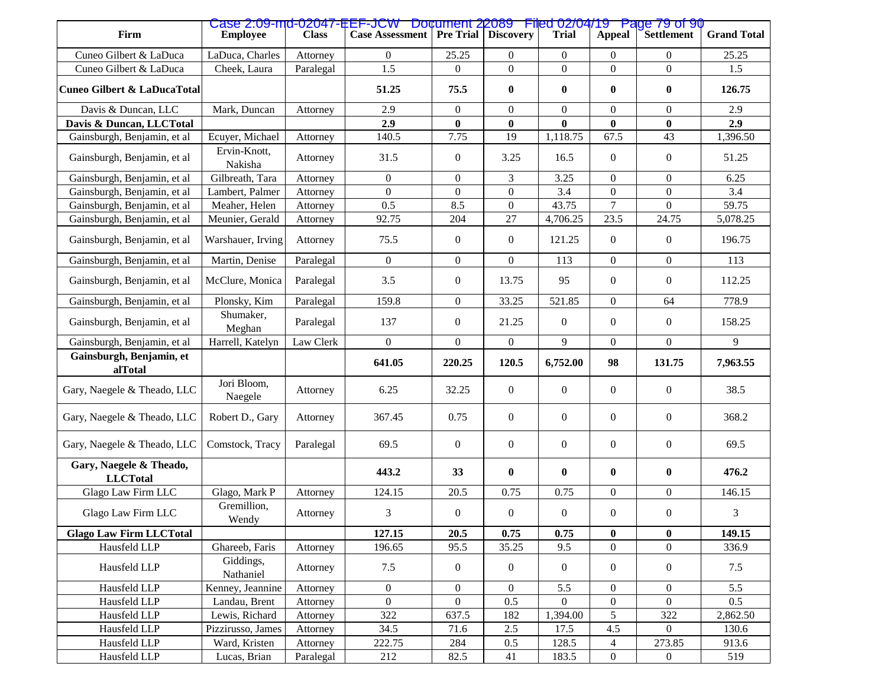| Firm | Employee | Class | Case Assessment | Pre Trial | Discovery | Trial | Appeal | Settlement | Grand Total |
|---|---|---|---|---|---|---|---|---|---|
| Cuneo Gilbert & LaDuca | LaDuca, Charles | Attorney | 0 | 25.25 | 0 | 0 | 0 | 0 | 25.25 |
| Cuneo Gilbert & LaDuca | Cheek, Laura | Paralegal | 1.5 | 0 | 0 | 0 | 0 | 0 | 1.5 |
| **Cuneo Gilbert & LaDucaTotal** | | | **51.25** | **75.5** | **0** | **0** | **0** | **0** | **126.75** |
| Davis & Duncan, LLC | Mark, Duncan | Attorney | 2.9 | 0 | 0 | 0 | 0 | 0 | 2.9 |
| **Davis & Duncan, LLCTotal** | | | **2.9** | **0** | **0** | **0** | **0** | **0** | **2.9** |
| Gainsburgh, Benjamin, et al | Ecuyer, Michael | Attorney | 140.5 | 7.75 | 19 | 1,118.75 | 67.5 | 43 | 1,396.50 |
| Gainsburgh, Benjamin, et al | Ervin-Knott, Nakisha | Attorney | 31.5 | 0 | 3.25 | 16.5 | 0 | 0 | 51.25 |
| Gainsburgh, Benjamin, et al | Gilbreath, Tara | Attorney | 0 | 0 | 3 | 3.25 | 0 | 0 | 6.25 |
| Gainsburgh, Benjamin, et al | Lambert, Palmer | Attorney | 0 | 0 | 0 | 3.4 | 0 | 0 | 3.4 |
| Gainsburgh, Benjamin, et al | Meaher, Helen | Attorney | 0.5 | 8.5 | 0 | 43.75 | 7 | 0 | 59.75 |
| Gainsburgh, Benjamin, et al | Meunier, Gerald | Attorney | 92.75 | 204 | 27 | 4,706.25 | 23.5 | 24.75 | 5,078.25 |
| Gainsburgh, Benjamin, et al | Warshauer, Irving | Attorney | 75.5 | 0 | 0 | 121.25 | 0 | 0 | 196.75 |
| Gainsburgh, Benjamin, et al | Martin, Denise | Paralegal | 0 | 0 | 0 | 113 | 0 | 0 | 113 |
| Gainsburgh, Benjamin, et al | McClure, Monica | Paralegal | 3.5 | 0 | 13.75 | 95 | 0 | 0 | 112.25 |
| Gainsburgh, Benjamin, et al | Plonsky, Kim | Paralegal | 159.8 | 0 | 33.25 | 521.85 | 0 | 64 | 778.9 |
| Gainsburgh, Benjamin, et al | Shumaker, Meghan | Paralegal | 137 | 0 | 21.25 | 0 | 0 | 0 | 158.25 |
| Gainsburgh, Benjamin, et al | Harrell, Katelyn | Law Clerk | 0 | 0 | 0 | 9 | 0 | 0 | 9 |
| **Gainsburgh, Benjamin, et alTotal** | | | **641.05** | **220.25** | **120.5** | **6,752.00** | **98** | **131.75** | **7,963.55** |
| Gary, Naegele & Theado, LLC | Jori Bloom, Naegele | Attorney | 6.25 | 32.25 | 0 | 0 | 0 | 0 | 38.5 |
| Gary, Naegele & Theado, LLC | Robert D., Gary | Attorney | 367.45 | 0.75 | 0 | 0 | 0 | 0 | 368.2 |
| Gary, Naegele & Theado, LLC | Comstock, Tracy | Paralegal | 69.5 | 0 | 0 | 0 | 0 | 0 | 69.5 |
| **Gary, Naegele & Theado, LLCTotal** | | | **443.2** | **33** | **0** | **0** | **0** | **0** | **476.2** |
| Glago Law Firm LLC | Glago, Mark P | Attorney | 124.15 | 20.5 | 0.75 | 0.75 | 0 | 0 | 146.15 |
| Glago Law Firm LLC | Gremillion, Wendy | Attorney | 3 | 0 | 0 | 0 | 0 | 0 | 3 |
| **Glago Law Firm LLCTotal** | | | **127.15** | **20.5** | **0.75** | **0.75** | **0** | **0** | **149.15** |
| Hausfeld LLP | Ghareeb, Faris | Attorney | 196.65 | 95.5 | 35.25 | 9.5 | 0 | 0 | 336.9 |
| Hausfeld LLP | Giddings, Nathaniel | Attorney | 7.5 | 0 | 0 | 0 | 0 | 0 | 7.5 |
| Hausfeld LLP | Kenney, Jeannine | Attorney | 0 | 0 | 0 | 5.5 | 0 | 0 | 5.5 |
| Hausfeld LLP | Landau, Brent | Attorney | 0 | 0 | 0.5 | 0 | 0 | 0 | 0.5 |
| Hausfeld LLP | Lewis, Richard | Attorney | 322 | 637.5 | 182 | 1,394.00 | 5 | 322 | 2,862.50 |
| Hausfeld LLP | Pizzirusso, James | Attorney | 34.5 | 71.6 | 2.5 | 17.5 | 4.5 | 0 | 130.6 |
| Hausfeld LLP | Ward, Kristen | Attorney | 222.75 | 284 | 0.5 | 128.5 | 4 | 273.85 | 913.6 |
| Hausfeld LLP | Lucas, Brian | Paralegal | 212 | 82.5 | 41 | 183.5 | 0 | 0 | 519 |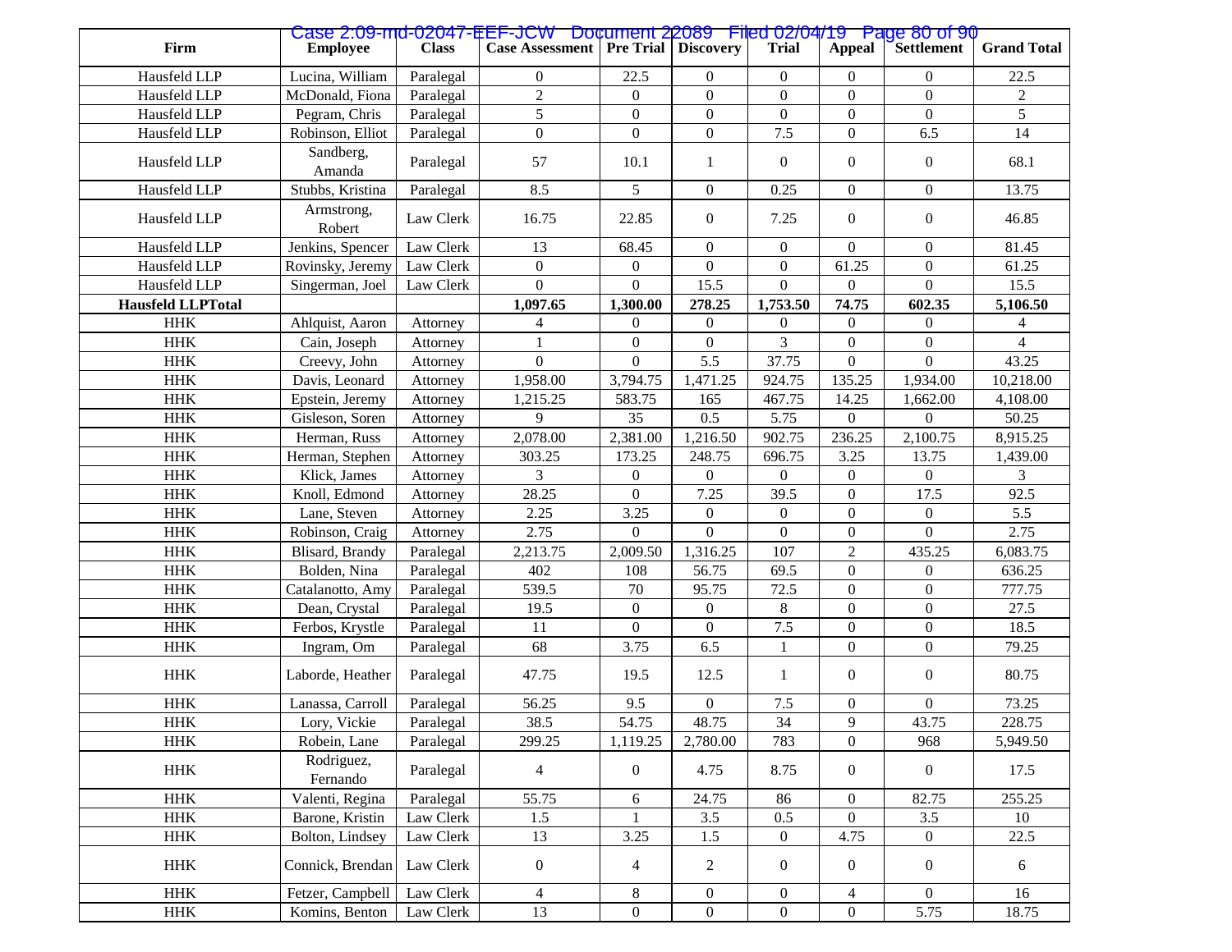| Firm | Employee | Class | Case Assessment | Pre Trial | Discovery | Trial | Appeal | Settlement | Grand Total |
|---|---|---|---|---|---|---|---|---|---|
| Hausfeld LLP | Lucina, William | Paralegal | 0 | 22.5 | 0 | 0 | 0 | 0 | 22.5 |
| Hausfeld LLP | McDonald, Fiona | Paralegal | 2 | 0 | 0 | 0 | 0 | 0 | 2 |
| Hausfeld LLP | Pegram, Chris | Paralegal | 5 | 0 | 0 | 0 | 0 | 0 | 5 |
| Hausfeld LLP | Robinson, Elliot | Paralegal | 0 | 0 | 0 | 7.5 | 0 | 6.5 | 14 |
| Hausfeld LLP | Sandberg, Amanda | Paralegal | 57 | 10.1 | 1 | 0 | 0 | 0 | 68.1 |
| Hausfeld LLP | Stubbs, Kristina | Paralegal | 8.5 | 5 | 0 | 0.25 | 0 | 0 | 13.75 |
| Hausfeld LLP | Armstrong, Robert | Law Clerk | 16.75 | 22.85 | 0 | 7.25 | 0 | 0 | 46.85 |
| Hausfeld LLP | Jenkins, Spencer | Law Clerk | 13 | 68.45 | 0 | 0 | 0 | 0 | 81.45 |
| Hausfeld LLP | Rovinsky, Jeremy | Law Clerk | 0 | 0 | 0 | 0 | 61.25 | 0 | 61.25 |
| Hausfeld LLP | Singerman, Joel | Law Clerk | 0 | 0 | 15.5 | 0 | 0 | 0 | 15.5 |
| **Hausfeld LLPTotal** | | | **1,097.65** | **1,300.00** | **278.25** | **1,753.50** | **74.75** | **602.35** | **5,106.50** |
| HHK | Ahlquist, Aaron | Attorney | 4 | 0 | 0 | 0 | 0 | 0 | 4 |
| HHK | Cain, Joseph | Attorney | 1 | 0 | 0 | 3 | 0 | 0 | 4 |
| HHK | Creevy, John | Attorney | 0 | 0 | 5.5 | 37.75 | 0 | 0 | 43.25 |
| HHK | Davis, Leonard | Attorney | 1,958.00 | 3,794.75 | 1,471.25 | 924.75 | 135.25 | 1,934.00 | 10,218.00 |
| HHK | Epstein, Jeremy | Attorney | 1,215.25 | 583.75 | 165 | 467.75 | 14.25 | 1,662.00 | 4,108.00 |
| HHK | Gisleson, Soren | Attorney | 9 | 35 | 0.5 | 5.75 | 0 | 0 | 50.25 |
| HHK | Herman, Russ | Attorney | 2,078.00 | 2,381.00 | 1,216.50 | 902.75 | 236.25 | 2,100.75 | 8,915.25 |
| HHK | Herman, Stephen | Attorney | 303.25 | 173.25 | 248.75 | 696.75 | 3.25 | 13.75 | 1,439.00 |
| HHK | Klick, James | Attorney | 3 | 0 | 0 | 0 | 0 | 0 | 3 |
| HHK | Knoll, Edmond | Attorney | 28.25 | 0 | 7.25 | 39.5 | 0 | 17.5 | 92.5 |
| HHK | Lane, Steven | Attorney | 2.25 | 3.25 | 0 | 0 | 0 | 0 | 5.5 |
| HHK | Robinson, Craig | Attorney | 2.75 | 0 | 0 | 0 | 0 | 0 | 2.75 |
| HHK | Blisard, Brandy | Paralegal | 2,213.75 | 2,009.50 | 1,316.25 | 107 | 2 | 435.25 | 6,083.75 |
| HHK | Bolden, Nina | Paralegal | 402 | 108 | 56.75 | 69.5 | 0 | 0 | 636.25 |
| HHK | Catalanotto, Amy | Paralegal | 539.5 | 70 | 95.75 | 72.5 | 0 | 0 | 777.75 |
| HHK | Dean, Crystal | Paralegal | 19.5 | 0 | 0 | 8 | 0 | 0 | 27.5 |
| HHK | Ferbos, Krystle | Paralegal | 11 | 0 | 0 | 7.5 | 0 | 0 | 18.5 |
| HHK | Ingram, Om | Paralegal | 68 | 3.75 | 6.5 | 1 | 0 | 0 | 79.25 |
| HHK | Laborde, Heather | Paralegal | 47.75 | 19.5 | 12.5 | 1 | 0 | 0 | 80.75 |
| HHK | Lanassa, Carroll | Paralegal | 56.25 | 9.5 | 0 | 7.5 | 0 | 0 | 73.25 |
| HHK | Lory, Vickie | Paralegal | 38.5 | 54.75 | 48.75 | 34 | 9 | 43.75 | 228.75 |
| HHK | Robein, Lane | Paralegal | 299.25 | 1,119.25 | 2,780.00 | 783 | 0 | 968 | 5,949.50 |
| HHK | Rodriguez, Fernando | Paralegal | 4 | 0 | 4.75 | 8.75 | 0 | 0 | 17.5 |
| HHK | Valenti, Regina | Paralegal | 55.75 | 6 | 24.75 | 86 | 0 | 82.75 | 255.25 |
| HHK | Barone, Kristin | Law Clerk | 1.5 | 1 | 3.5 | 0.5 | 0 | 3.5 | 10 |
| HHK | Bolton, Lindsey | Law Clerk | 13 | 3.25 | 1.5 | 0 | 4.75 | 0 | 22.5 |
| HHK | Connick, Brendan | Law Clerk | 0 | 4 | 2 | 0 | 0 | 0 | 6 |
| HHK | Fetzer, Campbell | Law Clerk | 4 | 8 | 0 | 0 | 4 | 0 | 16 |
| HHK | Komins, Benton | Law Clerk | 13 | 0 | 0 | 0 | 0 | 5.75 | 18.75 |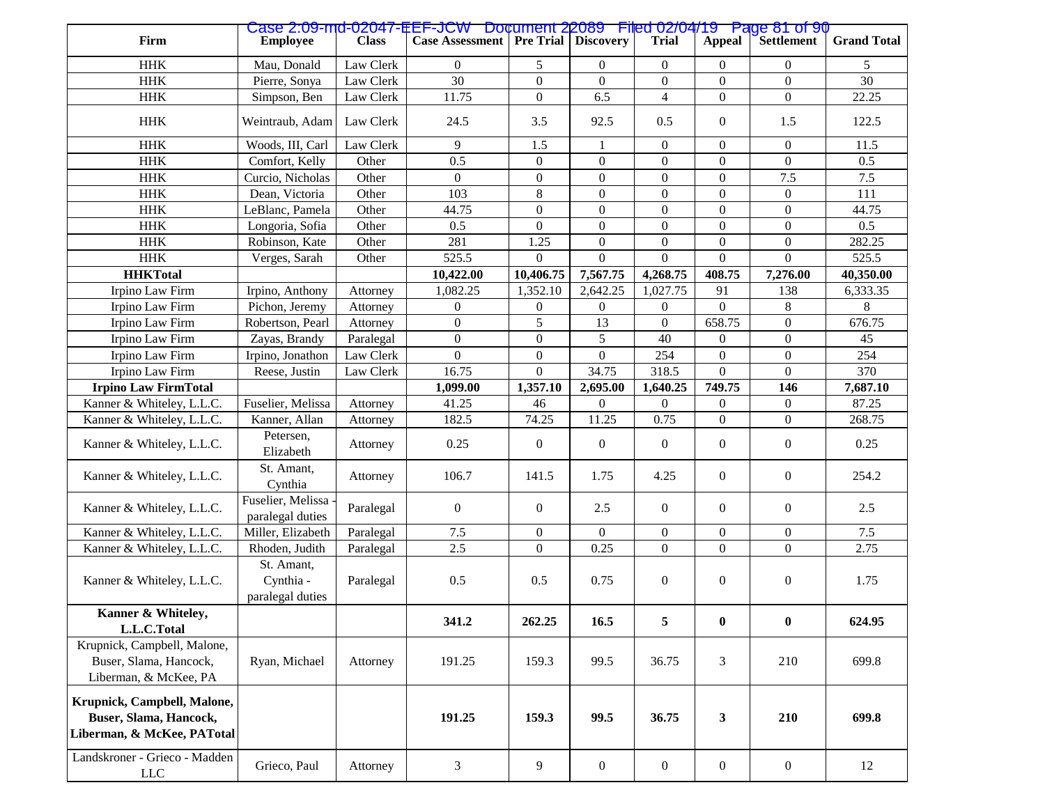| Firm | Employee | Class | Case Assessment | Pre Trial | Discovery | Trial | Appeal | Settlement | Grand Total |
|---|---|---|---|---|---|---|---|---|---|
| HHK | Mau, Donald | Law Clerk | 0 | 5 | 0 | 0 | 0 | 0 | 5 |
| HHK | Pierre, Sonya | Law Clerk | 30 | 0 | 0 | 0 | 0 | 0 | 30 |
| HHK | Simpson, Ben | Law Clerk | 11.75 | 0 | 6.5 | 4 | 0 | 0 | 22.25 |
| HHK | Weintraub, Adam | Law Clerk | 24.5 | 3.5 | 92.5 | 0.5 | 0 | 1.5 | 122.5 |
| HHK | Woods, III, Carl | Law Clerk | 9 | 1.5 | 1 | 0 | 0 | 0 | 11.5 |
| HHK | Comfort, Kelly | Other | 0.5 | 0 | 0 | 0 | 0 | 0 | 0.5 |
| HHK | Curcio, Nicholas | Other | 0 | 0 | 0 | 0 | 0 | 7.5 | 7.5 |
| HHK | Dean, Victoria | Other | 103 | 8 | 0 | 0 | 0 | 0 | 111 |
| HHK | LeBlanc, Pamela | Other | 44.75 | 0 | 0 | 0 | 0 | 0 | 44.75 |
| HHK | Longoria, Sofia | Other | 0.5 | 0 | 0 | 0 | 0 | 0 | 0.5 |
| HHK | Robinson, Kate | Other | 281 | 1.25 | 0 | 0 | 0 | 0 | 282.25 |
| HHK | Verges, Sarah | Other | 525.5 | 0 | 0 | 0 | 0 | 0 | 525.5 |
| **HHKTotal** | | | **10,422.00** | **10,406.75** | **7,567.75** | **4,268.75** | **408.75** | **7,276.00** | **40,350.00** |
| Irpino Law Firm | Irpino, Anthony | Attorney | 1,082.25 | 1,352.10 | 2,642.25 | 1,027.75 | 91 | 138 | 6,333.35 |
| Irpino Law Firm | Pichon, Jeremy | Attorney | 0 | 0 | 0 | 0 | 0 | 8 | 8 |
| Irpino Law Firm | Robertson, Pearl | Attorney | 0 | 5 | 13 | 0 | 658.75 | 0 | 676.75 |
| Irpino Law Firm | Zayas, Brandy | Paralegal | 0 | 0 | 5 | 40 | 0 | 0 | 45 |
| Irpino Law Firm | Irpino, Jonathon | Law Clerk | 0 | 0 | 0 | 254 | 0 | 0 | 254 |
| Irpino Law Firm | Reese, Justin | Law Clerk | 16.75 | 0 | 34.75 | 318.5 | 0 | 0 | 370 |
| **Irpino Law FirmTotal** | | | **1,099.00** | **1,357.10** | **2,695.00** | **1,640.25** | **749.75** | **146** | **7,687.10** |
| Kanner & Whiteley, L.L.C. | Fuselier, Melissa | Attorney | 41.25 | 46 | 0 | 0 | 0 | 0 | 87.25 |
| Kanner & Whiteley, L.L.C. | Kanner, Allan | Attorney | 182.5 | 74.25 | 11.25 | 0.75 | 0 | 0 | 268.75 |
| Kanner & Whiteley, L.L.C. | Petersen, Elizabeth | Attorney | 0.25 | 0 | 0 | 0 | 0 | 0 | 0.25 |
| Kanner & Whiteley, L.L.C. | St. Amant, Cynthia | Attorney | 106.7 | 141.5 | 1.75 | 4.25 | 0 | 0 | 254.2 |
| Kanner & Whiteley, L.L.C. | Fuselier, Melissa - paralegal duties | Paralegal | 0 | 0 | 2.5 | 0 | 0 | 0 | 2.5 |
| Kanner & Whiteley, L.L.C. | Miller, Elizabeth | Paralegal | 7.5 | 0 | 0 | 0 | 0 | 0 | 7.5 |
| Kanner & Whiteley, L.L.C. | Rhoden, Judith | Paralegal | 2.5 | 0 | 0.25 | 0 | 0 | 0 | 2.75 |
| Kanner & Whiteley, L.L.C. | St. Amant, Cynthia - paralegal duties | Paralegal | 0.5 | 0.5 | 0.75 | 0 | 0 | 0 | 1.75 |
| **Kanner & Whiteley, L.L.C.Total** | | | **341.2** | **262.25** | **16.5** | **5** | **0** | **0** | **624.95** |
| Krupnick, Campbell, Malone, Buser, Slama, Hancock, Liberman, & McKee, PA | Ryan, Michael | Attorney | 191.25 | 159.3 | 99.5 | 36.75 | 3 | 210 | 699.8 |
| **Krupnick, Campbell, Malone, Buser, Slama, Hancock, Liberman, & McKee, PATotal** | | | **191.25** | **159.3** | **99.5** | **36.75** | **3** | **210** | **699.8** |
| Landskroner - Grieco - Madden LLC | Grieco, Paul | Attorney | 3 | 9 | 0 | 0 | 0 | 0 | 12 |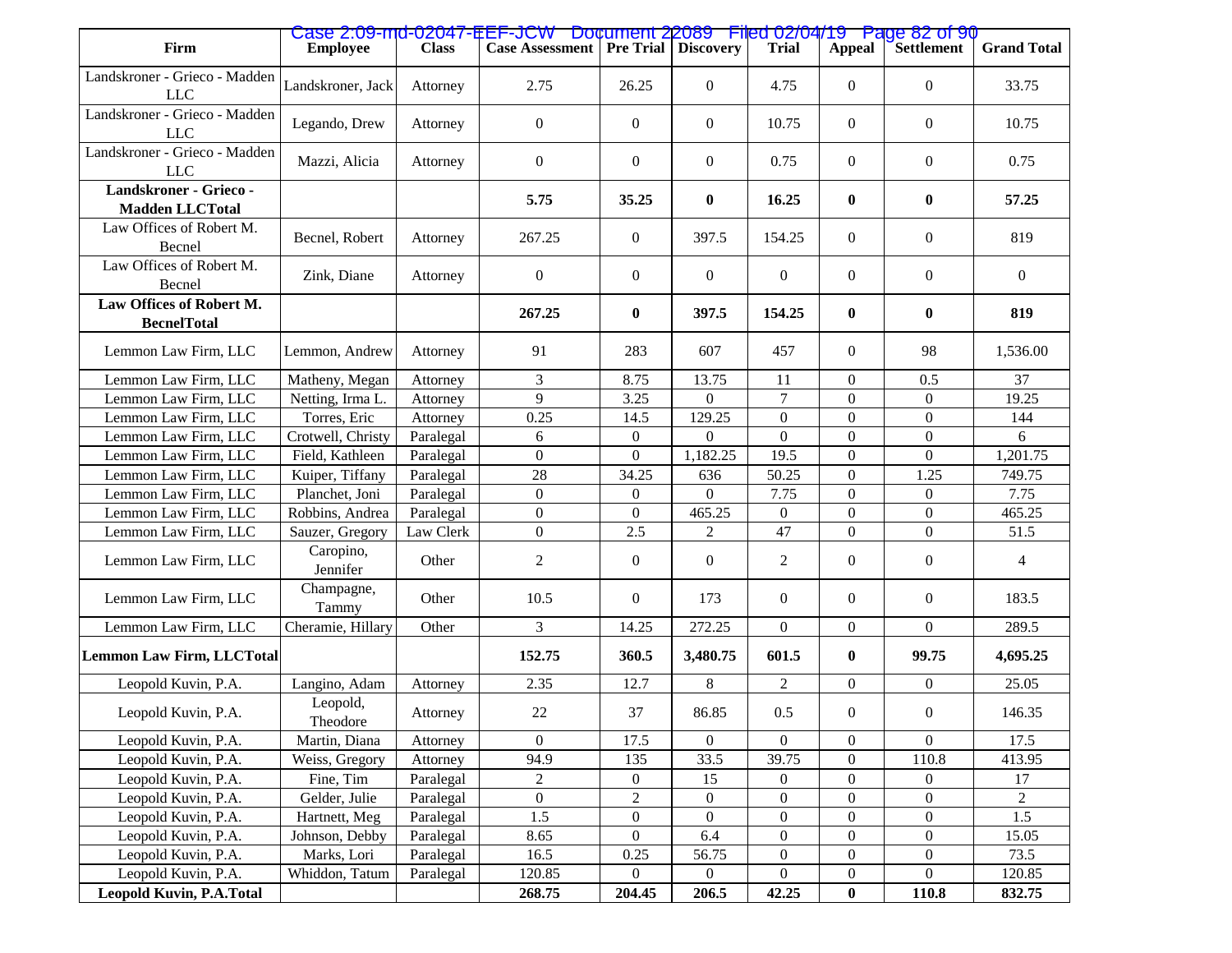| Firm | Employee | Class | Case Assessment | Pre Trial | Discovery | Trial | Appeal | Settlement | Grand Total |
|---|---|---|---|---|---|---|---|---|---|
| Landskroner - Grieco - Madden LLC | Landskroner, Jack | Attorney | 2.75 | 26.25 | 0 | 4.75 | 0 | 0 | 33.75 |
| Landskroner - Grieco - Madden LLC | Legando, Drew | Attorney | 0 | 0 | 0 | 10.75 | 0 | 0 | 10.75 |
| Landskroner - Grieco - Madden LLC | Mazzi, Alicia | Attorney | 0 | 0 | 0 | 0.75 | 0 | 0 | 0.75 |
| **Landskroner - Grieco - Madden LLCTotal** | | | **5.75** | **35.25** | **0** | **16.25** | **0** | **0** | **57.25** |
| Law Offices of Robert M. Becnel | Becnel, Robert | Attorney | 267.25 | 0 | 397.5 | 154.25 | 0 | 0 | 819 |
| Law Offices of Robert M. Becnel | Zink, Diane | Attorney | 0 | 0 | 0 | 0 | 0 | 0 | 0 |
| **Law Offices of Robert M. BecnelTotal** | | | **267.25** | **0** | **397.5** | **154.25** | **0** | **0** | **819** |
| Lemmon Law Firm, LLC | Lemmon, Andrew | Attorney | 91 | 283 | 607 | 457 | 0 | 98 | 1,536.00 |
| Lemmon Law Firm, LLC | Matheny, Megan | Attorney | 3 | 8.75 | 13.75 | 11 | 0 | 0.5 | 37 |
| Lemmon Law Firm, LLC | Netting, Irma L. | Attorney | 9 | 3.25 | 0 | 7 | 0 | 0 | 19.25 |
| Lemmon Law Firm, LLC | Torres, Eric | Attorney | 0.25 | 14.5 | 129.25 | 0 | 0 | 0 | 144 |
| Lemmon Law Firm, LLC | Crotwell, Christy | Paralegal | 6 | 0 | 0 | 0 | 0 | 0 | 6 |
| Lemmon Law Firm, LLC | Field, Kathleen | Paralegal | 0 | 0 | 1,182.25 | 19.5 | 0 | 0 | 1,201.75 |
| Lemmon Law Firm, LLC | Kuiper, Tiffany | Paralegal | 28 | 34.25 | 636 | 50.25 | 0 | 1.25 | 749.75 |
| Lemmon Law Firm, LLC | Planchet, Joni | Paralegal | 0 | 0 | 0 | 7.75 | 0 | 0 | 7.75 |
| Lemmon Law Firm, LLC | Robbins, Andrea | Paralegal | 0 | 0 | 465.25 | 0 | 0 | 0 | 465.25 |
| Lemmon Law Firm, LLC | Sauzer, Gregory | Law Clerk | 0 | 2.5 | 2 | 47 | 0 | 0 | 51.5 |
| Lemmon Law Firm, LLC | Caropino, Jennifer | Other | 2 | 0 | 0 | 2 | 0 | 0 | 4 |
| Lemmon Law Firm, LLC | Champagne, Tammy | Other | 10.5 | 0 | 173 | 0 | 0 | 0 | 183.5 |
| Lemmon Law Firm, LLC | Cheramie, Hillary | Other | 3 | 14.25 | 272.25 | 0 | 0 | 0 | 289.5 |
| **Lemmon Law Firm, LLCTotal** | | | **152.75** | **360.5** | **3,480.75** | **601.5** | **0** | **99.75** | **4,695.25** |
| Leopold Kuvin, P.A. | Langino, Adam | Attorney | 2.35 | 12.7 | 8 | 2 | 0 | 0 | 25.05 |
| Leopold Kuvin, P.A. | Leopold, Theodore | Attorney | 22 | 37 | 86.85 | 0.5 | 0 | 0 | 146.35 |
| Leopold Kuvin, P.A. | Martin, Diana | Attorney | 0 | 17.5 | 0 | 0 | 0 | 0 | 17.5 |
| Leopold Kuvin, P.A. | Weiss, Gregory | Attorney | 94.9 | 135 | 33.5 | 39.75 | 0 | 110.8 | 413.95 |
| Leopold Kuvin, P.A. | Fine, Tim | Paralegal | 2 | 0 | 15 | 0 | 0 | 0 | 17 |
| Leopold Kuvin, P.A. | Gelder, Julie | Paralegal | 0 | 2 | 0 | 0 | 0 | 0 | 2 |
| Leopold Kuvin, P.A. | Hartnett, Meg | Paralegal | 1.5 | 0 | 0 | 0 | 0 | 0 | 1.5 |
| Leopold Kuvin, P.A. | Johnson, Debby | Paralegal | 8.65 | 0 | 6.4 | 0 | 0 | 0 | 15.05 |
| Leopold Kuvin, P.A. | Marks, Lori | Paralegal | 16.5 | 0.25 | 56.75 | 0 | 0 | 0 | 73.5 |
| Leopold Kuvin, P.A. | Whiddon, Tatum | Paralegal | 120.85 | 0 | 0 | 0 | 0 | 0 | 120.85 |
| **Leopold Kuvin, P.A.Total** | | | **268.75** | **204.45** | **206.5** | **42.25** | **0** | **110.8** | **832.75** |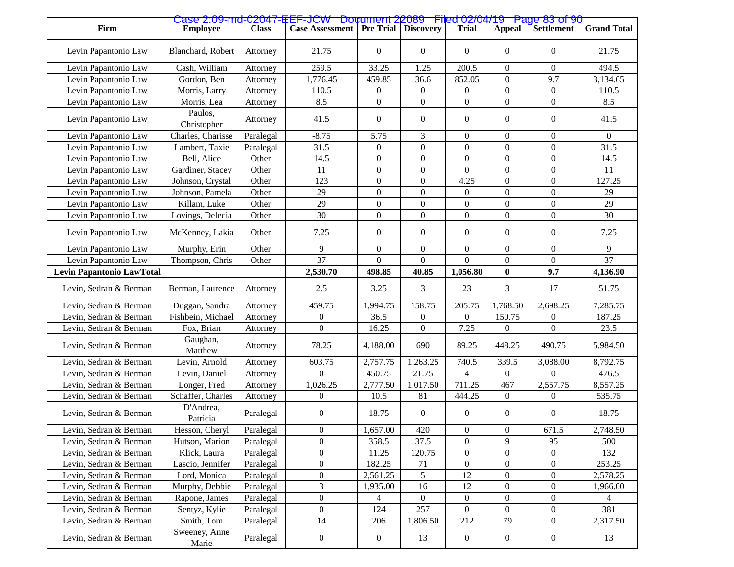| Firm | Employee | Class | Case Assessment | Pre Trial | Discovery | Trial | Appeal | Settlement | Grand Total |
|---|---|---|---|---|---|---|---|---|---|
| Levin Papantonio Law | Blanchard, Robert | Attorney | 21.75 | 0 | 0 | 0 | 0 | 0 | 21.75 |
| Levin Papantonio Law | Cash, William | Attorney | 259.5 | 33.25 | 1.25 | 200.5 | 0 | 0 | 494.5 |
| Levin Papantonio Law | Gordon, Ben | Attorney | 1,776.45 | 459.85 | 36.6 | 852.05 | 0 | 9.7 | 3,134.65 |
| Levin Papantonio Law | Morris, Larry | Attorney | 110.5 | 0 | 0 | 0 | 0 | 0 | 110.5 |
| Levin Papantonio Law | Morris, Lea | Attorney | 8.5 | 0 | 0 | 0 | 0 | 0 | 8.5 |
| Levin Papantonio Law | Paulos, Christopher | Attorney | 41.5 | 0 | 0 | 0 | 0 | 0 | 41.5 |
| Levin Papantonio Law | Charles, Charisse | Paralegal | -8.75 | 5.75 | 3 | 0 | 0 | 0 | 0 |
| Levin Papantonio Law | Lambert, Taxie | Paralegal | 31.5 | 0 | 0 | 0 | 0 | 0 | 31.5 |
| Levin Papantonio Law | Bell, Alice | Other | 14.5 | 0 | 0 | 0 | 0 | 0 | 14.5 |
| Levin Papantonio Law | Gardiner, Stacey | Other | 11 | 0 | 0 | 0 | 0 | 0 | 11 |
| Levin Papantonio Law | Johnson, Crystal | Other | 123 | 0 | 0 | 4.25 | 0 | 0 | 127.25 |
| Levin Papantonio Law | Johnson, Pamela | Other | 29 | 0 | 0 | 0 | 0 | 0 | 29 |
| Levin Papantonio Law | Killam, Luke | Other | 29 | 0 | 0 | 0 | 0 | 0 | 29 |
| Levin Papantonio Law | Lovings, Delecia | Other | 30 | 0 | 0 | 0 | 0 | 0 | 30 |
| Levin Papantonio Law | McKenney, Lakia | Other | 7.25 | 0 | 0 | 0 | 0 | 0 | 7.25 |
| Levin Papantonio Law | Murphy, Erin | Other | 9 | 0 | 0 | 0 | 0 | 0 | 9 |
| Levin Papantonio Law | Thompson, Chris | Other | 37 | 0 | 0 | 0 | 0 | 0 | 37 |
| **Levin Papantonio LawTotal** | | | **2,530.70** | **498.85** | **40.85** | **1,056.80** | **0** | **9.7** | **4,136.90** |
| Levin, Sedran & Berman | Berman, Laurence | Attorney | 2.5 | 3.25 | 3 | 23 | 3 | 17 | 51.75 |
| Levin, Sedran & Berman | Duggan, Sandra | Attorney | 459.75 | 1,994.75 | 158.75 | 205.75 | 1,768.50 | 2,698.25 | 7,285.75 |
| Levin, Sedran & Berman | Fishbein, Michael | Attorney | 0 | 36.5 | 0 | 0 | 150.75 | 0 | 187.25 |
| Levin, Sedran & Berman | Fox, Brian | Attorney | 0 | 16.25 | 0 | 7.25 | 0 | 0 | 23.5 |
| Levin, Sedran & Berman | Gaughan, Matthew | Attorney | 78.25 | 4,188.00 | 690 | 89.25 | 448.25 | 490.75 | 5,984.50 |
| Levin, Sedran & Berman | Levin, Arnold | Attorney | 603.75 | 2,757.75 | 1,263.25 | 740.5 | 339.5 | 3,088.00 | 8,792.75 |
| Levin, Sedran & Berman | Levin, Daniel | Attorney | 0 | 450.75 | 21.75 | 4 | 0 | 0 | 476.5 |
| Levin, Sedran & Berman | Longer, Fred | Attorney | 1,026.25 | 2,777.50 | 1,017.50 | 711.25 | 467 | 2,557.75 | 8,557.25 |
| Levin, Sedran & Berman | Schaffer, Charles | Attorney | 0 | 10.5 | 81 | 444.25 | 0 | 0 | 535.75 |
| Levin, Sedran & Berman | D'Andrea, Patricia | Paralegal | 0 | 18.75 | 0 | 0 | 0 | 0 | 18.75 |
| Levin, Sedran & Berman | Hesson, Cheryl | Paralegal | 0 | 1,657.00 | 420 | 0 | 0 | 671.5 | 2,748.50 |
| Levin, Sedran & Berman | Hutson, Marion | Paralegal | 0 | 358.5 | 37.5 | 0 | 9 | 95 | 500 |
| Levin, Sedran & Berman | Klick, Laura | Paralegal | 0 | 11.25 | 120.75 | 0 | 0 | 0 | 132 |
| Levin, Sedran & Berman | Lascio, Jennifer | Paralegal | 0 | 182.25 | 71 | 0 | 0 | 0 | 253.25 |
| Levin, Sedran & Berman | Lord, Monica | Paralegal | 0 | 2,561.25 | 5 | 12 | 0 | 0 | 2,578.25 |
| Levin, Sedran & Berman | Murphy, Debbie | Paralegal | 3 | 1,935.00 | 16 | 12 | 0 | 0 | 1,966.00 |
| Levin, Sedran & Berman | Rapone, James | Paralegal | 0 | 4 | 0 | 0 | 0 | 0 | 4 |
| Levin, Sedran & Berman | Sentyz, Kylie | Paralegal | 0 | 124 | 257 | 0 | 0 | 0 | 381 |
| Levin, Sedran & Berman | Smith, Tom | Paralegal | 14 | 206 | 1,806.50 | 212 | 79 | 0 | 2,317.50 |
| Levin, Sedran & Berman | Sweeney, Anne Marie | Paralegal | 0 | 0 | 13 | 0 | 0 | 0 | 13 |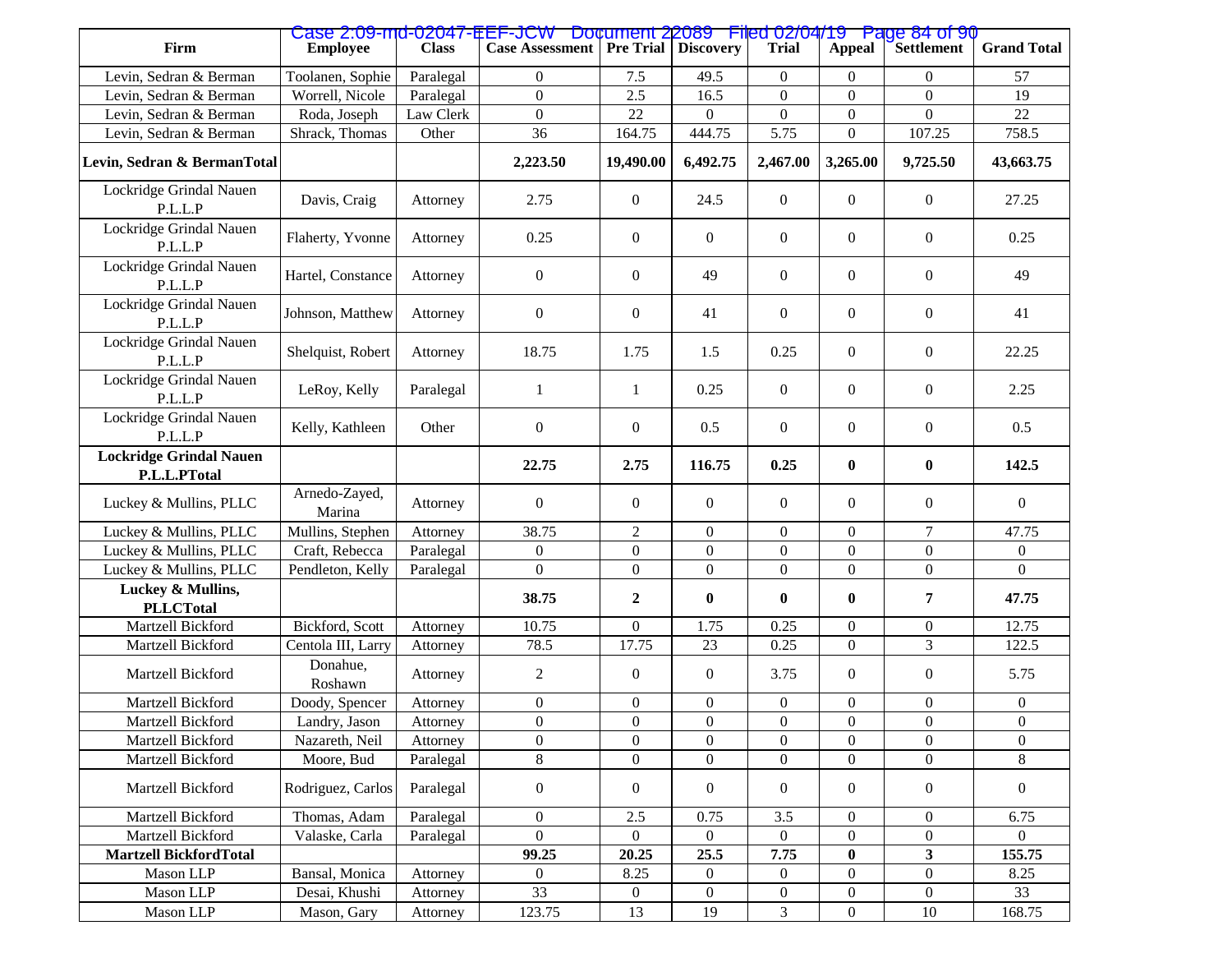| Firm | Employee | Class | Case Assessment | Pre Trial | Discovery | Trial | Appeal | Settlement | Grand Total |
|---|---|---|---|---|---|---|---|---|---|
| Levin, Sedran & Berman | Toolanen, Sophie | Paralegal | 0 | 7.5 | 49.5 | 0 | 0 | 0 | 57 |
| Levin, Sedran & Berman | Worrell, Nicole | Paralegal | 0 | 2.5 | 16.5 | 0 | 0 | 0 | 19 |
| Levin, Sedran & Berman | Roda, Joseph | Law Clerk | 0 | 22 | 0 | 0 | 0 | 0 | 22 |
| Levin, Sedran & Berman | Shrack, Thomas | Other | 36 | 164.75 | 444.75 | 5.75 | 0 | 107.25 | 758.5 |
| **Levin, Sedran & BermanTotal** | | | **2,223.50** | **19,490.00** | **6,492.75** | **2,467.00** | **3,265.00** | **9,725.50** | **43,663.75** |
| Lockridge Grindal Nauen P.L.L.P | Davis, Craig | Attorney | 2.75 | 0 | 24.5 | 0 | 0 | 0 | 27.25 |
| Lockridge Grindal Nauen P.L.L.P | Flaherty, Yvonne | Attorney | 0.25 | 0 | 0 | 0 | 0 | 0 | 0.25 |
| Lockridge Grindal Nauen P.L.L.P | Hartel, Constance | Attorney | 0 | 0 | 49 | 0 | 0 | 0 | 49 |
| Lockridge Grindal Nauen P.L.L.P | Johnson, Matthew | Attorney | 0 | 0 | 41 | 0 | 0 | 0 | 41 |
| Lockridge Grindal Nauen P.L.L.P | Shelquist, Robert | Attorney | 18.75 | 1.75 | 1.5 | 0.25 | 0 | 0 | 22.25 |
| Lockridge Grindal Nauen P.L.L.P | LeRoy, Kelly | Paralegal | 1 | 1 | 0.25 | 0 | 0 | 0 | 2.25 |
| Lockridge Grindal Nauen P.L.L.P | Kelly, Kathleen | Other | 0 | 0 | 0.5 | 0 | 0 | 0 | 0.5 |
| **Lockridge Grindal Nauen P.L.L.PTotal** | | | **22.75** | **2.75** | **116.75** | **0.25** | **0** | **0** | **142.5** |
| Luckey & Mullins, PLLC | Arnedo-Zayed, Marina | Attorney | 0 | 0 | 0 | 0 | 0 | 0 | 0 |
| Luckey & Mullins, PLLC | Mullins, Stephen | Attorney | 38.75 | 2 | 0 | 0 | 0 | 7 | 47.75 |
| Luckey & Mullins, PLLC | Craft, Rebecca | Paralegal | 0 | 0 | 0 | 0 | 0 | 0 | 0 |
| Luckey & Mullins, PLLC | Pendleton, Kelly | Paralegal | 0 | 0 | 0 | 0 | 0 | 0 | 0 |
| **Luckey & Mullins, PLLCTotal** | | | **38.75** | **2** | **0** | **0** | **0** | **7** | **47.75** |
| Martzell Bickford | Bickford, Scott | Attorney | 10.75 | 0 | 1.75 | 0.25 | 0 | 0 | 12.75 |
| Martzell Bickford | Centola III, Larry | Attorney | 78.5 | 17.75 | 23 | 0.25 | 0 | 3 | 122.5 |
| Martzell Bickford | Donahue, Roshawn | Attorney | 2 | 0 | 0 | 3.75 | 0 | 0 | 5.75 |
| Martzell Bickford | Doody, Spencer | Attorney | 0 | 0 | 0 | 0 | 0 | 0 | 0 |
| Martzell Bickford | Landry, Jason | Attorney | 0 | 0 | 0 | 0 | 0 | 0 | 0 |
| Martzell Bickford | Nazareth, Neil | Attorney | 0 | 0 | 0 | 0 | 0 | 0 | 0 |
| Martzell Bickford | Moore, Bud | Paralegal | 8 | 0 | 0 | 0 | 0 | 0 | 8 |
| Martzell Bickford | Rodriguez, Carlos | Paralegal | 0 | 0 | 0 | 0 | 0 | 0 | 0 |
| Martzell Bickford | Thomas, Adam | Paralegal | 0 | 2.5 | 0.75 | 3.5 | 0 | 0 | 6.75 |
| Martzell Bickford | Valaske, Carla | Paralegal | 0 | 0 | 0 | 0 | 0 | 0 | 0 |
| **Martzell BickfordTotal** | | | **99.25** | **20.25** | **25.5** | **7.75** | **0** | **3** | **155.75** |
| Mason LLP | Bansal, Monica | Attorney | 0 | 8.25 | 0 | 0 | 0 | 0 | 8.25 |
| Mason LLP | Desai, Khushi | Attorney | 33 | 0 | 0 | 0 | 0 | 0 | 33 |
| Mason LLP | Mason, Gary | Attorney | 123.75 | 13 | 19 | 3 | 0 | 10 | 168.75 |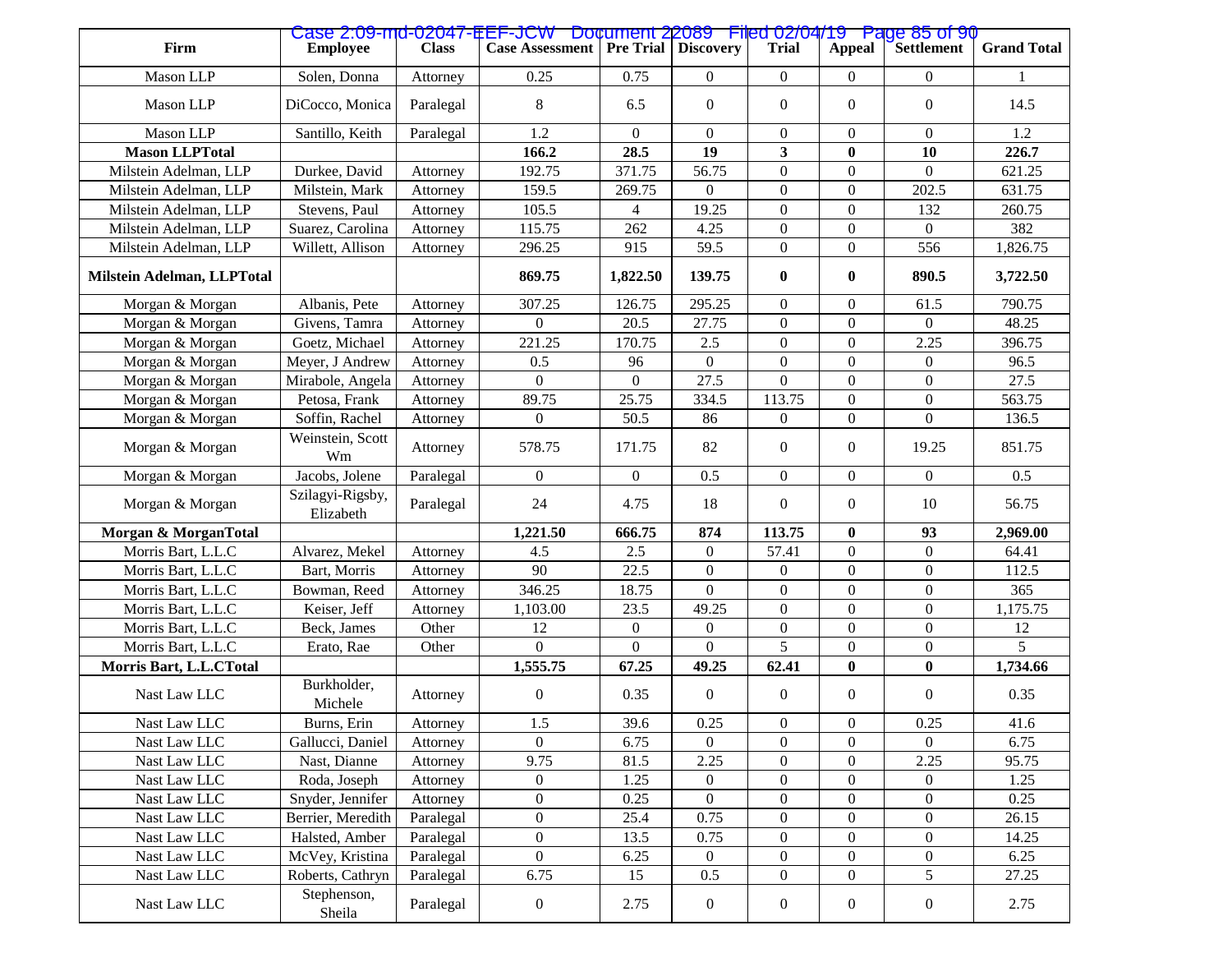| Firm | Employee | Class | Case Assessment | Pre Trial | Discovery | Trial | Appeal | Settlement | Grand Total |
|---|---|---|---|---|---|---|---|---|---|
| Mason LLP | Solen, Donna | Attorney | 0.25 | 0.75 | 0 | 0 | 0 | 0 | 1 |
| Mason LLP | DiCocco, Monica | Paralegal | 8 | 6.5 | 0 | 0 | 0 | 0 | 14.5 |
| Mason LLP | Santillo, Keith | Paralegal | 1.2 | 0 | 0 | 0 | 0 | 0 | 1.2 |
| **Mason LLPTotal** | | | **166.2** | **28.5** | **19** | **3** | **0** | **10** | **226.7** |
| Milstein Adelman, LLP | Durkee, David | Attorney | 192.75 | 371.75 | 56.75 | 0 | 0 | 0 | 621.25 |
| Milstein Adelman, LLP | Milstein, Mark | Attorney | 159.5 | 269.75 | 0 | 0 | 0 | 202.5 | 631.75 |
| Milstein Adelman, LLP | Stevens, Paul | Attorney | 105.5 | 4 | 19.25 | 0 | 0 | 132 | 260.75 |
| Milstein Adelman, LLP | Suarez, Carolina | Attorney | 115.75 | 262 | 4.25 | 0 | 0 | 0 | 382 |
| Milstein Adelman, LLP | Willett, Allison | Attorney | 296.25 | 915 | 59.5 | 0 | 0 | 556 | 1,826.75 |
| **Milstein Adelman, LLPTotal** | | | **869.75** | **1,822.50** | **139.75** | **0** | **0** | **890.5** | **3,722.50** |
| Morgan & Morgan | Albanis, Pete | Attorney | 307.25 | 126.75 | 295.25 | 0 | 0 | 61.5 | 790.75 |
| Morgan & Morgan | Givens, Tamra | Attorney | 0 | 20.5 | 27.75 | 0 | 0 | 0 | 48.25 |
| Morgan & Morgan | Goetz, Michael | Attorney | 221.25 | 170.75 | 2.5 | 0 | 0 | 2.25 | 396.75 |
| Morgan & Morgan | Meyer, J Andrew | Attorney | 0.5 | 96 | 0 | 0 | 0 | 0 | 96.5 |
| Morgan & Morgan | Mirabole, Angela | Attorney | 0 | 0 | 27.5 | 0 | 0 | 0 | 27.5 |
| Morgan & Morgan | Petosa, Frank | Attorney | 89.75 | 25.75 | 334.5 | 113.75 | 0 | 0 | 563.75 |
| Morgan & Morgan | Soffin, Rachel | Attorney | 0 | 50.5 | 86 | 0 | 0 | 0 | 136.5 |
| Morgan & Morgan | Weinstein, Scott Wm | Attorney | 578.75 | 171.75 | 82 | 0 | 0 | 19.25 | 851.75 |
| Morgan & Morgan | Jacobs, Jolene | Paralegal | 0 | 0 | 0.5 | 0 | 0 | 0 | 0.5 |
| Morgan & Morgan | Szilagyi-Rigsby, Elizabeth | Paralegal | 24 | 4.75 | 18 | 0 | 0 | 10 | 56.75 |
| **Morgan & MorganTotal** | | | **1,221.50** | **666.75** | **874** | **113.75** | **0** | **93** | **2,969.00** |
| Morris Bart, L.L.C | Alvarez, Mekel | Attorney | 4.5 | 2.5 | 0 | 57.41 | 0 | 0 | 64.41 |
| Morris Bart, L.L.C | Bart, Morris | Attorney | 90 | 22.5 | 0 | 0 | 0 | 0 | 112.5 |
| Morris Bart, L.L.C | Bowman, Reed | Attorney | 346.25 | 18.75 | 0 | 0 | 0 | 0 | 365 |
| Morris Bart, L.L.C | Keiser, Jeff | Attorney | 1,103.00 | 23.5 | 49.25 | 0 | 0 | 0 | 1,175.75 |
| Morris Bart, L.L.C | Beck, James | Other | 12 | 0 | 0 | 0 | 0 | 0 | 12 |
| Morris Bart, L.L.C | Erato, Rae | Other | 0 | 0 | 0 | 5 | 0 | 0 | 5 |
| **Morris Bart, L.L.CTotal** | | | **1,555.75** | **67.25** | **49.25** | **62.41** | **0** | **0** | **1,734.66** |
| Nast Law LLC | Burkholder, Michele | Attorney | 0 | 0.35 | 0 | 0 | 0 | 0 | 0.35 |
| Nast Law LLC | Burns, Erin | Attorney | 1.5 | 39.6 | 0.25 | 0 | 0 | 0.25 | 41.6 |
| Nast Law LLC | Gallucci, Daniel | Attorney | 0 | 6.75 | 0 | 0 | 0 | 0 | 6.75 |
| Nast Law LLC | Nast, Dianne | Attorney | 9.75 | 81.5 | 2.25 | 0 | 0 | 2.25 | 95.75 |
| Nast Law LLC | Roda, Joseph | Attorney | 0 | 1.25 | 0 | 0 | 0 | 0 | 1.25 |
| Nast Law LLC | Snyder, Jennifer | Attorney | 0 | 0.25 | 0 | 0 | 0 | 0 | 0.25 |
| Nast Law LLC | Berrier, Meredith | Paralegal | 0 | 25.4 | 0.75 | 0 | 0 | 0 | 26.15 |
| Nast Law LLC | Halsted, Amber | Paralegal | 0 | 13.5 | 0.75 | 0 | 0 | 0 | 14.25 |
| Nast Law LLC | McVey, Kristina | Paralegal | 0 | 6.25 | 0 | 0 | 0 | 0 | 6.25 |
| Nast Law LLC | Roberts, Cathryn | Paralegal | 6.75 | 15 | 0.5 | 0 | 0 | 5 | 27.25 |
| Nast Law LLC | Stephenson, Sheila | Paralegal | 0 | 2.75 | 0 | 0 | 0 | 0 | 2.75 |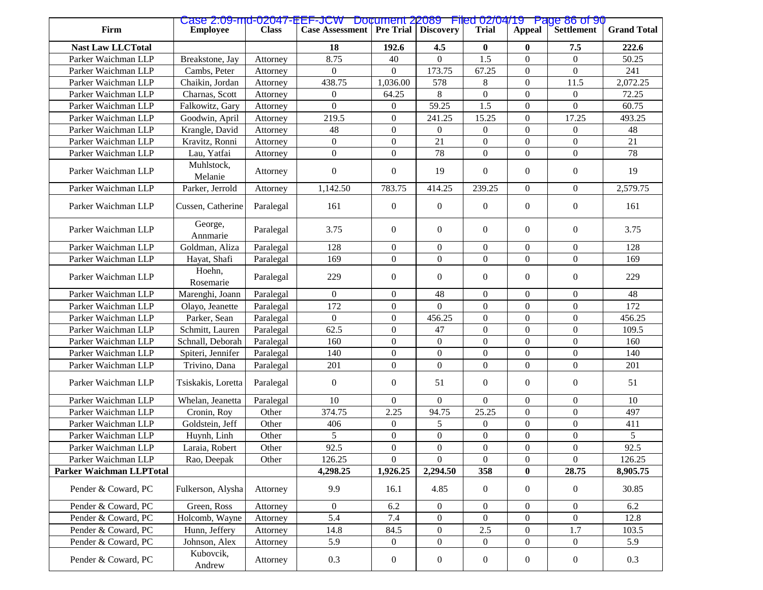| Firm | Employee | Class | Case Assessment | Pre Trial | Discovery | Trial | Appeal | Settlement | Grand Total |
|---|---|---|---|---|---|---|---|---|---|
| **Nast Law LLCTotal** | | | **18** | **192.6** | **4.5** | **0** | **0** | **7.5** | **222.6** |
| Parker Waichman LLP | Breakstone, Jay | Attorney | 8.75 | 40 | 0 | 1.5 | 0 | 0 | 50.25 |
| Parker Waichman LLP | Cambs, Peter | Attorney | 0 | 0 | 173.75 | 67.25 | 0 | 0 | 241 |
| Parker Waichman LLP | Chaikin, Jordan | Attorney | 438.75 | 1,036.00 | 578 | 8 | 0 | 11.5 | 2,072.25 |
| Parker Waichman LLP | Charnas, Scott | Attorney | 0 | 64.25 | 8 | 0 | 0 | 0 | 72.25 |
| Parker Waichman LLP | Falkowitz, Gary | Attorney | 0 | 0 | 59.25 | 1.5 | 0 | 0 | 60.75 |
| Parker Waichman LLP | Goodwin, April | Attorney | 219.5 | 0 | 241.25 | 15.25 | 0 | 17.25 | 493.25 |
| Parker Waichman LLP | Krangle, David | Attorney | 48 | 0 | 0 | 0 | 0 | 0 | 48 |
| Parker Waichman LLP | Kravitz, Ronni | Attorney | 0 | 0 | 21 | 0 | 0 | 0 | 21 |
| Parker Waichman LLP | Lau, Yatfai | Attorney | 0 | 0 | 78 | 0 | 0 | 0 | 78 |
| Parker Waichman LLP | Muhlstock, Melanie | Attorney | 0 | 0 | 19 | 0 | 0 | 0 | 19 |
| Parker Waichman LLP | Parker, Jerrold | Attorney | 1,142.50 | 783.75 | 414.25 | 239.25 | 0 | 0 | 2,579.75 |
| Parker Waichman LLP | Cussen, Catherine | Paralegal | 161 | 0 | 0 | 0 | 0 | 0 | 161 |
| Parker Waichman LLP | George, Annmarie | Paralegal | 3.75 | 0 | 0 | 0 | 0 | 0 | 3.75 |
| Parker Waichman LLP | Goldman, Aliza | Paralegal | 128 | 0 | 0 | 0 | 0 | 0 | 128 |
| Parker Waichman LLP | Hayat, Shafi | Paralegal | 169 | 0 | 0 | 0 | 0 | 0 | 169 |
| Parker Waichman LLP | Hoehn, Rosemarie | Paralegal | 229 | 0 | 0 | 0 | 0 | 0 | 229 |
| Parker Waichman LLP | Marenghi, Joann | Paralegal | 0 | 0 | 48 | 0 | 0 | 0 | 48 |
| Parker Waichman LLP | Olayo, Jeanette | Paralegal | 172 | 0 | 0 | 0 | 0 | 0 | 172 |
| Parker Waichman LLP | Parker, Sean | Paralegal | 0 | 0 | 456.25 | 0 | 0 | 0 | 456.25 |
| Parker Waichman LLP | Schmitt, Lauren | Paralegal | 62.5 | 0 | 47 | 0 | 0 | 0 | 109.5 |
| Parker Waichman LLP | Schnall, Deborah | Paralegal | 160 | 0 | 0 | 0 | 0 | 0 | 160 |
| Parker Waichman LLP | Spiteri, Jennifer | Paralegal | 140 | 0 | 0 | 0 | 0 | 0 | 140 |
| Parker Waichman LLP | Trivino, Dana | Paralegal | 201 | 0 | 0 | 0 | 0 | 0 | 201 |
| Parker Waichman LLP | Tsiskakis, Loretta | Paralegal | 0 | 0 | 51 | 0 | 0 | 0 | 51 |
| Parker Waichman LLP | Whelan, Jeanetta | Paralegal | 10 | 0 | 0 | 0 | 0 | 0 | 10 |
| Parker Waichman LLP | Cronin, Roy | Other | 374.75 | 2.25 | 94.75 | 25.25 | 0 | 0 | 497 |
| Parker Waichman LLP | Goldstein, Jeff | Other | 406 | 0 | 5 | 0 | 0 | 0 | 411 |
| Parker Waichman LLP | Huynh, Linh | Other | 5 | 0 | 0 | 0 | 0 | 0 | 5 |
| Parker Waichman LLP | Laraia, Robert | Other | 92.5 | 0 | 0 | 0 | 0 | 0 | 92.5 |
| Parker Waichman LLP | Rao, Deepak | Other | 126.25 | 0 | 0 | 0 | 0 | 0 | 126.25 |
| **Parker Waichman LLPTotal** | | | **4,298.25** | **1,926.25** | **2,294.50** | **358** | **0** | **28.75** | **8,905.75** |
| Pender & Coward, PC | Fulkerson, Alysha | Attorney | 9.9 | 16.1 | 4.85 | 0 | 0 | 0 | 30.85 |
| Pender & Coward, PC | Green, Ross | Attorney | 0 | 6.2 | 0 | 0 | 0 | 0 | 6.2 |
| Pender & Coward, PC | Holcomb, Wayne | Attorney | 5.4 | 7.4 | 0 | 0 | 0 | 0 | 12.8 |
| Pender & Coward, PC | Hunn, Jeffery | Attorney | 14.8 | 84.5 | 0 | 2.5 | 0 | 1.7 | 103.5 |
| Pender & Coward, PC | Johnson, Alex | Attorney | 5.9 | 0 | 0 | 0 | 0 | 0 | 5.9 |
| Pender & Coward, PC | Kubovcik, Andrew | Attorney | 0.3 | 0 | 0 | 0 | 0 | 0 | 0.3 |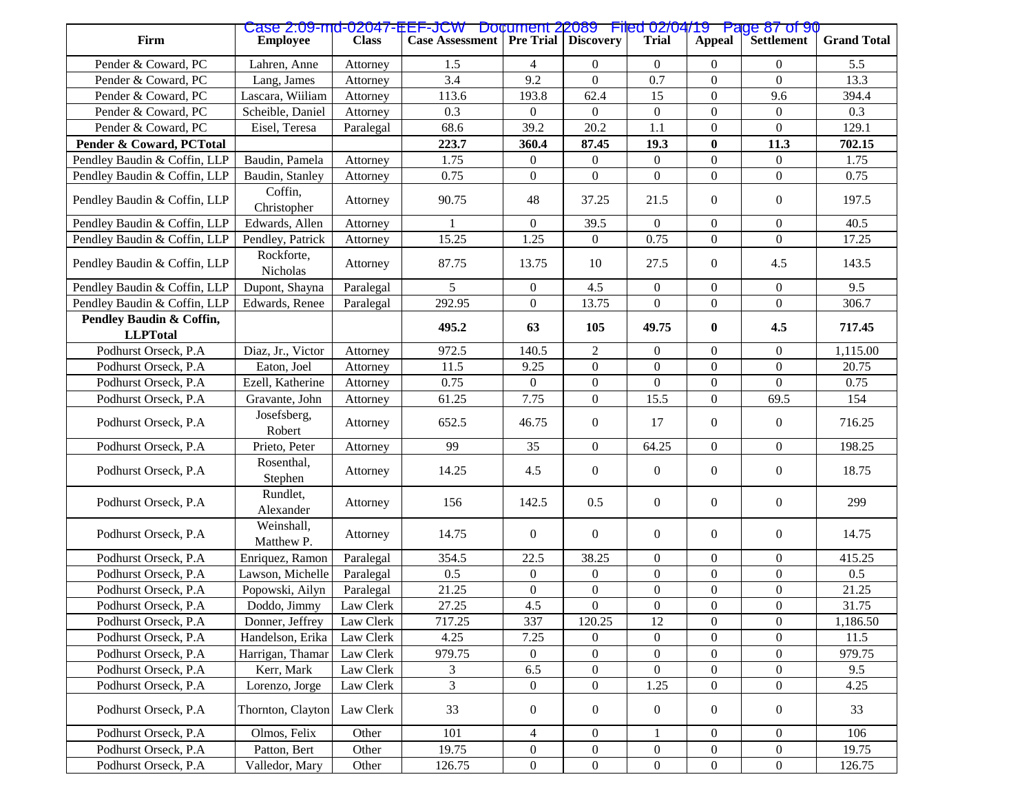| Firm | Employee | Class | Case Assessment | Pre Trial | Discovery | Trial | Appeal | Settlement | Grand Total |
|---|---|---|---|---|---|---|---|---|---|
| Pender & Coward, PC | Lahren, Anne | Attorney | 1.5 | 4 | 0 | 0 | 0 | 0 | 5.5 |
| Pender & Coward, PC | Lang, James | Attorney | 3.4 | 9.2 | 0 | 0.7 | 0 | 0 | 13.3 |
| Pender & Coward, PC | Lascara, Wiiliam | Attorney | 113.6 | 193.8 | 62.4 | 15 | 0 | 9.6 | 394.4 |
| Pender & Coward, PC | Scheible, Daniel | Attorney | 0.3 | 0 | 0 | 0 | 0 | 0 | 0.3 |
| Pender & Coward, PC | Eisel, Teresa | Paralegal | 68.6 | 39.2 | 20.2 | 1.1 | 0 | 0 | 129.1 |
| **Pender & Coward, PCTotal** | | | **223.7** | **360.4** | **87.45** | **19.3** | **0** | **11.3** | **702.15** |
| Pendley Baudin & Coffin, LLP | Baudin, Pamela | Attorney | 1.75 | 0 | 0 | 0 | 0 | 0 | 1.75 |
| Pendley Baudin & Coffin, LLP | Baudin, Stanley | Attorney | 0.75 | 0 | 0 | 0 | 0 | 0 | 0.75 |
| Pendley Baudin & Coffin, LLP | Coffin, Christopher | Attorney | 90.75 | 48 | 37.25 | 21.5 | 0 | 0 | 197.5 |
| Pendley Baudin & Coffin, LLP | Edwards, Allen | Attorney | 1 | 0 | 39.5 | 0 | 0 | 0 | 40.5 |
| Pendley Baudin & Coffin, LLP | Pendley, Patrick | Attorney | 15.25 | 1.25 | 0 | 0.75 | 0 | 0 | 17.25 |
| Pendley Baudin & Coffin, LLP | Rockforte, Nicholas | Attorney | 87.75 | 13.75 | 10 | 27.5 | 0 | 4.5 | 143.5 |
| Pendley Baudin & Coffin, LLP | Dupont, Shayna | Paralegal | 5 | 0 | 4.5 | 0 | 0 | 0 | 9.5 |
| Pendley Baudin & Coffin, LLP | Edwards, Renee | Paralegal | 292.95 | 0 | 13.75 | 0 | 0 | 0 | 306.7 |
| **Pendley Baudin & Coffin, LLPTotal** | | | **495.2** | **63** | **105** | **49.75** | **0** | **4.5** | **717.45** |
| Podhurst Orseck, P.A | Diaz, Jr., Victor | Attorney | 972.5 | 140.5 | 2 | 0 | 0 | 0 | 1,115.00 |
| Podhurst Orseck, P.A | Eaton, Joel | Attorney | 11.5 | 9.25 | 0 | 0 | 0 | 0 | 20.75 |
| Podhurst Orseck, P.A | Ezell, Katherine | Attorney | 0.75 | 0 | 0 | 0 | 0 | 0 | 0.75 |
| Podhurst Orseck, P.A | Gravante, John | Attorney | 61.25 | 7.75 | 0 | 15.5 | 0 | 69.5 | 154 |
| Podhurst Orseck, P.A | Josefsberg, Robert | Attorney | 652.5 | 46.75 | 0 | 17 | 0 | 0 | 716.25 |
| Podhurst Orseck, P.A | Prieto, Peter | Attorney | 99 | 35 | 0 | 64.25 | 0 | 0 | 198.25 |
| Podhurst Orseck, P.A | Rosenthal, Stephen | Attorney | 14.25 | 4.5 | 0 | 0 | 0 | 0 | 18.75 |
| Podhurst Orseck, P.A | Rundlet, Alexander | Attorney | 156 | 142.5 | 0.5 | 0 | 0 | 0 | 299 |
| Podhurst Orseck, P.A | Weinshall, Matthew P. | Attorney | 14.75 | 0 | 0 | 0 | 0 | 0 | 14.75 |
| Podhurst Orseck, P.A | Enriquez, Ramon | Paralegal | 354.5 | 22.5 | 38.25 | 0 | 0 | 0 | 415.25 |
| Podhurst Orseck, P.A | Lawson, Michelle | Paralegal | 0.5 | 0 | 0 | 0 | 0 | 0 | 0.5 |
| Podhurst Orseck, P.A | Popowski, Ailyn | Paralegal | 21.25 | 0 | 0 | 0 | 0 | 0 | 21.25 |
| Podhurst Orseck, P.A | Doddo, Jimmy | Law Clerk | 27.25 | 4.5 | 0 | 0 | 0 | 0 | 31.75 |
| Podhurst Orseck, P.A | Donner, Jeffrey | Law Clerk | 717.25 | 337 | 120.25 | 12 | 0 | 0 | 1,186.50 |
| Podhurst Orseck, P.A | Handelson, Erika | Law Clerk | 4.25 | 7.25 | 0 | 0 | 0 | 0 | 11.5 |
| Podhurst Orseck, P.A | Harrigan, Thamar | Law Clerk | 979.75 | 0 | 0 | 0 | 0 | 0 | 979.75 |
| Podhurst Orseck, P.A | Kerr, Mark | Law Clerk | 3 | 6.5 | 0 | 0 | 0 | 0 | 9.5 |
| Podhurst Orseck, P.A | Lorenzo, Jorge | Law Clerk | 3 | 0 | 0 | 1.25 | 0 | 0 | 4.25 |
| Podhurst Orseck, P.A | Thornton, Clayton | Law Clerk | 33 | 0 | 0 | 0 | 0 | 0 | 33 |
| Podhurst Orseck, P.A | Olmos, Felix | Other | 101 | 4 | 0 | 1 | 0 | 0 | 106 |
| Podhurst Orseck, P.A | Patton, Bert | Other | 19.75 | 0 | 0 | 0 | 0 | 0 | 19.75 |
| Podhurst Orseck, P.A | Valledor, Mary | Other | 126.75 | 0 | 0 | 0 | 0 | 0 | 126.75 |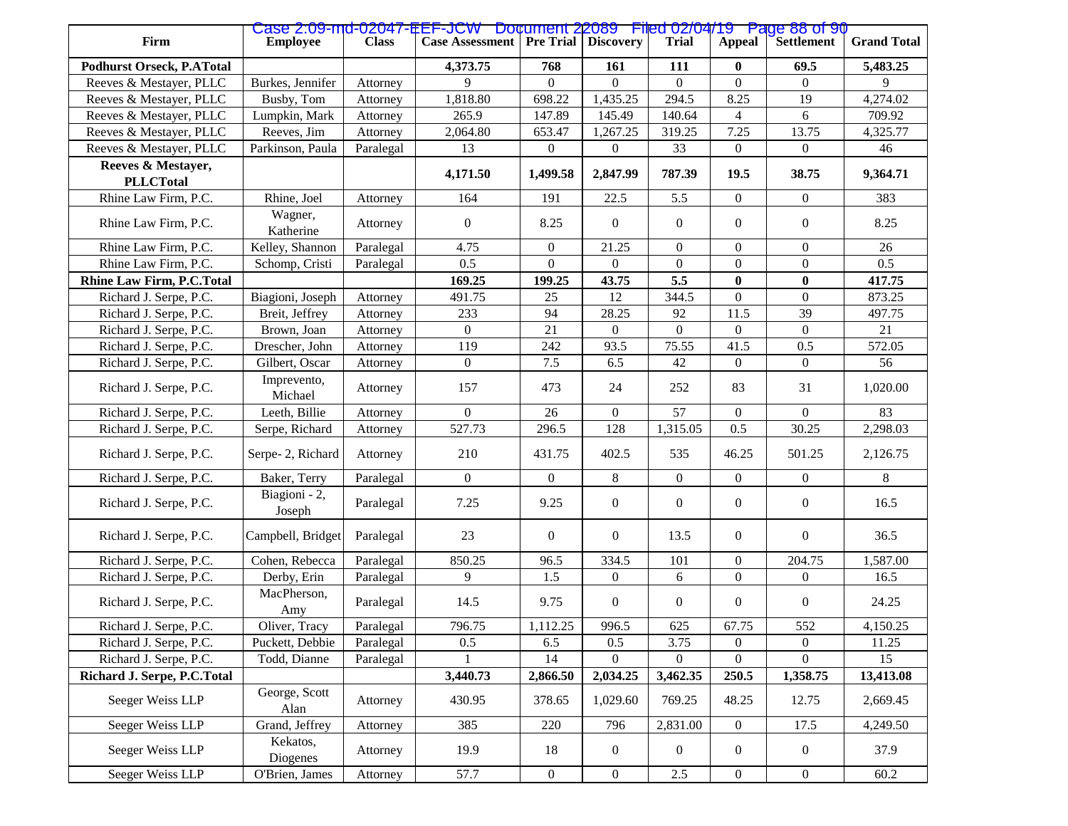| Firm | Employee | Class | Case Assessment | Pre Trial | Discovery | Trial | Appeal | Settlement | Grand Total |
|---|---|---|---|---|---|---|---|---|---|
| **Podhurst Orseck, P.ATotal** | | | **4,373.75** | **768** | **161** | **111** | **0** | **69.5** | **5,483.25** |
| Reeves & Mestayer, PLLC | Burkes, Jennifer | Attorney | 9 | 0 | 0 | 0 | 0 | 0 | 9 |
| Reeves & Mestayer, PLLC | Busby, Tom | Attorney | 1,818.80 | 698.22 | 1,435.25 | 294.5 | 8.25 | 19 | 4,274.02 |
| Reeves & Mestayer, PLLC | Lumpkin, Mark | Attorney | 265.9 | 147.89 | 145.49 | 140.64 | 4 | 6 | 709.92 |
| Reeves & Mestayer, PLLC | Reeves, Jim | Attorney | 2,064.80 | 653.47 | 1,267.25 | 319.25 | 7.25 | 13.75 | 4,325.77 |
| Reeves & Mestayer, PLLC | Parkinson, Paula | Paralegal | 13 | 0 | 0 | 33 | 0 | 0 | 46 |
| **Reeves & Mestayer, PLLCTotal** | | | **4,171.50** | **1,499.58** | **2,847.99** | **787.39** | **19.5** | **38.75** | **9,364.71** |
| Rhine Law Firm, P.C. | Rhine, Joel | Attorney | 164 | 191 | 22.5 | 5.5 | 0 | 0 | 383 |
| Rhine Law Firm, P.C. | Wagner, Katherine | Attorney | 0 | 8.25 | 0 | 0 | 0 | 0 | 8.25 |
| Rhine Law Firm, P.C. | Kelley, Shannon | Paralegal | 4.75 | 0 | 21.25 | 0 | 0 | 0 | 26 |
| Rhine Law Firm, P.C. | Schomp, Cristi | Paralegal | 0.5 | 0 | 0 | 0 | 0 | 0 | 0.5 |
| **Rhine Law Firm, P.C.Total** | | | **169.25** | **199.25** | **43.75** | **5.5** | **0** | **0** | **417.75** |
| Richard J. Serpe, P.C. | Biagioni, Joseph | Attorney | 491.75 | 25 | 12 | 344.5 | 0 | 0 | 873.25 |
| Richard J. Serpe, P.C. | Breit, Jeffrey | Attorney | 233 | 94 | 28.25 | 92 | 11.5 | 39 | 497.75 |
| Richard J. Serpe, P.C. | Brown, Joan | Attorney | 0 | 21 | 0 | 0 | 0 | 0 | 21 |
| Richard J. Serpe, P.C. | Drescher, John | Attorney | 119 | 242 | 93.5 | 75.55 | 41.5 | 0.5 | 572.05 |
| Richard J. Serpe, P.C. | Gilbert, Oscar | Attorney | 0 | 7.5 | 6.5 | 42 | 0 | 0 | 56 |
| Richard J. Serpe, P.C. | Imprevento, Michael | Attorney | 157 | 473 | 24 | 252 | 83 | 31 | 1,020.00 |
| Richard J. Serpe, P.C. | Leeth, Billie | Attorney | 0 | 26 | 0 | 57 | 0 | 0 | 83 |
| Richard J. Serpe, P.C. | Serpe, Richard | Attorney | 527.73 | 296.5 | 128 | 1,315.05 | 0.5 | 30.25 | 2,298.03 |
| Richard J. Serpe, P.C. | Serpe- 2, Richard | Attorney | 210 | 431.75 | 402.5 | 535 | 46.25 | 501.25 | 2,126.75 |
| Richard J. Serpe, P.C. | Baker, Terry | Paralegal | 0 | 0 | 8 | 0 | 0 | 0 | 8 |
| Richard J. Serpe, P.C. | Biagioni - 2, Joseph | Paralegal | 7.25 | 9.25 | 0 | 0 | 0 | 0 | 16.5 |
| Richard J. Serpe, P.C. | Campbell, Bridget | Paralegal | 23 | 0 | 0 | 13.5 | 0 | 0 | 36.5 |
| Richard J. Serpe, P.C. | Cohen, Rebecca | Paralegal | 850.25 | 96.5 | 334.5 | 101 | 0 | 204.75 | 1,587.00 |
| Richard J. Serpe, P.C. | Derby, Erin | Paralegal | 9 | 1.5 | 0 | 6 | 0 | 0 | 16.5 |
| Richard J. Serpe, P.C. | MacPherson, Amy | Paralegal | 14.5 | 9.75 | 0 | 0 | 0 | 0 | 24.25 |
| Richard J. Serpe, P.C. | Oliver, Tracy | Paralegal | 796.75 | 1,112.25 | 996.5 | 625 | 67.75 | 552 | 4,150.25 |
| Richard J. Serpe, P.C. | Puckett, Debbie | Paralegal | 0.5 | 6.5 | 0.5 | 3.75 | 0 | 0 | 11.25 |
| Richard J. Serpe, P.C. | Todd, Dianne | Paralegal | 1 | 14 | 0 | 0 | 0 | 0 | 15 |
| **Richard J. Serpe, P.C.Total** | | | **3,440.73** | **2,866.50** | **2,034.25** | **3,462.35** | **250.5** | **1,358.75** | **13,413.08** |
| Seeger Weiss LLP | George, Scott Alan | Attorney | 430.95 | 378.65 | 1,029.60 | 769.25 | 48.25 | 12.75 | 2,669.45 |
| Seeger Weiss LLP | Grand, Jeffrey | Attorney | 385 | 220 | 796 | 2,831.00 | 0 | 17.5 | 4,249.50 |
| Seeger Weiss LLP | Kekatos, Diogenes | Attorney | 19.9 | 18 | 0 | 0 | 0 | 0 | 37.9 |
| Seeger Weiss LLP | O'Brien, James | Attorney | 57.7 | 0 | 0 | 2.5 | 0 | 0 | 60.2 |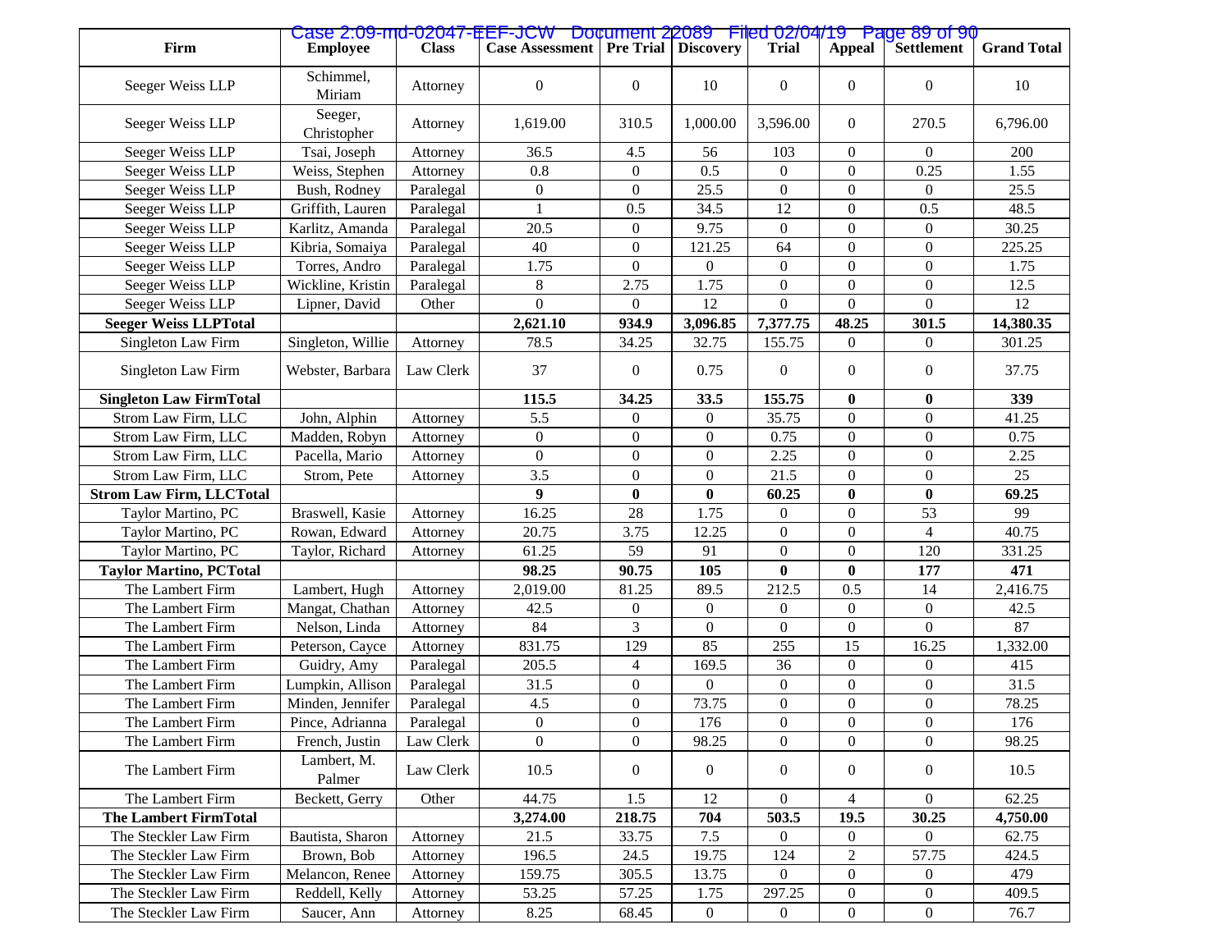| Firm | Employee | Class | Case Assessment | Pre Trial | Discovery | Trial | Appeal | Settlement | Grand Total |
|---|---|---|---|---|---|---|---|---|---|
| Seeger Weiss LLP | Schimmel, Miriam | Attorney | 0 | 0 | 10 | 0 | 0 | 0 | 10 |
| Seeger Weiss LLP | Seeger, Christopher | Attorney | 1,619.00 | 310.5 | 1,000.00 | 3,596.00 | 0 | 270.5 | 6,796.00 |
| Seeger Weiss LLP | Tsai, Joseph | Attorney | 36.5 | 4.5 | 56 | 103 | 0 | 0 | 200 |
| Seeger Weiss LLP | Weiss, Stephen | Attorney | 0.8 | 0 | 0.5 | 0 | 0 | 0.25 | 1.55 |
| Seeger Weiss LLP | Bush, Rodney | Paralegal | 0 | 0 | 25.5 | 0 | 0 | 0 | 25.5 |
| Seeger Weiss LLP | Griffith, Lauren | Paralegal | 1 | 0.5 | 34.5 | 12 | 0 | 0.5 | 48.5 |
| Seeger Weiss LLP | Karlitz, Amanda | Paralegal | 20.5 | 0 | 9.75 | 0 | 0 | 0 | 30.25 |
| Seeger Weiss LLP | Kibria, Somaiya | Paralegal | 40 | 0 | 121.25 | 64 | 0 | 0 | 225.25 |
| Seeger Weiss LLP | Torres, Andro | Paralegal | 1.75 | 0 | 0 | 0 | 0 | 0 | 1.75 |
| Seeger Weiss LLP | Wickline, Kristin | Paralegal | 8 | 2.75 | 1.75 | 0 | 0 | 0 | 12.5 |
| Seeger Weiss LLP | Lipner, David | Other | 0 | 0 | 12 | 0 | 0 | 0 | 12 |
| **Seeger Weiss LLPTotal** | | | **2,621.10** | **934.9** | **3,096.85** | **7,377.75** | **48.25** | **301.5** | **14,380.35** |
| Singleton Law Firm | Singleton, Willie | Attorney | 78.5 | 34.25 | 32.75 | 155.75 | 0 | 0 | 301.25 |
| Singleton Law Firm | Webster, Barbara | Law Clerk | 37 | 0 | 0.75 | 0 | 0 | 0 | 37.75 |
| **Singleton Law FirmTotal** | | | **115.5** | **34.25** | **33.5** | **155.75** | **0** | **0** | **339** |
| Strom Law Firm, LLC | John, Alphin | Attorney | 5.5 | 0 | 0 | 35.75 | 0 | 0 | 41.25 |
| Strom Law Firm, LLC | Madden, Robyn | Attorney | 0 | 0 | 0 | 0.75 | 0 | 0 | 0.75 |
| Strom Law Firm, LLC | Pacella, Mario | Attorney | 0 | 0 | 0 | 2.25 | 0 | 0 | 2.25 |
| Strom Law Firm, LLC | Strom, Pete | Attorney | 3.5 | 0 | 0 | 21.5 | 0 | 0 | 25 |
| **Strom Law Firm, LLCTotal** | | | **9** | **0** | **0** | **60.25** | **0** | **0** | **69.25** |
| Taylor Martino, PC | Braswell, Kasie | Attorney | 16.25 | 28 | 1.75 | 0 | 0 | 53 | 99 |
| Taylor Martino, PC | Rowan, Edward | Attorney | 20.75 | 3.75 | 12.25 | 0 | 0 | 4 | 40.75 |
| Taylor Martino, PC | Taylor, Richard | Attorney | 61.25 | 59 | 91 | 0 | 0 | 120 | 331.25 |
| **Taylor Martino, PCTotal** | | | **98.25** | **90.75** | **105** | **0** | **0** | **177** | **471** |
| The Lambert Firm | Lambert, Hugh | Attorney | 2,019.00 | 81.25 | 89.5 | 212.5 | 0.5 | 14 | 2,416.75 |
| The Lambert Firm | Mangat, Chathan | Attorney | 42.5 | 0 | 0 | 0 | 0 | 0 | 42.5 |
| The Lambert Firm | Nelson, Linda | Attorney | 84 | 3 | 0 | 0 | 0 | 0 | 87 |
| The Lambert Firm | Peterson, Cayce | Attorney | 831.75 | 129 | 85 | 255 | 15 | 16.25 | 1,332.00 |
| The Lambert Firm | Guidry, Amy | Paralegal | 205.5 | 4 | 169.5 | 36 | 0 | 0 | 415 |
| The Lambert Firm | Lumpkin, Allison | Paralegal | 31.5 | 0 | 0 | 0 | 0 | 0 | 31.5 |
| The Lambert Firm | Minden, Jennifer | Paralegal | 4.5 | 0 | 73.75 | 0 | 0 | 0 | 78.25 |
| The Lambert Firm | Pince, Adrianna | Paralegal | 0 | 0 | 176 | 0 | 0 | 0 | 176 |
| The Lambert Firm | French, Justin | Law Clerk | 0 | 0 | 98.25 | 0 | 0 | 0 | 98.25 |
| The Lambert Firm | Lambert, M. Palmer | Law Clerk | 10.5 | 0 | 0 | 0 | 0 | 0 | 10.5 |
| The Lambert Firm | Beckett, Gerry | Other | 44.75 | 1.5 | 12 | 0 | 4 | 0 | 62.25 |
| **The Lambert FirmTotal** | | | **3,274.00** | **218.75** | **704** | **503.5** | **19.5** | **30.25** | **4,750.00** |
| The Steckler Law Firm | Bautista, Sharon | Attorney | 21.5 | 33.75 | 7.5 | 0 | 0 | 0 | 62.75 |
| The Steckler Law Firm | Brown, Bob | Attorney | 196.5 | 24.5 | 19.75 | 124 | 2 | 57.75 | 424.5 |
| The Steckler Law Firm | Melancon, Renee | Attorney | 159.75 | 305.5 | 13.75 | 0 | 0 | 0 | 479 |
| The Steckler Law Firm | Reddell, Kelly | Attorney | 53.25 | 57.25 | 1.75 | 297.25 | 0 | 0 | 409.5 |
| The Steckler Law Firm | Saucer, Ann | Attorney | 8.25 | 68.45 | 0 | 0 | 0 | 0 | 76.7 |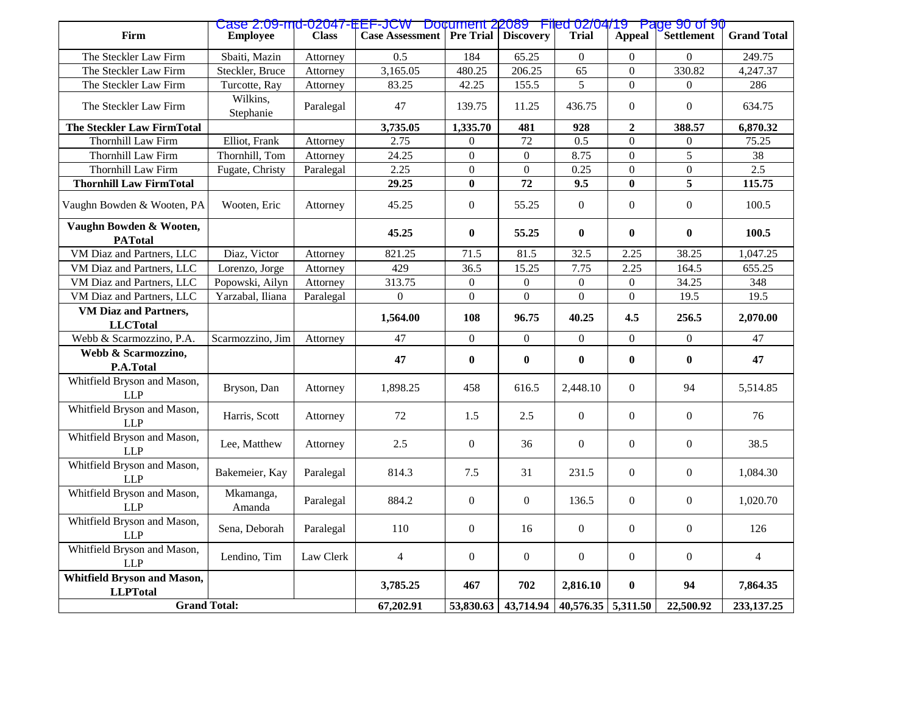| Firm | Employee | Class | Case Assessment | Pre Trial | Discovery | Trial | Appeal | Settlement | Grand Total |
|---|---|---|---|---|---|---|---|---|---|
| The Steckler Law Firm | Sbaiti, Mazin | Attorney | 0.5 | 184 | 65.25 | 0 | 0 | 0 | 249.75 |
| The Steckler Law Firm | Steckler, Bruce | Attorney | 3,165.05 | 480.25 | 206.25 | 65 | 0 | 330.82 | 4,247.37 |
| The Steckler Law Firm | Turcotte, Ray | Attorney | 83.25 | 42.25 | 155.5 | 5 | 0 | 0 | 286 |
| The Steckler Law Firm | Wilkins, Stephanie | Paralegal | 47 | 139.75 | 11.25 | 436.75 | 0 | 0 | 634.75 |
| **The Steckler Law FirmTotal** | | | **3,735.05** | **1,335.70** | **481** | **928** | **2** | **388.57** | **6,870.32** |
| Thornhill Law Firm | Elliot, Frank | Attorney | 2.75 | 0 | 72 | 0.5 | 0 | 0 | 75.25 |
| Thornhill Law Firm | Thornhill, Tom | Attorney | 24.25 | 0 | 0 | 8.75 | 0 | 5 | 38 |
| Thornhill Law Firm | Fugate, Christy | Paralegal | 2.25 | 0 | 0 | 0.25 | 0 | 0 | 2.5 |
| **Thornhill Law FirmTotal** | | | **29.25** | **0** | **72** | **9.5** | **0** | **5** | **115.75** |
| Vaughn Bowden & Wooten, PA | Wooten, Eric | Attorney | 45.25 | 0 | 55.25 | 0 | 0 | 0 | 100.5 |
| **Vaughn Bowden & Wooten, PATotal** | | | **45.25** | **0** | **55.25** | **0** | **0** | **0** | **100.5** |
| VM Diaz and Partners, LLC | Diaz, Victor | Attorney | 821.25 | 71.5 | 81.5 | 32.5 | 2.25 | 38.25 | 1,047.25 |
| VM Diaz and Partners, LLC | Lorenzo, Jorge | Attorney | 429 | 36.5 | 15.25 | 7.75 | 2.25 | 164.5 | 655.25 |
| VM Diaz and Partners, LLC | Popowski, Ailyn | Attorney | 313.75 | 0 | 0 | 0 | 0 | 34.25 | 348 |
| VM Diaz and Partners, LLC | Yarzabal, Iliana | Paralegal | 0 | 0 | 0 | 0 | 0 | 19.5 | 19.5 |
| **VM Diaz and Partners, LLCTotal** | | | **1,564.00** | **108** | **96.75** | **40.25** | **4.5** | **256.5** | **2,070.00** |
| Webb & Scarmozzino, P.A. | Scarmozzino, Jim | Attorney | 47 | 0 | 0 | 0 | 0 | 0 | 47 |
| **Webb & Scarmozzino, P.A.Total** | | | **47** | **0** | **0** | **0** | **0** | **0** | **47** |
| Whitfield Bryson and Mason, LLP | Bryson, Dan | Attorney | 1,898.25 | 458 | 616.5 | 2,448.10 | 0 | 94 | 5,514.85 |
| Whitfield Bryson and Mason, LLP | Harris, Scott | Attorney | 72 | 1.5 | 2.5 | 0 | 0 | 0 | 76 |
| Whitfield Bryson and Mason, LLP | Lee, Matthew | Attorney | 2.5 | 0 | 36 | 0 | 0 | 0 | 38.5 |
| Whitfield Bryson and Mason, LLP | Bakemeier, Kay | Paralegal | 814.3 | 7.5 | 31 | 231.5 | 0 | 0 | 1,084.30 |
| Whitfield Bryson and Mason, LLP | Mkamanga, Amanda | Paralegal | 884.2 | 0 | 0 | 136.5 | 0 | 0 | 1,020.70 |
| Whitfield Bryson and Mason, LLP | Sena, Deborah | Paralegal | 110 | 0 | 16 | 0 | 0 | 0 | 126 |
| Whitfield Bryson and Mason, LLP | Lendino, Tim | Law Clerk | 4 | 0 | 0 | 0 | 0 | 0 | 4 |
| **Whitfield Bryson and Mason, LLPTotal** | | | **3,785.25** | **467** | **702** | **2,816.10** | **0** | **94** | **7,864.35** |
| **Grand Total:** | | | **67,202.91** | **53,830.63** | **43,714.94** | **40,576.35** | **5,311.50** | **22,500.92** | **233,137.25** |